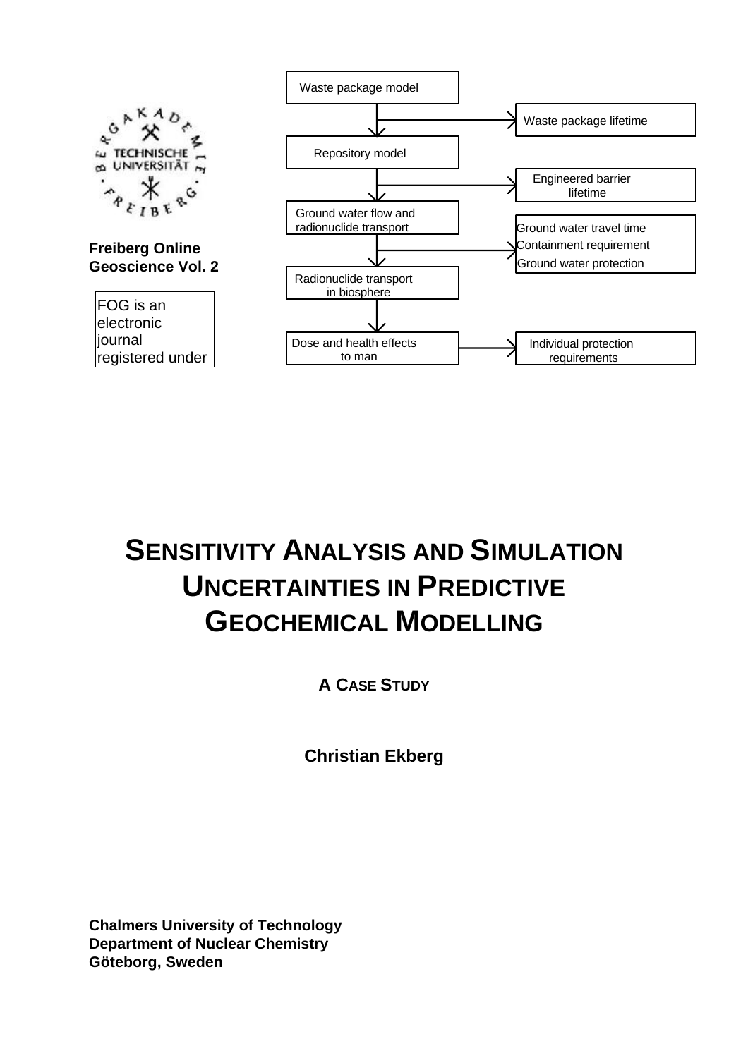Freiberg Online Geoscience Vol. 2

FOG is an electronic journal registered under

Waste package model

Waste package lifetime

Repository model

Engineered barrier lifetime

Ground water flow and radionuclide transport

Ground water travel time
Containment requirement
Ground water protection

Radionuclide transport in biosphere

Dose and health effects to man

Individual protection requirements

# SENSITIVITY ANALYSIS AND SIMULATION UNCERTAINTIES IN PREDICTIVE GEOCHEMICAL MODELLING

## A CASE STUDY

**Christian Ekberg**

**Chalmers University of Technology**
**Department of Nuclear Chemistry**
**Göteborg, Sweden**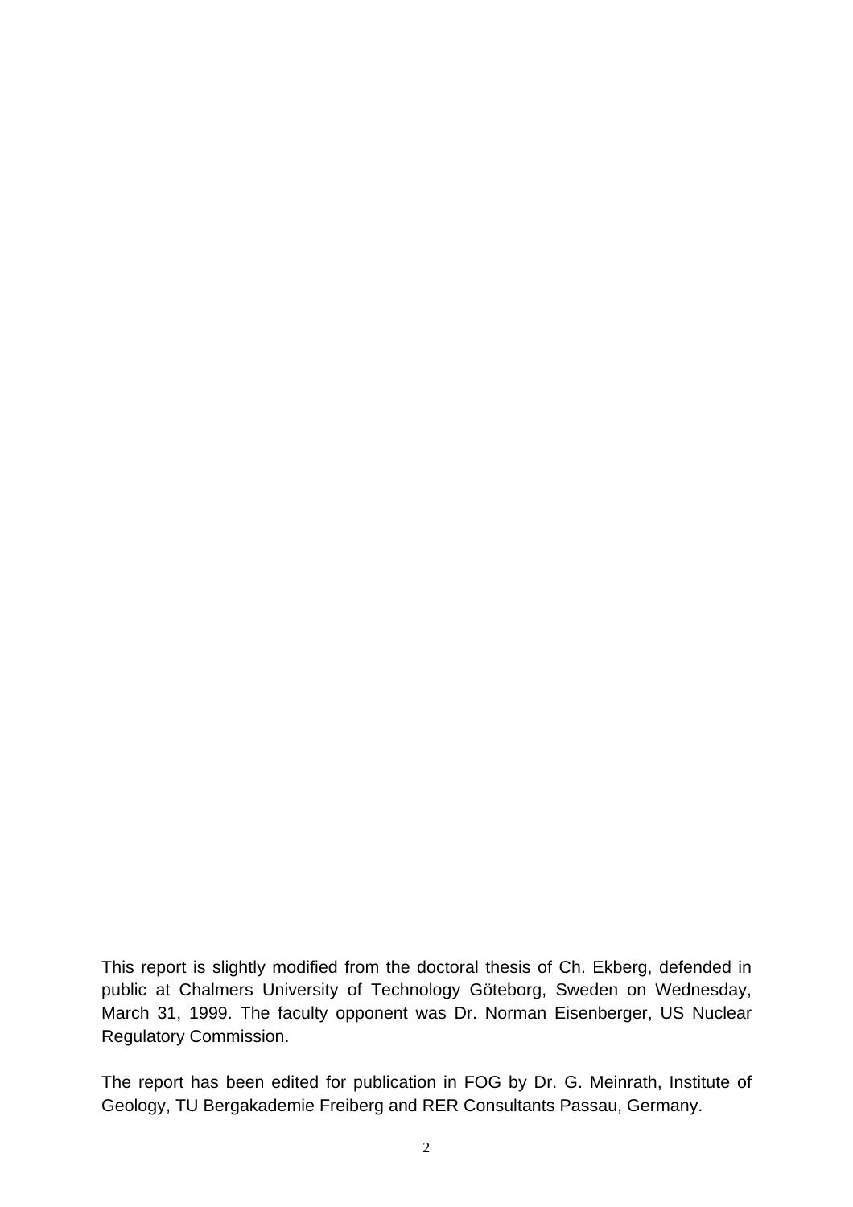This report is slightly modified from the doctoral thesis of Ch. Ekberg, defended in public at Chalmers University of Technology Göteborg, Sweden on Wednesday, March 31, 1999. The faculty opponent was Dr. Norman Eisenberger, US Nuclear Regulatory Commission.

The report has been edited for publication in FOG by Dr. G. Meinrath, Institute of Geology, TU Bergakademie Freiberg and RER Consultants Passau, Germany.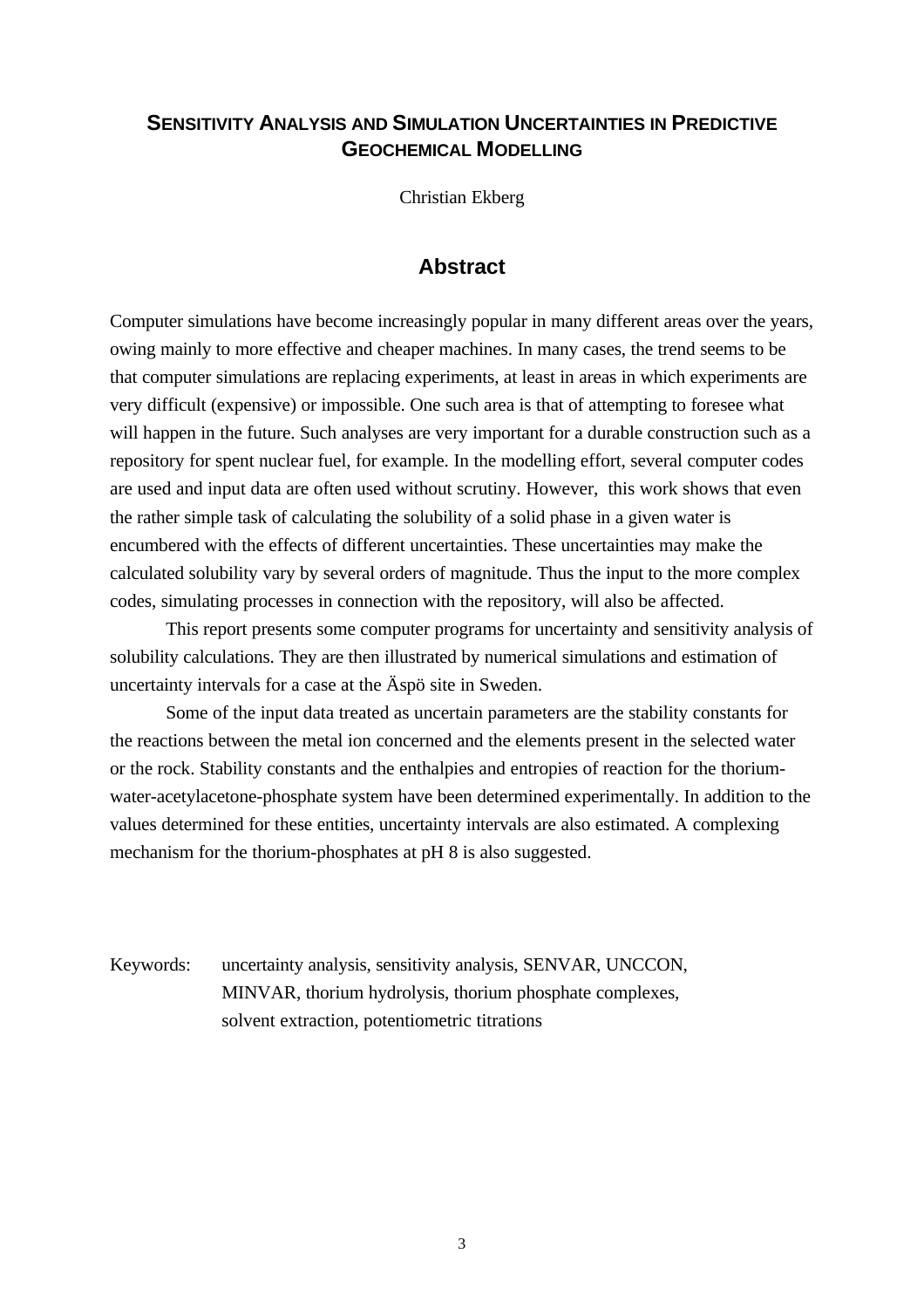# SENSITIVITY ANALYSIS AND SIMULATION UNCERTAINTIES IN PREDICTIVE GEOCHEMICAL MODELLING

Christian Ekberg

## Abstract

Computer simulations have become increasingly popular in many different areas over the years, owing mainly to more effective and cheaper machines. In many cases, the trend seems to be that computer simulations are replacing experiments, at least in areas in which experiments are very difficult (expensive) or impossible. One such area is that of attempting to foresee what will happen in the future. Such analyses are very important for a durable construction such as a repository for spent nuclear fuel, for example. In the modelling effort, several computer codes are used and input data are often used without scrutiny. However, this work shows that even the rather simple task of calculating the solubility of a solid phase in a given water is encumbered with the effects of different uncertainties. These uncertainties may make the calculated solubility vary by several orders of magnitude. Thus the input to the more complex codes, simulating processes in connection with the repository, will also be affected.

This report presents some computer programs for uncertainty and sensitivity analysis of solubility calculations. They are then illustrated by numerical simulations and estimation of uncertainty intervals for a case at the Äspö site in Sweden.

Some of the input data treated as uncertain parameters are the stability constants for the reactions between the metal ion concerned and the elements present in the selected water or the rock. Stability constants and the enthalpies and entropies of reaction for the thorium-water-acetylacetone-phosphate system have been determined experimentally. In addition to the values determined for these entities, uncertainty intervals are also estimated. A complexing mechanism for the thorium-phosphates at pH 8 is also suggested.

Keywords: uncertainty analysis, sensitivity analysis, SENVAR, UNCCON, MINVAR, thorium hydrolysis, thorium phosphate complexes, solvent extraction, potentiometric titrations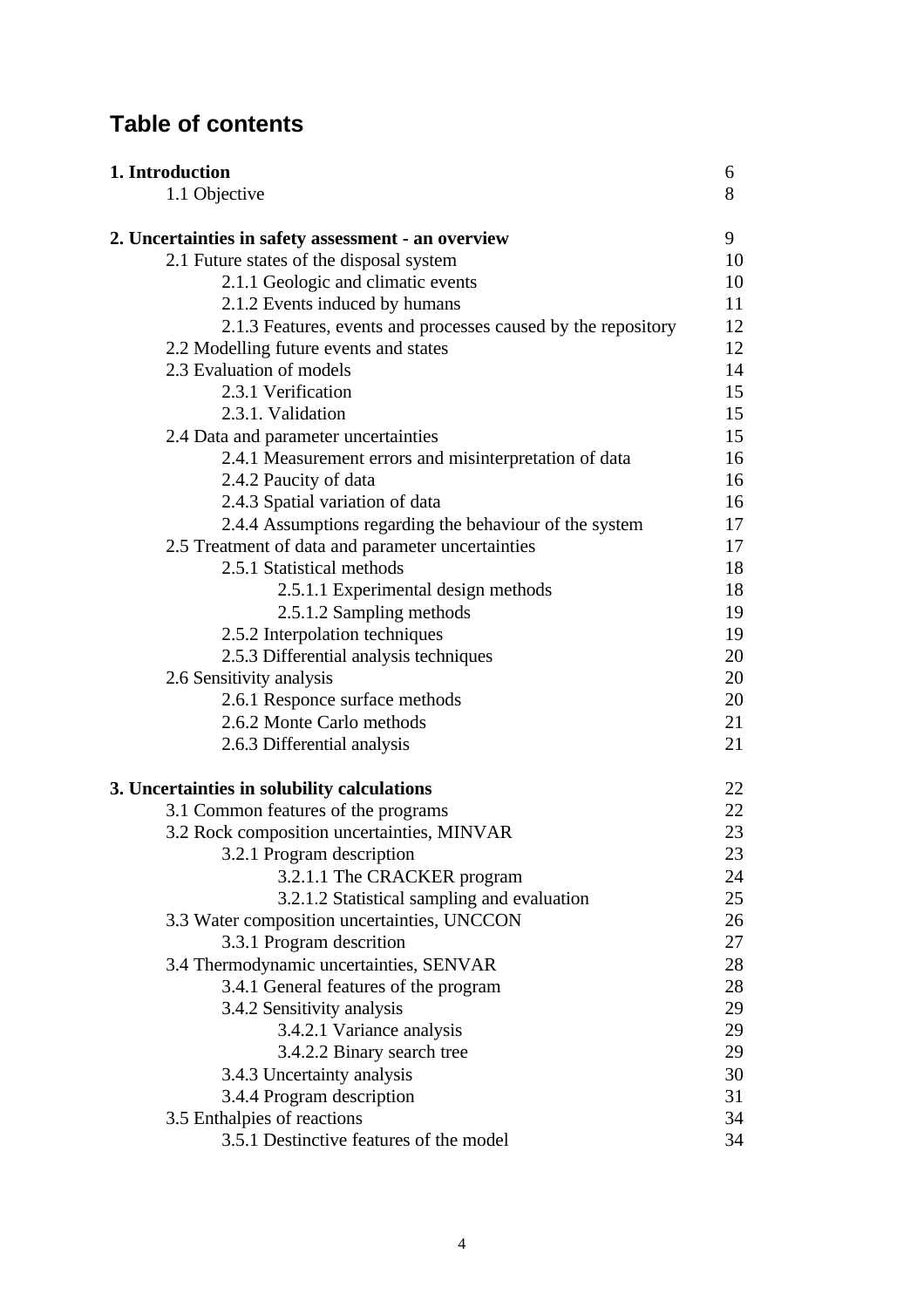## Table of contents

| | |
|---|---|
| **1. Introduction** | 6 |
| 1.1 Objective | 8 |
| | |
| **2. Uncertainties in safety assessment - an overview** | 9 |
| 2.1 Future states of the disposal system | 10 |
| 2.1.1 Geologic and climatic events | 10 |
| 2.1.2 Events induced by humans | 11 |
| 2.1.3 Features, events and processes caused by the repository | 12 |
| 2.2 Modelling future events and states | 12 |
| 2.3 Evaluation of models | 14 |
| 2.3.1 Verification | 15 |
| 2.3.1. Validation | 15 |
| 2.4 Data and parameter uncertainties | 15 |
| 2.4.1 Measurement errors and misinterpretation of data | 16 |
| 2.4.2 Paucity of data | 16 |
| 2.4.3 Spatial variation of data | 16 |
| 2.4.4 Assumptions regarding the behaviour of the system | 17 |
| 2.5 Treatment of data and parameter uncertainties | 17 |
| 2.5.1 Statistical methods | 18 |
| 2.5.1.1 Experimental design methods | 18 |
| 2.5.1.2 Sampling methods | 19 |
| 2.5.2 Interpolation techniques | 19 |
| 2.5.3 Differential analysis techniques | 20 |
| 2.6 Sensitivity analysis | 20 |
| 2.6.1 Responce surface methods | 20 |
| 2.6.2 Monte Carlo methods | 21 |
| 2.6.3 Differential analysis | 21 |
| | |
| **3. Uncertainties in solubility calculations** | 22 |
| 3.1 Common features of the programs | 22 |
| 3.2 Rock composition uncertainties, MINVAR | 23 |
| 3.2.1 Program description | 23 |
| 3.2.1.1 The CRACKER program | 24 |
| 3.2.1.2 Statistical sampling and evaluation | 25 |
| 3.3 Water composition uncertainties, UNCCON | 26 |
| 3.3.1 Program descrition | 27 |
| 3.4 Thermodynamic uncertainties, SENVAR | 28 |
| 3.4.1 General features of the program | 28 |
| 3.4.2 Sensitivity analysis | 29 |
| 3.4.2.1 Variance analysis | 29 |
| 3.4.2.2 Binary search tree | 29 |
| 3.4.3 Uncertainty analysis | 30 |
| 3.4.4 Program description | 31 |
| 3.5 Enthalpies of reactions | 34 |
| 3.5.1 Destinctive features of the model | 34 |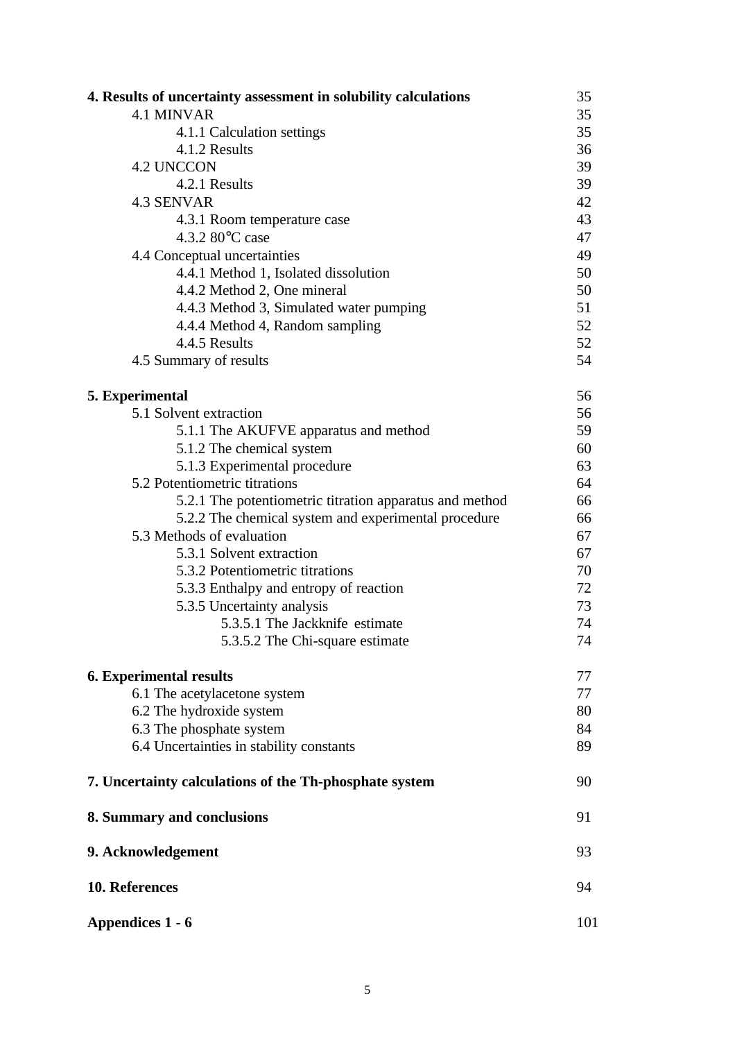| | |
|---|---|
| **4. Results of uncertainty assessment in solubility calculations** | 35 |
| 4.1 MINVAR | 35 |
| 4.1.1 Calculation settings | 35 |
| 4.1.2 Results | 36 |
| 4.2 UNCCON | 39 |
| 4.2.1 Results | 39 |
| 4.3 SENVAR | 42 |
| 4.3.1 Room temperature case | 43 |
| 4.3.2 80°C case | 47 |
| 4.4 Conceptual uncertainties | 49 |
| 4.4.1 Method 1, Isolated dissolution | 50 |
| 4.4.2 Method 2, One mineral | 50 |
| 4.4.3 Method 3, Simulated water pumping | 51 |
| 4.4.4 Method 4, Random sampling | 52 |
| 4.4.5 Results | 52 |
| 4.5 Summary of results | 54 |
| **5. Experimental** | 56 |
| 5.1 Solvent extraction | 56 |
| 5.1.1 The AKUFVE apparatus and method | 59 |
| 5.1.2 The chemical system | 60 |
| 5.1.3 Experimental procedure | 63 |
| 5.2 Potentiometric titrations | 64 |
| 5.2.1 The potentiometric titration apparatus and method | 66 |
| 5.2.2 The chemical system and experimental procedure | 66 |
| 5.3 Methods of evaluation | 67 |
| 5.3.1 Solvent extraction | 67 |
| 5.3.2 Potentiometric titrations | 70 |
| 5.3.3 Enthalpy and entropy of reaction | 72 |
| 5.3.5 Uncertainty analysis | 73 |
| 5.3.5.1 The Jackknife estimate | 74 |
| 5.3.5.2 The Chi-square estimate | 74 |
| **6. Experimental results** | 77 |
| 6.1 The acetylacetone system | 77 |
| 6.2 The hydroxide system | 80 |
| 6.3 The phosphate system | 84 |
| 6.4 Uncertainties in stability constants | 89 |
| **7. Uncertainty calculations of the Th-phosphate system** | 90 |
| **8. Summary and conclusions** | 91 |
| **9. Acknowledgement** | 93 |
| **10. References** | 94 |
| **Appendices 1 - 6** | 101 |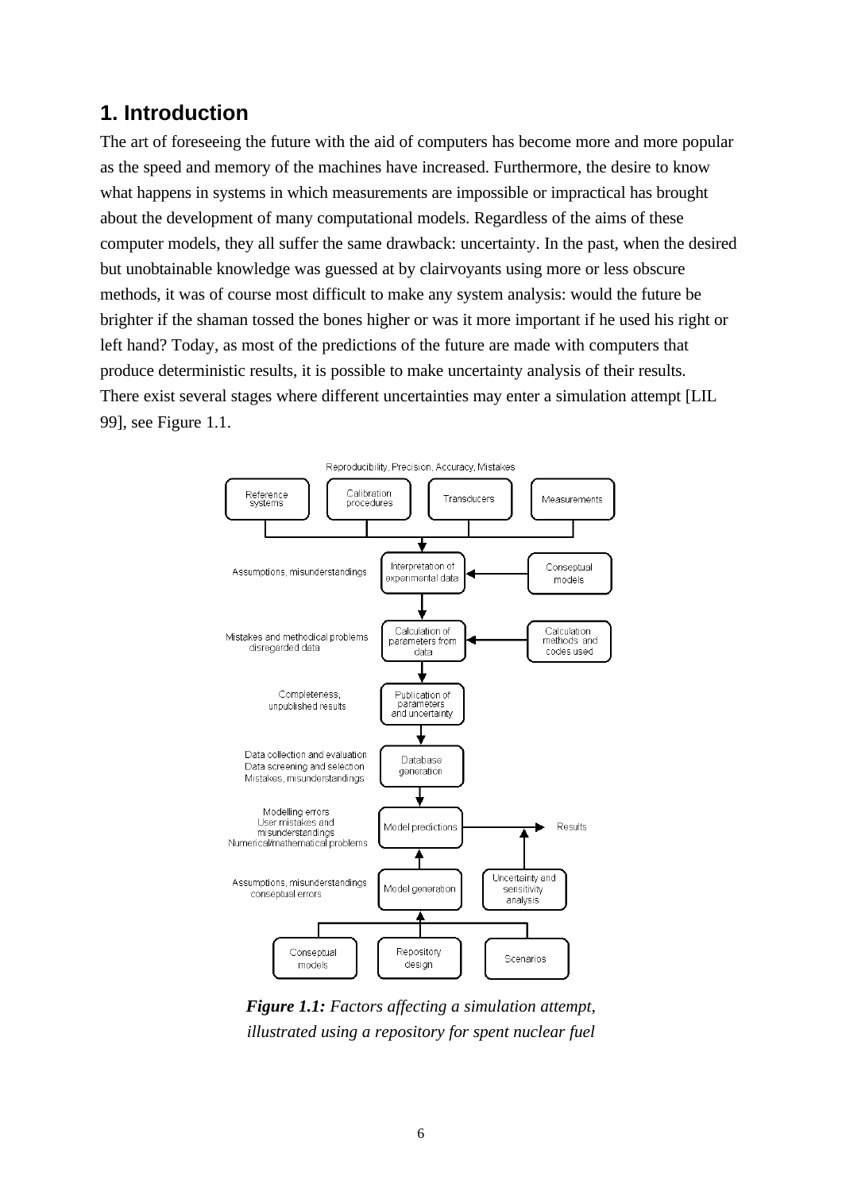# 1. Introduction

The art of foreseeing the future with the aid of computers has become more and more popular as the speed and memory of the machines have increased. Furthermore, the desire to know what happens in systems in which measurements are impossible or impractical has brought about the development of many computational models. Regardless of the aims of these computer models, they all suffer the same drawback: uncertainty. In the past, when the desired but unobtainable knowledge was guessed at by clairvoyants using more or less obscure methods, it was of course most difficult to make any system analysis: would the future be brighter if the shaman tossed the bones higher or was it more important if he used his right or left hand? Today, as most of the predictions of the future are made with computers that produce deterministic results, it is possible to make uncertainty analysis of their results. There exist several stages where different uncertainties may enter a simulation attempt [LIL 99], see Figure 1.1.

***Figure 1.1:*** *Factors affecting a simulation attempt, illustrated using a repository for spent nuclear fuel*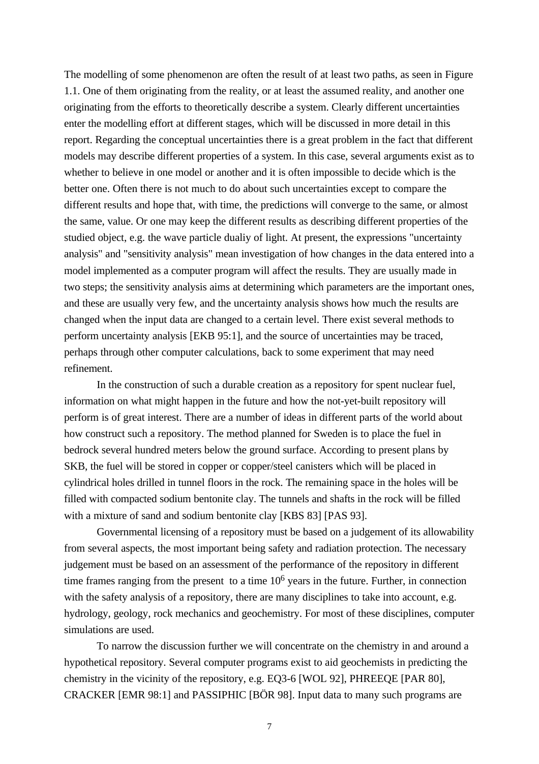The modelling of some phenomenon are often the result of at least two paths, as seen in Figure 1.1. One of them originating from the reality, or at least the assumed reality, and another one originating from the efforts to theoretically describe a system. Clearly different uncertainties enter the modelling effort at different stages, which will be discussed in more detail in this report. Regarding the conceptual uncertainties there is a great problem in the fact that different models may describe different properties of a system. In this case, several arguments exist as to whether to believe in one model or another and it is often impossible to decide which is the better one. Often there is not much to do about such uncertainties except to compare the different results and hope that, with time, the predictions will converge to the same, or almost the same, value. Or one may keep the different results as describing different properties of the studied object, e.g. the wave particle dualiy of light. At present, the expressions "uncertainty analysis" and "sensitivity analysis" mean investigation of how changes in the data entered into a model implemented as a computer program will affect the results. They are usually made in two steps; the sensitivity analysis aims at determining which parameters are the important ones, and these are usually very few, and the uncertainty analysis shows how much the results are changed when the input data are changed to a certain level. There exist several methods to perform uncertainty analysis [EKB 95:1], and the source of uncertainties may be traced, perhaps through other computer calculations, back to some experiment that may need refinement.

In the construction of such a durable creation as a repository for spent nuclear fuel, information on what might happen in the future and how the not-yet-built repository will perform is of great interest. There are a number of ideas in different parts of the world about how construct such a repository. The method planned for Sweden is to place the fuel in bedrock several hundred meters below the ground surface. According to present plans by SKB, the fuel will be stored in copper or copper/steel canisters which will be placed in cylindrical holes drilled in tunnel floors in the rock. The remaining space in the holes will be filled with compacted sodium bentonite clay. The tunnels and shafts in the rock will be filled with a mixture of sand and sodium bentonite clay [KBS 83] [PAS 93].

Governmental licensing of a repository must be based on a judgement of its allowability from several aspects, the most important being safety and radiation protection. The necessary judgement must be based on an assessment of the performance of the repository in different time frames ranging from the present to a time $10^6$ years in the future. Further, in connection with the safety analysis of a repository, there are many disciplines to take into account, e.g. hydrology, geology, rock mechanics and geochemistry. For most of these disciplines, computer simulations are used.

To narrow the discussion further we will concentrate on the chemistry in and around a hypothetical repository. Several computer programs exist to aid geochemists in predicting the chemistry in the vicinity of the repository, e.g. EQ3-6 [WOL 92], PHREEQE [PAR 80], CRACKER [EMR 98:1] and PASSIPHIC [BÖR 98]. Input data to many such programs are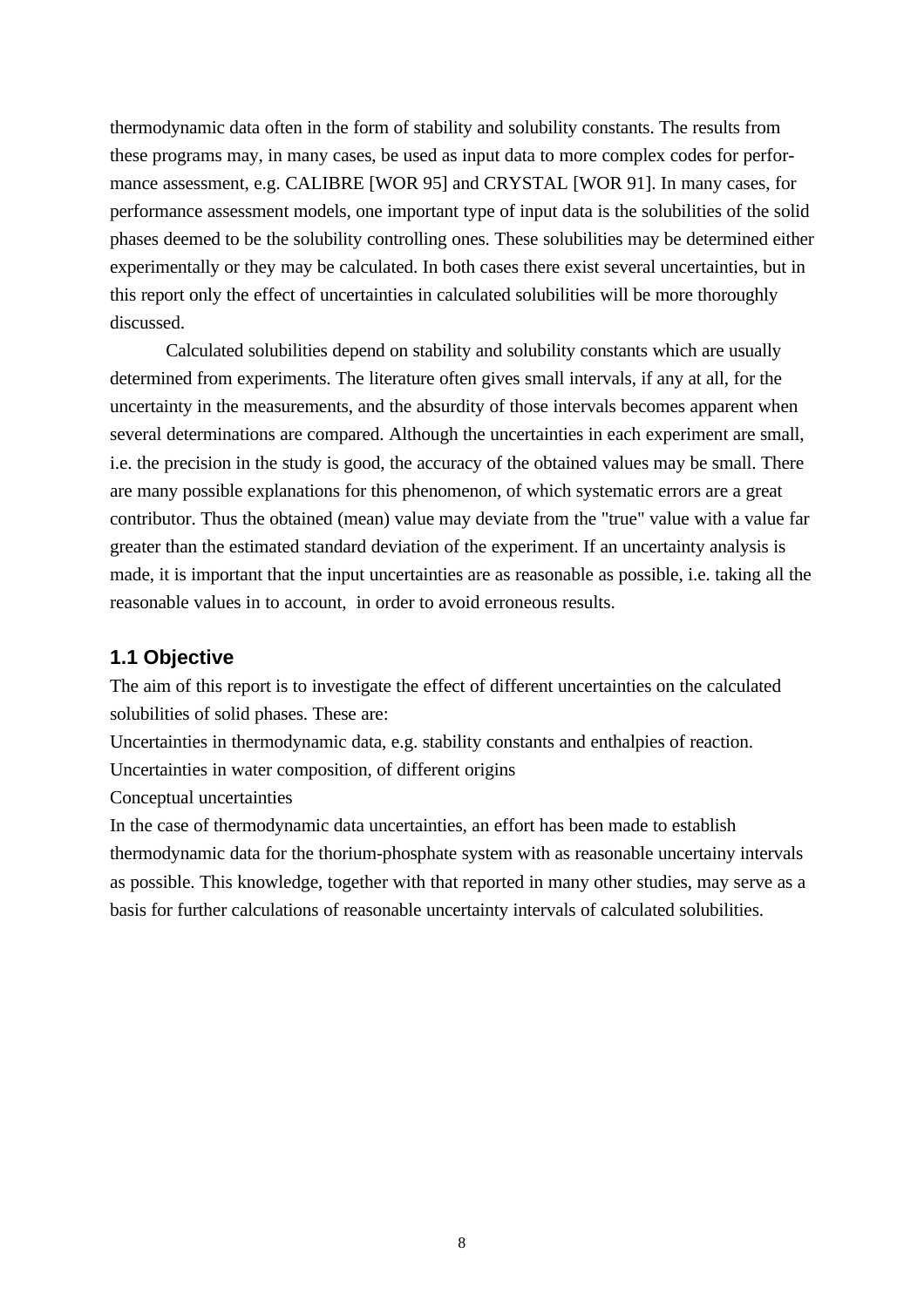thermodynamic data often in the form of stability and solubility constants. The results from these programs may, in many cases, be used as input data to more complex codes for performance assessment, e.g. CALIBRE [WOR 95] and CRYSTAL [WOR 91]. In many cases, for performance assessment models, one important type of input data is the solubilities of the solid phases deemed to be the solubility controlling ones. These solubilities may be determined either experimentally or they may be calculated. In both cases there exist several uncertainties, but in this report only the effect of uncertainties in calculated solubilities will be more thoroughly discussed.

Calculated solubilities depend on stability and solubility constants which are usually determined from experiments. The literature often gives small intervals, if any at all, for the uncertainty in the measurements, and the absurdity of those intervals becomes apparent when several determinations are compared. Although the uncertainties in each experiment are small, i.e. the precision in the study is good, the accuracy of the obtained values may be small. There are many possible explanations for this phenomenon, of which systematic errors are a great contributor. Thus the obtained (mean) value may deviate from the "true" value with a value far greater than the estimated standard deviation of the experiment. If an uncertainty analysis is made, it is important that the input uncertainties are as reasonable as possible, i.e. taking all the reasonable values in to account,  in order to avoid erroneous results.

## 1.1 Objective

The aim of this report is to investigate the effect of different uncertainties on the calculated solubilities of solid phases. These are:

Uncertainties in thermodynamic data, e.g. stability constants and enthalpies of reaction.

Uncertainties in water composition, of different origins

Conceptual uncertainties

In the case of thermodynamic data uncertainties, an effort has been made to establish thermodynamic data for the thorium-phosphate system with as reasonable uncertainy intervals as possible. This knowledge, together with that reported in many other studies, may serve as a basis for further calculations of reasonable uncertainty intervals of calculated solubilities.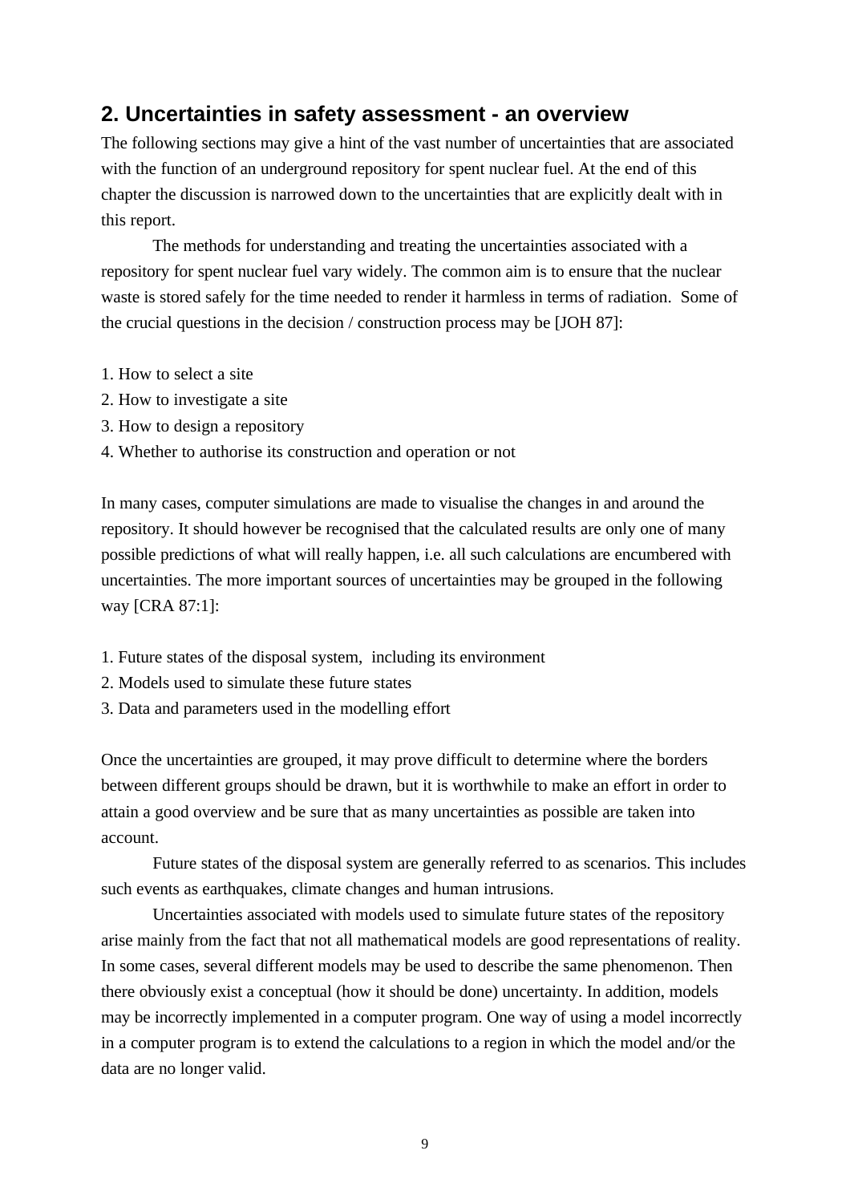## 2. Uncertainties in safety assessment - an overview

The following sections may give a hint of the vast number of uncertainties that are associated with the function of an underground repository for spent nuclear fuel. At the end of this chapter the discussion is narrowed down to the uncertainties that are explicitly dealt with in this report.

The methods for understanding and treating the uncertainties associated with a repository for spent nuclear fuel vary widely. The common aim is to ensure that the nuclear waste is stored safely for the time needed to render it harmless in terms of radiation. Some of the crucial questions in the decision / construction process may be [JOH 87]:

1. How to select a site
2. How to investigate a site
3. How to design a repository
4. Whether to authorise its construction and operation or not

In many cases, computer simulations are made to visualise the changes in and around the repository. It should however be recognised that the calculated results are only one of many possible predictions of what will really happen, i.e. all such calculations are encumbered with uncertainties. The more important sources of uncertainties may be grouped in the following way [CRA 87:1]:

1. Future states of the disposal system, including its environment
2. Models used to simulate these future states
3. Data and parameters used in the modelling effort

Once the uncertainties are grouped, it may prove difficult to determine where the borders between different groups should be drawn, but it is worthwhile to make an effort in order to attain a good overview and be sure that as many uncertainties as possible are taken into account.

Future states of the disposal system are generally referred to as scenarios. This includes such events as earthquakes, climate changes and human intrusions.

Uncertainties associated with models used to simulate future states of the repository arise mainly from the fact that not all mathematical models are good representations of reality. In some cases, several different models may be used to describe the same phenomenon. Then there obviously exist a conceptual (how it should be done) uncertainty. In addition, models may be incorrectly implemented in a computer program. One way of using a model incorrectly in a computer program is to extend the calculations to a region in which the model and/or the data are no longer valid.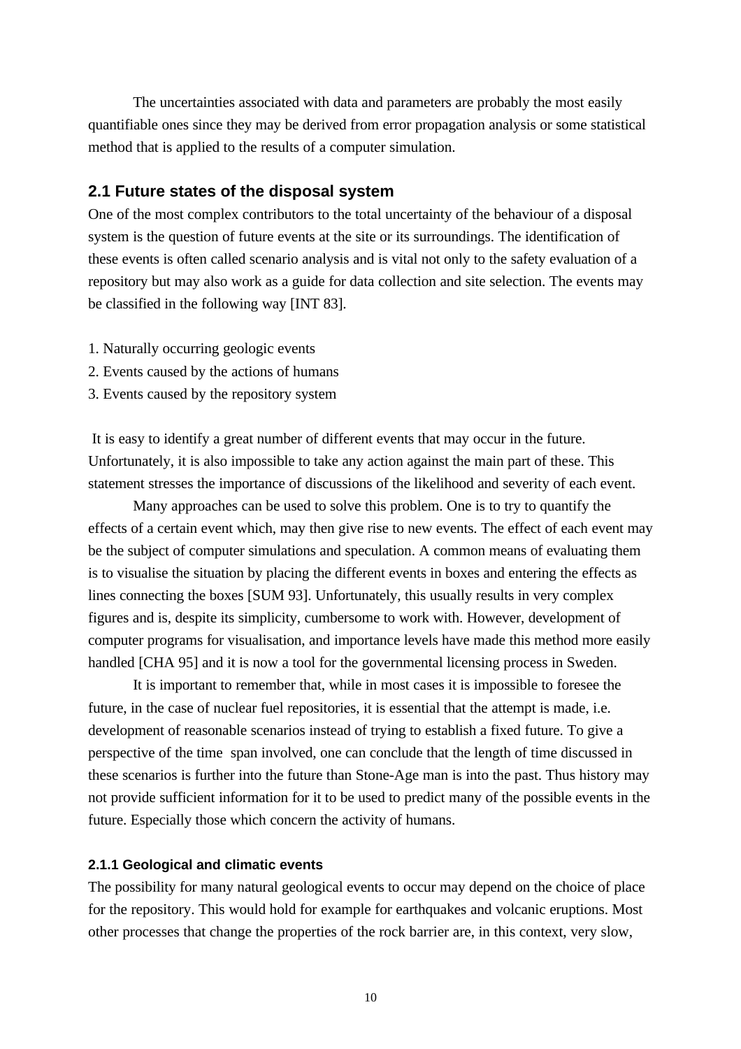The uncertainties associated with data and parameters are probably the most easily quantifiable ones since they may be derived from error propagation analysis or some statistical method that is applied to the results of a computer simulation.

## 2.1 Future states of the disposal system

One of the most complex contributors to the total uncertainty of the behaviour of a disposal system is the question of future events at the site or its surroundings. The identification of these events is often called scenario analysis and is vital not only to the safety evaluation of a repository but may also work as a guide for data collection and site selection. The events may be classified in the following way [INT 83].

1. Naturally occurring geologic events
2. Events caused by the actions of humans
3. Events caused by the repository system

It is easy to identify a great number of different events that may occur in the future. Unfortunately, it is also impossible to take any action against the main part of these. This statement stresses the importance of discussions of the likelihood and severity of each event.

Many approaches can be used to solve this problem. One is to try to quantify the effects of a certain event which, may then give rise to new events. The effect of each event may be the subject of computer simulations and speculation. A common means of evaluating them is to visualise the situation by placing the different events in boxes and entering the effects as lines connecting the boxes [SUM 93]. Unfortunately, this usually results in very complex figures and is, despite its simplicity, cumbersome to work with. However, development of computer programs for visualisation, and importance levels have made this method more easily handled [CHA 95] and it is now a tool for the governmental licensing process in Sweden.

It is important to remember that, while in most cases it is impossible to foresee the future, in the case of nuclear fuel repositories, it is essential that the attempt is made, i.e. development of reasonable scenarios instead of trying to establish a fixed future. To give a perspective of the time span involved, one can conclude that the length of time discussed in these scenarios is further into the future than Stone-Age man is into the past. Thus history may not provide sufficient information for it to be used to predict many of the possible events in the future. Especially those which concern the activity of humans.

### 2.1.1 Geological and climatic events

The possibility for many natural geological events to occur may depend on the choice of place for the repository. This would hold for example for earthquakes and volcanic eruptions. Most other processes that change the properties of the rock barrier are, in this context, very slow,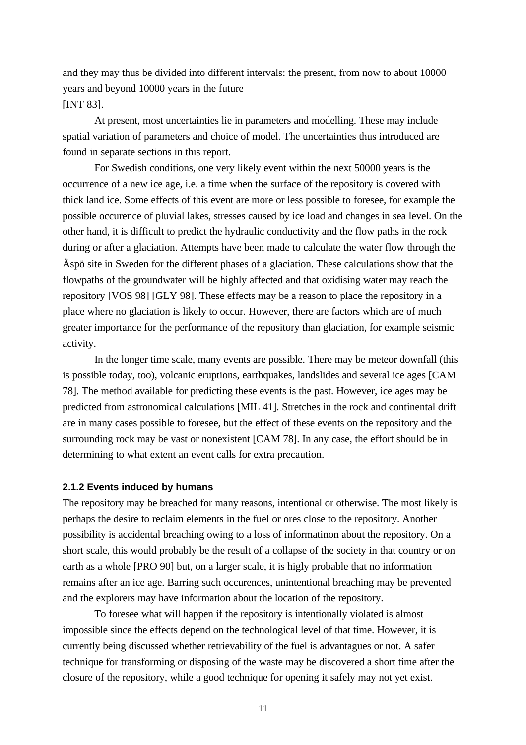and they may thus be divided into different intervals: the present, from now to about 10000 years and beyond 10000 years in the future
[INT 83].

At present, most uncertainties lie in parameters and modelling. These may include spatial variation of parameters and choice of model. The uncertainties thus introduced are found in separate sections in this report.

For Swedish conditions, one very likely event within the next 50000 years is the occurrence of a new ice age, i.e. a time when the surface of the repository is covered with thick land ice. Some effects of this event are more or less possible to foresee, for example the possible occurence of pluvial lakes, stresses caused by ice load and changes in sea level. On the other hand, it is difficult to predict the hydraulic conductivity and the flow paths in the rock during or after a glaciation. Attempts have been made to calculate the water flow through the Äspö site in Sweden for the different phases of a glaciation. These calculations show that the flowpaths of the groundwater will be highly affected and that oxidising water may reach the repository [VOS 98] [GLY 98]. These effects may be a reason to place the repository in a place where no glaciation is likely to occur. However, there are factors which are of much greater importance for the performance of the repository than glaciation, for example seismic activity.

In the longer time scale, many events are possible. There may be meteor downfall (this is possible today, too), volcanic eruptions, earthquakes, landslides and several ice ages [CAM 78]. The method available for predicting these events is the past. However, ice ages may be predicted from astronomical calculations [MIL 41]. Stretches in the rock and continental drift are in many cases possible to foresee, but the effect of these events on the repository and the surrounding rock may be vast or nonexistent [CAM 78]. In any case, the effort should be in determining to what extent an event calls for extra precaution.

### 2.1.2 Events induced by humans

The repository may be breached for many reasons, intentional or otherwise. The most likely is perhaps the desire to reclaim elements in the fuel or ores close to the repository. Another possibility is accidental breaching owing to a loss of informatinon about the repository. On a short scale, this would probably be the result of a collapse of the society in that country or on earth as a whole [PRO 90] but, on a larger scale, it is higly probable that no information remains after an ice age. Barring such occurences, unintentional breaching may be prevented and the explorers may have information about the location of the repository.

To foresee what will happen if the repository is intentionally violated is almost impossible since the effects depend on the technological level of that time. However, it is currently being discussed whether retrievability of the fuel is advantagues or not. A safer technique for transforming or disposing of the waste may be discovered a short time after the closure of the repository, while a good technique for opening it safely may not yet exist.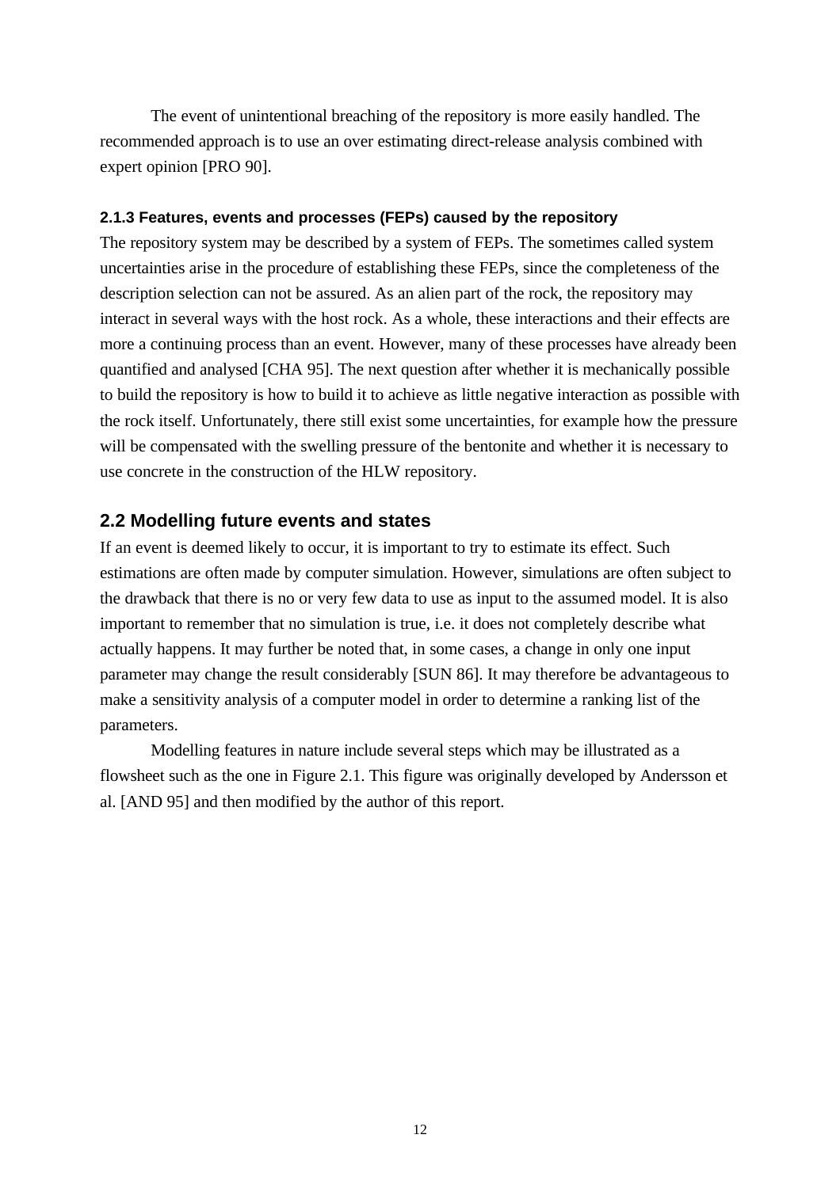The event of unintentional breaching of the repository is more easily handled. The recommended approach is to use an over estimating direct-release analysis combined with expert opinion [PRO 90].

#### 2.1.3 Features, events and processes (FEPs) caused by the repository

The repository system may be described by a system of FEPs. The sometimes called system uncertainties arise in the procedure of establishing these FEPs, since the completeness of the description selection can not be assured. As an alien part of the rock, the repository may interact in several ways with the host rock. As a whole, these interactions and their effects are more a continuing process than an event. However, many of these processes have already been quantified and analysed [CHA 95]. The next question after whether it is mechanically possible to build the repository is how to build it to achieve as little negative interaction as possible with the rock itself. Unfortunately, there still exist some uncertainties, for example how the pressure will be compensated with the swelling pressure of the bentonite and whether it is necessary to use concrete in the construction of the HLW repository.

### 2.2 Modelling future events and states

If an event is deemed likely to occur, it is important to try to estimate its effect. Such estimations are often made by computer simulation. However, simulations are often subject to the drawback that there is no or very few data to use as input to the assumed model. It is also important to remember that no simulation is true, i.e. it does not completely describe what actually happens. It may further be noted that, in some cases, a change in only one input parameter may change the result considerably [SUN 86]. It may therefore be advantageous to make a sensitivity analysis of a computer model in order to determine a ranking list of the parameters.

Modelling features in nature include several steps which may be illustrated as a flowsheet such as the one in Figure 2.1. This figure was originally developed by Andersson et al. [AND 95] and then modified by the author of this report.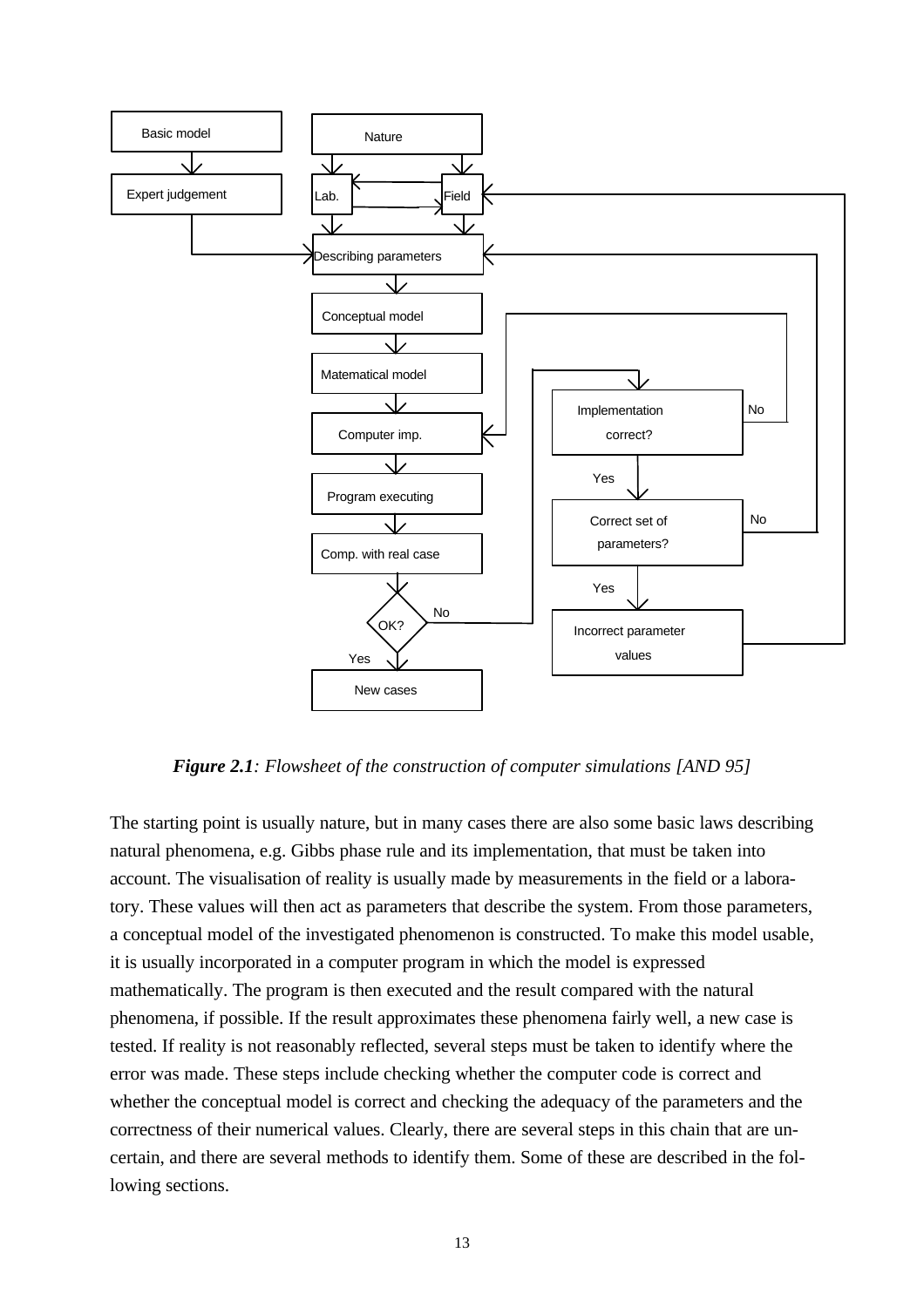*Figure 2.1: Flowsheet of the construction of computer simulations [AND 95]*

The starting point is usually nature, but in many cases there are also some basic laws describing natural phenomena, e.g. Gibbs phase rule and its implementation, that must be taken into account. The visualisation of reality is usually made by measurements in the field or a laboratory. These values will then act as parameters that describe the system. From those parameters, a conceptual model of the investigated phenomenon is constructed. To make this model usable, it is usually incorporated in a computer program in which the model is expressed mathematically. The program is then executed and the result compared with the natural phenomena, if possible. If the result approximates these phenomena fairly well, a new case is tested. If reality is not reasonably reflected, several steps must be taken to identify where the error was made. These steps include checking whether the computer code is correct and whether the conceptual model is correct and checking the adequacy of the parameters and the correctness of their numerical values. Clearly, there are several steps in this chain that are uncertain, and there are several methods to identify them. Some of these are described in the following sections.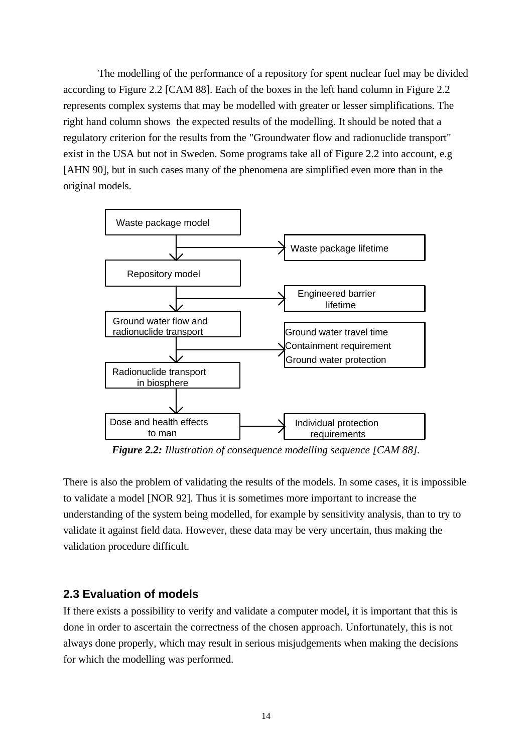The modelling of the performance of a repository for spent nuclear fuel may be divided according to Figure 2.2 [CAM 88]. Each of the boxes in the left hand column in Figure 2.2 represents complex systems that may be modelled with greater or lesser simplifications. The right hand column shows the expected results of the modelling. It should be noted that a regulatory criterion for the results from the "Groundwater flow and radionuclide transport" exist in the USA but not in Sweden. Some programs take all of Figure 2.2 into account, e.g [AHN 90], but in such cases many of the phenomena are simplified even more than in the original models.

| Model | Result |
|---|---|
| Waste package model | Waste package lifetime |
| Repository model | Engineered barrier lifetime |
| Ground water flow and radionuclide transport | Ground water travel time<br>Containment requirement<br>Ground water protection |
| Radionuclide transport in biosphere | |
| Dose and health effects to man | Individual protection requirements |

***Figure 2.2:*** *Illustration of consequence modelling sequence [CAM 88].*

There is also the problem of validating the results of the models. In some cases, it is impossible to validate a model [NOR 92]. Thus it is sometimes more important to increase the understanding of the system being modelled, for example by sensitivity analysis, than to try to validate it against field data. However, these data may be very uncertain, thus making the validation procedure difficult.

## 2.3 Evaluation of models

If there exists a possibility to verify and validate a computer model, it is important that this is done in order to ascertain the correctness of the chosen approach. Unfortunately, this is not always done properly, which may result in serious misjudgements when making the decisions for which the modelling was performed.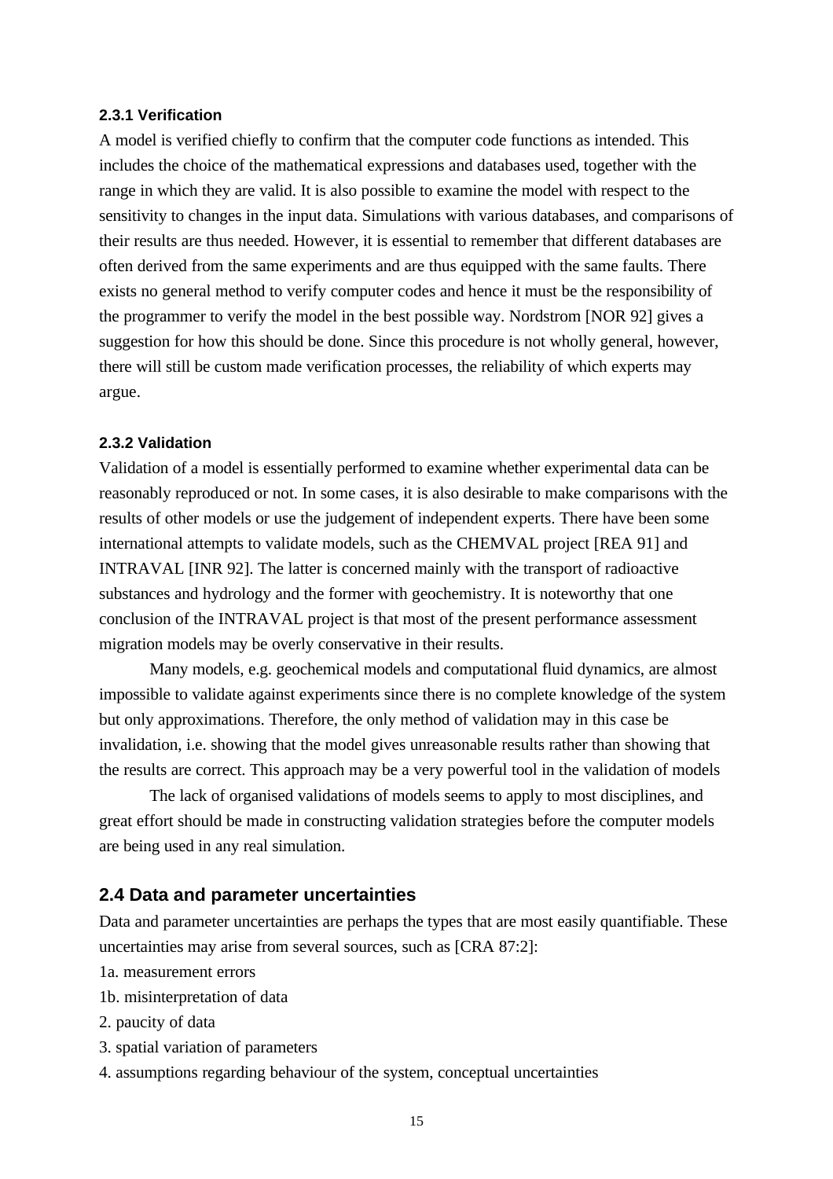#### 2.3.1 Verification

A model is verified chiefly to confirm that the computer code functions as intended. This includes the choice of the mathematical expressions and databases used, together with the range in which they are valid. It is also possible to examine the model with respect to the sensitivity to changes in the input data. Simulations with various databases, and comparisons of their results are thus needed. However, it is essential to remember that different databases are often derived from the same experiments and are thus equipped with the same faults. There exists no general method to verify computer codes and hence it must be the responsibility of the programmer to verify the model in the best possible way. Nordstrom [NOR 92] gives a suggestion for how this should be done. Since this procedure is not wholly general, however, there will still be custom made verification processes, the reliability of which experts may argue.

#### 2.3.2 Validation

Validation of a model is essentially performed to examine whether experimental data can be reasonably reproduced or not. In some cases, it is also desirable to make comparisons with the results of other models or use the judgement of independent experts. There have been some international attempts to validate models, such as the CHEMVAL project [REA 91] and INTRAVAL [INR 92]. The latter is concerned mainly with the transport of radioactive substances and hydrology and the former with geochemistry. It is noteworthy that one conclusion of the INTRAVAL project is that most of the present performance assessment migration models may be overly conservative in their results.

Many models, e.g. geochemical models and computational fluid dynamics, are almost impossible to validate against experiments since there is no complete knowledge of the system but only approximations. Therefore, the only method of validation may in this case be invalidation, i.e. showing that the model gives unreasonable results rather than showing that the results are correct. This approach may be a very powerful tool in the validation of models

The lack of organised validations of models seems to apply to most disciplines, and great effort should be made in constructing validation strategies before the computer models are being used in any real simulation.

### 2.4 Data and parameter uncertainties

Data and parameter uncertainties are perhaps the types that are most easily quantifiable. These uncertainties may arise from several sources, such as [CRA 87:2]:

1a. measurement errors

1b. misinterpretation of data

2. paucity of data

3. spatial variation of parameters

4. assumptions regarding behaviour of the system, conceptual uncertainties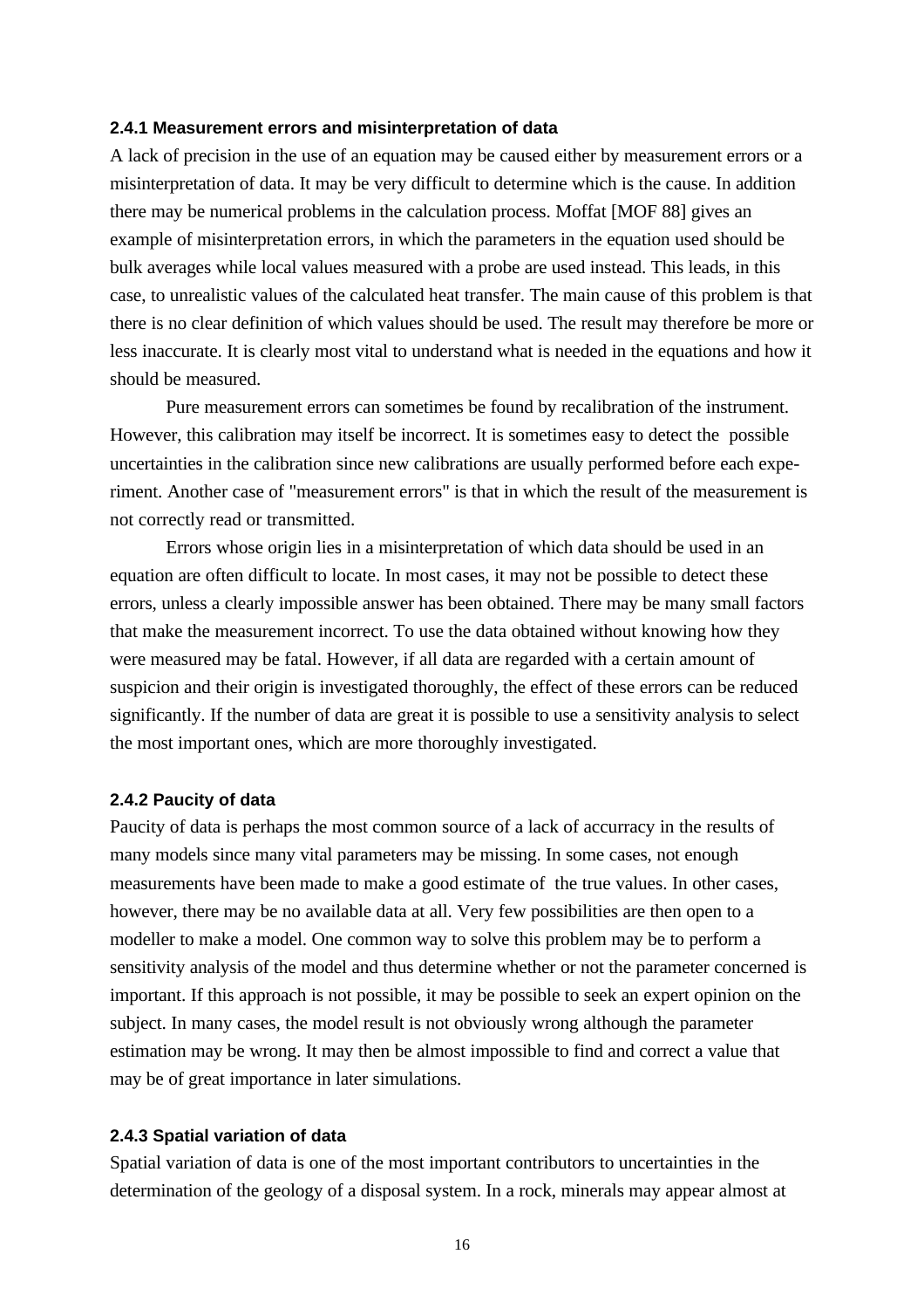### 2.4.1 Measurement errors and misinterpretation of data

A lack of precision in the use of an equation may be caused either by measurement errors or a misinterpretation of data. It may be very difficult to determine which is the cause. In addition there may be numerical problems in the calculation process. Moffat [MOF 88] gives an example of misinterpretation errors, in which the parameters in the equation used should be bulk averages while local values measured with a probe are used instead. This leads, in this case, to unrealistic values of the calculated heat transfer. The main cause of this problem is that there is no clear definition of which values should be used. The result may therefore be more or less inaccurate. It is clearly most vital to understand what is needed in the equations and how it should be measured.

Pure measurement errors can sometimes be found by recalibration of the instrument. However, this calibration may itself be incorrect. It is sometimes easy to detect the possible uncertainties in the calibration since new calibrations are usually performed before each experiment. Another case of "measurement errors" is that in which the result of the measurement is not correctly read or transmitted.

Errors whose origin lies in a misinterpretation of which data should be used in an equation are often difficult to locate. In most cases, it may not be possible to detect these errors, unless a clearly impossible answer has been obtained. There may be many small factors that make the measurement incorrect. To use the data obtained without knowing how they were measured may be fatal. However, if all data are regarded with a certain amount of suspicion and their origin is investigated thoroughly, the effect of these errors can be reduced significantly. If the number of data are great it is possible to use a sensitivity analysis to select the most important ones, which are more thoroughly investigated.

### 2.4.2 Paucity of data

Paucity of data is perhaps the most common source of a lack of accurracy in the results of many models since many vital parameters may be missing. In some cases, not enough measurements have been made to make a good estimate of the true values. In other cases, however, there may be no available data at all. Very few possibilities are then open to a modeller to make a model. One common way to solve this problem may be to perform a sensitivity analysis of the model and thus determine whether or not the parameter concerned is important. If this approach is not possible, it may be possible to seek an expert opinion on the subject. In many cases, the model result is not obviously wrong although the parameter estimation may be wrong. It may then be almost impossible to find and correct a value that may be of great importance in later simulations.

### 2.4.3 Spatial variation of data

Spatial variation of data is one of the most important contributors to uncertainties in the determination of the geology of a disposal system. In a rock, minerals may appear almost at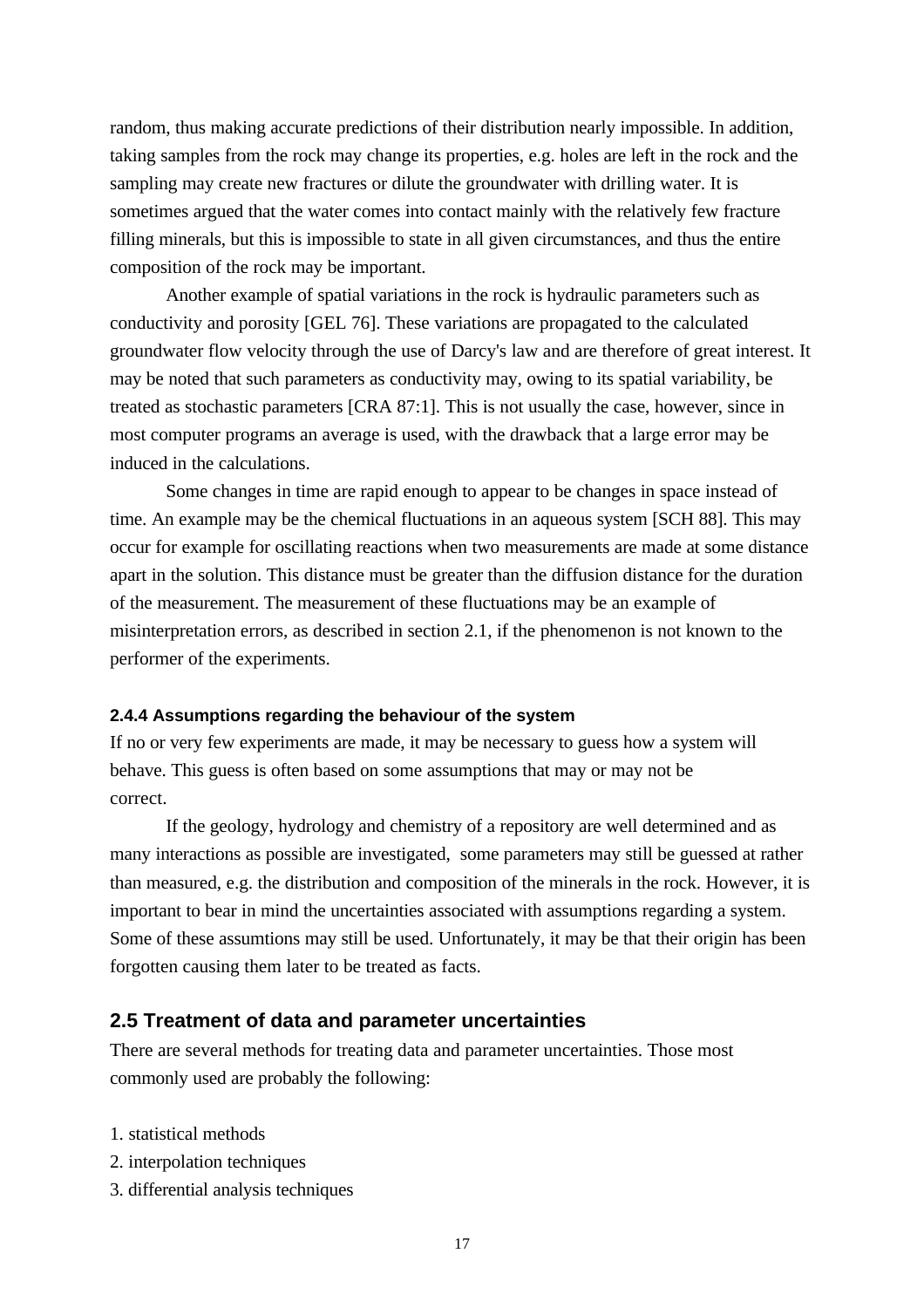random, thus making accurate predictions of their distribution nearly impossible. In addition, taking samples from the rock may change its properties, e.g. holes are left in the rock and the sampling may create new fractures or dilute the groundwater with drilling water. It is sometimes argued that the water comes into contact mainly with the relatively few fracture filling minerals, but this is impossible to state in all given circumstances, and thus the entire composition of the rock may be important.

Another example of spatial variations in the rock is hydraulic parameters such as conductivity and porosity [GEL 76]. These variations are propagated to the calculated groundwater flow velocity through the use of Darcy's law and are therefore of great interest. It may be noted that such parameters as conductivity may, owing to its spatial variability, be treated as stochastic parameters [CRA 87:1]. This is not usually the case, however, since in most computer programs an average is used, with the drawback that a large error may be induced in the calculations.

Some changes in time are rapid enough to appear to be changes in space instead of time. An example may be the chemical fluctuations in an aqueous system [SCH 88]. This may occur for example for oscillating reactions when two measurements are made at some distance apart in the solution. This distance must be greater than the diffusion distance for the duration of the measurement. The measurement of these fluctuations may be an example of misinterpretation errors, as described in section 2.1, if the phenomenon is not known to the performer of the experiments.

#### 2.4.4 Assumptions regarding the behaviour of the system

If no or very few experiments are made, it may be necessary to guess how a system will behave. This guess is often based on some assumptions that may or may not be correct.

If the geology, hydrology and chemistry of a repository are well determined and as many interactions as possible are investigated, some parameters may still be guessed at rather than measured, e.g. the distribution and composition of the minerals in the rock. However, it is important to bear in mind the uncertainties associated with assumptions regarding a system. Some of these assumtions may still be used. Unfortunately, it may be that their origin has been forgotten causing them later to be treated as facts.

### 2.5 Treatment of data and parameter uncertainties

There are several methods for treating data and parameter uncertainties. Those most commonly used are probably the following:

1. statistical methods
2. interpolation techniques
3. differential analysis techniques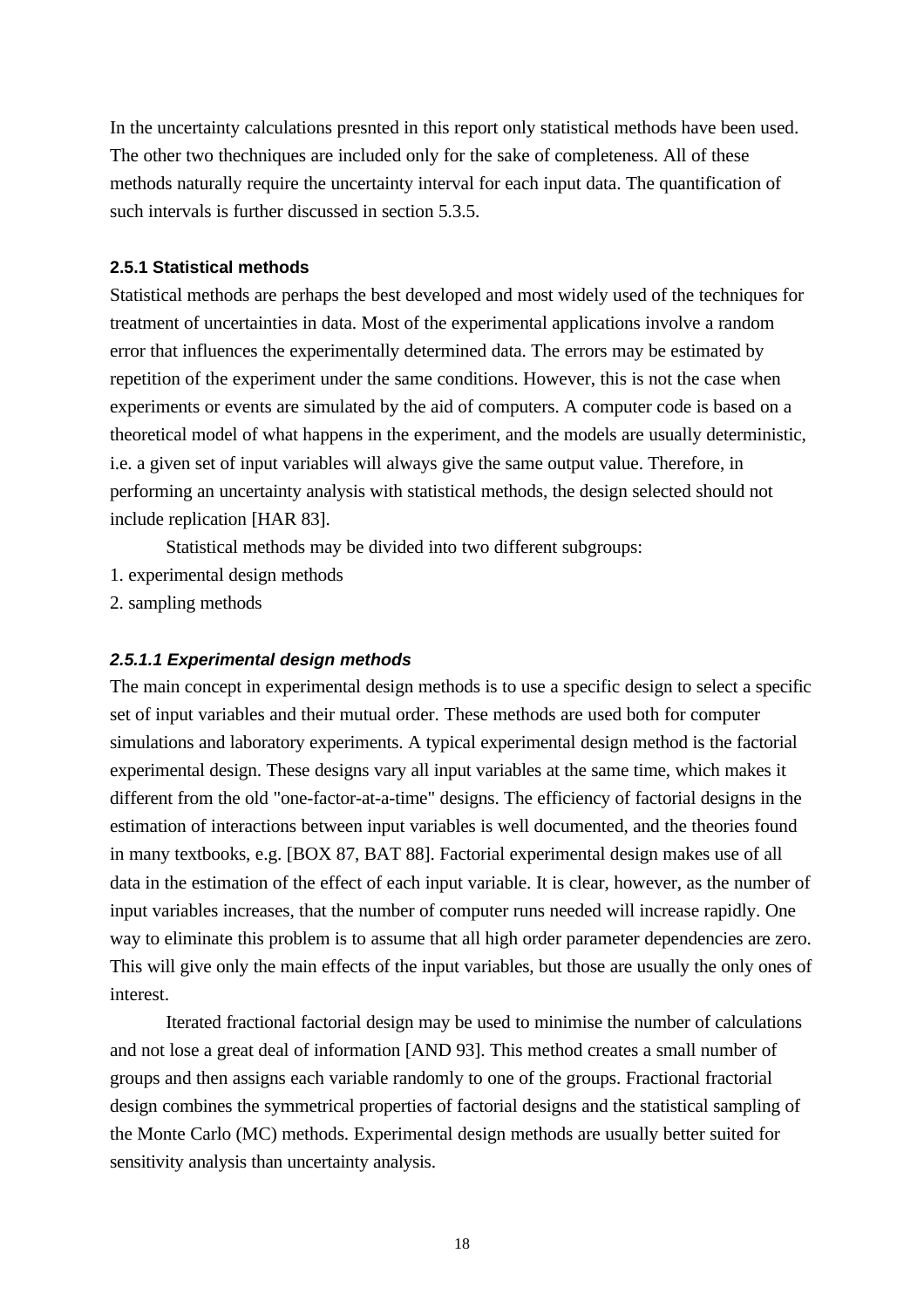In the uncertainty calculations presnted in this report only statistical methods have been used. The other two thechniques are included only for the sake of completeness. All of these methods naturally require the uncertainty interval for each input data. The quantification of such intervals is further discussed in section 5.3.5.

### 2.5.1 Statistical methods

Statistical methods are perhaps the best developed and most widely used of the techniques for treatment of uncertainties in data. Most of the experimental applications involve a random error that influences the experimentally determined data. The errors may be estimated by repetition of the experiment under the same conditions. However, this is not the case when experiments or events are simulated by the aid of computers. A computer code is based on a theoretical model of what happens in the experiment, and the models are usually deterministic, i.e. a given set of input variables will always give the same output value. Therefore, in performing an uncertainty analysis with statistical methods, the design selected should not include replication [HAR 83].

Statistical methods may be divided into two different subgroups:

1. experimental design methods
2. sampling methods

#### *2.5.1.1 Experimental design methods*

The main concept in experimental design methods is to use a specific design to select a specific set of input variables and their mutual order. These methods are used both for computer simulations and laboratory experiments. A typical experimental design method is the factorial experimental design. These designs vary all input variables at the same time, which makes it different from the old "one-factor-at-a-time" designs. The efficiency of factorial designs in the estimation of interactions between input variables is well documented, and the theories found in many textbooks, e.g. [BOX 87, BAT 88]. Factorial experimental design makes use of all data in the estimation of the effect of each input variable. It is clear, however, as the number of input variables increases, that the number of computer runs needed will increase rapidly. One way to eliminate this problem is to assume that all high order parameter dependencies are zero. This will give only the main effects of the input variables, but those are usually the only ones of interest.

Iterated fractional factorial design may be used to minimise the number of calculations and not lose a great deal of information [AND 93]. This method creates a small number of groups and then assigns each variable randomly to one of the groups. Fractional fractorial design combines the symmetrical properties of factorial designs and the statistical sampling of the Monte Carlo (MC) methods. Experimental design methods are usually better suited for sensitivity analysis than uncertainty analysis.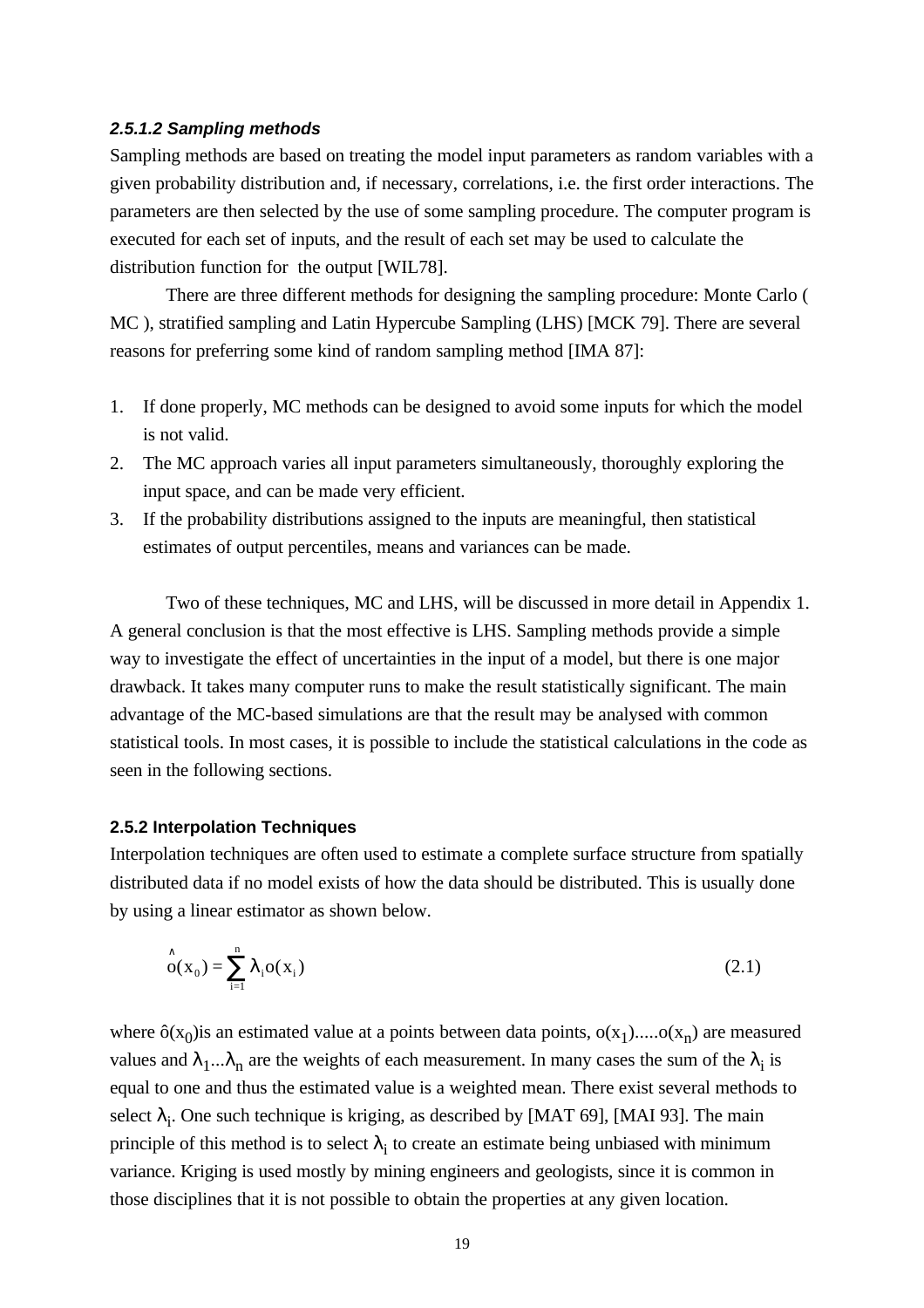#### *2.5.1.2 Sampling methods*

Sampling methods are based on treating the model input parameters as random variables with a given probability distribution and, if necessary, correlations, i.e. the first order interactions. The parameters are then selected by the use of some sampling procedure. The computer program is executed for each set of inputs, and the result of each set may be used to calculate the distribution function for  the output [WIL78].

There are three different methods for designing the sampling procedure: Monte Carlo ( MC ), stratified sampling and Latin Hypercube Sampling (LHS) [MCK 79]. There are several reasons for preferring some kind of random sampling method [IMA 87]:

1. If done properly, MC methods can be designed to avoid some inputs for which the model is not valid.
2. The MC approach varies all input parameters simultaneously, thoroughly exploring the input space, and can be made very efficient.
3. If the probability distributions assigned to the inputs are meaningful, then statistical estimates of output percentiles, means and variances can be made.

Two of these techniques, MC and LHS, will be discussed in more detail in Appendix 1. A general conclusion is that the most effective is LHS. Sampling methods provide a simple way to investigate the effect of uncertainties in the input of a model, but there is one major drawback. It takes many computer runs to make the result statistically significant. The main advantage of the MC-based simulations are that the result may be analysed with common statistical tools. In most cases, it is possible to include the statistical calculations in the code as seen in the following sections.

### 2.5.2 Interpolation Techniques

Interpolation techniques are often used to estimate a complete surface structure from spatially distributed data if no model exists of how the data should be distributed. This is usually done by using a linear estimator as shown below.

$$\hat{o}(x_0) = \sum_{i=1}^{n} \lambda_i o(x_i) \qquad (2.1)$$

where $\hat{o}(x_0)$is an estimated value at a points between data points, $o(x_1)$.....$o(x_n)$ are measured values and $\lambda_1...\lambda_n$ are the weights of each measurement. In many cases the sum of the $\lambda_i$ is equal to one and thus the estimated value is a weighted mean. There exist several methods to select $\lambda_i$. One such technique is kriging, as described by [MAT 69], [MAI 93]. The main principle of this method is to select $\lambda_i$ to create an estimate being unbiased with minimum variance. Kriging is used mostly by mining engineers and geologists, since it is common in those disciplines that it is not possible to obtain the properties at any given location.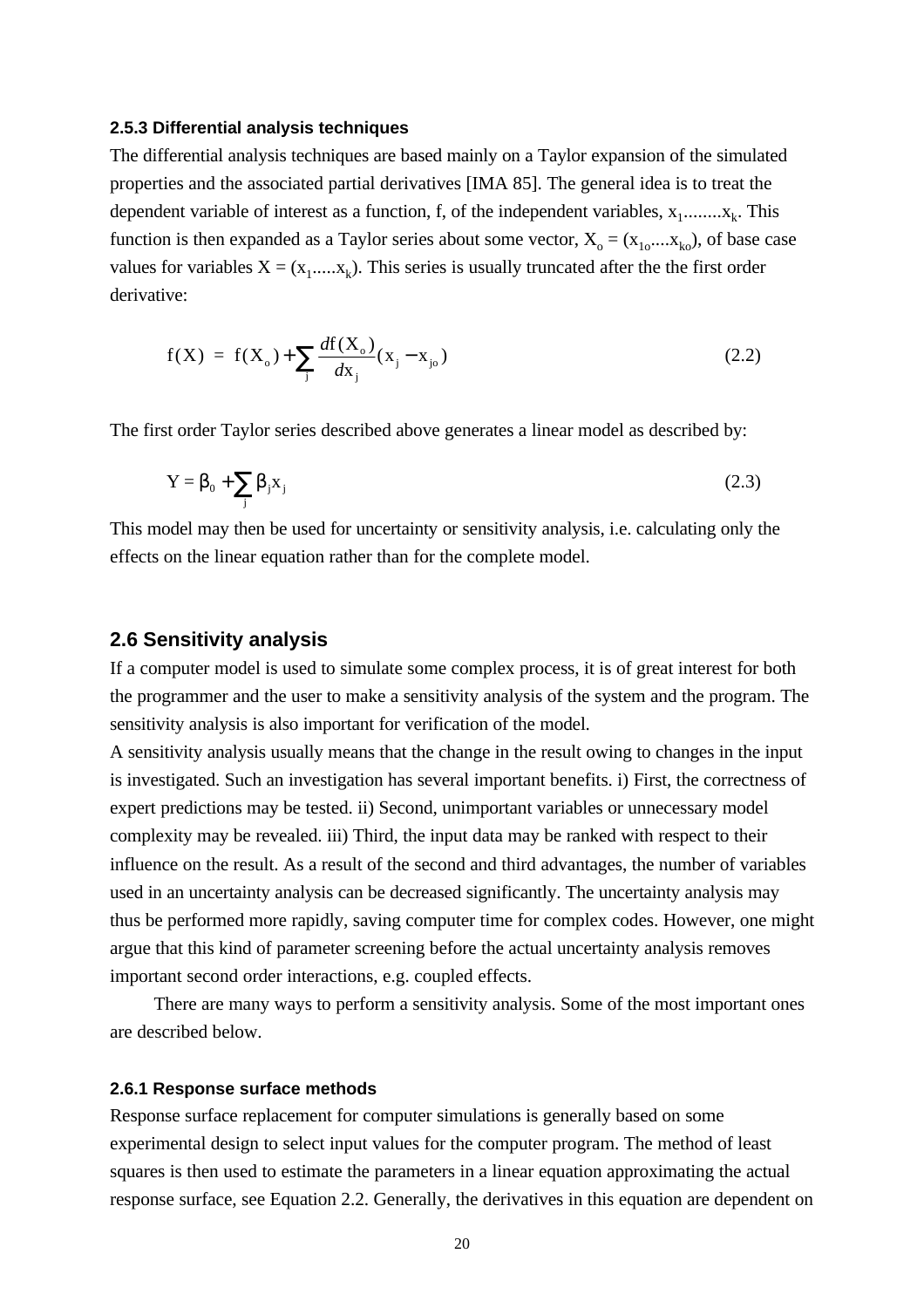### 2.5.3 Differential analysis techniques

The differential analysis techniques are based mainly on a Taylor expansion of the simulated properties and the associated partial derivatives [IMA 85]. The general idea is to treat the dependent variable of interest as a function, f, of the independent variables, $x_1$........$x_k$. This function is then expanded as a Taylor series about some vector, $X_o = (x_{1o}....x_{ko})$, of base case values for variables $X = (x_1.....x_k)$. This series is usually truncated after the the first order derivative:

$$f(X) = f(X_o) + \sum_j \frac{df(X_o)}{dx_j}(x_j - x_{jo}) \tag{2.2}$$

The first order Taylor series described above generates a linear model as described by:

$$Y = \beta_0 + \sum_j \beta_j x_j \tag{2.3}$$

This model may then be used for uncertainty or sensitivity analysis, i.e. calculating only the effects on the linear equation rather than for the complete model.

## 2.6 Sensitivity analysis

If a computer model is used to simulate some complex process, it is of great interest for both the programmer and the user to make a sensitivity analysis of the system and the program. The sensitivity analysis is also important for verification of the model.

A sensitivity analysis usually means that the change in the result owing to changes in the input is investigated. Such an investigation has several important benefits. i) First, the correctness of expert predictions may be tested. ii) Second, unimportant variables or unnecessary model complexity may be revealed. iii) Third, the input data may be ranked with respect to their influence on the result. As a result of the second and third advantages, the number of variables used in an uncertainty analysis can be decreased significantly. The uncertainty analysis may thus be performed more rapidly, saving computer time for complex codes. However, one might argue that this kind of parameter screening before the actual uncertainty analysis removes important second order interactions, e.g. coupled effects.

There are many ways to perform a sensitivity analysis. Some of the most important ones are described below.

### 2.6.1 Response surface methods

Response surface replacement for computer simulations is generally based on some experimental design to select input values for the computer program. The method of least squares is then used to estimate the parameters in a linear equation approximating the actual response surface, see Equation 2.2. Generally, the derivatives in this equation are dependent on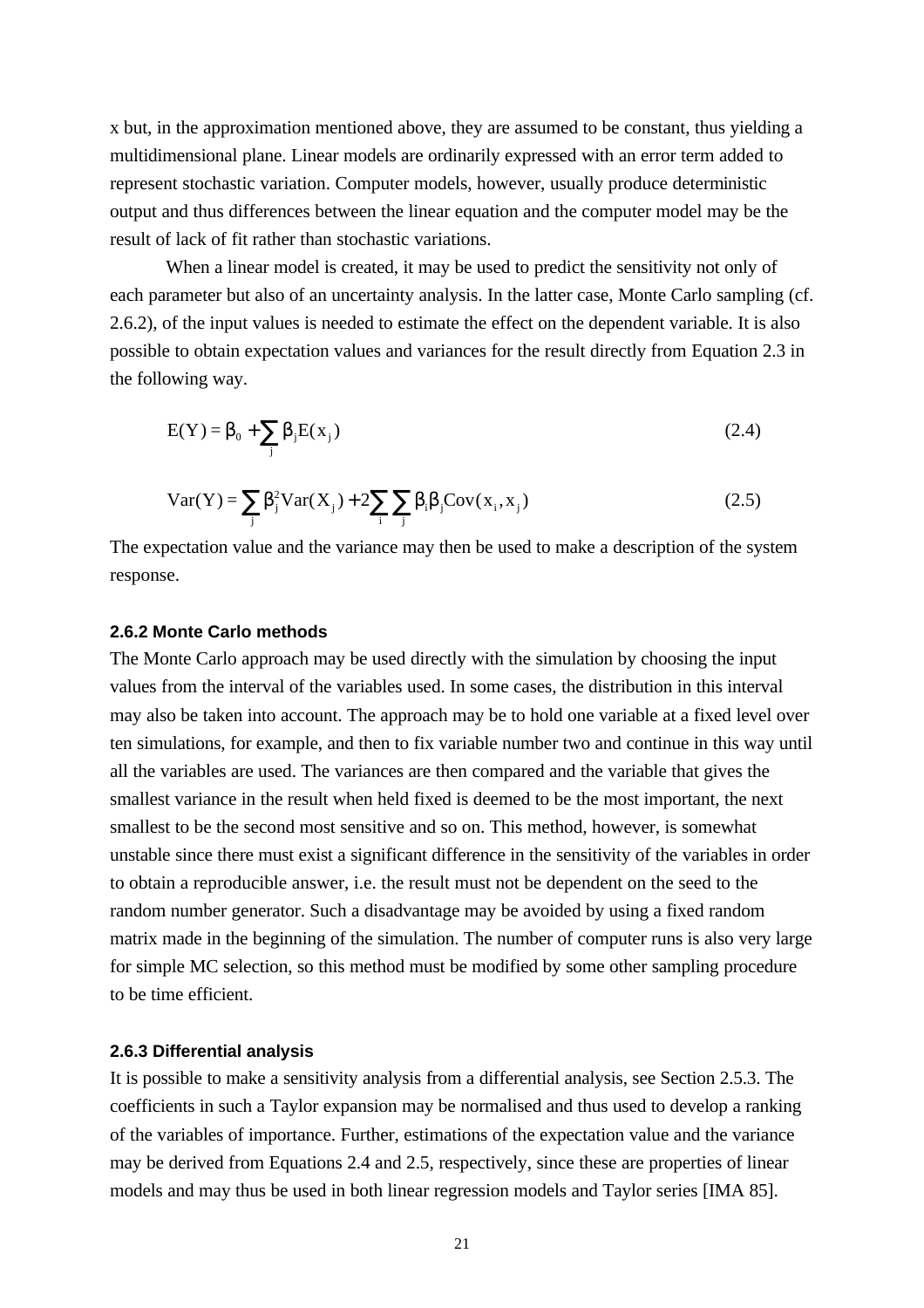x but, in the approximation mentioned above, they are assumed to be constant, thus yielding a multidimensional plane. Linear models are ordinarily expressed with an error term added to represent stochastic variation. Computer models, however, usually produce deterministic output and thus differences between the linear equation and the computer model may be the result of lack of fit rather than stochastic variations.

When a linear model is created, it may be used to predict the sensitivity not only of each parameter but also of an uncertainty analysis. In the latter case, Monte Carlo sampling (cf. 2.6.2), of the input values is needed to estimate the effect on the dependent variable. It is also possible to obtain expectation values and variances for the result directly from Equation 2.3 in the following way.

$$E(Y) = \beta_0 + \sum_j \beta_j E(x_j) \tag{2.4}$$

$$Var(Y) = \sum_j \beta_j^2 Var(X_j) + 2\sum_i \sum_j \beta_i \beta_j Cov(x_i, x_j) \tag{2.5}$$

The expectation value and the variance may then be used to make a description of the system response.

### 2.6.2 Monte Carlo methods

The Monte Carlo approach may be used directly with the simulation by choosing the input values from the interval of the variables used. In some cases, the distribution in this interval may also be taken into account. The approach may be to hold one variable at a fixed level over ten simulations, for example, and then to fix variable number two and continue in this way until all the variables are used. The variances are then compared and the variable that gives the smallest variance in the result when held fixed is deemed to be the most important, the next smallest to be the second most sensitive and so on. This method, however, is somewhat unstable since there must exist a significant difference in the sensitivity of the variables in order to obtain a reproducible answer, i.e. the result must not be dependent on the seed to the random number generator. Such a disadvantage may be avoided by using a fixed random matrix made in the beginning of the simulation. The number of computer runs is also very large for simple MC selection, so this method must be modified by some other sampling procedure to be time efficient.

### 2.6.3 Differential analysis

It is possible to make a sensitivity analysis from a differential analysis, see Section 2.5.3. The coefficients in such a Taylor expansion may be normalised and thus used to develop a ranking of the variables of importance. Further, estimations of the expectation value and the variance may be derived from Equations 2.4 and 2.5, respectively, since these are properties of linear models and may thus be used in both linear regression models and Taylor series [IMA 85].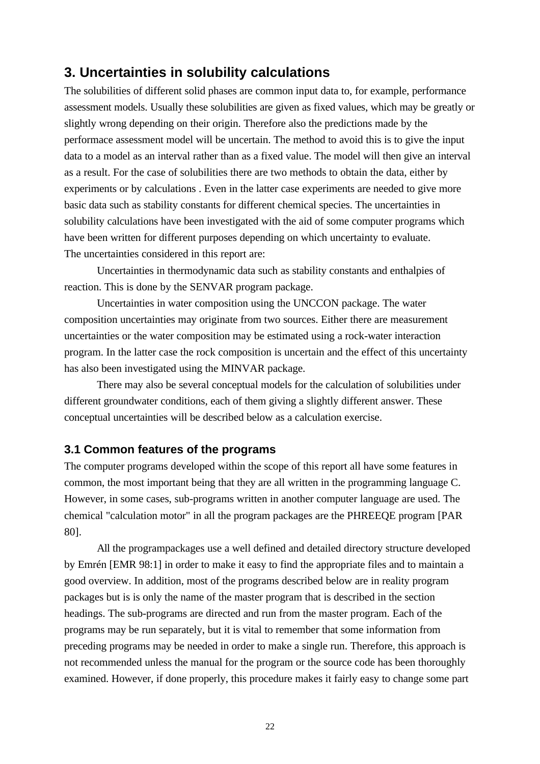## 3. Uncertainties in solubility calculations

The solubilities of different solid phases are common input data to, for example, performance assessment models. Usually these solubilities are given as fixed values, which may be greatly or slightly wrong depending on their origin. Therefore also the predictions made by the performace assessment model will be uncertain. The method to avoid this is to give the input data to a model as an interval rather than as a fixed value. The model will then give an interval as a result. For the case of solubilities there are two methods to obtain the data, either by experiments or by calculations . Even in the latter case experiments are needed to give more basic data such as stability constants for different chemical species. The uncertainties in solubility calculations have been investigated with the aid of some computer programs which have been written for different purposes depending on which uncertainty to evaluate.
The uncertainties considered in this report are:

Uncertainties in thermodynamic data such as stability constants and enthalpies of reaction. This is done by the SENVAR program package.

Uncertainties in water composition using the UNCCON package. The water composition uncertainties may originate from two sources. Either there are measurement uncertainties or the water composition may be estimated using a rock-water interaction program. In the latter case the rock composition is uncertain and the effect of this uncertainty has also been investigated using the MINVAR package.

There may also be several conceptual models for the calculation of solubilities under different groundwater conditions, each of them giving a slightly different answer. These conceptual uncertainties will be described below as a calculation exercise.

### 3.1 Common features of the programs

The computer programs developed within the scope of this report all have some features in common, the most important being that they are all written in the programming language C. However, in some cases, sub-programs written in another computer language are used. The chemical "calculation motor" in all the program packages are the PHREEQE program [PAR 80].

All the programpackages use a well defined and detailed directory structure developed by Emrén [EMR 98:1] in order to make it easy to find the appropriate files and to maintain a good overview. In addition, most of the programs described below are in reality program packages but is is only the name of the master program that is described in the section headings. The sub-programs are directed and run from the master program. Each of the programs may be run separately, but it is vital to remember that some information from preceding programs may be needed in order to make a single run. Therefore, this approach is not recommended unless the manual for the program or the source code has been thoroughly examined. However, if done properly, this procedure makes it fairly easy to change some part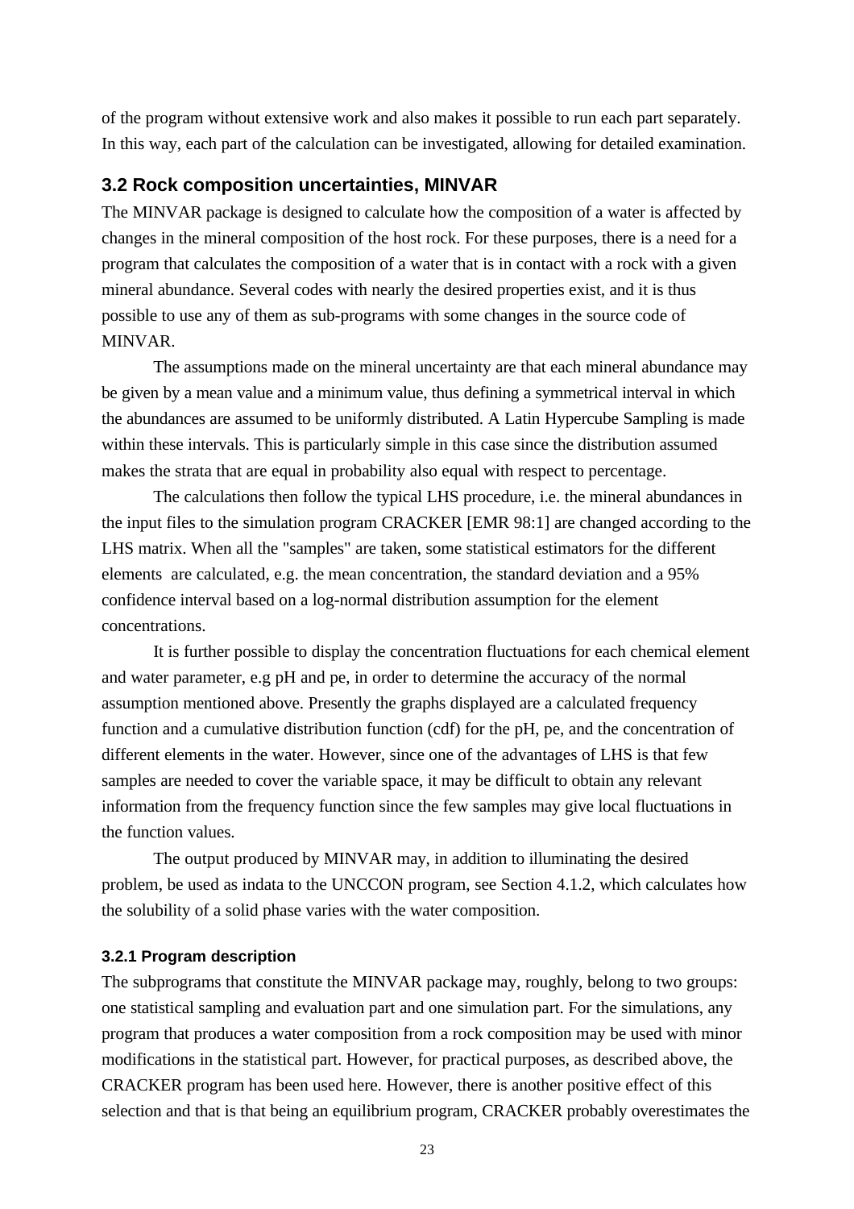of the program without extensive work and also makes it possible to run each part separately. In this way, each part of the calculation can be investigated, allowing for detailed examination.

## 3.2 Rock composition uncertainties, MINVAR

The MINVAR package is designed to calculate how the composition of a water is affected by changes in the mineral composition of the host rock. For these purposes, there is a need for a program that calculates the composition of a water that is in contact with a rock with a given mineral abundance. Several codes with nearly the desired properties exist, and it is thus possible to use any of them as sub-programs with some changes in the source code of MINVAR.

The assumptions made on the mineral uncertainty are that each mineral abundance may be given by a mean value and a minimum value, thus defining a symmetrical interval in which the abundances are assumed to be uniformly distributed. A Latin Hypercube Sampling is made within these intervals. This is particularly simple in this case since the distribution assumed makes the strata that are equal in probability also equal with respect to percentage.

The calculations then follow the typical LHS procedure, i.e. the mineral abundances in the input files to the simulation program CRACKER [EMR 98:1] are changed according to the LHS matrix. When all the "samples" are taken, some statistical estimators for the different elements are calculated, e.g. the mean concentration, the standard deviation and a 95% confidence interval based on a log-normal distribution assumption for the element concentrations.

It is further possible to display the concentration fluctuations for each chemical element and water parameter, e.g pH and pe, in order to determine the accuracy of the normal assumption mentioned above. Presently the graphs displayed are a calculated frequency function and a cumulative distribution function (cdf) for the pH, pe, and the concentration of different elements in the water. However, since one of the advantages of LHS is that few samples are needed to cover the variable space, it may be difficult to obtain any relevant information from the frequency function since the few samples may give local fluctuations in the function values.

The output produced by MINVAR may, in addition to illuminating the desired problem, be used as indata to the UNCCON program, see Section 4.1.2, which calculates how the solubility of a solid phase varies with the water composition.

### 3.2.1 Program description

The subprograms that constitute the MINVAR package may, roughly, belong to two groups: one statistical sampling and evaluation part and one simulation part. For the simulations, any program that produces a water composition from a rock composition may be used with minor modifications in the statistical part. However, for practical purposes, as described above, the CRACKER program has been used here. However, there is another positive effect of this selection and that is that being an equilibrium program, CRACKER probably overestimates the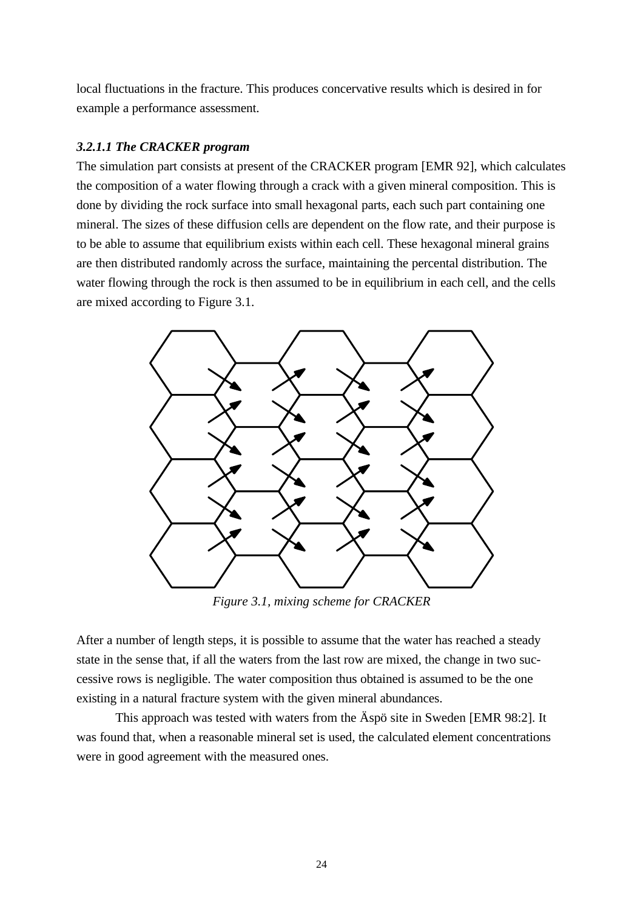local fluctuations in the fracture. This produces concervative results which is desired in for example a performance assessment.

#### *3.2.1.1 The CRACKER program*

The simulation part consists at present of the CRACKER program [EMR 92], which calculates the composition of a water flowing through a crack with a given mineral composition. This is done by dividing the rock surface into small hexagonal parts, each such part containing one mineral. The sizes of these diffusion cells are dependent on the flow rate, and their purpose is to be able to assume that equilibrium exists within each cell. These hexagonal mineral grains are then distributed randomly across the surface, maintaining the percental distribution. The water flowing through the rock is then assumed to be in equilibrium in each cell, and the cells are mixed according to Figure 3.1.

*Figure 3.1, mixing scheme for CRACKER*

After a number of length steps, it is possible to assume that the water has reached a steady state in the sense that, if all the waters from the last row are mixed, the change in two successive rows is negligible. The water composition thus obtained is assumed to be the one existing in a natural fracture system with the given mineral abundances.

This approach was tested with waters from the Äspö site in Sweden [EMR 98:2]. It was found that, when a reasonable mineral set is used, the calculated element concentrations were in good agreement with the measured ones.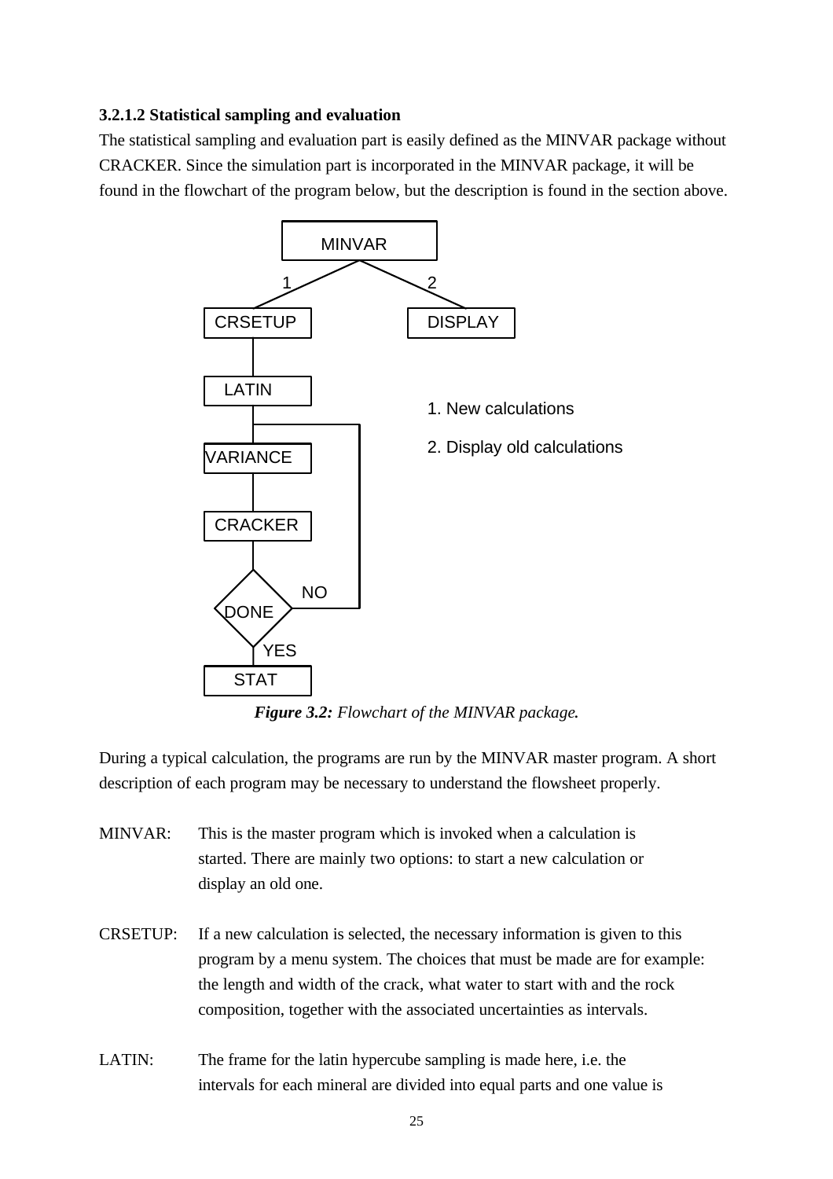### 3.2.1.2 Statistical sampling and evaluation

The statistical sampling and evaluation part is easily defined as the MINVAR package without CRACKER. Since the simulation part is incorporated in the MINVAR package, it will be found in the flowchart of the program below, but the description is found in the section above.

*Figure 3.2: Flowchart of the MINVAR package.*

During a typical calculation, the programs are run by the MINVAR master program. A short description of each program may be necessary to understand the flowsheet properly.

MINVAR: This is the master program which is invoked when a calculation is started. There are mainly two options: to start a new calculation or display an old one.

CRSETUP: If a new calculation is selected, the necessary information is given to this program by a menu system. The choices that must be made are for example: the length and width of the crack, what water to start with and the rock composition, together with the associated uncertainties as intervals.

LATIN: The frame for the latin hypercube sampling is made here, i.e. the intervals for each mineral are divided into equal parts and one value is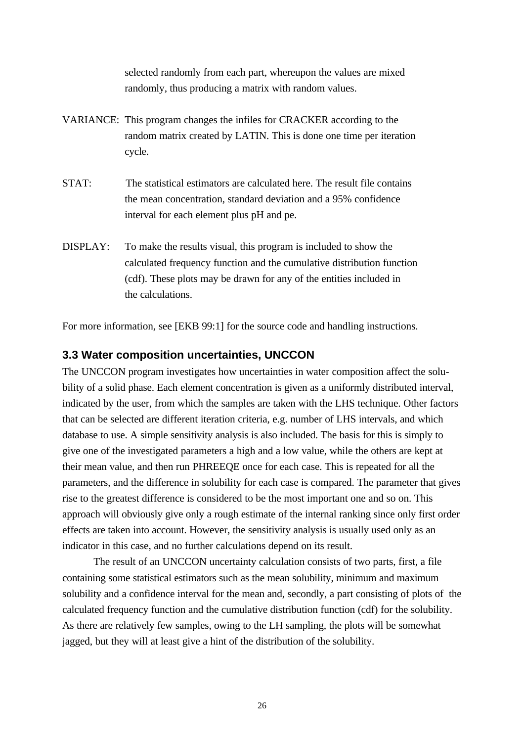selected randomly from each part, whereupon the values are mixed randomly, thus producing a matrix with random values.

VARIANCE: This program changes the infiles for CRACKER according to the random matrix created by LATIN. This is done one time per iteration cycle.

STAT: The statistical estimators are calculated here. The result file contains the mean concentration, standard deviation and a 95% confidence interval for each element plus pH and pe.

DISPLAY: To make the results visual, this program is included to show the calculated frequency function and the cumulative distribution function (cdf). These plots may be drawn for any of the entities included in the calculations.

For more information, see [EKB 99:1] for the source code and handling instructions.

### 3.3 Water composition uncertainties, UNCCON

The UNCCON program investigates how uncertainties in water composition affect the solubility of a solid phase. Each element concentration is given as a uniformly distributed interval, indicated by the user, from which the samples are taken with the LHS technique. Other factors that can be selected are different iteration criteria, e.g. number of LHS intervals, and which database to use. A simple sensitivity analysis is also included. The basis for this is simply to give one of the investigated parameters a high and a low value, while the others are kept at their mean value, and then run PHREEQE once for each case. This is repeated for all the parameters, and the difference in solubility for each case is compared. The parameter that gives rise to the greatest difference is considered to be the most important one and so on. This approach will obviously give only a rough estimate of the internal ranking since only first order effects are taken into account. However, the sensitivity analysis is usually used only as an indicator in this case, and no further calculations depend on its result.

The result of an UNCCON uncertainty calculation consists of two parts, first, a file containing some statistical estimators such as the mean solubility, minimum and maximum solubility and a confidence interval for the mean and, secondly, a part consisting of plots of the calculated frequency function and the cumulative distribution function (cdf) for the solubility. As there are relatively few samples, owing to the LH sampling, the plots will be somewhat jagged, but they will at least give a hint of the distribution of the solubility.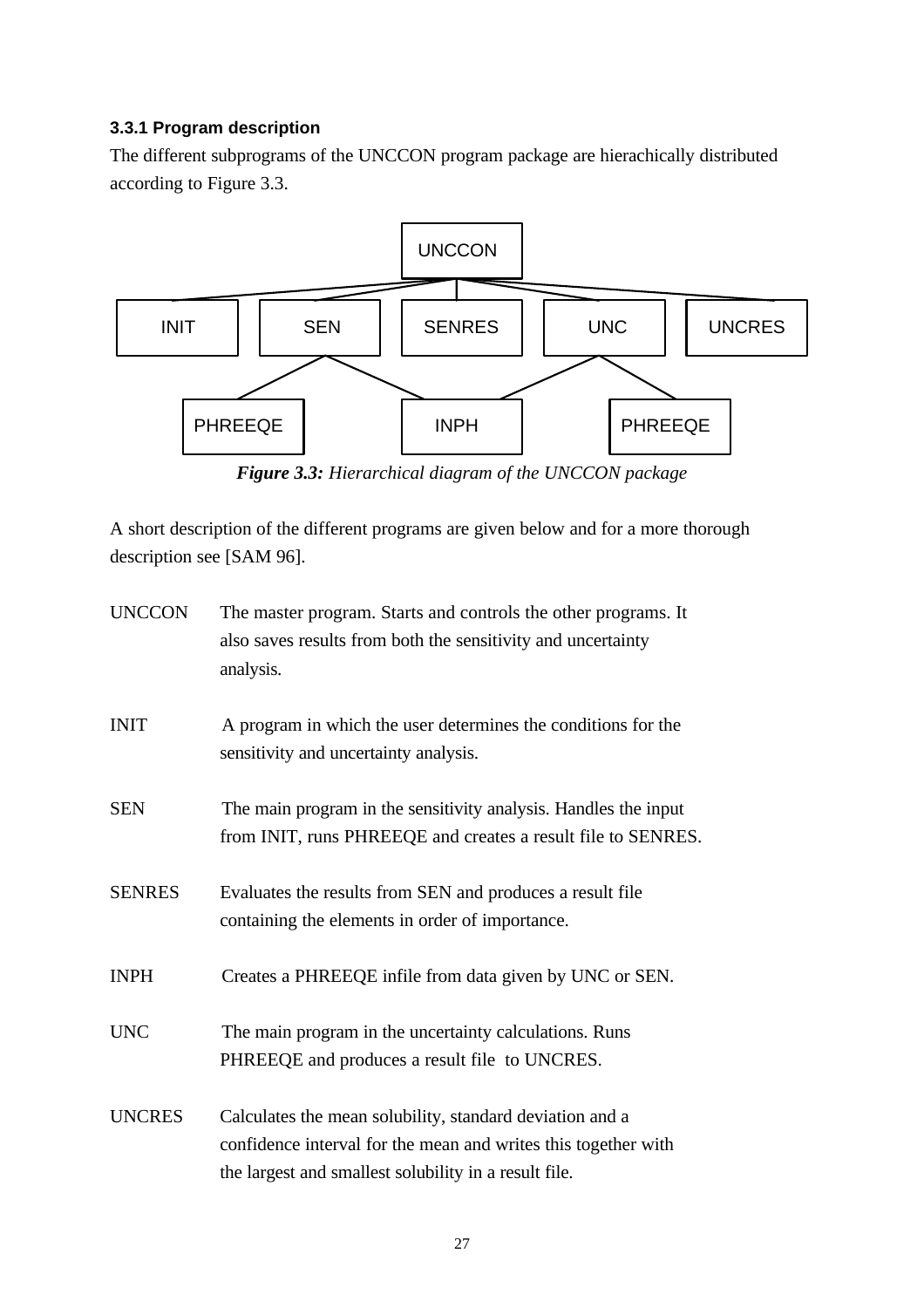### 3.3.1 Program description

The different subprograms of the UNCCON program package are hierachically distributed according to Figure 3.3.

***Figure 3.3:*** *Hierarchical diagram of the UNCCON package*

A short description of the different programs are given below and for a more thorough description see [SAM 96].

UNCCON — The master program. Starts and controls the other programs. It also saves results from both the sensitivity and uncertainty analysis.

INIT — A program in which the user determines the conditions for the sensitivity and uncertainty analysis.

SEN — The main program in the sensitivity analysis. Handles the input from INIT, runs PHREEQE and creates a result file to SENRES.

SENRES — Evaluates the results from SEN and produces a result file containing the elements in order of importance.

INPH — Creates a PHREEQE infile from data given by UNC or SEN.

UNC — The main program in the uncertainty calculations. Runs PHREEQE and produces a result file to UNCRES.

UNCRES — Calculates the mean solubility, standard deviation and a confidence interval for the mean and writes this together with the largest and smallest solubility in a result file.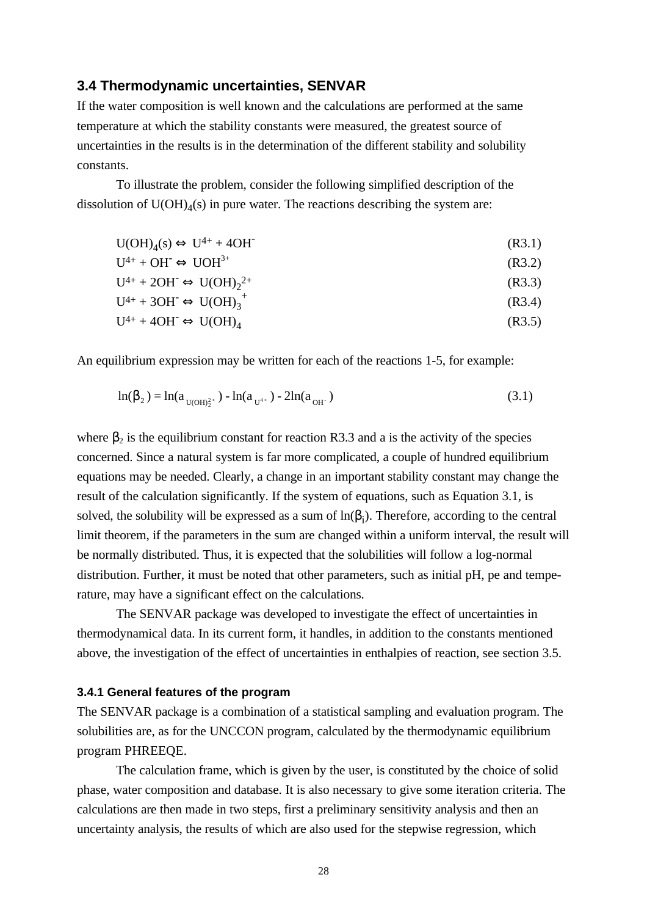## 3.4 Thermodynamic uncertainties, SENVAR

If the water composition is well known and the calculations are performed at the same temperature at which the stability constants were measured, the greatest source of uncertainties in the results is in the determination of the different stability and solubility constants.

To illustrate the problem, consider the following simplified description of the dissolution of $U(OH)_4(s)$ in pure water. The reactions describing the system are:

$$U(OH)_4(s) \Leftrightarrow U^{4+} + 4OH^- \qquad \text{(R3.1)}$$

$$U^{4+} + OH^- \Leftrightarrow UOH^{3+} \qquad \text{(R3.2)}$$

$$U^{4+} + 2OH^- \Leftrightarrow U(OH)_2^{2+} \qquad \text{(R3.3)}$$

$$U^{4+} + 3OH^- \Leftrightarrow U(OH)_3^{+} \qquad \text{(R3.4)}$$

$$U^{4+} + 4OH^- \Leftrightarrow U(OH)_4 \qquad \text{(R3.5)}$$

An equilibrium expression may be written for each of the reactions 1-5, for example:

$$\ln(\beta_2) = \ln(a_{U(OH)_2^{2+}}) - \ln(a_{U^{4+}}) - 2\ln(a_{OH^-}) \qquad (3.1)$$

where $\beta_2$ is the equilibrium constant for reaction R3.3 and a is the activity of the species concerned. Since a natural system is far more complicated, a couple of hundred equilibrium equations may be needed. Clearly, a change in an important stability constant may change the result of the calculation significantly. If the system of equations, such as Equation 3.1, is solved, the solubility will be expressed as a sum of $\ln(\beta_i)$. Therefore, according to the central limit theorem, if the parameters in the sum are changed within a uniform interval, the result will be normally distributed. Thus, it is expected that the solubilities will follow a log-normal distribution. Further, it must be noted that other parameters, such as initial pH, pe and temperature, may have a significant effect on the calculations.

The SENVAR package was developed to investigate the effect of uncertainties in thermodynamical data. In its current form, it handles, in addition to the constants mentioned above, the investigation of the effect of uncertainties in enthalpies of reaction, see section 3.5.

### 3.4.1 General features of the program

The SENVAR package is a combination of a statistical sampling and evaluation program. The solubilities are, as for the UNCCON program, calculated by the thermodynamic equilibrium program PHREEQE.

The calculation frame, which is given by the user, is constituted by the choice of solid phase, water composition and database. It is also necessary to give some iteration criteria. The calculations are then made in two steps, first a preliminary sensitivity analysis and then an uncertainty analysis, the results of which are also used for the stepwise regression, which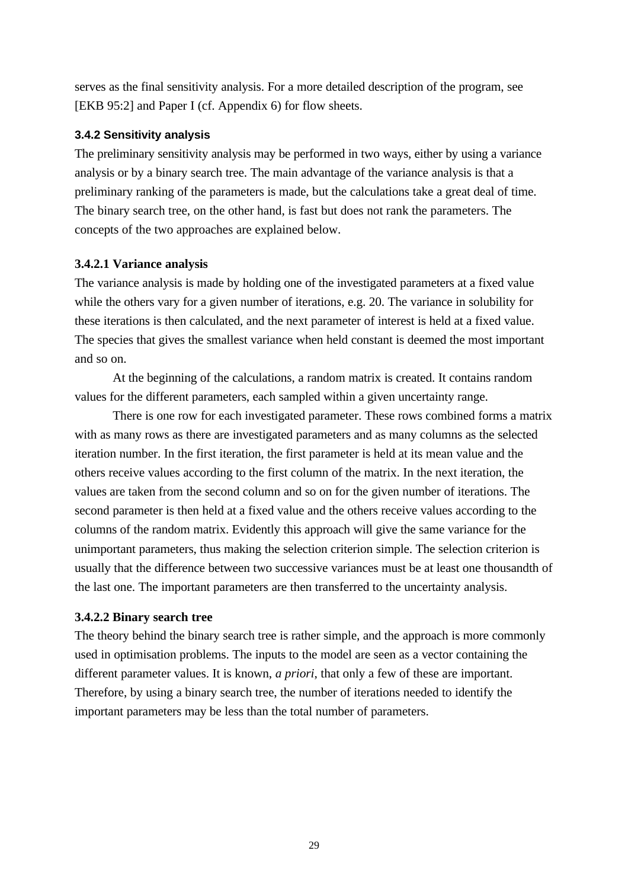serves as the final sensitivity analysis. For a more detailed description of the program, see [EKB 95:2] and Paper I (cf. Appendix 6) for flow sheets.

### 3.4.2 Sensitivity analysis

The preliminary sensitivity analysis may be performed in two ways, either by using a variance analysis or by a binary search tree. The main advantage of the variance analysis is that a preliminary ranking of the parameters is made, but the calculations take a great deal of time. The binary search tree, on the other hand, is fast but does not rank the parameters. The concepts of the two approaches are explained below.

#### 3.4.2.1 Variance analysis

The variance analysis is made by holding one of the investigated parameters at a fixed value while the others vary for a given number of iterations, e.g. 20. The variance in solubility for these iterations is then calculated, and the next parameter of interest is held at a fixed value. The species that gives the smallest variance when held constant is deemed the most important and so on.

At the beginning of the calculations, a random matrix is created. It contains random values for the different parameters, each sampled within a given uncertainty range.

There is one row for each investigated parameter. These rows combined forms a matrix with as many rows as there are investigated parameters and as many columns as the selected iteration number. In the first iteration, the first parameter is held at its mean value and the others receive values according to the first column of the matrix. In the next iteration, the values are taken from the second column and so on for the given number of iterations. The second parameter is then held at a fixed value and the others receive values according to the columns of the random matrix. Evidently this approach will give the same variance for the unimportant parameters, thus making the selection criterion simple. The selection criterion is usually that the difference between two successive variances must be at least one thousandth of the last one. The important parameters are then transferred to the uncertainty analysis.

#### 3.4.2.2 Binary search tree

The theory behind the binary search tree is rather simple, and the approach is more commonly used in optimisation problems. The inputs to the model are seen as a vector containing the different parameter values. It is known, *a priori*, that only a few of these are important. Therefore, by using a binary search tree, the number of iterations needed to identify the important parameters may be less than the total number of parameters.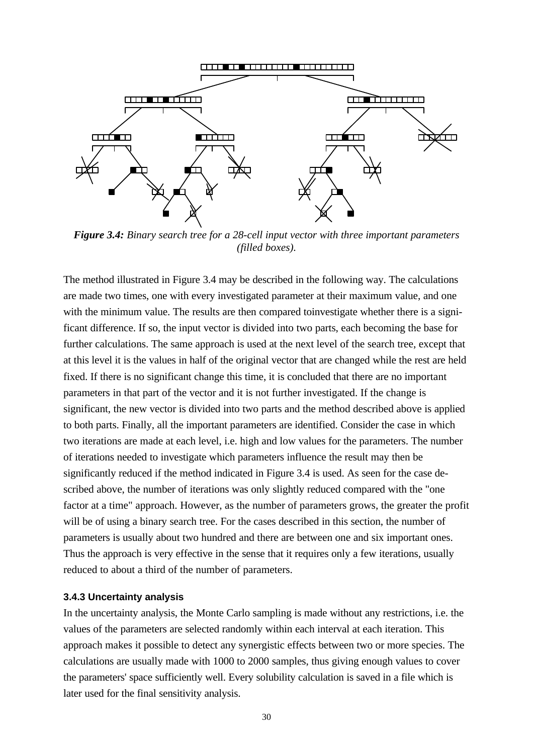*Figure 3.4:* *Binary search tree for a 28-cell input vector with three important parameters (filled boxes).*

The method illustrated in Figure 3.4 may be described in the following way. The calculations are made two times, one with every investigated parameter at their maximum value, and one with the minimum value. The results are then compared toinvestigate whether there is a significant difference. If so, the input vector is divided into two parts, each becoming the base for further calculations. The same approach is used at the next level of the search tree, except that at this level it is the values in half of the original vector that are changed while the rest are held fixed. If there is no significant change this time, it is concluded that there are no important parameters in that part of the vector and it is not further investigated. If the change is significant, the new vector is divided into two parts and the method described above is applied to both parts. Finally, all the important parameters are identified. Consider the case in which two iterations are made at each level, i.e. high and low values for the parameters. The number of iterations needed to investigate which parameters influence the result may then be significantly reduced if the method indicated in Figure 3.4 is used. As seen for the case described above, the number of iterations was only slightly reduced compared with the "one factor at a time" approach. However, as the number of parameters grows, the greater the profit will be of using a binary search tree. For the cases described in this section, the number of parameters is usually about two hundred and there are between one and six important ones. Thus the approach is very effective in the sense that it requires only a few iterations, usually reduced to about a third of the number of parameters.

### 3.4.3 Uncertainty analysis

In the uncertainty analysis, the Monte Carlo sampling is made without any restrictions, i.e. the values of the parameters are selected randomly within each interval at each iteration. This approach makes it possible to detect any synergistic effects between two or more species. The calculations are usually made with 1000 to 2000 samples, thus giving enough values to cover the parameters' space sufficiently well. Every solubility calculation is saved in a file which is later used for the final sensitivity analysis.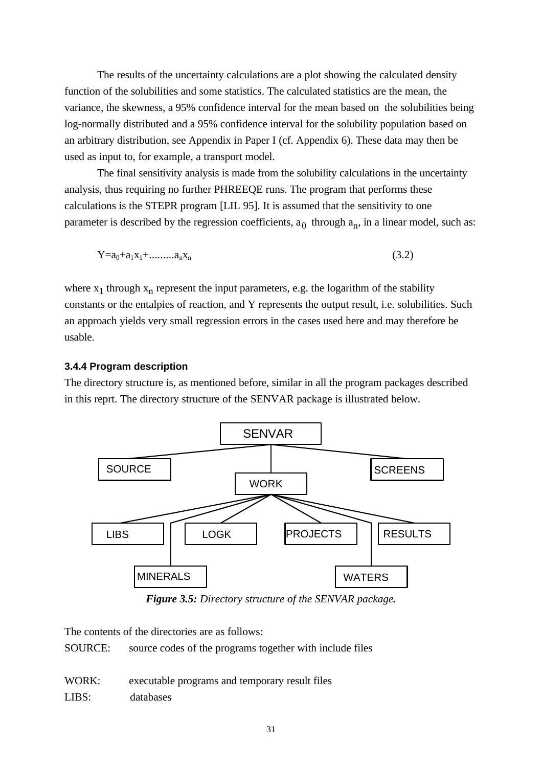The results of the uncertainty calculations are a plot showing the calculated density function of the solubilities and some statistics. The calculated statistics are the mean, the variance, the skewness, a 95% confidence interval for the mean based on the solubilities being log-normally distributed and a 95% confidence interval for the solubility population based on an arbitrary distribution, see Appendix in Paper I (cf. Appendix 6). These data may then be used as input to, for example, a transport model.

The final sensitivity analysis is made from the solubility calculations in the uncertainty analysis, thus requiring no further PHREEQE runs. The program that performs these calculations is the STEPR program [LIL 95]. It is assumed that the sensitivity to one parameter is described by the regression coefficients, $a_0$ through $a_n$, in a linear model, such as:

$$Y=a_0+a_1x_1+.........a_nx_n \qquad (3.2)$$

where $x_1$ through $x_n$ represent the input parameters, e.g. the logarithm of the stability constants or the entalpies of reaction, and Y represents the output result, i.e. solubilities. Such an approach yields very small regression errors in the cases used here and may therefore be usable.

### 3.4.4 Program description

The directory structure is, as mentioned before, similar in all the program packages described in this reprt. The directory structure of the SENVAR package is illustrated below.

```
SENVAR
├── SOURCE
├── WORK
│   ├── LIBS
│   ├── MINERALS
│   ├── LOGK
│   ├── PROJECTS
│   ├── WATERS
│   └── RESULTS
└── SCREENS
```

***Figure 3.5:*** *Directory structure of the SENVAR package.*

The contents of the directories are as follows:

SOURCE: source codes of the programs together with include files

WORK: executable programs and temporary result files

LIBS: databases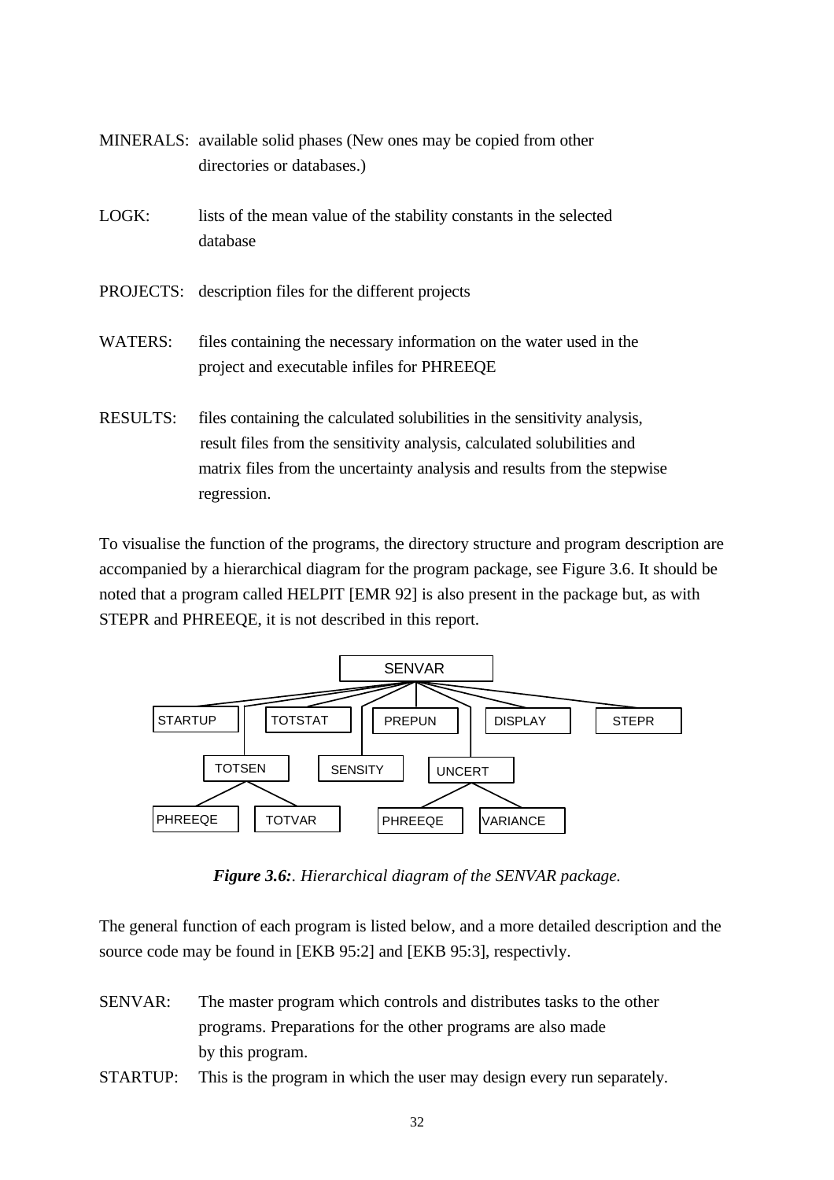MINERALS: available solid phases (New ones may be copied from other directories or databases.)

LOGK: lists of the mean value of the stability constants in the selected database

PROJECTS: description files for the different projects

WATERS: files containing the necessary information on the water used in the project and executable infiles for PHREEQE

RESULTS: files containing the calculated solubilities in the sensitivity analysis, result files from the sensitivity analysis, calculated solubilities and matrix files from the uncertainty analysis and results from the stepwise regression.

To visualise the function of the programs, the directory structure and program description are accompanied by a hierarchical diagram for the program package, see Figure 3.6. It should be noted that a program called HELPIT [EMR 92] is also present in the package but, as with STEPR and PHREEQE, it is not described in this report.

SENVAR

STARTUP TOTSTAT PREPUN DISPLAY STEPR

TOTSEN SENSITY UNCERT

PHREEQE TOTVAR PHREEQE VARIANCE

***Figure 3.6:***. *Hierarchical diagram of the SENVAR package.*

The general function of each program is listed below, and a more detailed description and the source code may be found in [EKB 95:2] and [EKB 95:3], respectivly.

SENVAR: The master program which controls and distributes tasks to the other programs. Preparations for the other programs are also made by this program.

STARTUP: This is the program in which the user may design every run separately.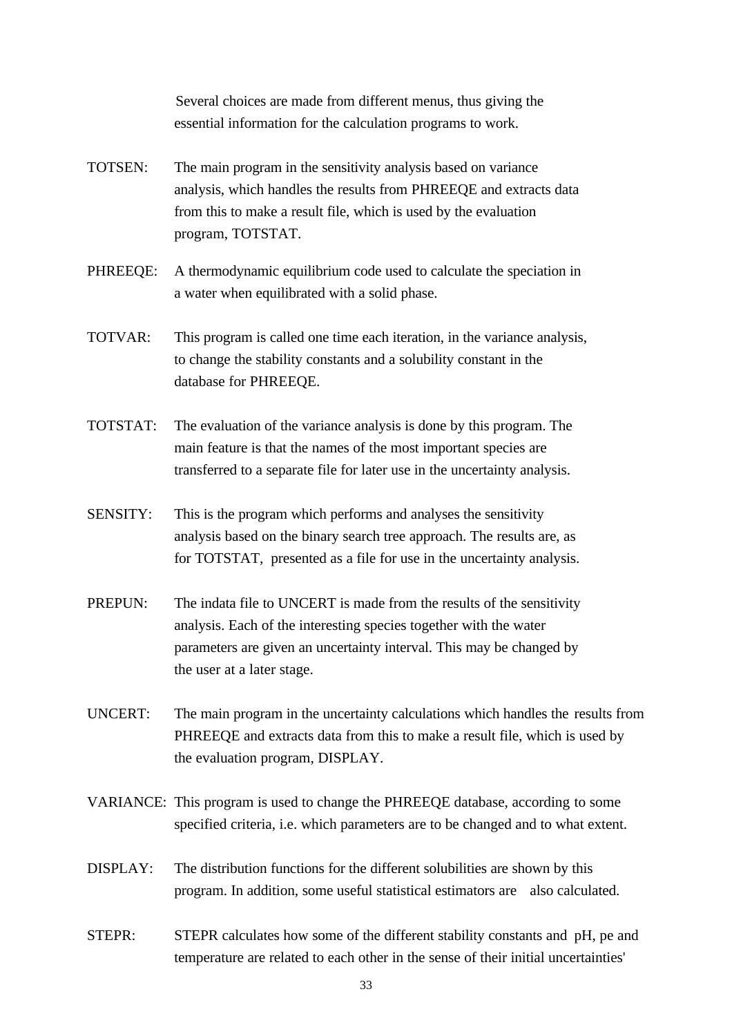Several choices are made from different menus, thus giving the essential information for the calculation programs to work.

TOTSEN: The main program in the sensitivity analysis based on variance analysis, which handles the results from PHREEQE and extracts data from this to make a result file, which is used by the evaluation program, TOTSTAT.

PHREEQE: A thermodynamic equilibrium code used to calculate the speciation in a water when equilibrated with a solid phase.

TOTVAR: This program is called one time each iteration, in the variance analysis, to change the stability constants and a solubility constant in the database for PHREEQE.

TOTSTAT: The evaluation of the variance analysis is done by this program. The main feature is that the names of the most important species are transferred to a separate file for later use in the uncertainty analysis.

SENSITY: This is the program which performs and analyses the sensitivity analysis based on the binary search tree approach. The results are, as for TOTSTAT, presented as a file for use in the uncertainty analysis.

PREPUN: The indata file to UNCERT is made from the results of the sensitivity analysis. Each of the interesting species together with the water parameters are given an uncertainty interval. This may be changed by the user at a later stage.

UNCERT: The main program in the uncertainty calculations which handles the results from PHREEQE and extracts data from this to make a result file, which is used by the evaluation program, DISPLAY.

VARIANCE: This program is used to change the PHREEQE database, according to some specified criteria, i.e. which parameters are to be changed and to what extent.

DISPLAY: The distribution functions for the different solubilities are shown by this program. In addition, some useful statistical estimators are also calculated.

STEPR: STEPR calculates how some of the different stability constants and pH, pe and temperature are related to each other in the sense of their initial uncertainties'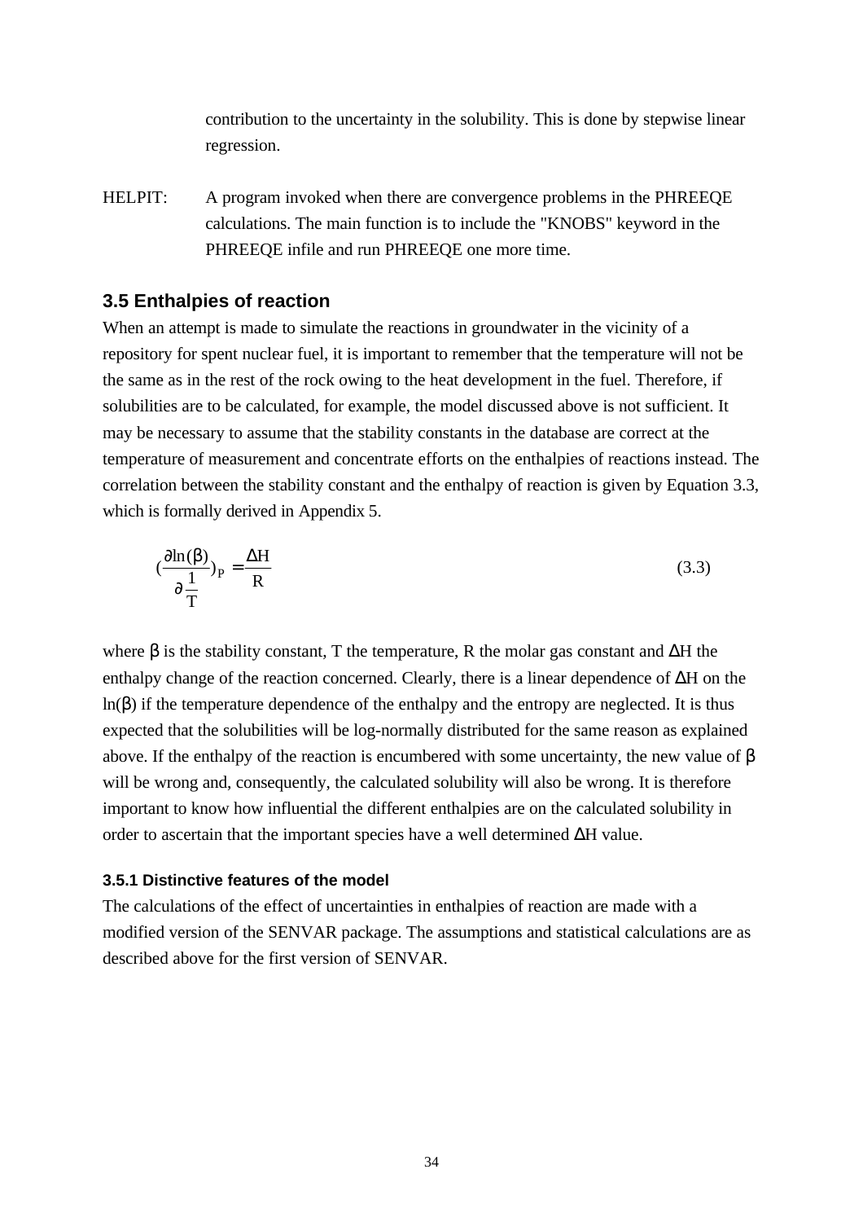contribution to the uncertainty in the solubility. This is done by stepwise linear regression.

HELPIT: A program invoked when there are convergence problems in the PHREEQE calculations. The main function is to include the "KNOBS" keyword in the PHREEQE infile and run PHREEQE one more time.

## 3.5 Enthalpies of reaction

When an attempt is made to simulate the reactions in groundwater in the vicinity of a repository for spent nuclear fuel, it is important to remember that the temperature will not be the same as in the rest of the rock owing to the heat development in the fuel. Therefore, if solubilities are to be calculated, for example, the model discussed above is not sufficient. It may be necessary to assume that the stability constants in the database are correct at the temperature of measurement and concentrate efforts on the enthalpies of reactions instead. The correlation between the stability constant and the enthalpy of reaction is given by Equation 3.3, which is formally derived in Appendix 5.

$$\left(\frac{\partial \ln(\beta)}{\partial \frac{1}{T}}\right)_P = \frac{\Delta H}{R} \tag{3.3}$$

where $\beta$ is the stability constant, T the temperature, R the molar gas constant and $\Delta$H the enthalpy change of the reaction concerned. Clearly, there is a linear dependence of $\Delta$H on the ln($\beta$) if the temperature dependence of the enthalpy and the entropy are neglected. It is thus expected that the solubilities will be log-normally distributed for the same reason as explained above. If the enthalpy of the reaction is encumbered with some uncertainty, the new value of $\beta$ will be wrong and, consequently, the calculated solubility will also be wrong. It is therefore important to know how influential the different enthalpies are on the calculated solubility in order to ascertain that the important species have a well determined $\Delta$H value.

### 3.5.1 Distinctive features of the model

The calculations of the effect of uncertainties in enthalpies of reaction are made with a modified version of the SENVAR package. The assumptions and statistical calculations are as described above for the first version of SENVAR.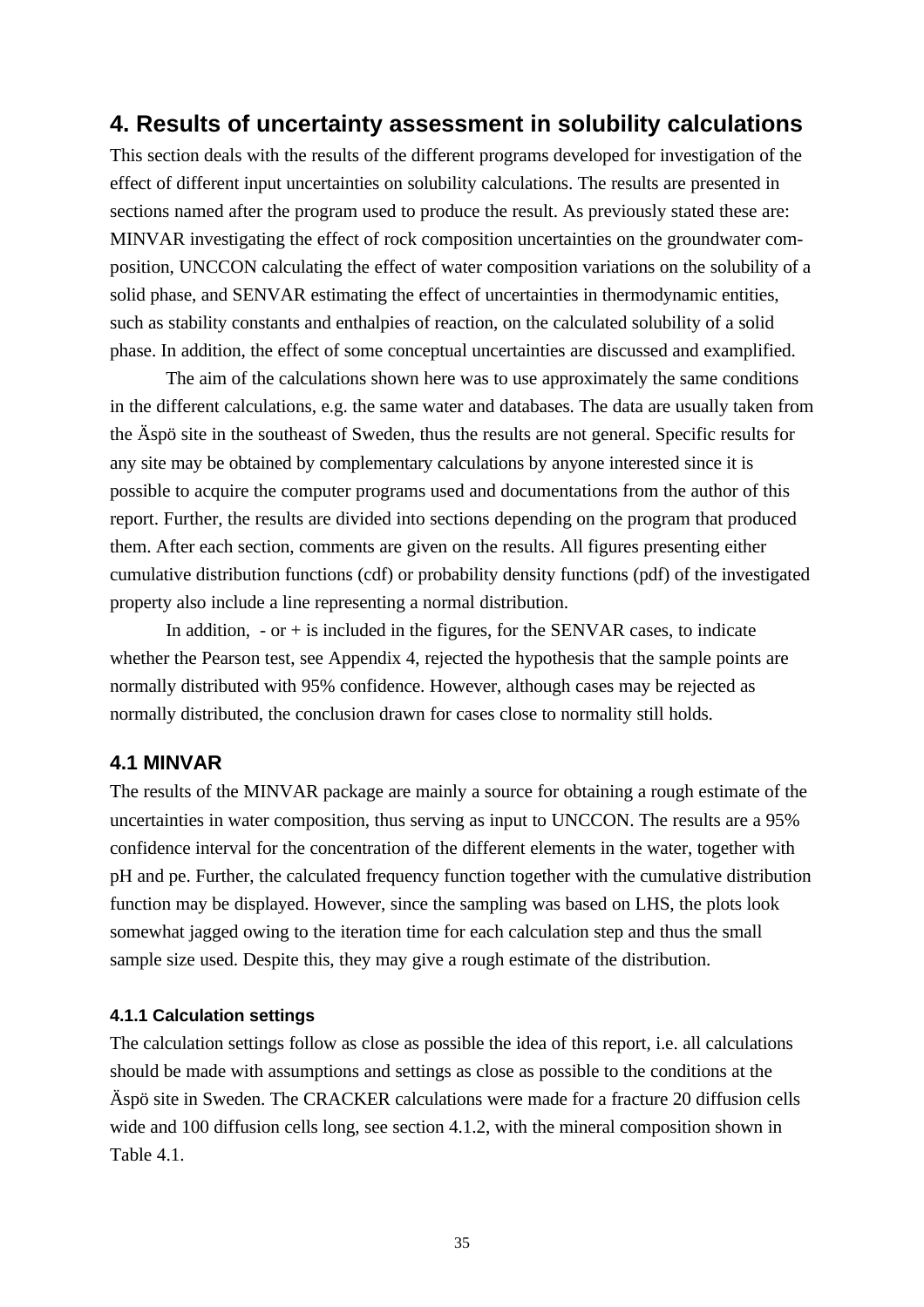# 4. Results of uncertainty assessment in solubility calculations

This section deals with the results of the different programs developed for investigation of the effect of different input uncertainties on solubility calculations. The results are presented in sections named after the program used to produce the result. As previously stated these are: MINVAR investigating the effect of rock composition uncertainties on the groundwater composition, UNCCON calculating the effect of water composition variations on the solubility of a solid phase, and SENVAR estimating the effect of uncertainties in thermodynamic entities, such as stability constants and enthalpies of reaction, on the calculated solubility of a solid phase. In addition, the effect of some conceptual uncertainties are discussed and examplified.

The aim of the calculations shown here was to use approximately the same conditions in the different calculations, e.g. the same water and databases. The data are usually taken from the Äspö site in the southeast of Sweden, thus the results are not general. Specific results for any site may be obtained by complementary calculations by anyone interested since it is possible to acquire the computer programs used and documentations from the author of this report. Further, the results are divided into sections depending on the program that produced them. After each section, comments are given on the results. All figures presenting either cumulative distribution functions (cdf) or probability density functions (pdf) of the investigated property also include a line representing a normal distribution.

In addition, - or + is included in the figures, for the SENVAR cases, to indicate whether the Pearson test, see Appendix 4, rejected the hypothesis that the sample points are normally distributed with 95% confidence. However, although cases may be rejected as normally distributed, the conclusion drawn for cases close to normality still holds.

## 4.1 MINVAR

The results of the MINVAR package are mainly a source for obtaining a rough estimate of the uncertainties in water composition, thus serving as input to UNCCON. The results are a 95% confidence interval for the concentration of the different elements in the water, together with pH and pe. Further, the calculated frequency function together with the cumulative distribution function may be displayed. However, since the sampling was based on LHS, the plots look somewhat jagged owing to the iteration time for each calculation step and thus the small sample size used. Despite this, they may give a rough estimate of the distribution.

### 4.1.1 Calculation settings

The calculation settings follow as close as possible the idea of this report, i.e. all calculations should be made with assumptions and settings as close as possible to the conditions at the Äspö site in Sweden. The CRACKER calculations were made for a fracture 20 diffusion cells wide and 100 diffusion cells long, see section 4.1.2, with the mineral composition shown in Table 4.1.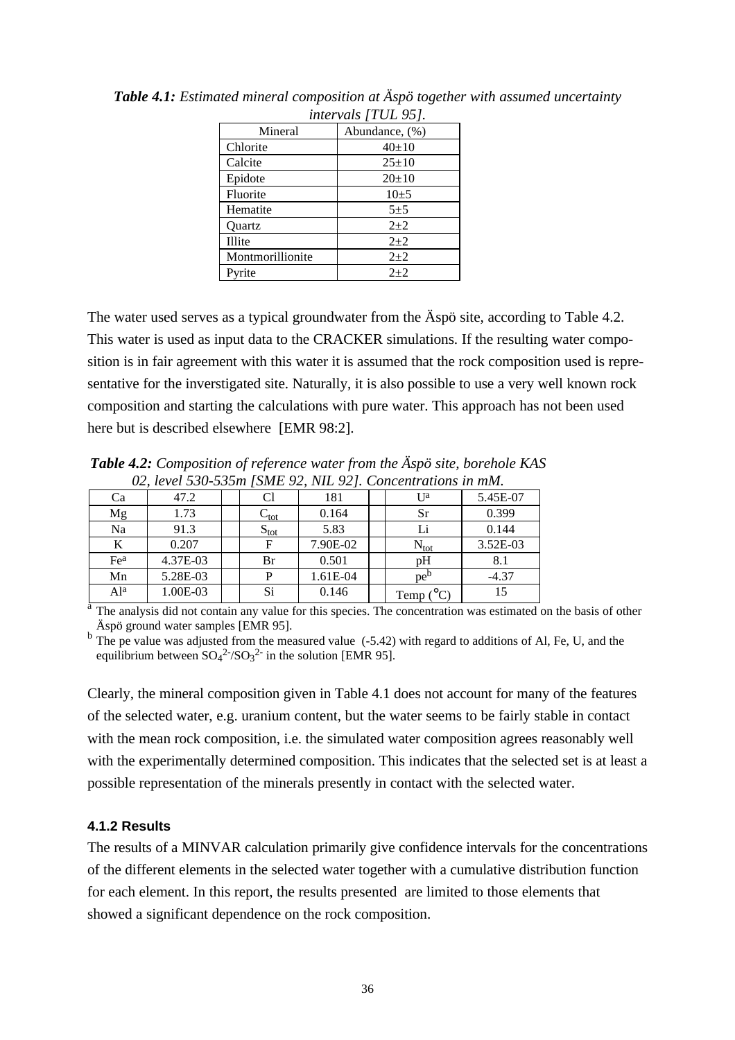***Table 4.1:*** *Estimated mineral composition at Äspö together with assumed uncertainty intervals [TUL 95].*

| Mineral | Abundance, (%) |
|---|---|
| Chlorite | 40±10 |
| Calcite | 25±10 |
| Epidote | 20±10 |
| Fluorite | 10±5 |
| Hematite | 5±5 |
| Quartz | 2±2 |
| Illite | 2±2 |
| Montmorillionite | 2±2 |
| Pyrite | 2±2 |

The water used serves as a typical groundwater from the Äspö site, according to Table 4.2. This water is used as input data to the CRACKER simulations. If the resulting water composition is in fair agreement with this water it is assumed that the rock composition used is representative for the inverstigated site. Naturally, it is also possible to use a very well known rock composition and starting the calculations with pure water. This approach has not been used here but is described elsewhere [EMR 98:2].

***Table 4.2:*** *Composition of reference water from the Äspö site, borehole KAS 02, level 530-535m [SME 92, NIL 92]. Concentrations in mM.*

| | | | | | | | | |
|---|---|---|---|---|---|---|---|---|
| Ca | 47.2 | | Cl | 181 | | U[a] | 5.45E-07 |
| Mg | 1.73 | | $C_{tot}$ | 0.164 | | Sr | 0.399 |
| Na | 91.3 | | $S_{tot}$ | 5.83 | | Li | 0.144 |
| K | 0.207 | | F | 7.90E-02 | | $N_{tot}$ | 3.52E-03 |
| Fe[a] | 4.37E-03 | | Br | 0.501 | | pH | 8.1 |
| Mn | 5.28E-03 | | P | 1.61E-04 | | pe[b] | -4.37 |
| Al[a] | 1.00E-03 | | Si | 0.146 | | Temp (°C) | 15 |

[a] The analysis did not contain any value for this species. The concentration was estimated on the basis of other Äspö ground water samples [EMR 95].

[b] The pe value was adjusted from the measured value (-5.42) with regard to additions of Al, Fe, U, and the equilibrium between $SO_4^{2-}/SO_3^{2-}$ in the solution [EMR 95].

Clearly, the mineral composition given in Table 4.1 does not account for many of the features of the selected water, e.g. uranium content, but the water seems to be fairly stable in contact with the mean rock composition, i.e. the simulated water composition agrees reasonably well with the experimentally determined composition. This indicates that the selected set is at least a possible representation of the minerals presently in contact with the selected water.

### 4.1.2 Results

The results of a MINVAR calculation primarily give confidence intervals for the concentrations of the different elements in the selected water together with a cumulative distribution function for each element. In this report, the results presented are limited to those elements that showed a significant dependence on the rock composition.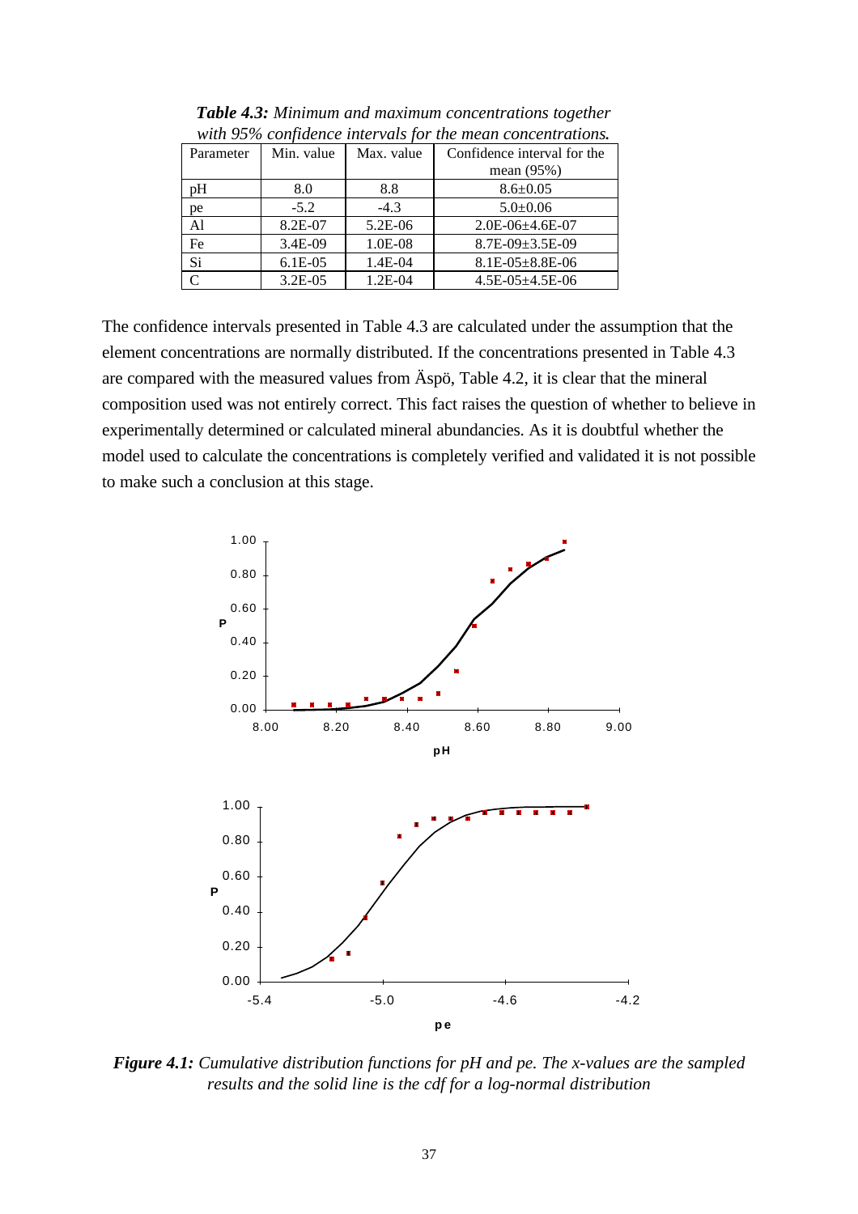***Table 4.3:*** *Minimum and maximum concentrations together with 95% confidence intervals for the mean concentrations.*

| Parameter | Min. value | Max. value | Confidence interval for the mean (95%) |
|---|---|---|---|
| pH | 8.0 | 8.8 | 8.6±0.05 |
| pe | -5.2 | -4.3 | 5.0±0.06 |
| Al | 8.2E-07 | 5.2E-06 | 2.0E-06±4.6E-07 |
| Fe | 3.4E-09 | 1.0E-08 | 8.7E-09±3.5E-09 |
| Si | 6.1E-05 | 1.4E-04 | 8.1E-05±8.8E-06 |
| C | 3.2E-05 | 1.2E-04 | 4.5E-05±4.5E-06 |

The confidence intervals presented in Table 4.3 are calculated under the assumption that the element concentrations are normally distributed. If the concentrations presented in Table 4.3 are compared with the measured values from Äspö, Table 4.2, it is clear that the mineral composition used was not entirely correct. This fact raises the question of whether to believe in experimentally determined or calculated mineral abundancies. As it is doubtful whether the model used to calculate the concentrations is completely verified and validated it is not possible to make such a conclusion at this stage.

***Figure 4.1:*** *Cumulative distribution functions for pH and pe. The x-values are the sampled results and the solid line is the cdf for a log-normal distribution*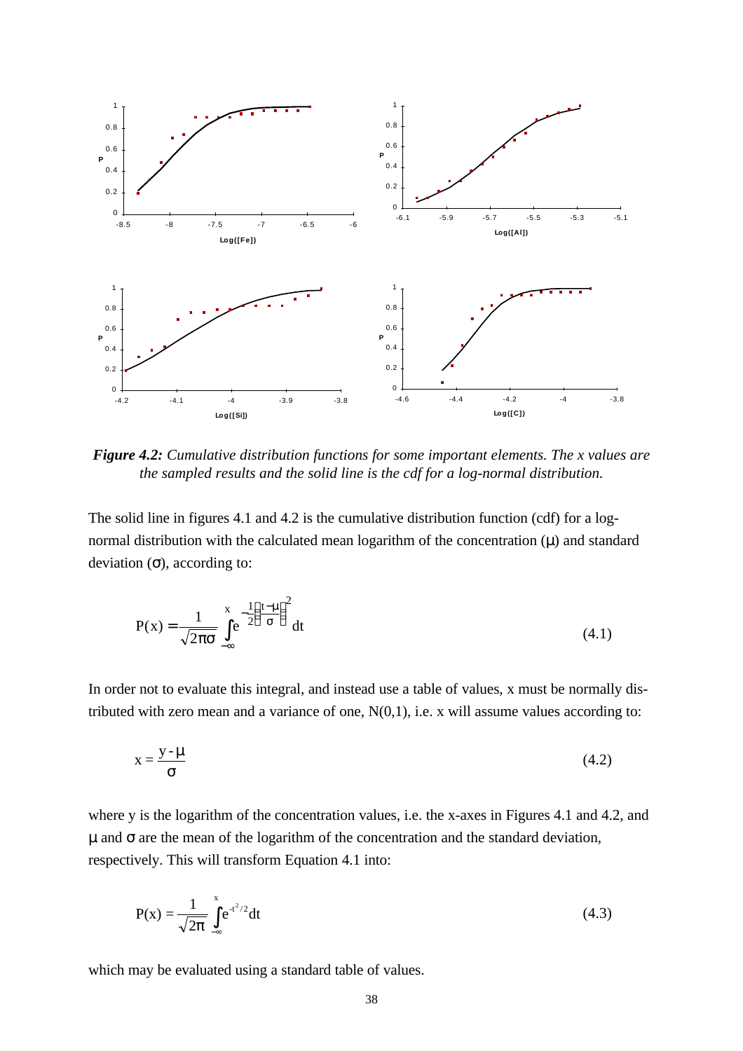**Figure 4.2:** *Cumulative distribution functions for some important elements. The x values are the sampled results and the solid line is the cdf for a log-normal distribution.*

The solid line in figures 4.1 and 4.2 is the cumulative distribution function (cdf) for a log-normal distribution with the calculated mean logarithm of the concentration ($\mu$) and standard deviation ($\sigma$), according to:

$$P(x) = \frac{1}{\sqrt{2\pi}\sigma} \int_{-\infty}^{x} e^{-\frac{1}{2}\left(\frac{t-\mu}{\sigma}\right)^2} dt \tag{4.1}$$

In order not to evaluate this integral, and instead use a table of values, x must be normally distributed with zero mean and a variance of one, N(0,1), i.e. x will assume values according to:

$$x = \frac{y - \mu}{\sigma} \tag{4.2}$$

where y is the logarithm of the concentration values, i.e. the x-axes in Figures 4.1 and 4.2, and $\mu$ and $\sigma$ are the mean of the logarithm of the concentration and the standard deviation, respectively. This will transform Equation 4.1 into:

$$P(x) = \frac{1}{\sqrt{2\pi}} \int_{-\infty}^{x} e^{-t^2/2} dt \tag{4.3}$$

which may be evaluated using a standard table of values.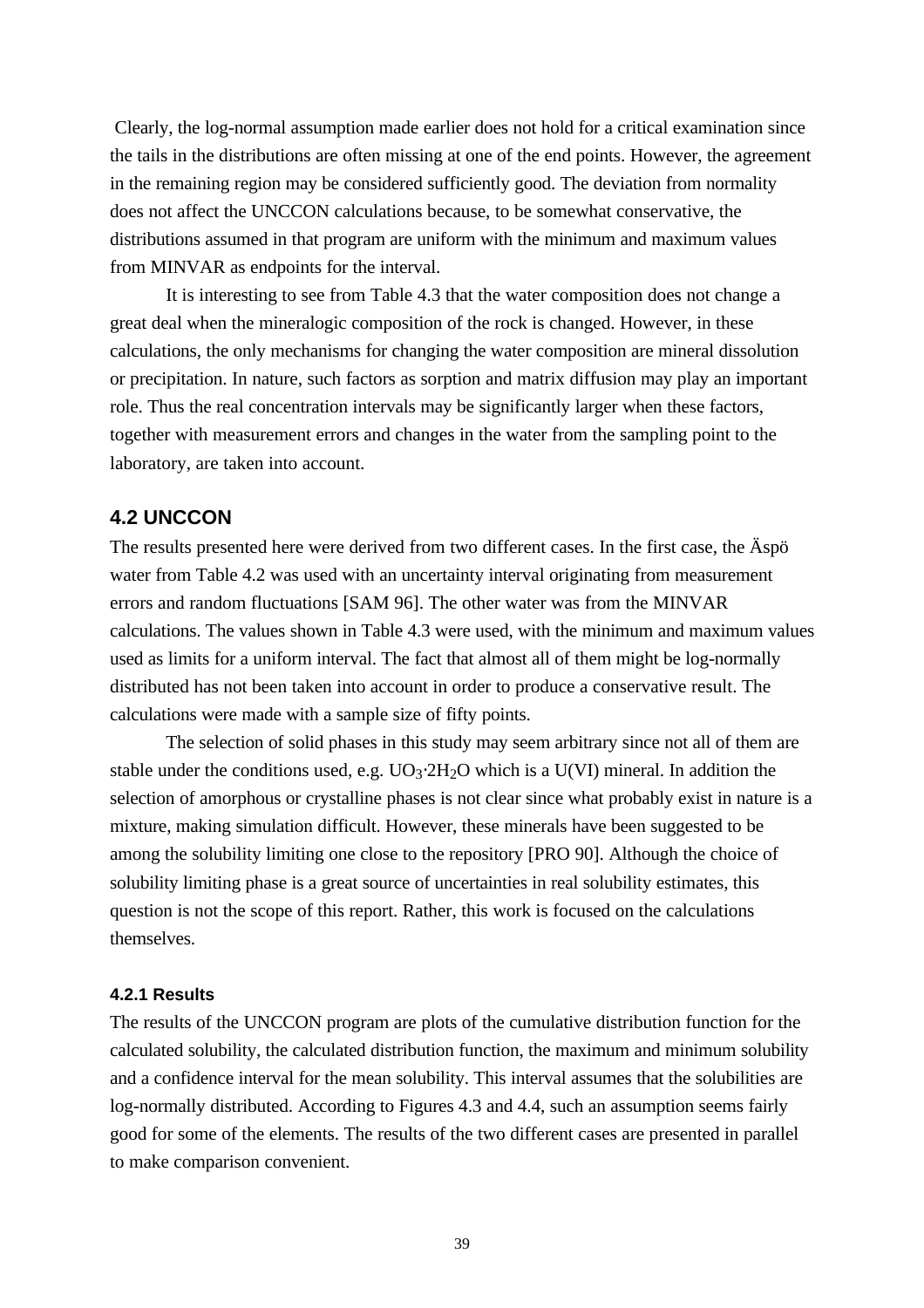Clearly, the log-normal assumption made earlier does not hold for a critical examination since the tails in the distributions are often missing at one of the end points. However, the agreement in the remaining region may be considered sufficiently good. The deviation from normality does not affect the UNCCON calculations because, to be somewhat conservative, the distributions assumed in that program are uniform with the minimum and maximum values from MINVAR as endpoints for the interval.

It is interesting to see from Table 4.3 that the water composition does not change a great deal when the mineralogic composition of the rock is changed. However, in these calculations, the only mechanisms for changing the water composition are mineral dissolution or precipitation. In nature, such factors as sorption and matrix diffusion may play an important role. Thus the real concentration intervals may be significantly larger when these factors, together with measurement errors and changes in the water from the sampling point to the laboratory, are taken into account.

## 4.2 UNCCON

The results presented here were derived from two different cases. In the first case, the Äspö water from Table 4.2 was used with an uncertainty interval originating from measurement errors and random fluctuations [SAM 96]. The other water was from the MINVAR calculations. The values shown in Table 4.3 were used, with the minimum and maximum values used as limits for a uniform interval. The fact that almost all of them might be log-normally distributed has not been taken into account in order to produce a conservative result. The calculations were made with a sample size of fifty points.

The selection of solid phases in this study may seem arbitrary since not all of them are stable under the conditions used, e.g. $UO_3{\cdot}2H_2O$ which is a U(VI) mineral. In addition the selection of amorphous or crystalline phases is not clear since what probably exist in nature is a mixture, making simulation difficult. However, these minerals have been suggested to be among the solubility limiting one close to the repository [PRO 90]. Although the choice of solubility limiting phase is a great source of uncertainties in real solubility estimates, this question is not the scope of this report. Rather, this work is focused on the calculations themselves.

### 4.2.1 Results

The results of the UNCCON program are plots of the cumulative distribution function for the calculated solubility, the calculated distribution function, the maximum and minimum solubility and a confidence interval for the mean solubility. This interval assumes that the solubilities are log-normally distributed. According to Figures 4.3 and 4.4, such an assumption seems fairly good for some of the elements. The results of the two different cases are presented in parallel to make comparison convenient.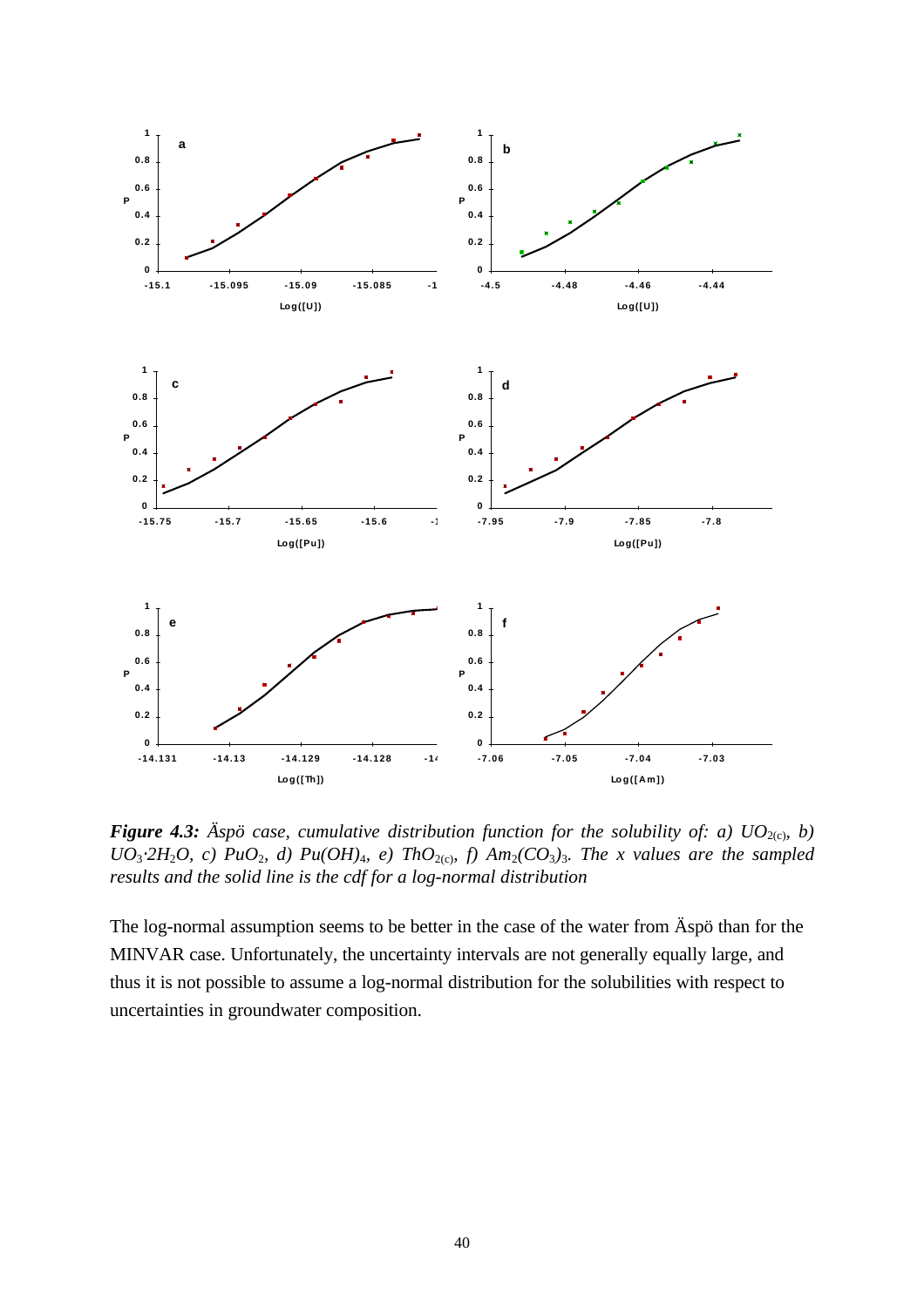***Figure 4.3:*** *Äspö case, cumulative distribution function for the solubility of: a) $UO_{2(c)}$, b) $UO_3{\cdot}2H_2O$, c) $PuO_2$, d) $Pu(OH)_4$, e) $ThO_{2(c)}$, f) $Am_2(CO_3)_3$. The x values are the sampled results and the solid line is the cdf for a log-normal distribution*

The log-normal assumption seems to be better in the case of the water from Äspö than for the MINVAR case. Unfortunately, the uncertainty intervals are not generally equally large, and thus it is not possible to assume a log-normal distribution for the solubilities with respect to uncertainties in groundwater composition.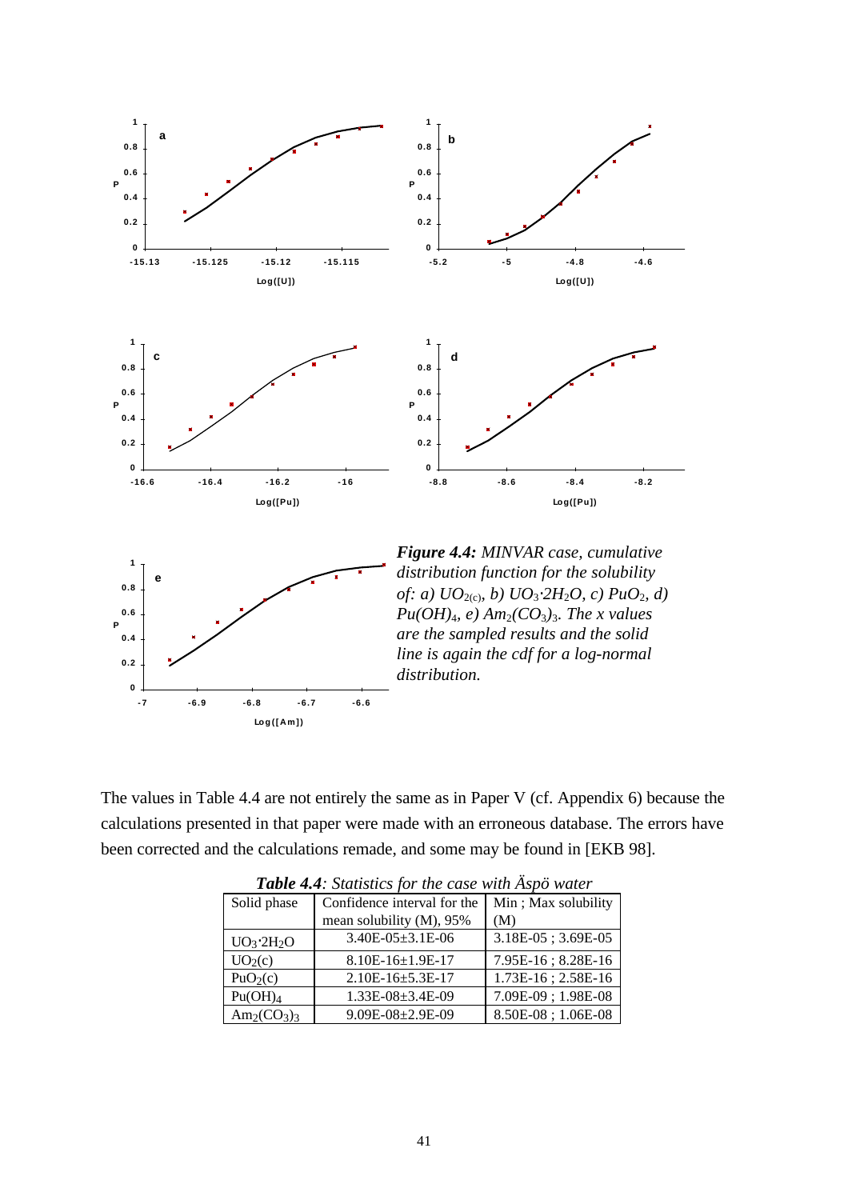***Figure 4.4:*** *MINVAR case, cumulative distribution function for the solubility of: a) $UO_{2(c)}$, b) $UO_3{\cdot}2H_2O$, c) $PuO_2$, d) $Pu(OH)_4$, e) $Am_2(CO_3)_3$. The x values are the sampled results and the solid line is again the cdf for a log-normal distribution.*

The values in Table 4.4 are not entirely the same as in Paper V (cf. Appendix 6) because the calculations presented in that paper were made with an erroneous database. The errors have been corrected and the calculations remade, and some may be found in [EKB 98].

***Table 4.4****: Statistics for the case with Äspö water*

| Solid phase | Confidence interval for the mean solubility (M), 95% | Min ; Max solubility (M) |
|---|---|---|
| $UO_3{\cdot}2H_2O$ | 3.40E-05±3.1E-06 | 3.18E-05 ; 3.69E-05 |
| $UO_2(c)$ | 8.10E-16±1.9E-17 | 7.95E-16 ; 8.28E-16 |
| $PuO_2(c)$ | 2.10E-16±5.3E-17 | 1.73E-16 ; 2.58E-16 |
| $Pu(OH)_4$ | 1.33E-08±3.4E-09 | 7.09E-09 ; 1.98E-08 |
| $Am_2(CO_3)_3$ | 9.09E-08±2.9E-09 | 8.50E-08 ; 1.06E-08 |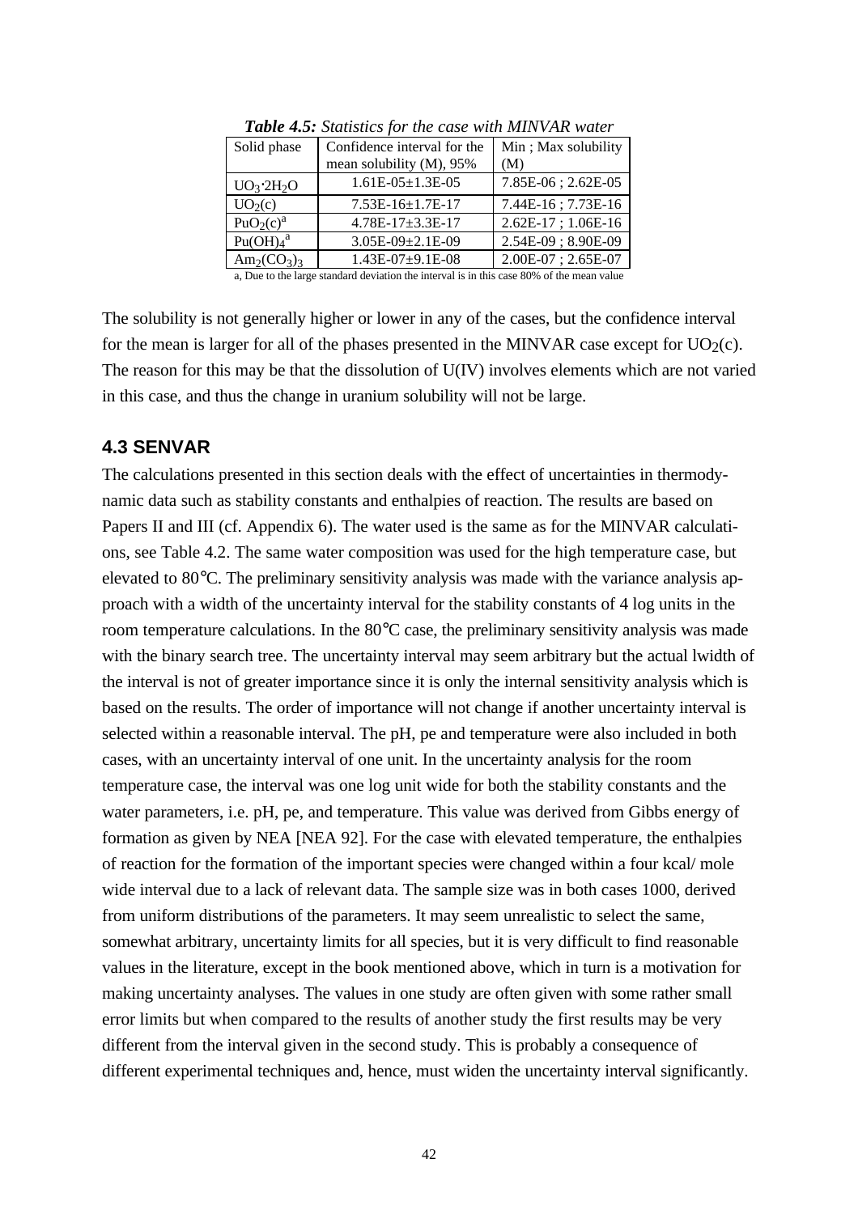***Table 4.5:*** *Statistics for the case with MINVAR water*

| Solid phase | Confidence interval for the mean solubility (M), 95% | Min ; Max solubility (M) |
|---|---|---|
| $UO_3{\cdot}2H_2O$ | 1.61E-05±1.3E-05 | 7.85E-06 ; 2.62E-05 |
| $UO_2(c)$ | 7.53E-16±1.7E-17 | 7.44E-16 ; 7.73E-16 |
| $PuO_2(c)$[a] | 4.78E-17±3.3E-17 | 2.62E-17 ; 1.06E-16 |
| $Pu(OH)_4$[a] | 3.05E-09±2.1E-09 | 2.54E-09 ; 8.90E-09 |
| $Am_2(CO_3)_3$ | 1.43E-07±9.1E-08 | 2.00E-07 ; 2.65E-07 |

a, Due to the large standard deviation the interval is in this case 80% of the mean value

The solubility is not generally higher or lower in any of the cases, but the confidence interval for the mean is larger for all of the phases presented in the MINVAR case except for $UO_2(c)$. The reason for this may be that the dissolution of U(IV) involves elements which are not varied in this case, and thus the change in uranium solubility will not be large.

## 4.3 SENVAR

The calculations presented in this section deals with the effect of uncertainties in thermodynamic data such as stability constants and enthalpies of reaction. The results are based on Papers II and III (cf. Appendix 6). The water used is the same as for the MINVAR calculations, see Table 4.2. The same water composition was used for the high temperature case, but elevated to 80°C. The preliminary sensitivity analysis was made with the variance analysis approach with a width of the uncertainty interval for the stability constants of 4 log units in the room temperature calculations. In the 80°C case, the preliminary sensitivity analysis was made with the binary search tree. The uncertainty interval may seem arbitrary but the actual lwidth of the interval is not of greater importance since it is only the internal sensitivity analysis which is based on the results. The order of importance will not change if another uncertainty interval is selected within a reasonable interval. The pH, pe and temperature were also included in both cases, with an uncertainty interval of one unit. In the uncertainty analysis for the room temperature case, the interval was one log unit wide for both the stability constants and the water parameters, i.e. pH, pe, and temperature. This value was derived from Gibbs energy of formation as given by NEA [NEA 92]. For the case with elevated temperature, the enthalpies of reaction for the formation of the important species were changed within a four kcal/ mole wide interval due to a lack of relevant data. The sample size was in both cases 1000, derived from uniform distributions of the parameters. It may seem unrealistic to select the same, somewhat arbitrary, uncertainty limits for all species, but it is very difficult to find reasonable values in the literature, except in the book mentioned above, which in turn is a motivation for making uncertainty analyses. The values in one study are often given with some rather small error limits but when compared to the results of another study the first results may be very different from the interval given in the second study. This is probably a consequence of different experimental techniques and, hence, must widen the uncertainty interval significantly.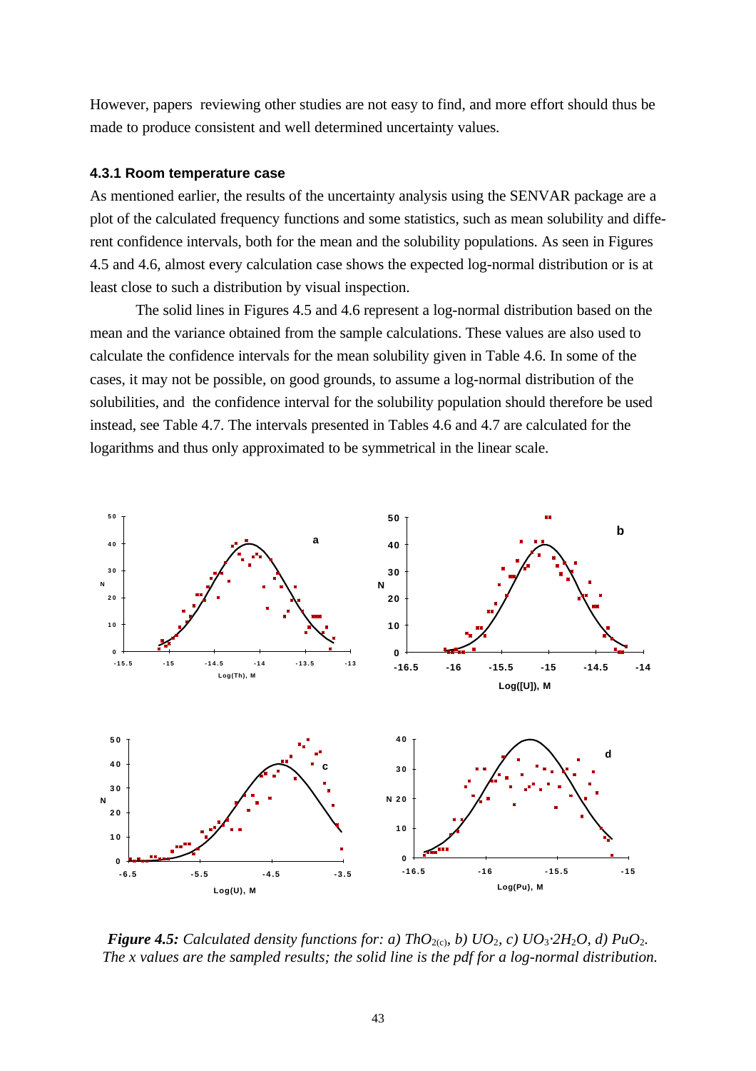However, papers reviewing other studies are not easy to find, and more effort should thus be made to produce consistent and well determined uncertainty values.

### 4.3.1 Room temperature case

As mentioned earlier, the results of the uncertainty analysis using the SENVAR package are a plot of the calculated frequency functions and some statistics, such as mean solubility and different confidence intervals, both for the mean and the solubility populations. As seen in Figures 4.5 and 4.6, almost every calculation case shows the expected log-normal distribution or is at least close to such a distribution by visual inspection.

The solid lines in Figures 4.5 and 4.6 represent a log-normal distribution based on the mean and the variance obtained from the sample calculations. These values are also used to calculate the confidence intervals for the mean solubility given in Table 4.6. In some of the cases, it may not be possible, on good grounds, to assume a log-normal distribution of the solubilities, and the confidence interval for the solubility population should therefore be used instead, see Table 4.7. The intervals presented in Tables 4.6 and 4.7 are calculated for the logarithms and thus only approximated to be symmetrical in the linear scale.

***Figure 4.5:*** *Calculated density functions for: a) $ThO_{2(c)}$, b) $UO_2$, c) $UO_3{\cdot}2H_2O$, d) $PuO_2$. The x values are the sampled results; the solid line is the pdf for a log-normal distribution.*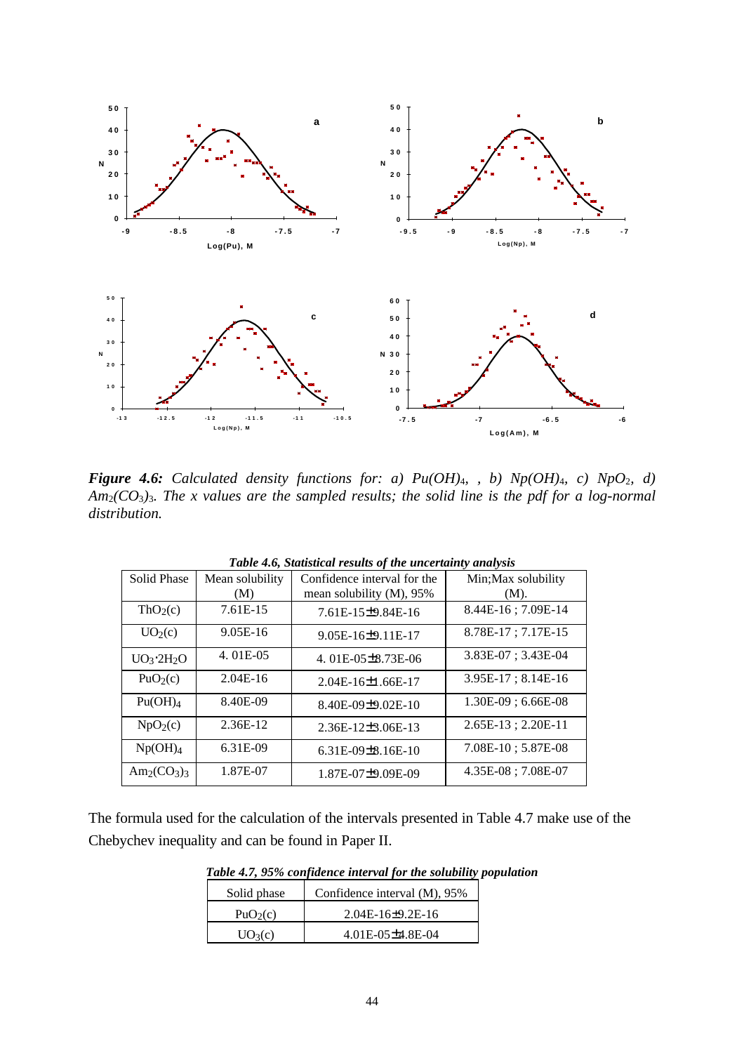***Figure 4.6:*** *Calculated density functions for: a) $Pu(OH)_4$, , b) $Np(OH)_4$, c) $NpO_2$, d) $Am_2(CO_3)_3$. The x values are the sampled results; the solid line is the pdf for a log-normal distribution.*

***Table 4.6, Statistical results of the uncertainty analysis***

| Solid Phase | Mean solubility (M) | Confidence interval for the mean solubility (M), 95% | Min;Max solubility (M). |
|---|---|---|---|
| $ThO_2(c)$ | 7.61E-15 | 7.61E-15±9.84E-16 | 8.44E-16 ; 7.09E-14 |
| $UO_2(c)$ | 9.05E-16 | 9.05E-16±9.11E-17 | 8.78E-17 ; 7.17E-15 |
| $UO_3{\cdot}2H_2O$ | 4. 01E-05 | 4. 01E-05±8.73E-06 | 3.83E-07 ; 3.43E-04 |
| $PuO_2(c)$ | 2.04E-16 | 2.04E-16±1.66E-17 | 3.95E-17 ; 8.14E-16 |
| $Pu(OH)_4$ | 8.40E-09 | 8.40E-09±9.02E-10 | 1.30E-09 ; 6.66E-08 |
| $NpO_2(c)$ | 2.36E-12 | 2.36E-12±3.06E-13 | 2.65E-13 ; 2.20E-11 |
| $Np(OH)_4$ | 6.31E-09 | 6.31E-09±8.16E-10 | 7.08E-10 ; 5.87E-08 |
| $Am_2(CO_3)_3$ | 1.87E-07 | 1.87E-07±9.09E-09 | 4.35E-08 ; 7.08E-07 |

The formula used for the calculation of the intervals presented in Table 4.7 make use of the Chebychev inequality and can be found in Paper II.

***Table 4.7, 95% confidence interval for the solubility population***

| Solid phase | Confidence interval (M), 95% |
|---|---|
| $PuO_2(c)$ | 2.04E-16±9.2E-16 |
| $UO_3(c)$ | 4.01E-05±4.8E-04 |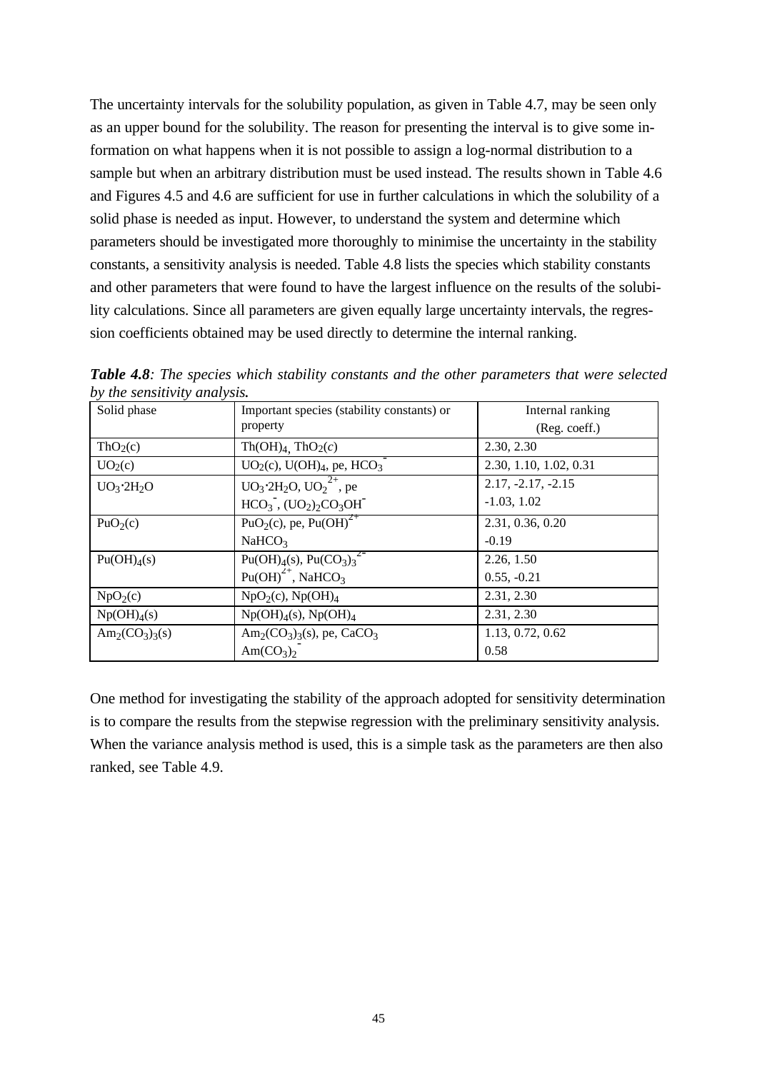The uncertainty intervals for the solubility population, as given in Table 4.7, may be seen only as an upper bound for the solubility. The reason for presenting the interval is to give some information on what happens when it is not possible to assign a log-normal distribution to a sample but when an arbitrary distribution must be used instead. The results shown in Table 4.6 and Figures 4.5 and 4.6 are sufficient for use in further calculations in which the solubility of a solid phase is needed as input. However, to understand the system and determine which parameters should be investigated more thoroughly to minimise the uncertainty in the stability constants, a sensitivity analysis is needed. Table 4.8 lists the species which stability constants and other parameters that were found to have the largest influence on the results of the solubility calculations. Since all parameters are given equally large uncertainty intervals, the regression coefficients obtained may be used directly to determine the internal ranking.

***Table 4.8****: The species which stability constants and the other parameters that were selected by the sensitivity analysis.*

| Solid phase | Important species (stability constants) or property | Internal ranking (Reg. coeff.) |
|---|---|---|
| $ThO_2(c)$ | $Th(OH)_4$, $ThO_2(c)$ | 2.30, 2.30 |
| $UO_2(c)$ | $UO_2(c)$, $U(OH)_4$, pe, $HCO_3^-$ | 2.30, 1.10, 1.02, 0.31 |
| $UO_3{\cdot}2H_2O$ | $UO_3{\cdot}2H_2O$, $UO_2^{2+}$, pe<br>$HCO_3^-$, $(UO_2)_2CO_3OH^-$ | 2.17, -2.17, -2.15<br>-1.03, 1.02 |
| $PuO_2(c)$ | $PuO_2(c)$, pe, $Pu(OH)^{2+}$<br>$NaHCO_3$ | 2.31, 0.36, 0.20<br>-0.19 |
| $Pu(OH)_4(s)$ | $Pu(OH)_4(s)$, $Pu(CO_3)_3^{2-}$<br>$Pu(OH)^{2+}$, $NaHCO_3$ | 2.26, 1.50<br>0.55, -0.21 |
| $NpO_2(c)$ | $NpO_2(c)$, $Np(OH)_4$ | 2.31, 2.30 |
| $Np(OH)_4(s)$ | $Np(OH)_4(s)$, $Np(OH)_4$ | 2.31, 2.30 |
| $Am_2(CO_3)_3(s)$ | $Am_2(CO_3)_3(s)$, pe, $CaCO_3$<br>$Am(CO_3)_2^-$ | 1.13, 0.72, 0.62<br>0.58 |

One method for investigating the stability of the approach adopted for sensitivity determination is to compare the results from the stepwise regression with the preliminary sensitivity analysis. When the variance analysis method is used, this is a simple task as the parameters are then also ranked, see Table 4.9.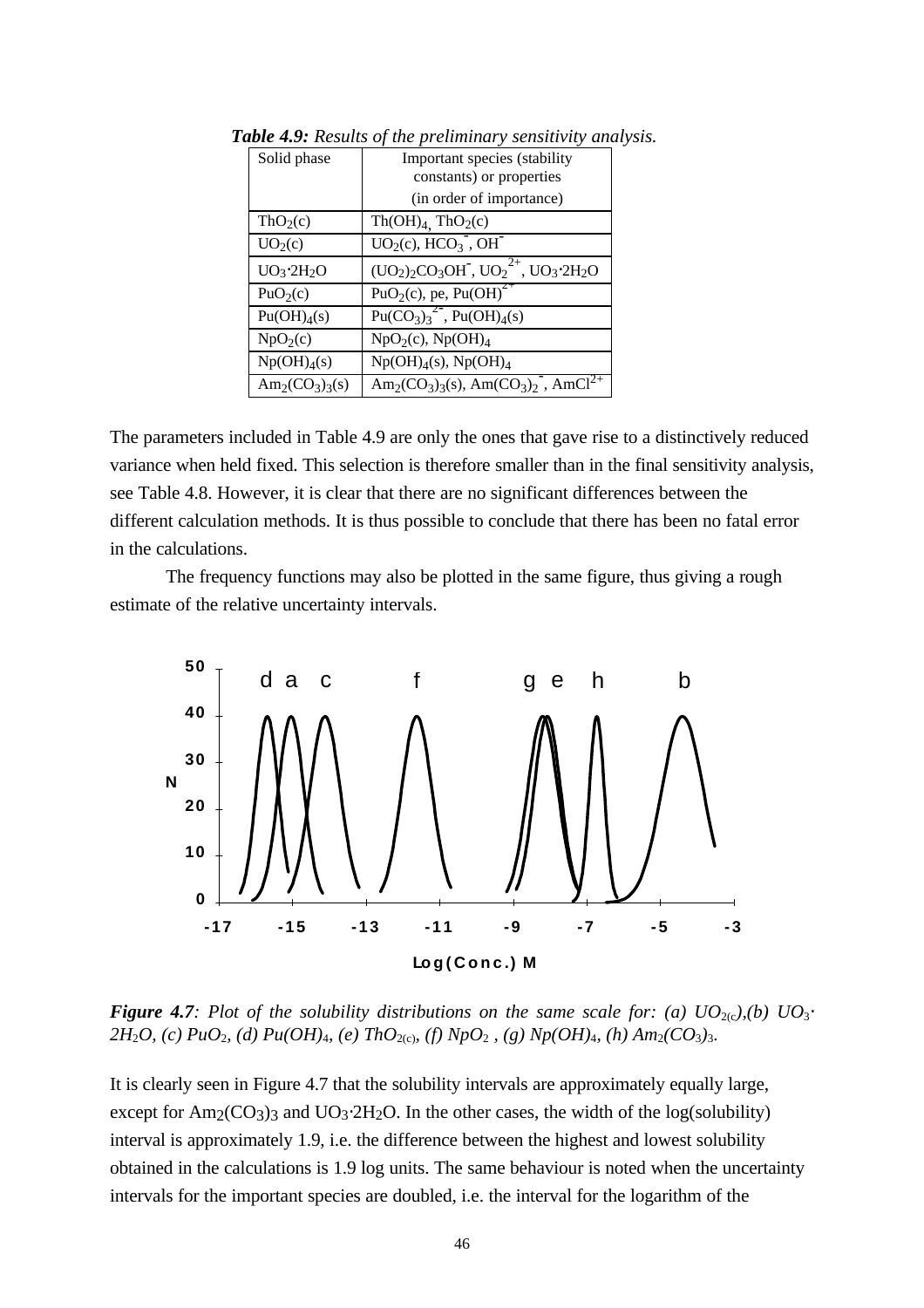***Table 4.9:*** *Results of the preliminary sensitivity analysis.*

| Solid phase | Important species (stability constants) or properties (in order of importance) |
|---|---|
| $ThO_2(c)$ | $Th(OH)_4$, $ThO_2(c)$ |
| $UO_2(c)$ | $UO_2(c)$, $HCO_3^-$, $OH^-$ |
| $UO_3{\cdot}2H_2O$ | $(UO_2)_2CO_3OH^-$, $UO_2^{2+}$, $UO_3{\cdot}2H_2O$ |
| $PuO_2(c)$ | $PuO_2(c)$, pe, $Pu(OH)^{2+}$ |
| $Pu(OH)_4(s)$ | $Pu(CO_3)_3^{2-}$, $Pu(OH)_4(s)$ |
| $NpO_2(c)$ | $NpO_2(c)$, $Np(OH)_4$ |
| $Np(OH)_4(s)$ | $Np(OH)_4(s)$, $Np(OH)_4$ |
| $Am_2(CO_3)_3(s)$ | $Am_2(CO_3)_3(s)$, $Am(CO_3)_2^-$, $AmCl^{2+}$ |

The parameters included in Table 4.9 are only the ones that gave rise to a distinctively reduced variance when held fixed. This selection is therefore smaller than in the final sensitivity analysis, see Table 4.8. However, it is clear that there are no significant differences between the different calculation methods. It is thus possible to conclude that there has been no fatal error in the calculations.

The frequency functions may also be plotted in the same figure, thus giving a rough estimate of the relative uncertainty intervals.

***Figure 4.7****: Plot of the solubility distributions on the same scale for: (a) $UO_{2(c)}$,(b) $UO_3{\cdot}2H_2O$, (c) $PuO_2$, (d) $Pu(OH)_4$, (e) $ThO_{2(c)}$, (f) $NpO_2$ , (g) $Np(OH)_4$, (h) $Am_2(CO_3)_3$.*

It is clearly seen in Figure 4.7 that the solubility intervals are approximately equally large, except for $Am_2(CO_3)_3$ and $UO_3{\cdot}2H_2O$. In the other cases, the width of the log(solubility) interval is approximately 1.9, i.e. the difference between the highest and lowest solubility obtained in the calculations is 1.9 log units. The same behaviour is noted when the uncertainty intervals for the important species are doubled, i.e. the interval for the logarithm of the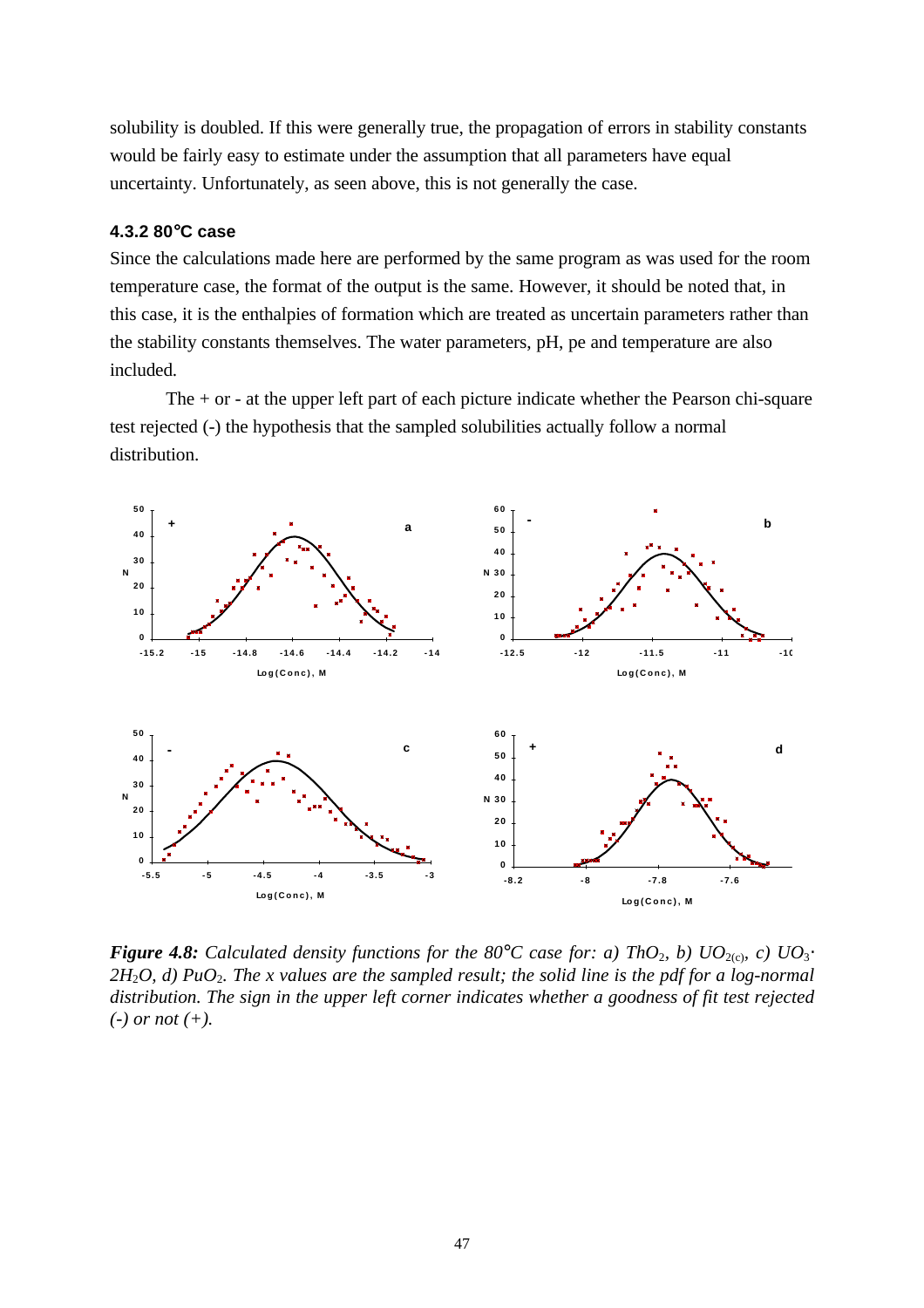solubility is doubled. If this were generally true, the propagation of errors in stability constants would be fairly easy to estimate under the assumption that all parameters have equal uncertainty. Unfortunately, as seen above, this is not generally the case.

### 4.3.2 80°C case

Since the calculations made here are performed by the same program as was used for the room temperature case, the format of the output is the same. However, it should be noted that, in this case, it is the enthalpies of formation which are treated as uncertain parameters rather than the stability constants themselves. The water parameters, pH, pe and temperature are also included.

The + or - at the upper left part of each picture indicate whether the Pearson chi-square test rejected (-) the hypothesis that the sampled solubilities actually follow a normal distribution.

***Figure 4.8:*** *Calculated density functions for the 80°C case for: a)* $ThO_2$*, b)* $UO_{2(c)}$*, c)* $UO_3 \cdot 2H_2O$*, d)* $PuO_2$*. The x values are the sampled result; the solid line is the pdf for a log-normal distribution. The sign in the upper left corner indicates whether a goodness of fit test rejected (-) or not (+).*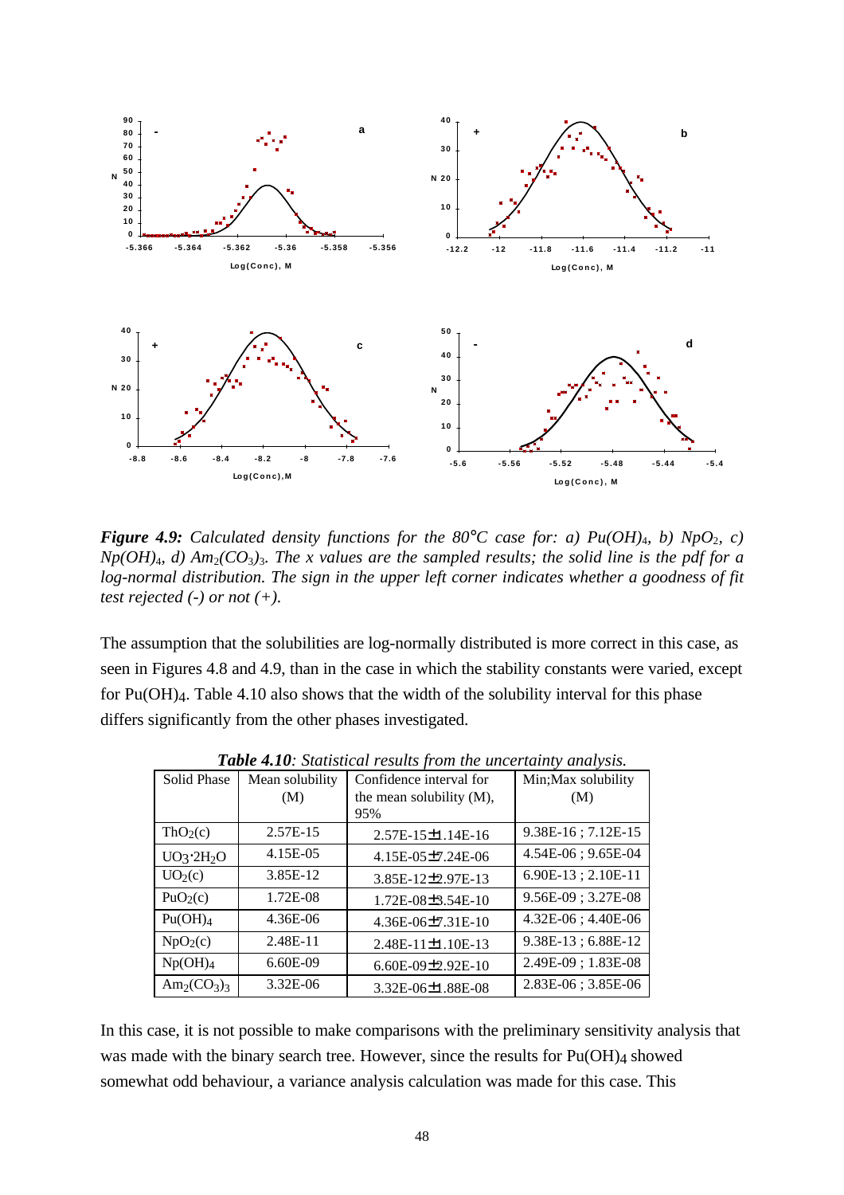***Figure 4.9:*** *Calculated density functions for the 80°C case for: a) $Pu(OH)_4$, b) $NpO_2$, c) $Np(OH)_4$, d) $Am_2(CO_3)_3$. The x values are the sampled results; the solid line is the pdf for a log-normal distribution. The sign in the upper left corner indicates whether a goodness of fit test rejected (-) or not (+).*

The assumption that the solubilities are log-normally distributed is more correct in this case, as seen in Figures 4.8 and 4.9, than in the case in which the stability constants were varied, except for $Pu(OH)_4$. Table 4.10 also shows that the width of the solubility interval for this phase differs significantly from the other phases investigated.

***Table 4.10***: *Statistical results from the uncertainty analysis.*

| Solid Phase | Mean solubility (M) | Confidence interval for the mean solubility (M), 95% | Min;Max solubility (M) |
|---|---|---|---|
| $ThO_2(c)$ | 2.57E-15 | 2.57E-15±1.14E-16 | 9.38E-16 ; 7.12E-15 |
| $UO_3{\cdot}2H_2O$ | 4.15E-05 | 4.15E-05±7.24E-06 | 4.54E-06 ; 9.65E-04 |
| $UO_2(c)$ | 3.85E-12 | 3.85E-12±2.97E-13 | 6.90E-13 ; 2.10E-11 |
| $PuO_2(c)$ | 1.72E-08 | 1.72E-08±3.54E-10 | 9.56E-09 ; 3.27E-08 |
| $Pu(OH)_4$ | 4.36E-06 | 4.36E-06±7.31E-10 | 4.32E-06 ; 4.40E-06 |
| $NpO_2(c)$ | 2.48E-11 | 2.48E-11±1.10E-13 | 9.38E-13 ; 6.88E-12 |
| $Np(OH)_4$ | 6.60E-09 | 6.60E-09±2.92E-10 | 2.49E-09 ; 1.83E-08 |
| $Am_2(CO_3)_3$ | 3.32E-06 | 3.32E-06±1.88E-08 | 2.83E-06 ; 3.85E-06 |

In this case, it is not possible to make comparisons with the preliminary sensitivity analysis that was made with the binary search tree. However, since the results for $Pu(OH)_4$ showed somewhat odd behaviour, a variance analysis calculation was made for this case. This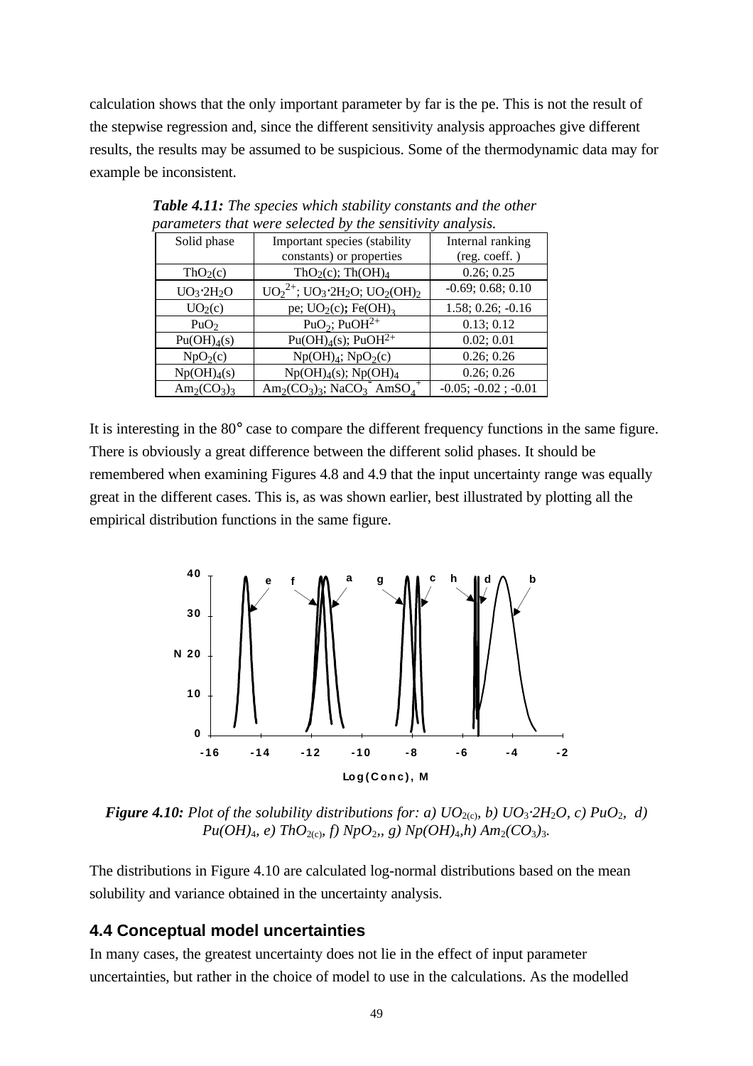calculation shows that the only important parameter by far is the pe. This is not the result of the stepwise regression and, since the different sensitivity analysis approaches give different results, the results may be assumed to be suspicious. Some of the thermodynamic data may for example be inconsistent.

***Table 4.11:*** *The species which stability constants and the other parameters that were selected by the sensitivity analysis.*

| Solid phase | Important species (stability constants) or properties | Internal ranking (reg. coeff. ) |
|---|---|---|
| $ThO_2(c)$ | $ThO_2(c)$; $Th(OH)_4$ | 0.26; 0.25 |
| $UO_3{\cdot}2H_2O$ | $UO_2^{2+}$; $UO_3{\cdot}2H_2O$; $UO_2(OH)_2$ | -0.69; 0.68; 0.10 |
| $UO_2(c)$ | pe; $UO_2(c)$; $Fe(OH)_3$ | 1.58; 0.26; -0.16 |
| $PuO_2$ | $PuO_2$; $PuOH^{2+}$ | 0.13; 0.12 |
| $Pu(OH)_4(s)$ | $Pu(OH)_4(s)$; $PuOH^{2+}$ | 0.02; 0.01 |
| $NpO_2(c)$ | $Np(OH)_4$; $NpO_2(c)$ | 0.26; 0.26 |
| $Np(OH)_4(s)$ | $Np(OH)_4(s)$; $Np(OH)_4$ | 0.26; 0.26 |
| $Am_2(CO_3)_3$ | $Am_2(CO_3)_3$; $NaCO_3^-$ $AmSO_4^+$ | -0.05; -0.02 ; -0.01 |

It is interesting in the 80° case to compare the different frequency functions in the same figure. There is obviously a great difference between the different solid phases. It should be remembered when examining Figures 4.8 and 4.9 that the input uncertainty range was equally great in the different cases. This is, as was shown earlier, best illustrated by plotting all the empirical distribution functions in the same figure.

***Figure 4.10:*** *Plot of the solubility distributions for: a) $UO_{2(c)}$, b) $UO_3{\cdot}2H_2O$, c) $PuO_2$, d) $Pu(OH)_4$, e) $ThO_{2(c)}$, f) $NpO_2$,, g) $Np(OH)_4$,h) $Am_2(CO_3)_3$.*

The distributions in Figure 4.10 are calculated log-normal distributions based on the mean solubility and variance obtained in the uncertainty analysis.

## 4.4 Conceptual model uncertainties

In many cases, the greatest uncertainty does not lie in the effect of input parameter uncertainties, but rather in the choice of model to use in the calculations. As the modelled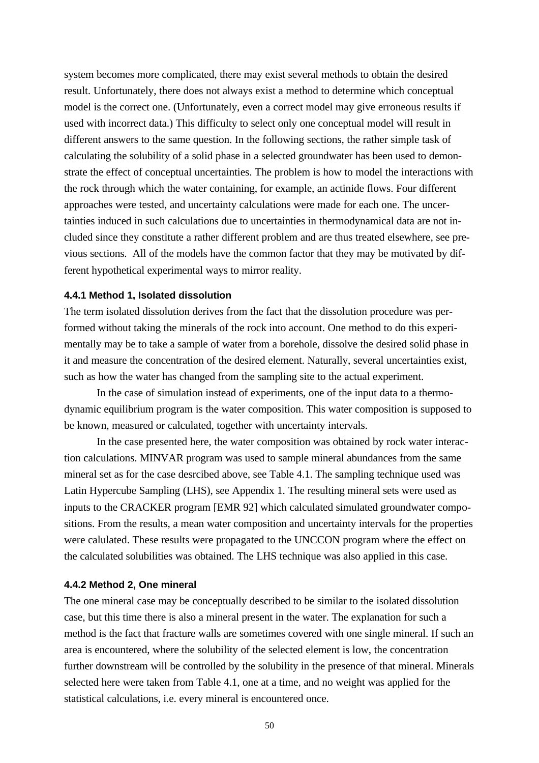system becomes more complicated, there may exist several methods to obtain the desired result. Unfortunately, there does not always exist a method to determine which conceptual model is the correct one. (Unfortunately, even a correct model may give erroneous results if used with incorrect data.) This difficulty to select only one conceptual model will result in different answers to the same question. In the following sections, the rather simple task of calculating the solubility of a solid phase in a selected groundwater has been used to demonstrate the effect of conceptual uncertainties. The problem is how to model the interactions with the rock through which the water containing, for example, an actinide flows. Four different approaches were tested, and uncertainty calculations were made for each one. The uncertainties induced in such calculations due to uncertainties in thermodynamical data are not included since they constitute a rather different problem and are thus treated elsewhere, see previous sections. All of the models have the common factor that they may be motivated by different hypothetical experimental ways to mirror reality.

#### 4.4.1 Method 1, Isolated dissolution

The term isolated dissolution derives from the fact that the dissolution procedure was performed without taking the minerals of the rock into account. One method to do this experimentally may be to take a sample of water from a borehole, dissolve the desired solid phase in it and measure the concentration of the desired element. Naturally, several uncertainties exist, such as how the water has changed from the sampling site to the actual experiment.

In the case of simulation instead of experiments, one of the input data to a thermodynamic equilibrium program is the water composition. This water composition is supposed to be known, measured or calculated, together with uncertainty intervals.

In the case presented here, the water composition was obtained by rock water interaction calculations. MINVAR program was used to sample mineral abundances from the same mineral set as for the case desrcibed above, see Table 4.1. The sampling technique used was Latin Hypercube Sampling (LHS), see Appendix 1. The resulting mineral sets were used as inputs to the CRACKER program [EMR 92] which calculated simulated groundwater compositions. From the results, a mean water composition and uncertainty intervals for the properties were calulated. These results were propagated to the UNCCON program where the effect on the calculated solubilities was obtained. The LHS technique was also applied in this case.

#### 4.4.2 Method 2, One mineral

The one mineral case may be conceptually described to be similar to the isolated dissolution case, but this time there is also a mineral present in the water. The explanation for such a method is the fact that fracture walls are sometimes covered with one single mineral. If such an area is encountered, where the solubility of the selected element is low, the concentration further downstream will be controlled by the solubility in the presence of that mineral. Minerals selected here were taken from Table 4.1, one at a time, and no weight was applied for the statistical calculations, i.e. every mineral is encountered once.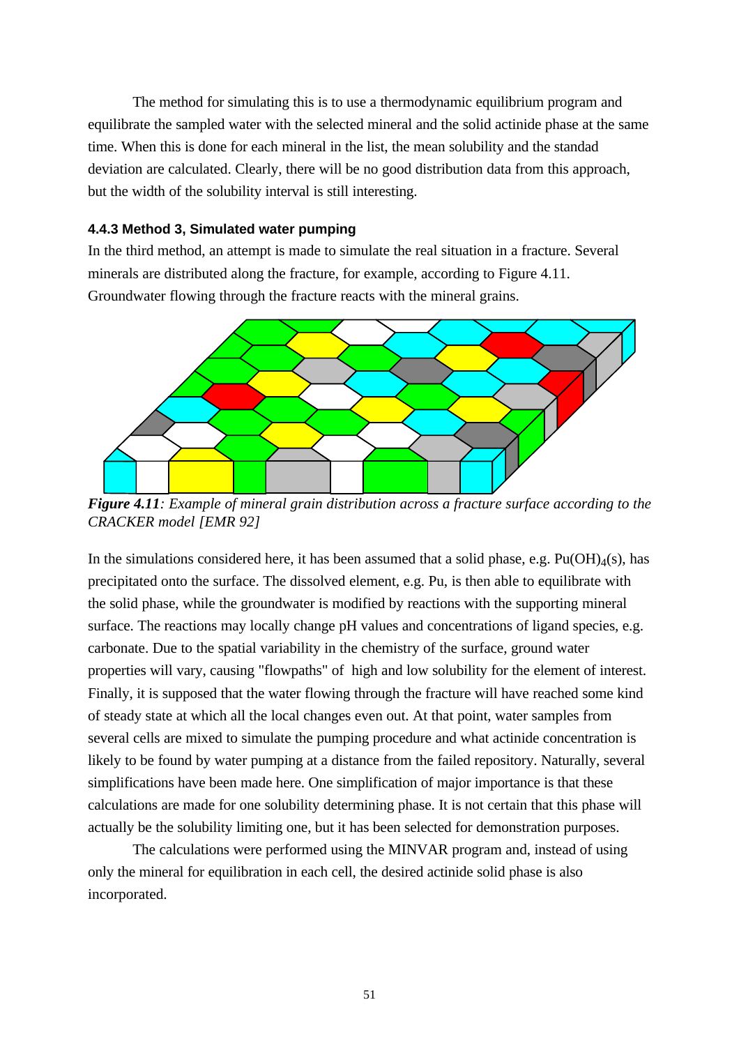The method for simulating this is to use a thermodynamic equilibrium program and equilibrate the sampled water with the selected mineral and the solid actinide phase at the same time. When this is done for each mineral in the list, the mean solubility and the standad deviation are calculated. Clearly, there will be no good distribution data from this approach, but the width of the solubility interval is still interesting.

### 4.4.3 Method 3, Simulated water pumping

In the third method, an attempt is made to simulate the real situation in a fracture. Several minerals are distributed along the fracture, for example, according to Figure 4.11. Groundwater flowing through the fracture reacts with the mineral grains.

***Figure 4.11****: Example of mineral grain distribution across a fracture surface according to the CRACKER model [EMR 92]*

In the simulations considered here, it has been assumed that a solid phase, e.g. $Pu(OH)_4(s)$, has precipitated onto the surface. The dissolved element, e.g. Pu, is then able to equilibrate with the solid phase, while the groundwater is modified by reactions with the supporting mineral surface. The reactions may locally change pH values and concentrations of ligand species, e.g. carbonate. Due to the spatial variability in the chemistry of the surface, ground water properties will vary, causing "flowpaths" of high and low solubility for the element of interest. Finally, it is supposed that the water flowing through the fracture will have reached some kind of steady state at which all the local changes even out. At that point, water samples from several cells are mixed to simulate the pumping procedure and what actinide concentration is likely to be found by water pumping at a distance from the failed repository. Naturally, several simplifications have been made here. One simplification of major importance is that these calculations are made for one solubility determining phase. It is not certain that this phase will actually be the solubility limiting one, but it has been selected for demonstration purposes.

The calculations were performed using the MINVAR program and, instead of using only the mineral for equilibration in each cell, the desired actinide solid phase is also incorporated.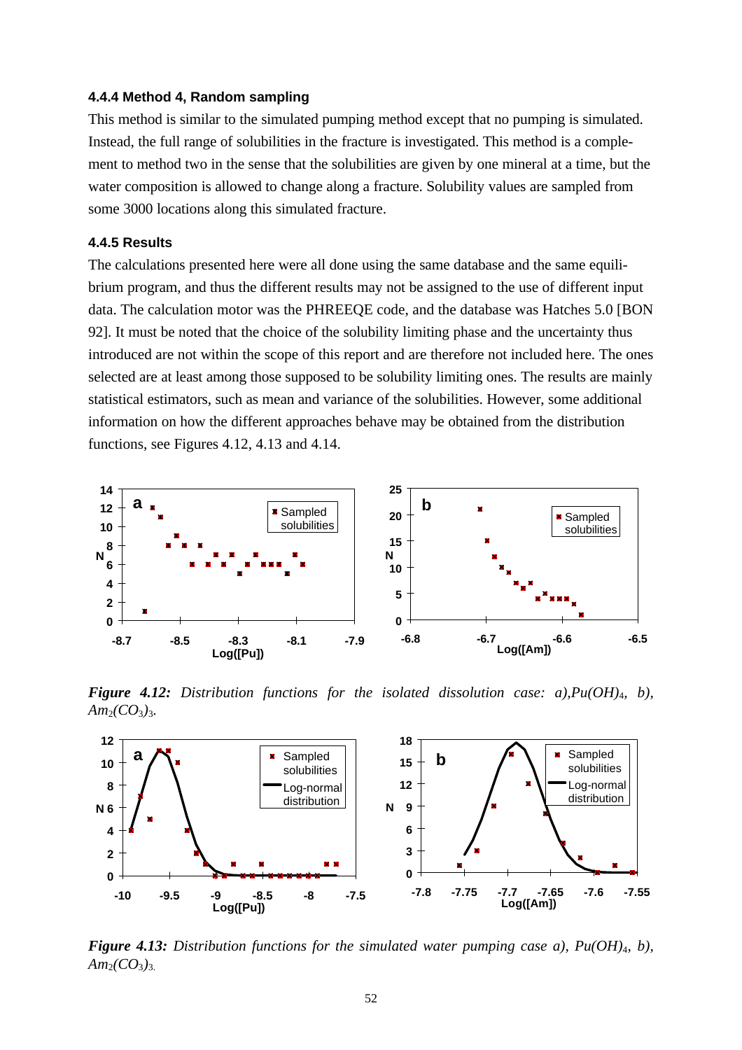### 4.4.4 Method 4, Random sampling

This method is similar to the simulated pumping method except that no pumping is simulated. Instead, the full range of solubilities in the fracture is investigated. This method is a complement to method two in the sense that the solubilities are given by one mineral at a time, but the water composition is allowed to change along a fracture. Solubility values are sampled from some 3000 locations along this simulated fracture.

### 4.4.5 Results

The calculations presented here were all done using the same database and the same equilibrium program, and thus the different results may not be assigned to the use of different input data. The calculation motor was the PHREEQE code, and the database was Hatches 5.0 [BON 92]. It must be noted that the choice of the solubility limiting phase and the uncertainty thus introduced are not within the scope of this report and are therefore not included here. The ones selected are at least among those supposed to be solubility limiting ones. The results are mainly statistical estimators, such as mean and variance of the solubilities. However, some additional information on how the different approaches behave may be obtained from the distribution functions, see Figures 4.12, 4.13 and 4.14.

***Figure 4.12:*** *Distribution functions for the isolated dissolution case: a), $Pu(OH)_4$, b), $Am_2(CO_3)_3$.*

***Figure 4.13:*** *Distribution functions for the simulated water pumping case a), $Pu(OH)_4$, b), $Am_2(CO_3)_3$.*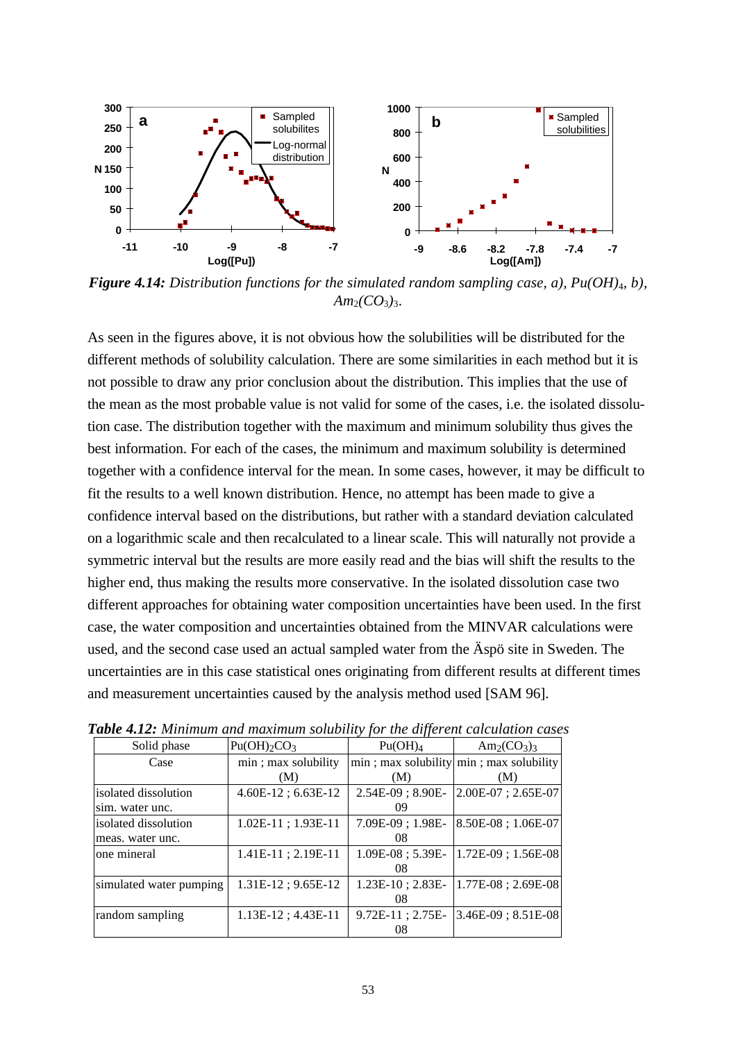***Figure 4.14:*** *Distribution functions for the simulated random sampling case, a), $Pu(OH)_4$, b), $Am_2(CO_3)_3$.*

As seen in the figures above, it is not obvious how the solubilities will be distributed for the different methods of solubility calculation. There are some similarities in each method but it is not possible to draw any prior conclusion about the distribution. This implies that the use of the mean as the most probable value is not valid for some of the cases, i.e. the isolated dissolution case. The distribution together with the maximum and minimum solubility thus gives the best information. For each of the cases, the minimum and maximum solubility is determined together with a confidence interval for the mean. In some cases, however, it may be difficult to fit the results to a well known distribution. Hence, no attempt has been made to give a confidence interval based on the distributions, but rather with a standard deviation calculated on a logarithmic scale and then recalculated to a linear scale. This will naturally not provide a symmetric interval but the results are more easily read and the bias will shift the results to the higher end, thus making the results more conservative. In the isolated dissolution case two different approaches for obtaining water composition uncertainties have been used. In the first case, the water composition and uncertainties obtained from the MINVAR calculations were used, and the second case used an actual sampled water from the Äspö site in Sweden. The uncertainties are in this case statistical ones originating from different results at different times and measurement uncertainties caused by the analysis method used [SAM 96].

***Table 4.12:*** *Minimum and maximum solubility for the different calculation cases*

| Solid phase | $Pu(OH)_2CO_3$ | $Pu(OH)_4$ | $Am_2(CO_3)_3$ |
|---|---|---|---|
| Case | min ; max solubility (M) | min ; max solubility (M) | min ; max solubility (M) |
| isolated dissolution sim. water unc. | 4.60E-12 ; 6.63E-12 | 2.54E-09 ; 8.90E-09 | 2.00E-07 ; 2.65E-07 |
| isolated dissolution meas. water unc. | 1.02E-11 ; 1.93E-11 | 7.09E-09 ; 1.98E-08 | 8.50E-08 ; 1.06E-07 |
| one mineral | 1.41E-11 ; 2.19E-11 | 1.09E-08 ; 5.39E-08 | 1.72E-09 ; 1.56E-08 |
| simulated water pumping | 1.31E-12 ; 9.65E-12 | 1.23E-10 ; 2.83E-08 | 1.77E-08 ; 2.69E-08 |
| random sampling | 1.13E-12 ; 4.43E-11 | 9.72E-11 ; 2.75E-08 | 3.46E-09 ; 8.51E-08 |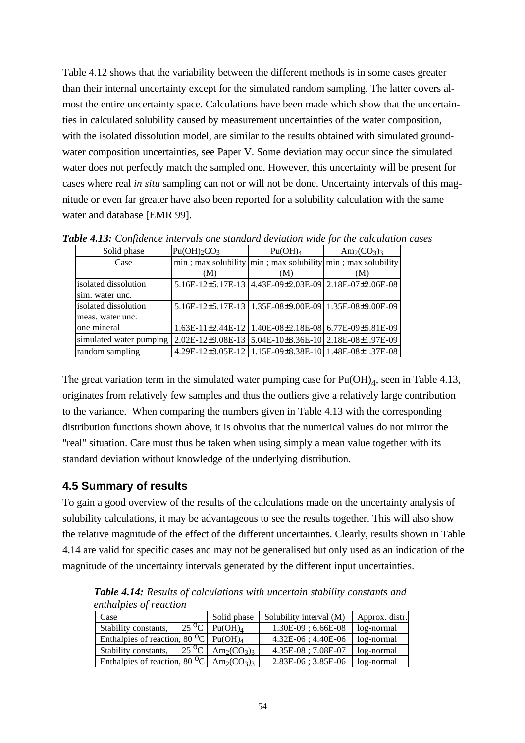Table 4.12 shows that the variability between the different methods is in some cases greater than their internal uncertainty except for the simulated random sampling. The latter covers almost the entire uncertainty space. Calculations have been made which show that the uncertainties in calculated solubility caused by measurement uncertainties of the water composition, with the isolated dissolution model, are similar to the results obtained with simulated groundwater composition uncertainties, see Paper V. Some deviation may occur since the simulated water does not perfectly match the sampled one. However, this uncertainty will be present for cases where real *in situ* sampling can not or will not be done. Uncertainty intervals of this magnitude or even far greater have also been reported for a solubility calculation with the same water and database [EMR 99].

***Table 4.13:*** *Confidence intervals one standard deviation wide for the calculation cases*

| Solid phase | $Pu(OH)_2CO_3$ | $Pu(OH)_4$ | $Am_2(CO_3)_3$ |
|---|---|---|---|
| Case | min ; max solubility (M) | min ; max solubility (M) | min ; max solubility (M) |
| isolated dissolution sim. water unc. | 5.16E-12±5.17E-13 | 4.43E-09±2.03E-09 | 2.18E-07±2.06E-08 |
| isolated dissolution meas. water unc. | 5.16E-12±5.17E-13 | 1.35E-08±9.00E-09 | 1.35E-08±9.00E-09 |
| one mineral | 1.63E-11±2.44E-12 | 1.40E-08±2.18E-08 | 6.77E-09±5.81E-09 |
| simulated water pumping | 2.02E-12±9.08E-13 | 5.04E-10±8.36E-10 | 2.18E-08±1.97E-09 |
| random sampling | 4.29E-12±3.05E-12 | 1.15E-09±8.38E-10 | 1.48E-08±1.37E-08 |

The great variation term in the simulated water pumping case for $Pu(OH)_4$, seen in Table 4.13, originates from relatively few samples and thus the outliers give a relatively large contribution to the variance. When comparing the numbers given in Table 4.13 with the corresponding distribution functions shown above, it is obvoius that the numerical values do not mirror the "real" situation. Care must thus be taken when using simply a mean value together with its standard deviation without knowledge of the underlying distribution.

## 4.5 Summary of results

To gain a good overview of the results of the calculations made on the uncertainty analysis of solubility calculations, it may be advantageous to see the results together. This will also show the relative magnitude of the effect of the different uncertainties. Clearly, results shown in Table 4.14 are valid for specific cases and may not be generalised but only used as an indication of the magnitude of the uncertainty intervals generated by the different input uncertainties.

***Table 4.14:*** *Results of calculations with uncertain stability constants and enthalpies of reaction*

| Case | Solid phase | Solubility interval (M) | Approx. distr. |
|---|---|---|---|
| Stability constants, 25 $^oC$ | $Pu(OH)_4$ | 1.30E-09 ; 6.66E-08 | log-normal |
| Enthalpies of reaction, 80 $^oC$ | $Pu(OH)_4$ | 4.32E-06 ; 4.40E-06 | log-normal |
| Stability constants, 25 $^oC$ | $Am_2(CO_3)_3$ | 4.35E-08 ; 7.08E-07 | log-normal |
| Enthalpies of reaction, 80 $^oC$ | $Am_2(CO_3)_3$ | 2.83E-06 ; 3.85E-06 | log-normal |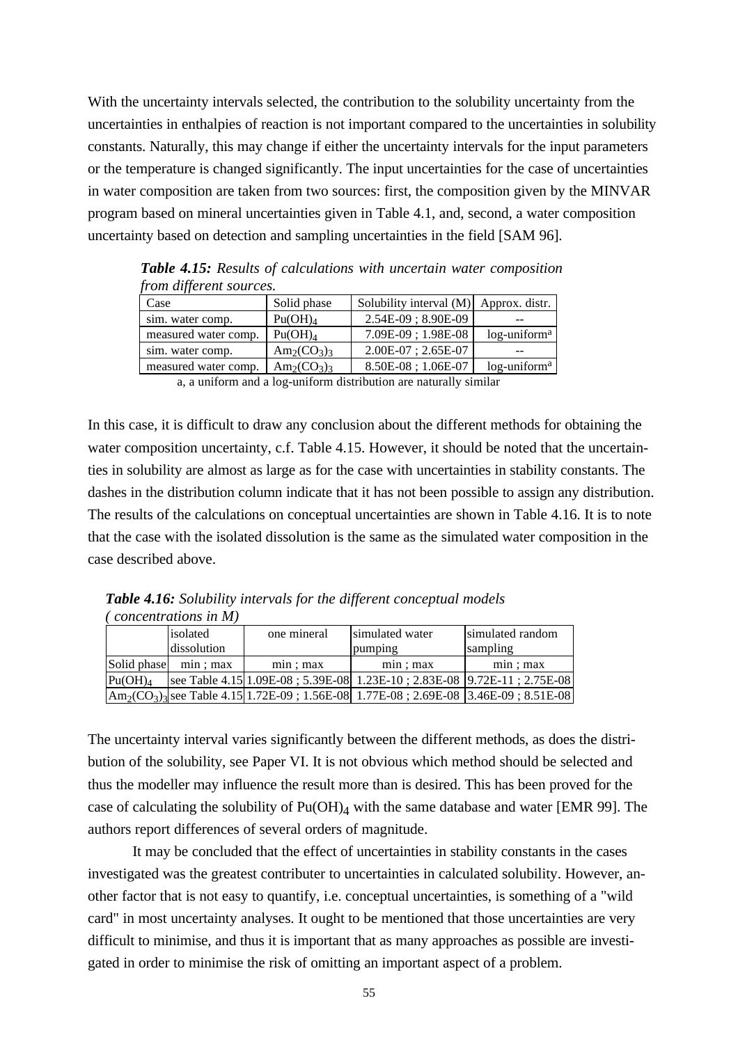With the uncertainty intervals selected, the contribution to the solubility uncertainty from the uncertainties in enthalpies of reaction is not important compared to the uncertainties in solubility constants. Naturally, this may change if either the uncertainty intervals for the input parameters or the temperature is changed significantly. The input uncertainties for the case of uncertainties in water composition are taken from two sources: first, the composition given by the MINVAR program based on mineral uncertainties given in Table 4.1, and, second, a water composition uncertainty based on detection and sampling uncertainties in the field [SAM 96].

***Table 4.15:*** *Results of calculations with uncertain water composition from different sources.*

| Case | Solid phase | Solubility interval (M) | Approx. distr. |
|---|---|---|---|
| sim. water comp. | $Pu(OH)_4$ | 2.54E-09 ; 8.90E-09 | -- |
| measured water comp. | $Pu(OH)_4$ | 7.09E-09 ; 1.98E-08 | log-uniform[a] |
| sim. water comp. | $Am_2(CO_3)_3$ | 2.00E-07 ; 2.65E-07 | -- |
| measured water comp. | $Am_2(CO_3)_3$ | 8.50E-08 ; 1.06E-07 | log-uniform[a] |

a, a uniform and a log-uniform distribution are naturally similar

In this case, it is difficult to draw any conclusion about the different methods for obtaining the water composition uncertainty, c.f. Table 4.15. However, it should be noted that the uncertainties in solubility are almost as large as for the case with uncertainties in stability constants. The dashes in the distribution column indicate that it has not been possible to assign any distribution. The results of the calculations on conceptual uncertainties are shown in Table 4.16. It is to note that the case with the isolated dissolution is the same as the simulated water composition in the case described above.

***Table 4.16:*** *Solubility intervals for the different conceptual models ( concentrations in M)*

| | isolated dissolution | one mineral | simulated water pumping | simulated random sampling |
|---|---|---|---|---|
| Solid phase | min ; max | min ; max | min ; max | min ; max |
| $Pu(OH)_4$ | see Table 4.15 | 1.09E-08 ; 5.39E-08 | 1.23E-10 ; 2.83E-08 | 9.72E-11 ; 2.75E-08 |
| $Am_2(CO_3)_3$ | see Table 4.15 | 1.72E-09 ; 1.56E-08 | 1.77E-08 ; 2.69E-08 | 3.46E-09 ; 8.51E-08 |

The uncertainty interval varies significantly between the different methods, as does the distribution of the solubility, see Paper VI. It is not obvious which method should be selected and thus the modeller may influence the result more than is desired. This has been proved for the case of calculating the solubility of $Pu(OH)_4$ with the same database and water [EMR 99]. The authors report differences of several orders of magnitude.

It may be concluded that the effect of uncertainties in stability constants in the cases investigated was the greatest contributer to uncertainties in calculated solubility. However, another factor that is not easy to quantify, i.e. conceptual uncertainties, is something of a "wild card" in most uncertainty analyses. It ought to be mentioned that those uncertainties are very difficult to minimise, and thus it is important that as many approaches as possible are investigated in order to minimise the risk of omitting an important aspect of a problem.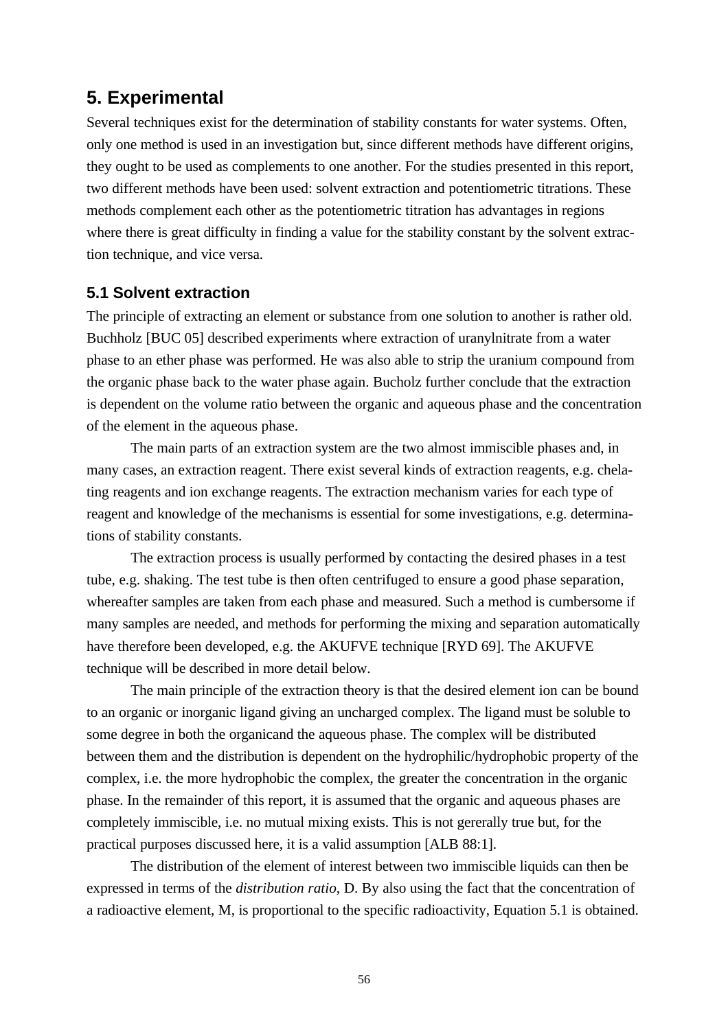## 5. Experimental

Several techniques exist for the determination of stability constants for water systems. Often, only one method is used in an investigation but, since different methods have different origins, they ought to be used as complements to one another. For the studies presented in this report, two different methods have been used: solvent extraction and potentiometric titrations. These methods complement each other as the potentiometric titration has advantages in regions where there is great difficulty in finding a value for the stability constant by the solvent extraction technique, and vice versa.

### 5.1 Solvent extraction

The principle of extracting an element or substance from one solution to another is rather old. Buchholz [BUC 05] described experiments where extraction of uranylnitrate from a water phase to an ether phase was performed. He was also able to strip the uranium compound from the organic phase back to the water phase again. Bucholz further conclude that the extraction is dependent on the volume ratio between the organic and aqueous phase and the concentration of the element in the aqueous phase.

The main parts of an extraction system are the two almost immiscible phases and, in many cases, an extraction reagent. There exist several kinds of extraction reagents, e.g. chelating reagents and ion exchange reagents. The extraction mechanism varies for each type of reagent and knowledge of the mechanisms is essential for some investigations, e.g. determinations of stability constants.

The extraction process is usually performed by contacting the desired phases in a test tube, e.g. shaking. The test tube is then often centrifuged to ensure a good phase separation, whereafter samples are taken from each phase and measured. Such a method is cumbersome if many samples are needed, and methods for performing the mixing and separation automatically have therefore been developed, e.g. the AKUFVE technique [RYD 69]. The AKUFVE technique will be described in more detail below.

The main principle of the extraction theory is that the desired element ion can be bound to an organic or inorganic ligand giving an uncharged complex. The ligand must be soluble to some degree in both the organicand the aqueous phase. The complex will be distributed between them and the distribution is dependent on the hydrophilic/hydrophobic property of the complex, i.e. the more hydrophobic the complex, the greater the concentration in the organic phase. In the remainder of this report, it is assumed that the organic and aqueous phases are completely immiscible, i.e. no mutual mixing exists. This is not gererally true but, for the practical purposes discussed here, it is a valid assumption [ALB 88:1].

The distribution of the element of interest between two immiscible liquids can then be expressed in terms of the *distribution ratio*, D. By also using the fact that the concentration of a radioactive element, M, is proportional to the specific radioactivity, Equation 5.1 is obtained.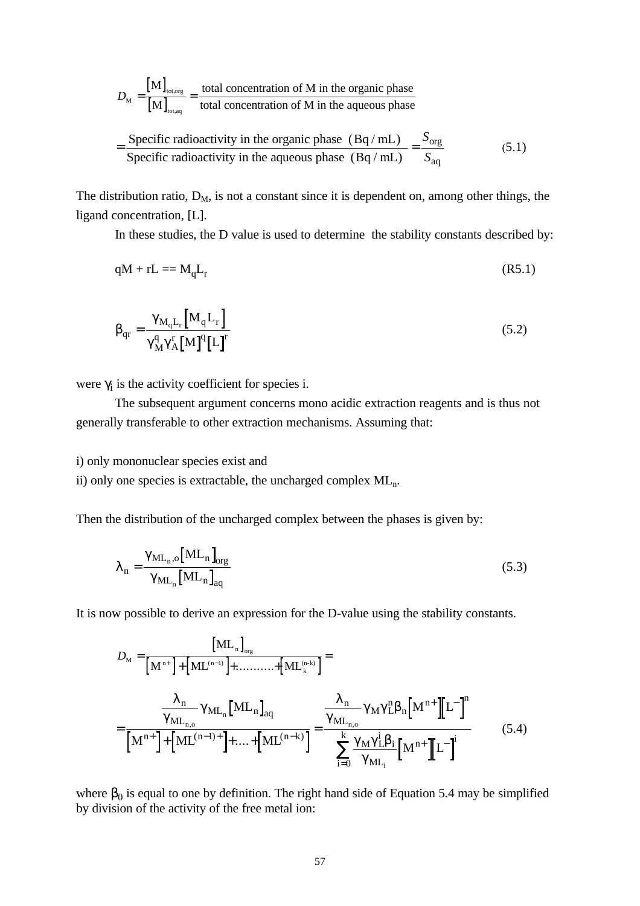$$D_{M} = \frac{[M]_{tot,org}}{[M]_{tot,aq}} = \frac{\text{total concentration of M in the organic phase}}{\text{total concentration of M in the aqueous phase}}$$

$$= \frac{\text{Specific radioactivity in the organic phase (Bq / mL)}}{\text{Specific radioactivity in the aqueous phase (Bq / mL)}} = \frac{S_{org}}{S_{aq}} \tag{5.1}$$

The distribution ratio, $D_M$, is not a constant since it is dependent on, among other things, the ligand concentration, [L].

In these studies, the D value is used to determine the stability constants described by:

$$qM + rL == M_qL_r \tag{R5.1}$$

$$\beta_{qr} = \frac{\gamma_{M_qL_r}[M_qL_r]}{\gamma_M^q \gamma_A^r [M]^q [L]^r} \tag{5.2}$$

were $\gamma_i$ is the activity coefficient for species i.

The subsequent argument concerns mono acidic extraction reagents and is thus not generally transferable to other extraction mechanisms. Assuming that:

i) only mononuclear species exist and
ii) only one species is extractable, the uncharged complex $ML_n$.

Then the distribution of the uncharged complex between the phases is given by:

$$\lambda_n = \frac{\gamma_{ML_n,o}[ML_n]_{org}}{\gamma_{ML_n}[ML_n]_{aq}} \tag{5.3}$$

It is now possible to derive an expression for the D-value using the stability constants.

$$D_M = \frac{[ML_n]_{org}}{[M^{n+}] + [ML^{(n-1)}] + \ldots\ldots\ldots + [ML_k^{(n-k)}]} =$$

$$= \frac{\dfrac{\lambda_n}{\gamma_{ML_{n,o}}}\gamma_{ML_n}[ML_n]_{aq}}{[M^{n+}] + [ML^{(n-1)+}] + \ldots + [ML^{(n-k)}]} = \frac{\dfrac{\lambda_n}{\gamma_{ML_{n,o}}}\gamma_M \gamma_L^n \beta_n [M^{n+}][L^-]^n}{\sum\limits_{i=0}^{k} \dfrac{\gamma_M \gamma_L^i \beta_i}{\gamma_{ML_i}}[M^{n+}][L^-]^i} \tag{5.4}$$

where $\beta_0$ is equal to one by definition. The right hand side of Equation 5.4 may be simplified by division of the activity of the free metal ion: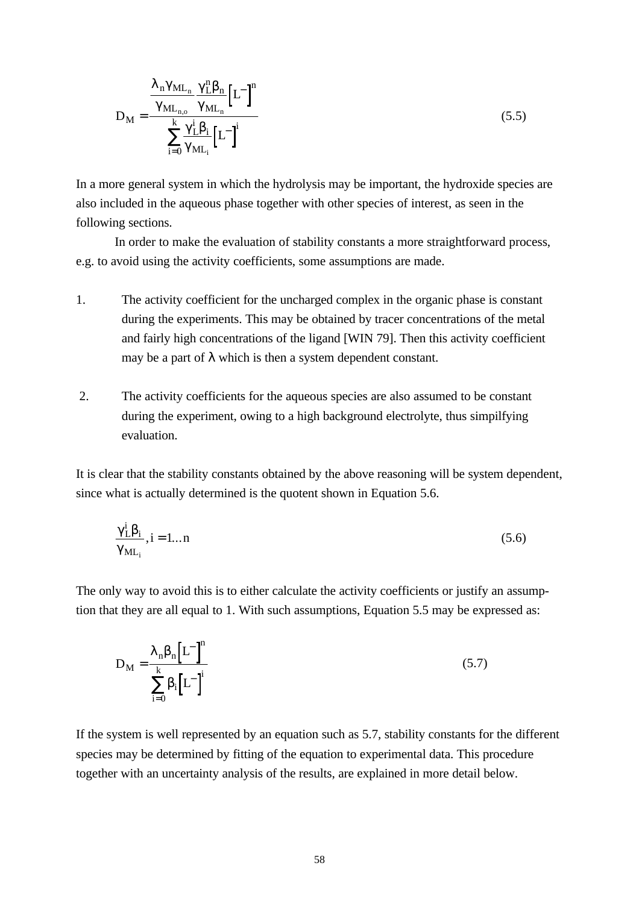$$D_M = \frac{\frac{\lambda_n \gamma_{ML_n}}{\gamma_{ML_{n,o}}} \frac{\gamma_L^n \beta_n}{\gamma_{ML_n}} \left[L^-\right]^n}{\sum_{i=0}^{k} \frac{\gamma_L^i \beta_i}{\gamma_{ML_i}} \left[L^-\right]^i} \tag{5.5}$$

In a more general system in which the hydrolysis may be important, the hydroxide species are also included in the aqueous phase together with other species of interest, as seen in the following sections.

In order to make the evaluation of stability constants a more straightforward process, e.g. to avoid using the activity coefficients, some assumptions are made.

1. The activity coefficient for the uncharged complex in the organic phase is constant during the experiments. This may be obtained by tracer concentrations of the metal and fairly high concentrations of the ligand [WIN 79]. Then this activity coefficient may be a part of $\lambda$ which is then a system dependent constant.

2. The activity coefficients for the aqueous species are also assumed to be constant during the experiment, owing to a high background electrolyte, thus simpilfying evaluation.

It is clear that the stability constants obtained by the above reasoning will be system dependent, since what is actually determined is the quotent shown in Equation 5.6.

$$\frac{\gamma_L^i \beta_i}{\gamma_{ML_i}}, i = 1 \ldots n \tag{5.6}$$

The only way to avoid this is to either calculate the activity coefficients or justify an assumption that they are all equal to 1. With such assumptions, Equation 5.5 may be expressed as:

$$D_M = \frac{\lambda_n \beta_n \left[L^-\right]^n}{\sum_{i=0}^{k} \beta_i \left[L^-\right]^i} \tag{5.7}$$

If the system is well represented by an equation such as 5.7, stability constants for the different species may be determined by fitting of the equation to experimental data. This procedure together with an uncertainty analysis of the results, are explained in more detail below.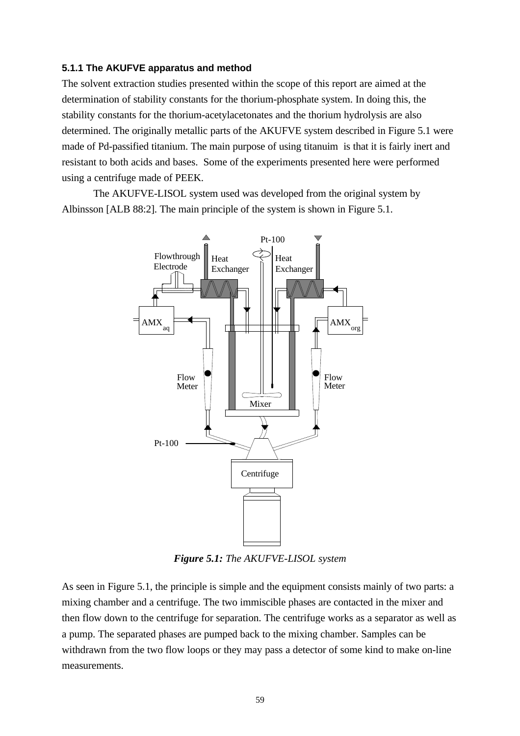### 5.1.1 The AKUFVE apparatus and method

The solvent extraction studies presented within the scope of this report are aimed at the determination of stability constants for the thorium-phosphate system. In doing this, the stability constants for the thorium-acetylacetonates and the thorium hydrolysis are also determined. The originally metallic parts of the AKUFVE system described in Figure 5.1 were made of Pd-passified titanium. The main purpose of using titanuim is that it is fairly inert and resistant to both acids and bases. Some of the experiments presented here were performed using a centrifuge made of PEEK.

The AKUFVE-LISOL system used was developed from the original system by Albinsson [ALB 88:2]. The main principle of the system is shown in Figure 5.1.

***Figure 5.1:*** *The AKUFVE-LISOL system*

As seen in Figure 5.1, the principle is simple and the equipment consists mainly of two parts: a mixing chamber and a centrifuge. The two immiscible phases are contacted in the mixer and then flow down to the centrifuge for separation. The centrifuge works as a separator as well as a pump. The separated phases are pumped back to the mixing chamber. Samples can be withdrawn from the two flow loops or they may pass a detector of some kind to make on-line measurements.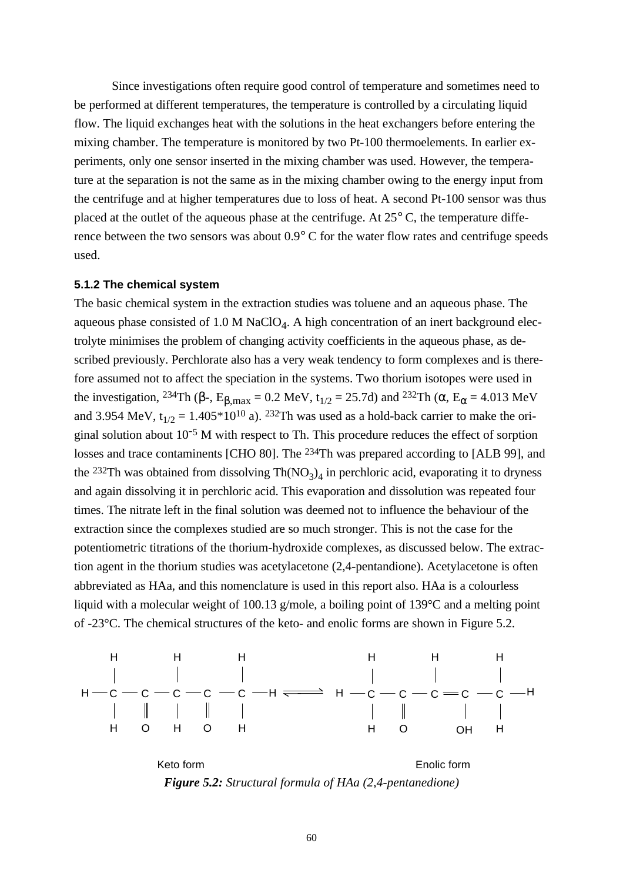Since investigations often require good control of temperature and sometimes need to be performed at different temperatures, the temperature is controlled by a circulating liquid flow. The liquid exchanges heat with the solutions in the heat exchangers before entering the mixing chamber. The temperature is monitored by two Pt-100 thermoelements. In earlier experiments, only one sensor inserted in the mixing chamber was used. However, the temperature at the separation is not the same as in the mixing chamber owing to the energy input from the centrifuge and at higher temperatures due to loss of heat. A second Pt-100 sensor was thus placed at the outlet of the aqueous phase at the centrifuge. At 25° C, the temperature difference between the two sensors was about 0.9° C for the water flow rates and centrifuge speeds used.

### 5.1.2 The chemical system

The basic chemical system in the extraction studies was toluene and an aqueous phase. The aqueous phase consisted of 1.0 M $NaClO_4$. A high concentration of an inert background electrolyte minimises the problem of changing activity coefficients in the aqueous phase, as described previously. Perchlorate also has a very weak tendency to form complexes and is therefore assumed not to affect the speciation in the systems. Two thorium isotopes were used in the investigation, $^{234}$Th ($\beta$-, $E_{\beta,max}$ = 0.2 MeV, $t_{1/2}$ = 25.7d) and $^{232}$Th ($\alpha$, $E_{\alpha}$ = 4.013 MeV and 3.954 MeV, $t_{1/2}$ = 1.405*$10^{10}$ a). $^{232}$Th was used as a hold-back carrier to make the original solution about $10^{-5}$ M with respect to Th. This procedure reduces the effect of sorption losses and trace contaminents [CHO 80]. The $^{234}$Th was prepared according to [ALB 99], and the $^{232}$Th was obtained from dissolving $Th(NO_3)_4$ in perchloric acid, evaporating it to dryness and again dissolving it in perchloric acid. This evaporation and dissolution was repeated four times. The nitrate left in the final solution was deemed not to influence the behaviour of the extraction since the complexes studied are so much stronger. This is not the case for the potentiometric titrations of the thorium-hydroxide complexes, as discussed below. The extraction agent in the thorium studies was acetylacetone (2,4-pentandione). Acetylacetone is often abbreviated as HAa, and this nomenclature is used in this report also. HAa is a colourless liquid with a molecular weight of 100.13 g/mole, a boiling point of 139°C and a melting point of -23°C. The chemical structures of the keto- and enolic forms are shown in Figure 5.2.

```
     H     H     H                      H     H     H
     |     |     |                      |     |     |
 H — C  —  C  —  C  —  C  —  C — H  ⇌  H — C  —  C  —  C  =  C  —  C — H
     |     ‖     |     ‖     |              |     ‖           |     |
     H     O     H     O     H              H     O          OH     H

           Keto form                              Enolic form
```

***Figure 5.2:*** *Structural formula of HAa (2,4-pentanedione)*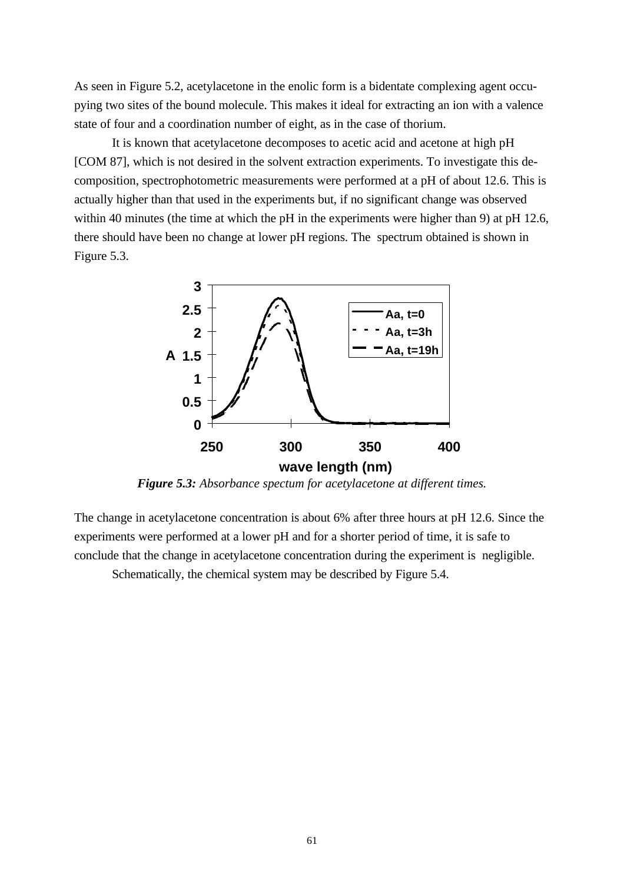As seen in Figure 5.2, acetylacetone in the enolic form is a bidentate complexing agent occupying two sites of the bound molecule. This makes it ideal for extracting an ion with a valence state of four and a coordination number of eight, as in the case of thorium.

It is known that acetylacetone decomposes to acetic acid and acetone at high pH [COM 87], which is not desired in the solvent extraction experiments. To investigate this decomposition, spectrophotometric measurements were performed at a pH of about 12.6. This is actually higher than that used in the experiments but, if no significant change was observed within 40 minutes (the time at which the pH in the experiments were higher than 9) at pH 12.6, there should have been no change at lower pH regions. The spectrum obtained is shown in Figure 5.3.

***Figure 5.3:*** *Absorbance spectum for acetylacetone at different times.*

The change in acetylacetone concentration is about 6% after three hours at pH 12.6. Since the experiments were performed at a lower pH and for a shorter period of time, it is safe to conclude that the change in acetylacetone concentration during the experiment is negligible.

Schematically, the chemical system may be described by Figure 5.4.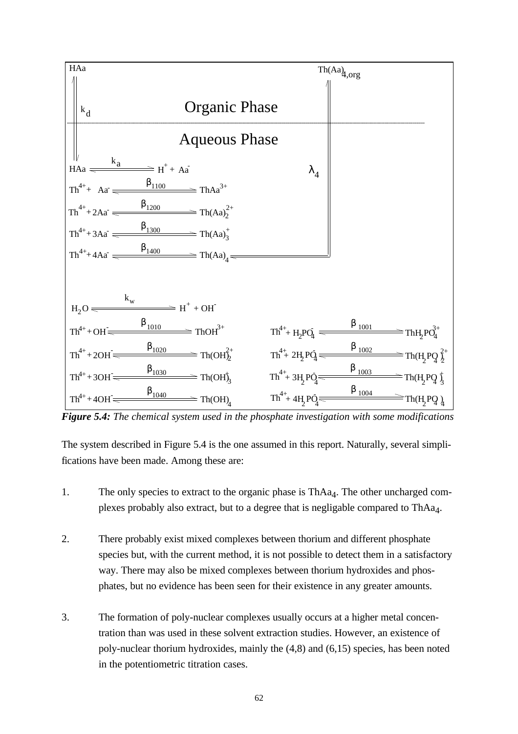**Organic Phase**

$HAa$ $\qquad\qquad\qquad\qquad\qquad\qquad\qquad\qquad\qquad\qquad$ $Th(Aa)_{4,org}$

$k_d$ $\qquad\qquad\qquad\qquad\qquad\qquad\qquad\qquad\qquad\qquad$ $\lambda_4$

**Aqueous Phase**

$$HAa \underset{}{\overset{k_a}{\rightleftharpoons}} H^+ + Aa^-$$

$$Th^{4+} + Aa^- \underset{}{\overset{\beta_{1100}}{\rightleftharpoons}} ThAa^{3+}$$

$$Th^{4+} + 2Aa^- \underset{}{\overset{\beta_{1200}}{\rightleftharpoons}} Th(Aa)_2^{2+}$$

$$Th^{4+} + 3Aa^- \underset{}{\overset{\beta_{1300}}{\rightleftharpoons}} Th(Aa)_3^{+}$$

$$Th^{4+} + 4Aa^- \underset{}{\overset{\beta_{1400}}{\rightleftharpoons}} Th(Aa)_4$$

$$H_2O \underset{}{\overset{k_w}{\rightleftharpoons}} H^+ + OH^-$$

$$Th^{4+} + OH^- \underset{}{\overset{\beta_{1010}}{\rightleftharpoons}} ThOH^{3+} \qquad Th^{4+} + H_2PO_4^- \underset{}{\overset{\beta_{1001}}{\rightleftharpoons}} ThH_2PO_4^{3+}$$

$$Th^{4+} + 2OH^- \underset{}{\overset{\beta_{1020}}{\rightleftharpoons}} Th(OH)_2^{2+} \qquad Th^{4+} + 2H_2PO_4^- \underset{}{\overset{\beta_{1002}}{\rightleftharpoons}} Th(H_2PO_4)_2^{2+}$$

$$Th^{4+} + 3OH^- \underset{}{\overset{\beta_{1030}}{\rightleftharpoons}} Th(OH)_3^{+} \qquad Th^{4+} + 3H_2PO_4^- \underset{}{\overset{\beta_{1003}}{\rightleftharpoons}} Th(H_2PO_4)_3^{+}$$

$$Th^{4+} + 4OH^- \underset{}{\overset{\beta_{1040}}{\rightleftharpoons}} Th(OH)_4 \qquad Th^{4+} + 4H_2PO_4^- \underset{}{\overset{\beta_{1004}}{\rightleftharpoons}} Th(H_2PO_4)_4$$

***Figure 5.4:*** *The chemical system used in the phosphate investigation with some modifications*

The system described in Figure 5.4 is the one assumed in this report. Naturally, several simplifications have been made. Among these are:

1. The only species to extract to the organic phase is $ThAa_4$. The other uncharged complexes probably also extract, but to a degree that is negligable compared to $ThAa_4$.

2. There probably exist mixed complexes between thorium and different phosphate species but, with the current method, it is not possible to detect them in a satisfactory way. There may also be mixed complexes between thorium hydroxides and phosphates, but no evidence has been seen for their existence in any greater amounts.

3. The formation of poly-nuclear complexes usually occurs at a higher metal concentration than was used in these solvent extraction studies. However, an existence of poly-nuclear thorium hydroxides, mainly the (4,8) and (6,15) species, has been noted in the potentiometric titration cases.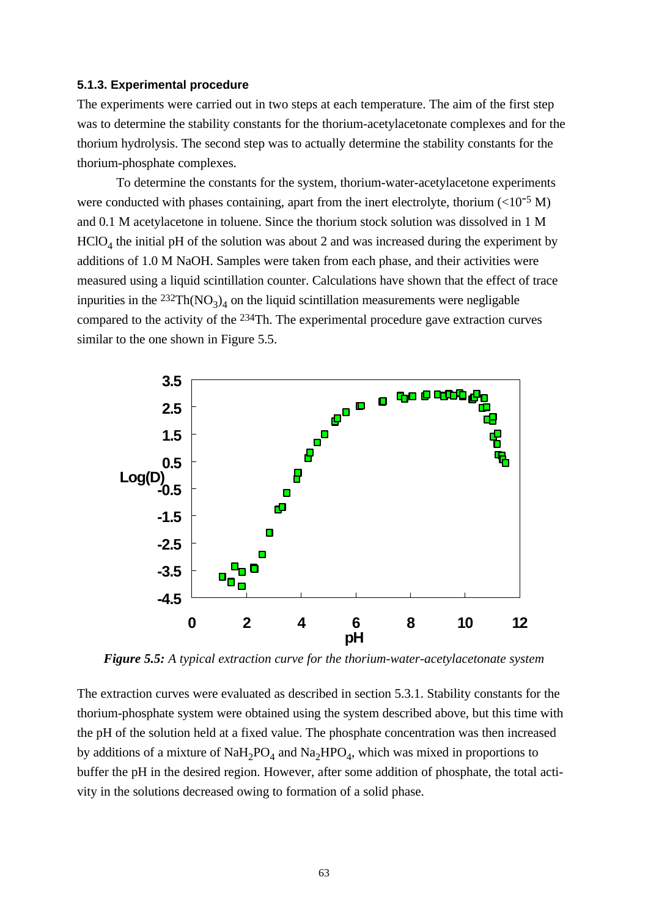### 5.1.3. Experimental procedure

The experiments were carried out in two steps at each temperature. The aim of the first step was to determine the stability constants for the thorium-acetylacetonate complexes and for the thorium hydrolysis. The second step was to actually determine the stability constants for the thorium-phosphate complexes.

To determine the constants for the system, thorium-water-acetylacetone experiments were conducted with phases containing, apart from the inert electrolyte, thorium ($<10^{-5}$ M) and 0.1 M acetylacetone in toluene. Since the thorium stock solution was dissolved in 1 M $HClO_4$ the initial pH of the solution was about 2 and was increased during the experiment by additions of 1.0 M NaOH. Samples were taken from each phase, and their activities were measured using a liquid scintillation counter. Calculations have shown that the effect of trace inpurities in the $^{232}Th(NO_3)_4$ on the liquid scintillation measurements were negligable compared to the activity of the $^{234}Th$. The experimental procedure gave extraction curves similar to the one shown in Figure 5.5.

***Figure 5.5:*** *A typical extraction curve for the thorium-water-acetylacetonate system*

The extraction curves were evaluated as described in section 5.3.1. Stability constants for the thorium-phosphate system were obtained using the system described above, but this time with the pH of the solution held at a fixed value. The phosphate concentration was then increased by additions of a mixture of $NaH_2PO_4$ and $Na_2HPO_4$, which was mixed in proportions to buffer the pH in the desired region. However, after some addition of phosphate, the total activity in the solutions decreased owing to formation of a solid phase.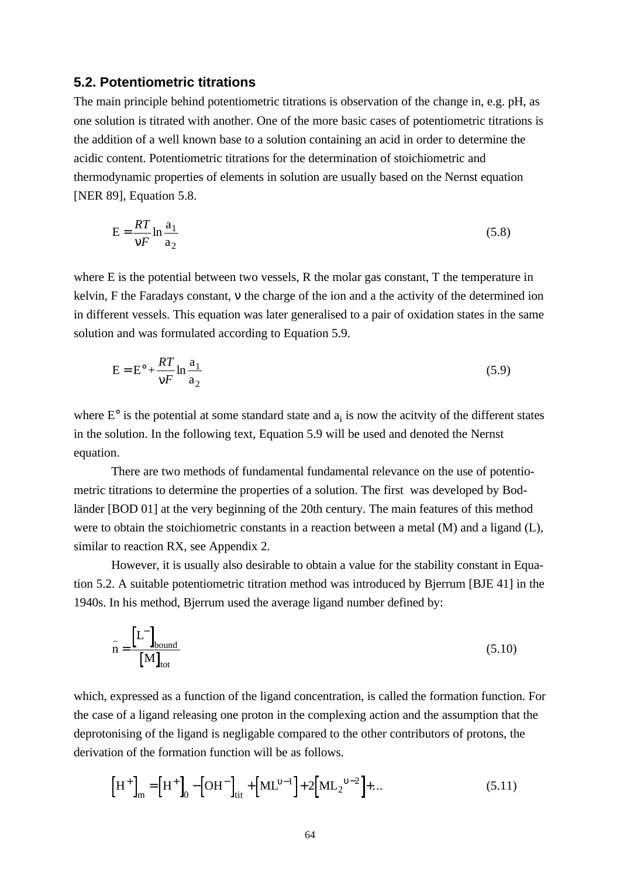## 5.2. Potentiometric titrations

The main principle behind potentiometric titrations is observation of the change in, e.g. pH, as one solution is titrated with another. One of the more basic cases of potentiometric titrations is the addition of a well known base to a solution containing an acid in order to determine the acidic content. Potentiometric titrations for the determination of stoichiometric and thermodynamic properties of elements in solution are usually based on the Nernst equation [NER 89], Equation 5.8.

$$\mathrm{E} = \frac{RT}{\nu F} \ln \frac{\mathrm{a}_1}{\mathrm{a}_2} \tag{5.8}$$

where E is the potential between two vessels, R the molar gas constant, T the temperature in kelvin, F the Faradays constant, $\nu$ the charge of the ion and a the activity of the determined ion in different vessels. This equation was later generalised to a pair of oxidation states in the same solution and was formulated according to Equation 5.9.

$$\mathrm{E} = \mathrm{E}° + \frac{RT}{\nu F} \ln \frac{\mathrm{a}_1}{\mathrm{a}_2} \tag{5.9}$$

where E° is the potential at some standard state and $a_i$ is now the acitvity of the different states in the solution. In the following text, Equation 5.9 will be used and denoted the Nernst equation.

There are two methods of fundamental fundamental relevance on the use of potentiometric titrations to determine the properties of a solution. The first was developed by Bodländer [BOD 01] at the very beginning of the 20th century. The main features of this method were to obtain the stoichiometric constants in a reaction between a metal (M) and a ligand (L), similar to reaction RX, see Appendix 2.

However, it is usually also desirable to obtain a value for the stability constant in Equation 5.2. A suitable potentiometric titration method was introduced by Bjerrum [BJE 41] in the 1940s. In his method, Bjerrum used the average ligand number defined by:

$$\bar{\mathrm{n}} = \frac{\left[\mathrm{L}^-\right]_{\mathrm{bound}}}{\left[\mathrm{M}\right]_{\mathrm{tot}}} \tag{5.10}$$

which, expressed as a function of the ligand concentration, is called the formation function. For the case of a ligand releasing one proton in the complexing action and the assumption that the deprotonising of the ligand is negligable compared to the other contributors of protons, the derivation of the formation function will be as follows.

$$\left[\mathrm{H}^+\right]_{\mathrm{m}} = \left[\mathrm{H}^+\right]_0 - \left[\mathrm{OH}^-\right]_{\mathrm{tit}} + \left[\mathrm{ML}^{\upsilon-1}\right] + 2\left[\mathrm{ML}_2{}^{\upsilon-2}\right] + \ldots \tag{5.11}$$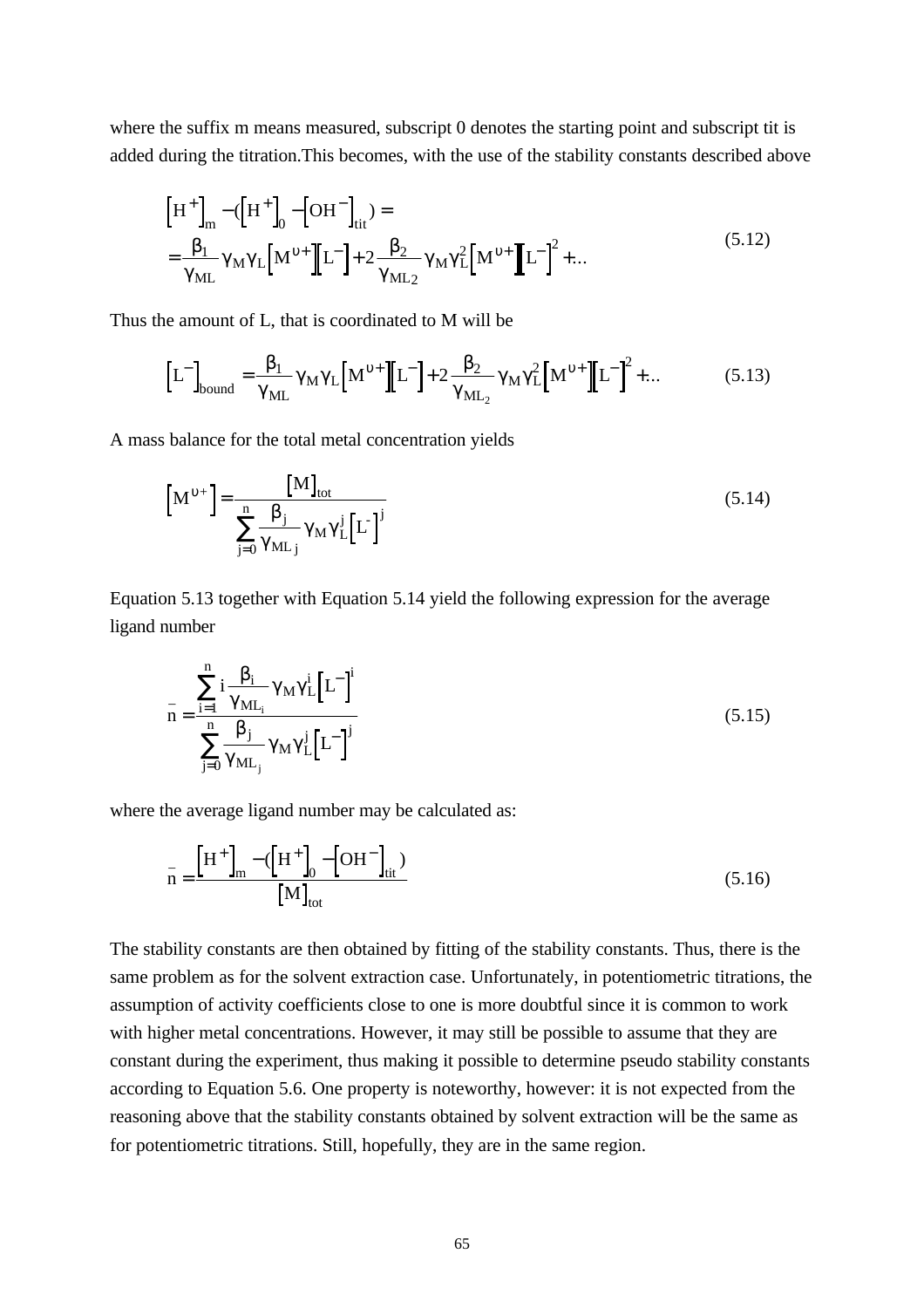where the suffix m means measured, subscript 0 denotes the starting point and subscript tit is added during the titration.This becomes, with the use of the stability constants described above

$$
\begin{aligned}
&\left[H^+\right]_m - (\left[H^+\right]_0 - \left[OH^-\right]_{tit}) = \\
&= \frac{\beta_1}{\gamma_{ML}} \gamma_M \gamma_L \left[M^{\upsilon+}\right]\left[L^-\right] + 2\frac{\beta_2}{\gamma_{ML2}} \gamma_M \gamma_L^2 \left[M^{\upsilon+}\right]\left[L^-\right]^2 + \ldots
\end{aligned}
\tag{5.12}
$$

Thus the amount of L, that is coordinated to M will be

$$
\left[L^-\right]_{bound} = \frac{\beta_1}{\gamma_{ML}} \gamma_M \gamma_L \left[M^{\upsilon+}\right]\left[L^-\right] + 2\frac{\beta_2}{\gamma_{ML_2}} \gamma_M \gamma_L^2 \left[M^{\upsilon+}\right]\left[L^-\right]^2 + \ldots \tag{5.13}
$$

A mass balance for the total metal concentration yields

$$
\left[M^{\upsilon+}\right] = \frac{\left[M\right]_{tot}}{\sum_{j=0}^{n} \frac{\beta_j}{\gamma_{ML\,j}} \gamma_M \gamma_L^j \left[L^-\right]^j} \tag{5.14}
$$

Equation 5.13 together with Equation 5.14 yield the following expression for the average ligand number

$$
\bar{n} = \frac{\sum_{i=1}^{n} i \frac{\beta_i}{\gamma_{ML_i}} \gamma_M \gamma_L^i \left[L^-\right]^i}{\sum_{j=0}^{n} \frac{\beta_j}{\gamma_{ML_j}} \gamma_M \gamma_L^j \left[L^-\right]^j} \tag{5.15}
$$

where the average ligand number may be calculated as:

$$
\bar{n} = \frac{\left[H^+\right]_m - (\left[H^+\right]_0 - \left[OH^-\right]_{tit})}{\left[M\right]_{tot}} \tag{5.16}
$$

The stability constants are then obtained by fitting of the stability constants. Thus, there is the same problem as for the solvent extraction case. Unfortunately, in potentiometric titrations, the assumption of activity coefficients close to one is more doubtful since it is common to work with higher metal concentrations. However, it may still be possible to assume that they are constant during the experiment, thus making it possible to determine pseudo stability constants according to Equation 5.6. One property is noteworthy, however: it is not expected from the reasoning above that the stability constants obtained by solvent extraction will be the same as for potentiometric titrations. Still, hopefully, they are in the same region.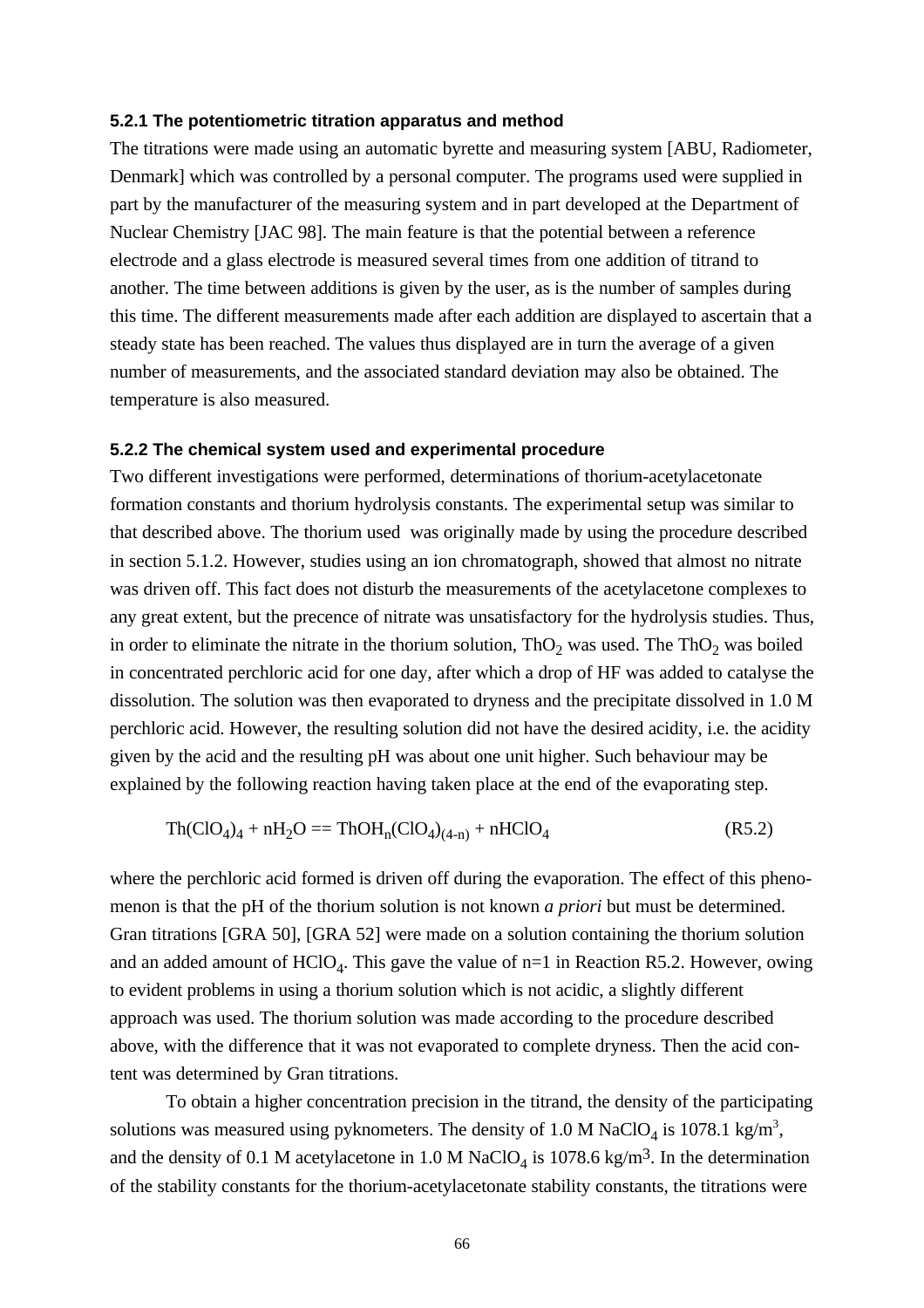### 5.2.1 The potentiometric titration apparatus and method

The titrations were made using an automatic byrette and measuring system [ABU, Radiometer, Denmark] which was controlled by a personal computer. The programs used were supplied in part by the manufacturer of the measuring system and in part developed at the Department of Nuclear Chemistry [JAC 98]. The main feature is that the potential between a reference electrode and a glass electrode is measured several times from one addition of titrand to another. The time between additions is given by the user, as is the number of samples during this time. The different measurements made after each addition are displayed to ascertain that a steady state has been reached. The values thus displayed are in turn the average of a given number of measurements, and the associated standard deviation may also be obtained. The temperature is also measured.

### 5.2.2 The chemical system used and experimental procedure

Two different investigations were performed, determinations of thorium-acetylacetonate formation constants and thorium hydrolysis constants. The experimental setup was similar to that described above. The thorium used was originally made by using the procedure described in section 5.1.2. However, studies using an ion chromatograph, showed that almost no nitrate was driven off. This fact does not disturb the measurements of the acetylacetone complexes to any great extent, but the precence of nitrate was unsatisfactory for the hydrolysis studies. Thus, in order to eliminate the nitrate in the thorium solution, $ThO_2$ was used. The $ThO_2$ was boiled in concentrated perchloric acid for one day, after which a drop of HF was added to catalyse the dissolution. The solution was then evaporated to dryness and the precipitate dissolved in 1.0 M perchloric acid. However, the resulting solution did not have the desired acidity, i.e. the acidity given by the acid and the resulting pH was about one unit higher. Such behaviour may be explained by the following reaction having taken place at the end of the evaporating step.

$$Th(ClO_4)_4 + nH_2O == ThOH_n(ClO_4)_{(4-n)} + nHClO_4 \qquad \text{(R5.2)}$$

where the perchloric acid formed is driven off during the evaporation. The effect of this phenomenon is that the pH of the thorium solution is not known *a priori* but must be determined. Gran titrations [GRA 50], [GRA 52] were made on a solution containing the thorium solution and an added amount of $HClO_4$. This gave the value of n=1 in Reaction R5.2. However, owing to evident problems in using a thorium solution which is not acidic, a slightly different approach was used. The thorium solution was made according to the procedure described above, with the difference that it was not evaporated to complete dryness. Then the acid content was determined by Gran titrations.

To obtain a higher concentration precision in the titrand, the density of the participating solutions was measured using pyknometers. The density of 1.0 M $NaClO_4$ is 1078.1 kg/m$^3$, and the density of 0.1 M acetylacetone in 1.0 M $NaClO_4$ is 1078.6 kg/m$^3$. In the determination of the stability constants for the thorium-acetylacetonate stability constants, the titrations were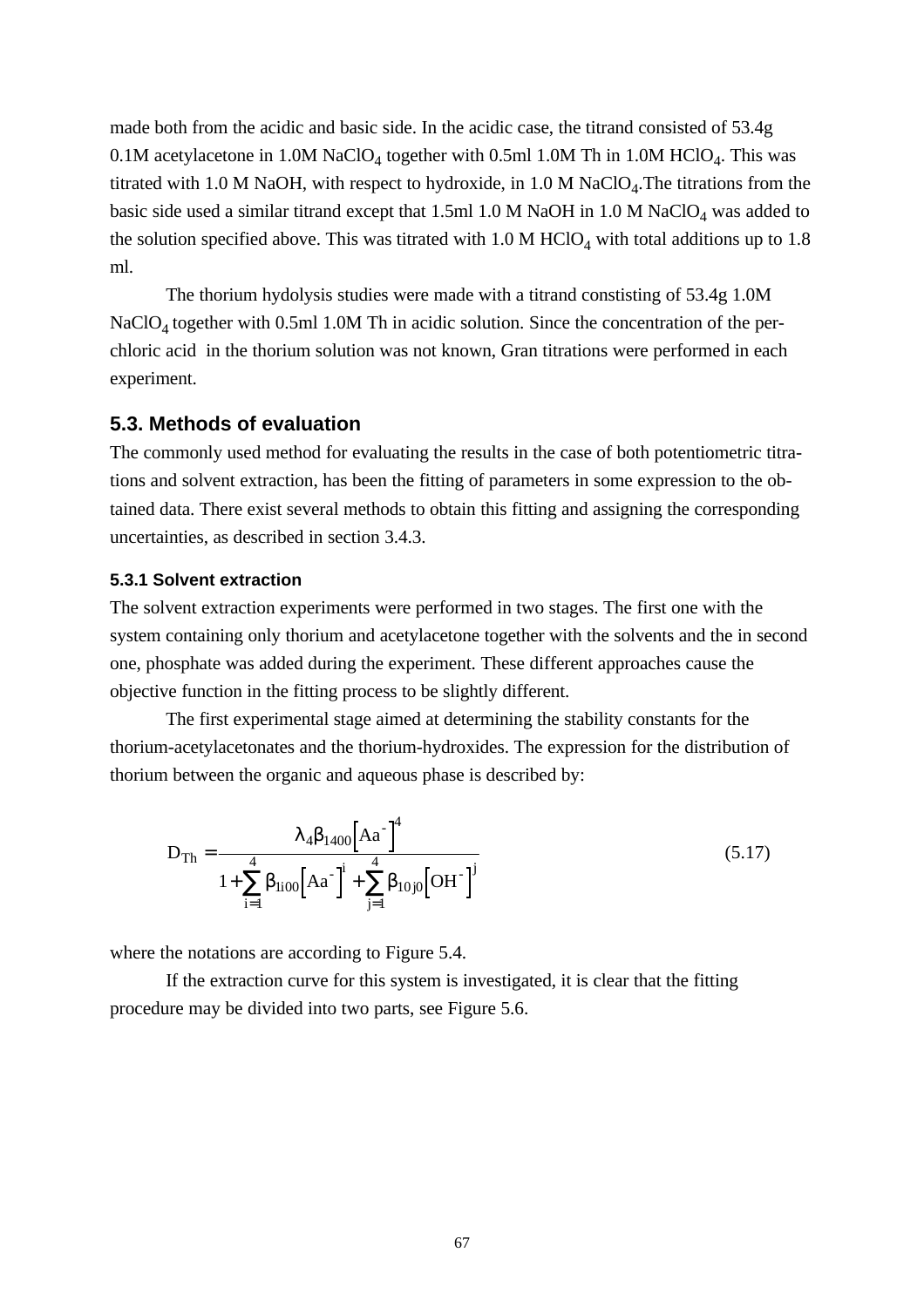made both from the acidic and basic side. In the acidic case, the titrand consisted of 53.4g 0.1M acetylacetone in 1.0M $NaClO_4$ together with 0.5ml 1.0M Th in 1.0M $HClO_4$. This was titrated with 1.0 M NaOH, with respect to hydroxide, in 1.0 M $NaClO_4$.The titrations from the basic side used a similar titrand except that 1.5ml 1.0 M NaOH in 1.0 M $NaClO_4$ was added to the solution specified above. This was titrated with 1.0 M $HClO_4$ with total additions up to 1.8 ml.

The thorium hydolysis studies were made with a titrand constisting of 53.4g 1.0M $NaClO_4$ together with 0.5ml 1.0M Th in acidic solution. Since the concentration of the perchloric acid in the thorium solution was not known, Gran titrations were performed in each experiment.

## 5.3. Methods of evaluation

The commonly used method for evaluating the results in the case of both potentiometric titrations and solvent extraction, has been the fitting of parameters in some expression to the obtained data. There exist several methods to obtain this fitting and assigning the corresponding uncertainties, as described in section 3.4.3.

### 5.3.1 Solvent extraction

The solvent extraction experiments were performed in two stages. The first one with the system containing only thorium and acetylacetone together with the solvents and the in second one, phosphate was added during the experiment. These different approaches cause the objective function in the fitting process to be slightly different.

The first experimental stage aimed at determining the stability constants for the thorium-acetylacetonates and the thorium-hydroxides. The expression for the distribution of thorium between the organic and aqueous phase is described by:

$$D_{Th} = \frac{\lambda_4 \beta_{1400} \left[\mathrm{Aa}^-\right]^4}{1 + \sum_{i=1}^{4} \beta_{1i00} \left[\mathrm{Aa}^-\right]^i + \sum_{j=1}^{4} \beta_{10j0} \left[\mathrm{OH}^-\right]^j} \tag{5.17}$$

where the notations are according to Figure 5.4.

If the extraction curve for this system is investigated, it is clear that the fitting procedure may be divided into two parts, see Figure 5.6.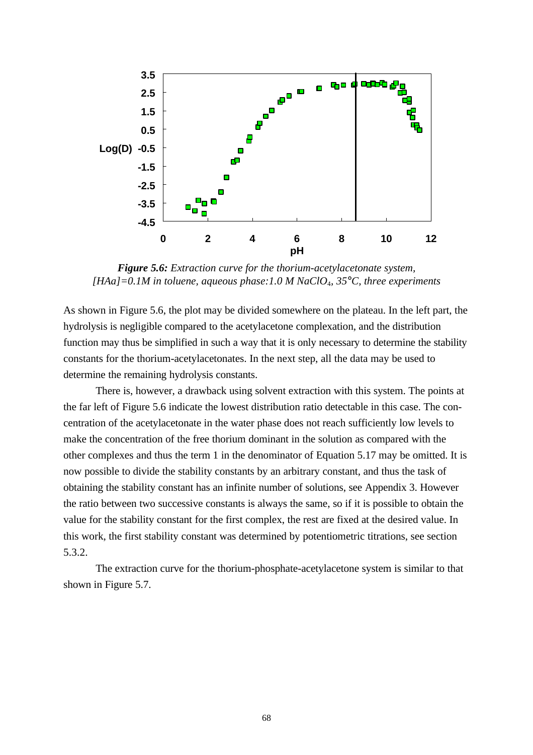***Figure 5.6:*** *Extraction curve for the thorium-acetylacetonate system, [HAa]=0.1M in toluene, aqueous phase:1.0 M $NaClO_4$, 35°C, three experiments*

As shown in Figure 5.6, the plot may be divided somewhere on the plateau. In the left part, the hydrolysis is negligible compared to the acetylacetone complexation, and the distribution function may thus be simplified in such a way that it is only necessary to determine the stability constants for the thorium-acetylacetonates. In the next step, all the data may be used to determine the remaining hydrolysis constants.

There is, however, a drawback using solvent extraction with this system. The points at the far left of Figure 5.6 indicate the lowest distribution ratio detectable in this case. The concentration of the acetylacetonate in the water phase does not reach sufficiently low levels to make the concentration of the free thorium dominant in the solution as compared with the other complexes and thus the term 1 in the denominator of Equation 5.17 may be omitted. It is now possible to divide the stability constants by an arbitrary constant, and thus the task of obtaining the stability constant has an infinite number of solutions, see Appendix 3. However the ratio between two successive constants is always the same, so if it is possible to obtain the value for the stability constant for the first complex, the rest are fixed at the desired value. In this work, the first stability constant was determined by potentiometric titrations, see section 5.3.2.

The extraction curve for the thorium-phosphate-acetylacetone system is similar to that shown in Figure 5.7.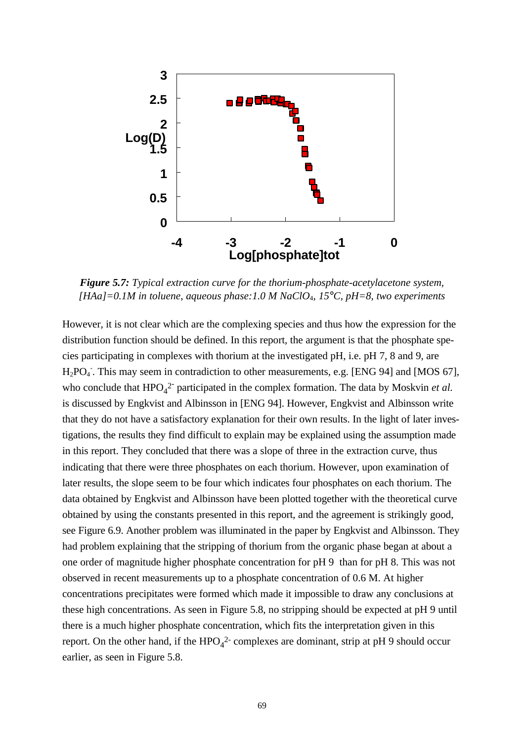**Figure 5.7:** *Typical extraction curve for the thorium-phosphate-acetylacetone system, [HAa]=0.1M in toluene, aqueous phase:1.0 M $NaClO_4$, 15°C, pH=8, two experiments*

However, it is not clear which are the complexing species and thus how the expression for the distribution function should be defined. In this report, the argument is that the phosphate species participating in complexes with thorium at the investigated pH, i.e. pH 7, 8 and 9, are $H_2PO_4^-$. This may seem in contradiction to other measurements, e.g. [ENG 94] and [MOS 67], who conclude that $HPO_4^{2-}$ participated in the complex formation. The data by Moskvin *et al.* is discussed by Engkvist and Albinsson in [ENG 94]. However, Engkvist and Albinsson write that they do not have a satisfactory explanation for their own results. In the light of later investigations, the results they find difficult to explain may be explained using the assumption made in this report. They concluded that there was a slope of three in the extraction curve, thus indicating that there were three phosphates on each thorium. However, upon examination of later results, the slope seem to be four which indicates four phosphates on each thorium. The data obtained by Engkvist and Albinsson have been plotted together with the theoretical curve obtained by using the constants presented in this report, and the agreement is strikingly good, see Figure 6.9. Another problem was illuminated in the paper by Engkvist and Albinsson. They had problem explaining that the stripping of thorium from the organic phase began at about a one order of magnitude higher phosphate concentration for pH 9 than for pH 8. This was not observed in recent measurements up to a phosphate concentration of 0.6 M. At higher concentrations precipitates were formed which made it impossible to draw any conclusions at these high concentrations. As seen in Figure 5.8, no stripping should be expected at pH 9 until there is a much higher phosphate concentration, which fits the interpretation given in this report. On the other hand, if the $HPO_4^{2-}$ complexes are dominant, strip at pH 9 should occur earlier, as seen in Figure 5.8.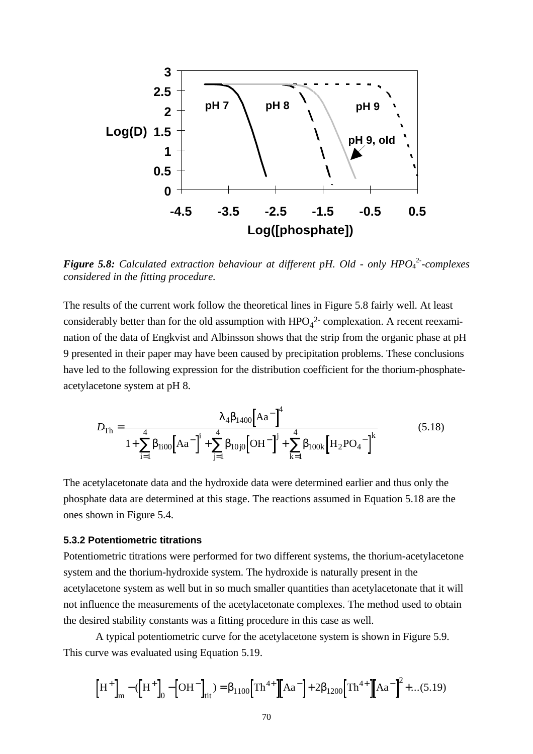*Figure 5.8:* *Calculated extraction behaviour at different pH. Old - only $HPO_4^{2-}$-complexes considered in the fitting procedure.*

The results of the current work follow the theoretical lines in Figure 5.8 fairly well. At least considerably better than for the old assumption with $HPO_4^{2-}$ complexation. A recent reexamination of the data of Engkvist and Albinsson shows that the strip from the organic phase at pH 9 presented in their paper may have been caused by precipitation problems. These conclusions have led to the following expression for the distribution coefficient for the thorium-phosphate-acetylacetone system at pH 8.

$$D_{Th} = \frac{\lambda_4 \beta_{1400} \left[Aa^-\right]^4}{1 + \sum_{i=1}^{4} \beta_{1i00} \left[Aa^-\right]^i + \sum_{j=1}^{4} \beta_{10j0} \left[OH^-\right]^j + \sum_{k=1}^{4} \beta_{100k} \left[H_2PO_4^-\right]^k} \qquad (5.18)$$

The acetylacetonate data and the hydroxide data were determined earlier and thus only the phosphate data are determined at this stage. The reactions assumed in Equation 5.18 are the ones shown in Figure 5.4.

### 5.3.2 Potentiometric titrations

Potentiometric titrations were performed for two different systems, the thorium-acetylacetone system and the thorium-hydroxide system. The hydroxide is naturally present in the acetylacetone system as well but in so much smaller quantities than acetylacetonate that it will not influence the measurements of the acetylacetonate complexes. The method used to obtain the desired stability constants was a fitting procedure in this case as well.

A typical potentiometric curve for the acetylacetone system is shown in Figure 5.9. This curve was evaluated using Equation 5.19.

$$\left[H^+\right]_m - (\left[H^+\right]_0 - \left[OH^-\right]_{tit}) = \beta_{1100}\left[Th^{4+}\right]\left[Aa^-\right] + 2\beta_{1200}\left[Th^{4+}\right]\left[Aa^-\right]^2 + \ldots (5.19)$$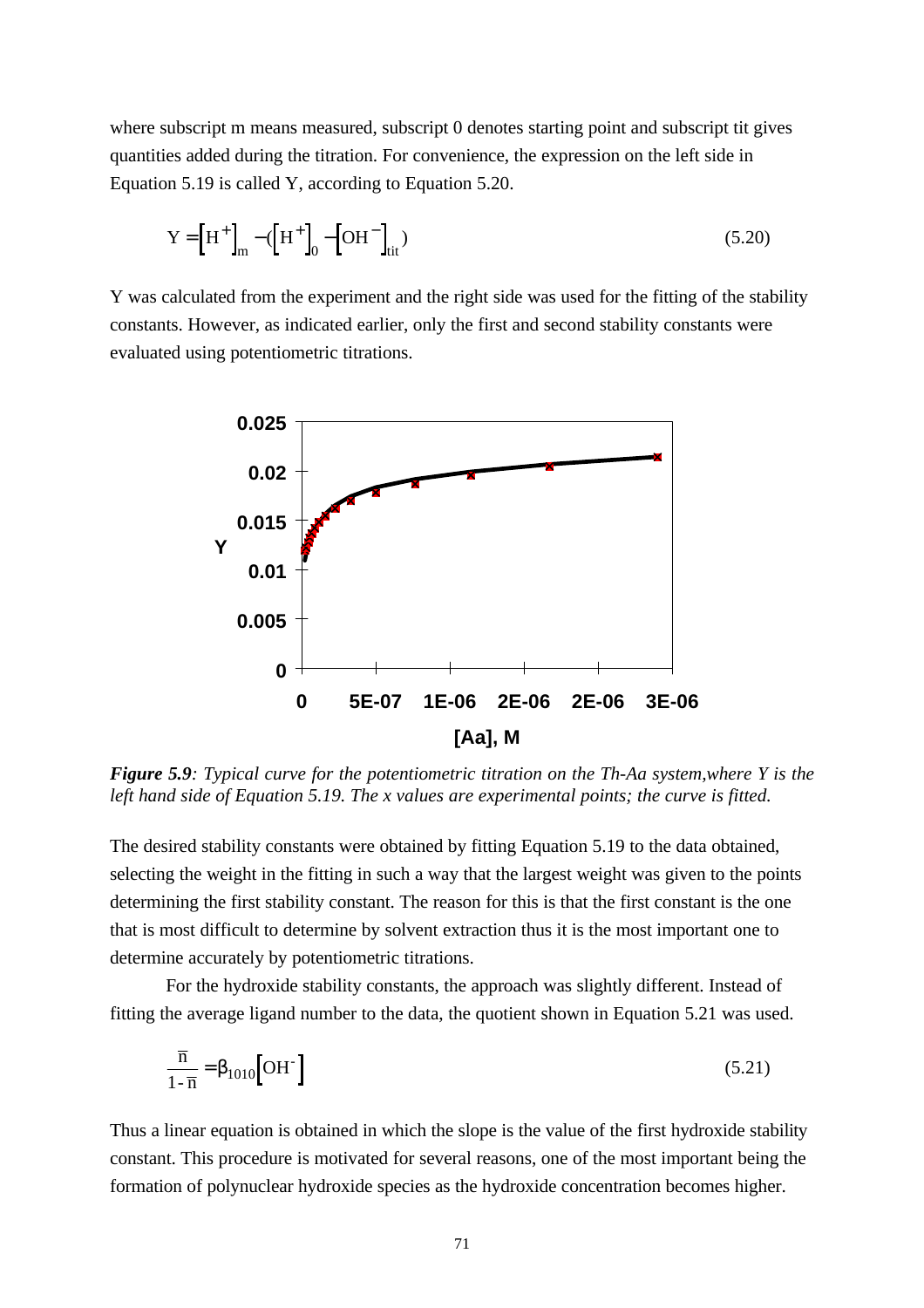where subscript m means measured, subscript 0 denotes starting point and subscript tit gives quantities added during the titration. For convenience, the expression on the left side in Equation 5.19 is called Y, according to Equation 5.20.

$$Y = \left[H^+\right]_m - (\left[H^+\right]_0 - \left[OH^-\right]_{tit}) \tag{5.20}$$

Y was calculated from the experiment and the right side was used for the fitting of the stability constants. However, as indicated earlier, only the first and second stability constants were evaluated using potentiometric titrations.

*Figure 5.9: Typical curve for the potentiometric titration on the Th-Aa system,where Y is the left hand side of Equation 5.19. The x values are experimental points; the curve is fitted.*

The desired stability constants were obtained by fitting Equation 5.19 to the data obtained, selecting the weight in the fitting in such a way that the largest weight was given to the points determining the first stability constant. The reason for this is that the first constant is the one that is most difficult to determine by solvent extraction thus it is the most important one to determine accurately by potentiometric titrations.

For the hydroxide stability constants, the approach was slightly different. Instead of fitting the average ligand number to the data, the quotient shown in Equation 5.21 was used.

$$\frac{\overline{n}}{1-\overline{n}} = \beta_{1010}\left[OH^-\right] \tag{5.21}$$

Thus a linear equation is obtained in which the slope is the value of the first hydroxide stability constant. This procedure is motivated for several reasons, one of the most important being the formation of polynuclear hydroxide species as the hydroxide concentration becomes higher.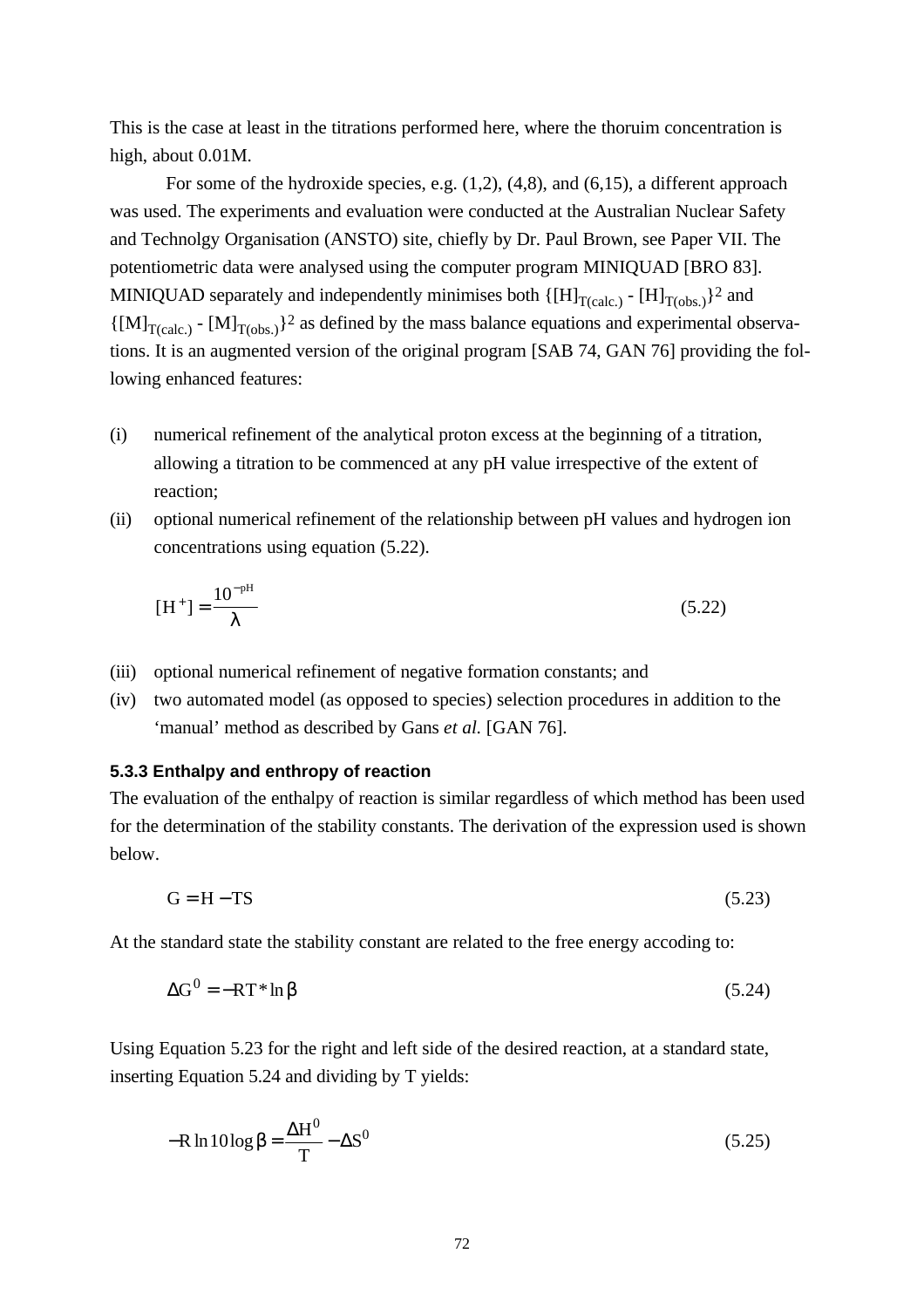This is the case at least in the titrations performed here, where the thoruim concentration is high, about 0.01M.

For some of the hydroxide species, e.g. (1,2), (4,8), and (6,15), a different approach was used. The experiments and evaluation were conducted at the Australian Nuclear Safety and Technolgy Organisation (ANSTO) site, chiefly by Dr. Paul Brown, see Paper VII. The potentiometric data were analysed using the computer program MINIQUAD [BRO 83]. MINIQUAD separately and independently minimises both $\{[H]_{T(calc.)} - [H]_{T(obs.)}\}^2$ and $\{[M]_{T(calc.)} - [M]_{T(obs.)}\}^2$ as defined by the mass balance equations and experimental observations. It is an augmented version of the original program [SAB 74, GAN 76] providing the following enhanced features:

(i) numerical refinement of the analytical proton excess at the beginning of a titration, allowing a titration to be commenced at any pH value irrespective of the extent of reaction;

(ii) optional numerical refinement of the relationship between pH values and hydrogen ion concentrations using equation (5.22).

$$[H^+] = \frac{10^{-pH}}{\lambda} \tag{5.22}$$

(iii) optional numerical refinement of negative formation constants; and

(iv) two automated model (as opposed to species) selection procedures in addition to the 'manual' method as described by Gans *et al.* [GAN 76].

### 5.3.3 Enthalpy and enthropy of reaction

The evaluation of the enthalpy of reaction is similar regardless of which method has been used for the determination of the stability constants. The derivation of the expression used is shown below.

$$G = H - TS \tag{5.23}$$

At the standard state the stability constant are related to the free energy accoding to:

$$\Delta G^0 = -RT * \ln \beta \tag{5.24}$$

Using Equation 5.23 for the right and left side of the desired reaction, at a standard state, inserting Equation 5.24 and dividing by T yields:

$$-R \ln 10 \log \beta = \frac{\Delta H^0}{T} - \Delta S^0 \tag{5.25}$$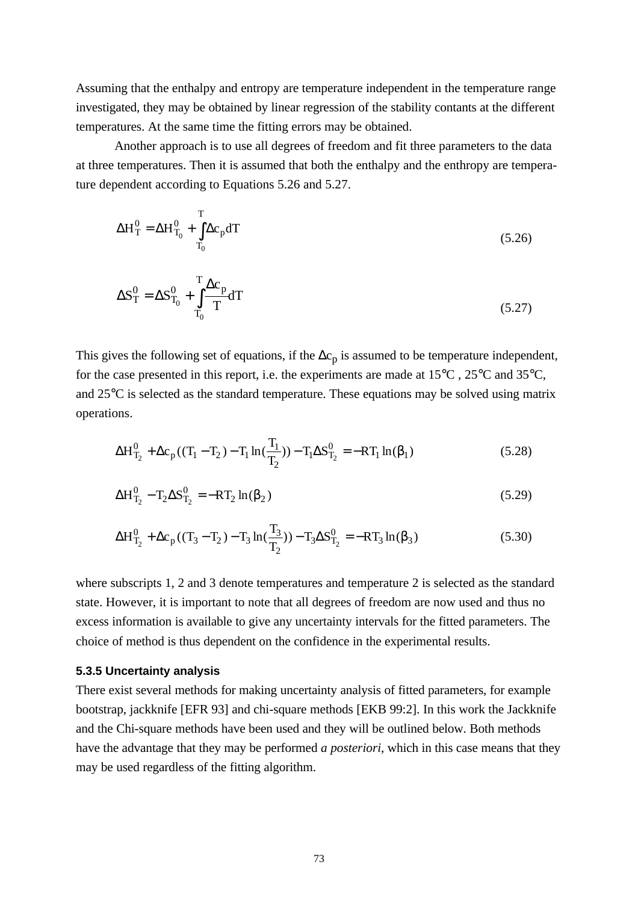Assuming that the enthalpy and entropy are temperature independent in the temperature range investigated, they may be obtained by linear regression of the stability contants at the different temperatures. At the same time the fitting errors may be obtained.

Another approach is to use all degrees of freedom and fit three parameters to the data at three temperatures. Then it is assumed that both the enthalpy and the enthropy are temperature dependent according to Equations 5.26 and 5.27.

$$\Delta H^0_T = \Delta H^0_{T_0} + \int_{T_0}^{T} \Delta c_p dT \tag{5.26}$$

$$\Delta S^0_T = \Delta S^0_{T_0} + \int_{T_0}^{T} \frac{\Delta c_p}{T} dT \tag{5.27}$$

This gives the following set of equations, if the $\Delta c_p$ is assumed to be temperature independent, for the case presented in this report, i.e. the experiments are made at 15°C , 25°C and 35°C, and 25°C is selected as the standard temperature. These equations may be solved using matrix operations.

$$\Delta H^0_{T_2} + \Delta c_p ((T_1 - T_2) - T_1 \ln(\frac{T_1}{T_2})) - T_1 \Delta S^0_{T_2} = -RT_1 \ln(\beta_1) \tag{5.28}$$

$$\Delta H^0_{T_2} - T_2 \Delta S^0_{T_2} = -RT_2 \ln(\beta_2) \tag{5.29}$$

$$\Delta H^0_{T_2} + \Delta c_p ((T_3 - T_2) - T_3 \ln(\frac{T_3}{T_2})) - T_3 \Delta S^0_{T_2} = -RT_3 \ln(\beta_3) \tag{5.30}$$

where subscripts 1, 2 and 3 denote temperatures and temperature 2 is selected as the standard state. However, it is important to note that all degrees of freedom are now used and thus no excess information is available to give any uncertainty intervals for the fitted parameters. The choice of method is thus dependent on the confidence in the experimental results.

### 5.3.5 Uncertainty analysis

There exist several methods for making uncertainty analysis of fitted parameters, for example bootstrap, jackknife [EFR 93] and chi-square methods [EKB 99:2]. In this work the Jackknife and the Chi-square methods have been used and they will be outlined below. Both methods have the advantage that they may be performed *a posteriori*, which in this case means that they may be used regardless of the fitting algorithm.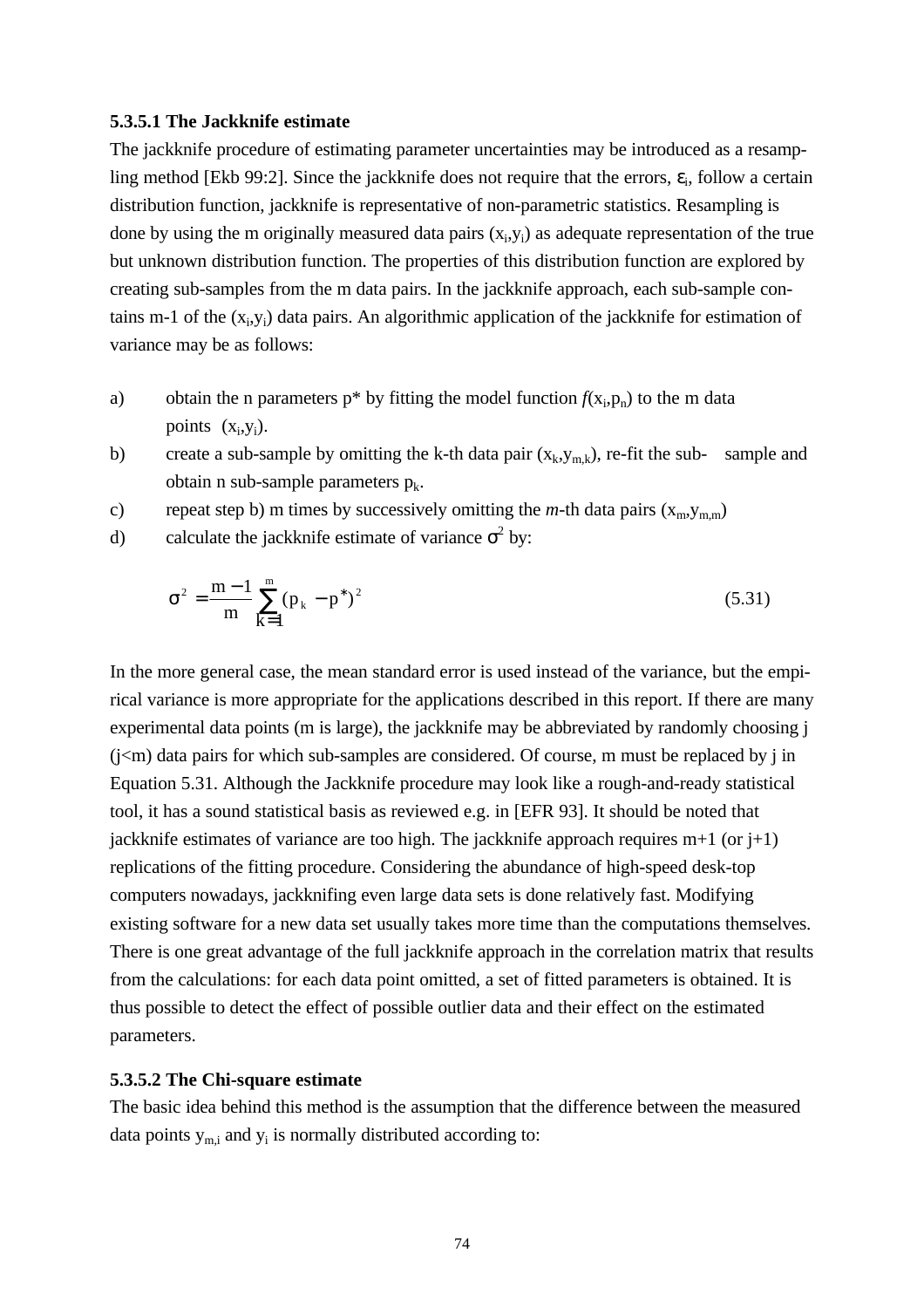### 5.3.5.1 The Jackknife estimate

The jackknife procedure of estimating parameter uncertainties may be introduced as a resampling method [Ekb 99:2]. Since the jackknife does not require that the errors, $\varepsilon_i$, follow a certain distribution function, jackknife is representative of non-parametric statistics. Resampling is done by using the m originally measured data pairs $(x_i,y_i)$ as adequate representation of the true but unknown distribution function. The properties of this distribution function are explored by creating sub-samples from the m data pairs. In the jackknife approach, each sub-sample contains m-1 of the $(x_i,y_i)$ data pairs. An algorithmic application of the jackknife for estimation of variance may be as follows:

a) obtain the n parameters p* by fitting the model function $f(x_i,p_n)$ to the m data points $(x_i,y_i)$.

b) create a sub-sample by omitting the k-th data pair $(x_k,y_{m,k})$, re-fit the sub- sample and obtain n sub-sample parameters $p_k$.

c) repeat step b) m times by successively omitting the *m*-th data pairs $(x_m,y_{m,m})$

d) calculate the jackknife estimate of variance $\sigma^2$ by:

$$\sigma^2 = \frac{m-1}{m}\sum_{k=1}^{m}(p_k - p^*)^2 \tag{5.31}$$

In the more general case, the mean standard error is used instead of the variance, but the empirical variance is more appropriate for the applications described in this report. If there are many experimental data points (m is large), the jackknife may be abbreviated by randomly choosing j (j<m) data pairs for which sub-samples are considered. Of course, m must be replaced by j in Equation 5.31. Although the Jackknife procedure may look like a rough-and-ready statistical tool, it has a sound statistical basis as reviewed e.g. in [EFR 93]. It should be noted that jackknife estimates of variance are too high. The jackknife approach requires m+1 (or j+1) replications of the fitting procedure. Considering the abundance of high-speed desk-top computers nowadays, jackknifing even large data sets is done relatively fast. Modifying existing software for a new data set usually takes more time than the computations themselves. There is one great advantage of the full jackknife approach in the correlation matrix that results from the calculations: for each data point omitted, a set of fitted parameters is obtained. It is thus possible to detect the effect of possible outlier data and their effect on the estimated parameters.

### 5.3.5.2 The Chi-square estimate

The basic idea behind this method is the assumption that the difference between the measured data points $y_{m,i}$ and $y_i$ is normally distributed according to: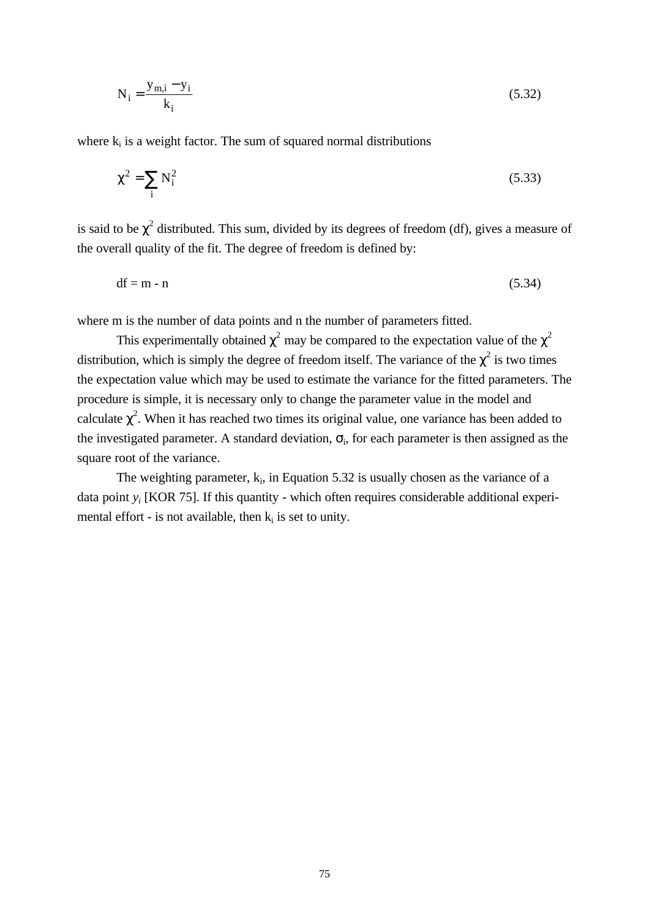$$N_i = \frac{y_{m,i} - y_i}{k_i} \tag{5.32}$$

where $k_i$ is a weight factor. The sum of squared normal distributions

$$\chi^2 = \sum_i N_i^2 \tag{5.33}$$

is said to be $\chi^2$ distributed. This sum, divided by its degrees of freedom (df), gives a measure of the overall quality of the fit. The degree of freedom is defined by:

$$df = m - n \tag{5.34}$$

where m is the number of data points and n the number of parameters fitted.

This experimentally obtained $\chi^2$ may be compared to the expectation value of the $\chi^2$ distribution, which is simply the degree of freedom itself. The variance of the $\chi^2$ is two times the expectation value which may be used to estimate the variance for the fitted parameters. The procedure is simple, it is necessary only to change the parameter value in the model and calculate $\chi^2$. When it has reached two times its original value, one variance has been added to the investigated parameter. A standard deviation, $\sigma_i$, for each parameter is then assigned as the square root of the variance.

The weighting parameter, $k_i$, in Equation 5.32 is usually chosen as the variance of a data point $y_i$ [KOR 75]. If this quantity - which often requires considerable additional experimental effort - is not available, then $k_i$ is set to unity.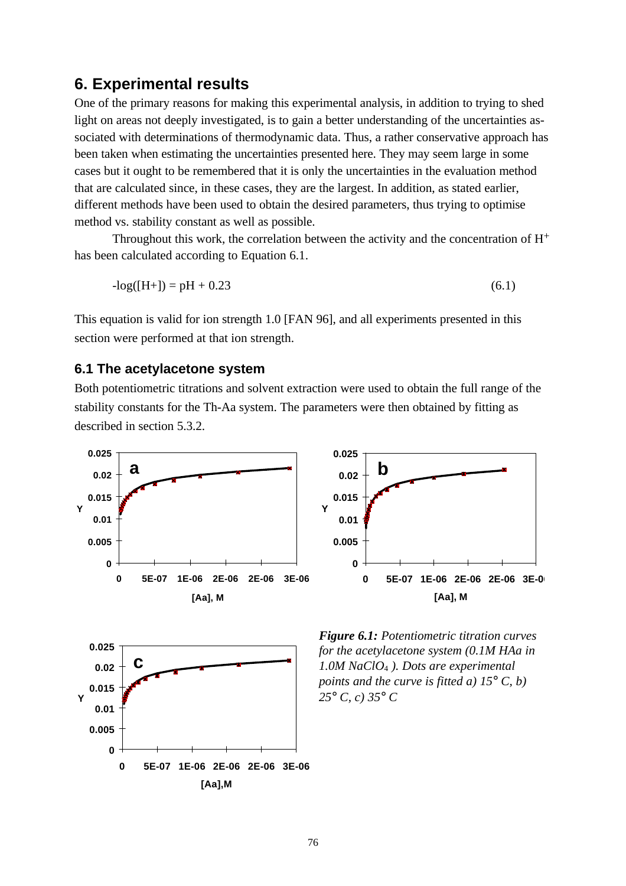## 6. Experimental results

One of the primary reasons for making this experimental analysis, in addition to trying to shed light on areas not deeply investigated, is to gain a better understanding of the uncertainties associated with determinations of thermodynamic data. Thus, a rather conservative approach has been taken when estimating the uncertainties presented here. They may seem large in some cases but it ought to be remembered that it is only the uncertainties in the evaluation method that are calculated since, in these cases, they are the largest. In addition, as stated earlier, different methods have been used to obtain the desired parameters, thus trying to optimise method vs. stability constant as well as possible.

Throughout this work, the correlation between the activity and the concentration of $H^+$ has been calculated according to Equation 6.1.

$$-\log([H+]) = pH + 0.23 \tag{6.1}$$

This equation is valid for ion strength 1.0 [FAN 96], and all experiments presented in this section were performed at that ion strength.

### 6.1 The acetylacetone system

Both potentiometric titrations and solvent extraction were used to obtain the full range of the stability constants for the Th-Aa system. The parameters were then obtained by fitting as described in section 5.3.2.

*__Figure 6.1:__ Potentiometric titration curves for the acetylacetone system (0.1M HAa in 1.0M $NaClO_4$ ). Dots are experimental points and the curve is fitted a) 15° C, b) 25° C, c) 35° C*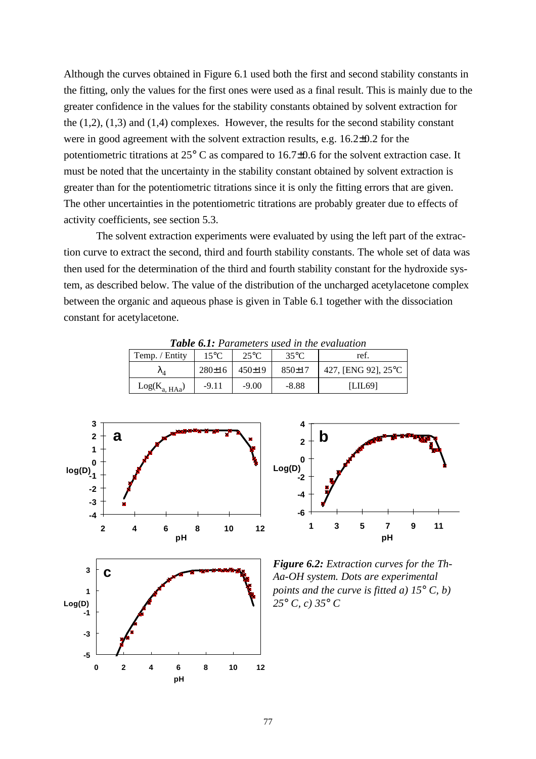Although the curves obtained in Figure 6.1 used both the first and second stability constants in the fitting, only the values for the first ones were used as a final result. This is mainly due to the greater confidence in the values for the stability constants obtained by solvent extraction for the (1,2), (1,3) and (1,4) complexes. However, the results for the second stability constant were in good agreement with the solvent extraction results, e.g. 16.2±0.2 for the potentiometric titrations at 25° C as compared to 16.7±0.6 for the solvent extraction case. It must be noted that the uncertainty in the stability constant obtained by solvent extraction is greater than for the potentiometric titrations since it is only the fitting errors that are given. The other uncertainties in the potentiometric titrations are probably greater due to effects of activity coefficients, see section 5.3.

The solvent extraction experiments were evaluated by using the left part of the extraction curve to extract the second, third and fourth stability constants. The whole set of data was then used for the determination of the third and fourth stability constant for the hydroxide system, as described below. The value of the distribution of the uncharged acetylacetone complex between the organic and aqueous phase is given in Table 6.1 together with the dissociation constant for acetylacetone.

***Table 6.1:*** *Parameters used in the evaluation*

| Temp. / Entity | 15°C | 25°C | 35°C | ref. |
|---|---|---|---|---|
| $\lambda_4$ | 280±16 | 450±19 | 850±17 | 427, [ENG 92], 25°C |
| $\text{Log}(K_{a,\,HAa})$ | -9.11 | -9.00 | -8.88 | [LIL69] |

***Figure 6.2:*** *Extraction curves for the Th-Aa-OH system. Dots are experimental points and the curve is fitted a) 15° C, b) 25° C, c) 35° C*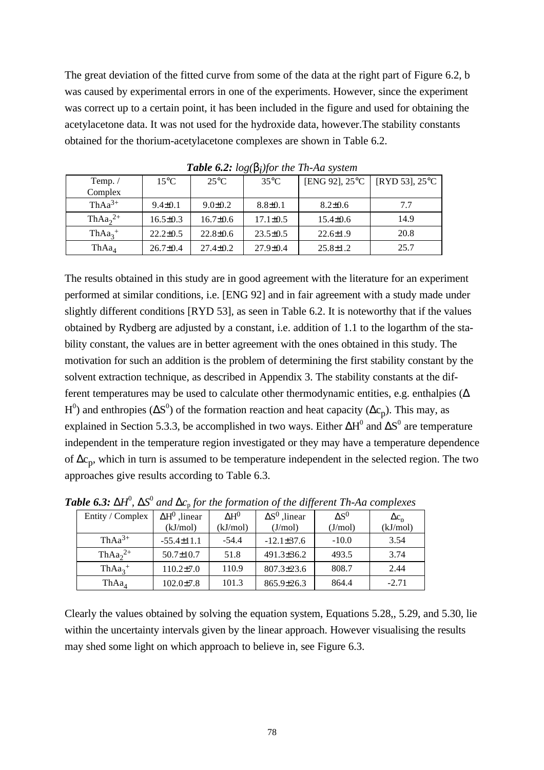The great deviation of the fitted curve from some of the data at the right part of Figure 6.2, b was caused by experimental errors in one of the experiments. However, since the experiment was correct up to a certain point, it has been included in the figure and used for obtaining the acetylacetone data. It was not used for the hydroxide data, however.The stability constants obtained for the thorium-acetylacetone complexes are shown in Table 6.2.

***Table 6.2:*** *log($\beta_i$)for the Th-Aa system*

| Temp. / Complex | 15°C | 25°C | 35°C | [ENG 92], 25°C | [RYD 53], 25°C |
|---|---|---|---|---|---|
| $ThAa^{3+}$ | 9.4±0.1 | 9.0±0.2 | 8.8±0.1 | 8.2±0.6 | 7.7 |
| $ThAa_2^{2+}$ | 16.5±0.3 | 16.7±0.6 | 17.1±0.5 | 15.4±0.6 | 14.9 |
| $ThAa_3^{+}$ | 22.2±0.5 | 22.8±0.6 | 23.5±0.5 | 22.6±1.9 | 20.8 |
| $ThAa_4$ | 26.7±0.4 | 27.4±0.2 | 27.9±0.4 | 25.8±1.2 | 25.7 |

The results obtained in this study are in good agreement with the literature for an experiment performed at similar conditions, i.e. [ENG 92] and in fair agreement with a study made under slightly different conditions [RYD 53], as seen in Table 6.2. It is noteworthy that if the values obtained by Rydberg are adjusted by a constant, i.e. addition of 1.1 to the logarthm of the stability constant, the values are in better agreement with the ones obtained in this study. The motivation for such an addition is the problem of determining the first stability constant by the solvent extraction technique, as described in Appendix 3. The stability constants at the different temperatures may be used to calculate other thermodynamic entities, e.g. enthalpies ($\Delta H^0$) and enthropies ($\Delta S^0$) of the formation reaction and heat capacity ($\Delta c_p$). This may, as explained in Section 5.3.3, be accomplished in two ways. Either $\Delta H^0$ and $\Delta S^0$ are temperature independent in the temperature region investigated or they may have a temperature dependence of $\Delta c_p$, which in turn is assumed to be temperature independent in the selected region. The two approaches give results according to Table 6.3.

***Table 6.3:*** *$\Delta H^0$, $\Delta S^0$ and $\Delta c_p$ for the formation of the different Th-Aa complexes*

| Entity / Complex | $\Delta H^0$ ,linear (kJ/mol) | $\Delta H^0$ (kJ/mol) | $\Delta S^0$ ,linear (J/mol) | $\Delta S^0$ (J/mol) | $\Delta c_p$ (kJ/mol) |
|---|---|---|---|---|---|
| $ThAa^{3+}$ | -55.4±11.1 | -54.4 | -12.1±37.6 | -10.0 | 3.54 |
| $ThAa_2^{2+}$ | 50.7±10.7 | 51.8 | 491.3±36.2 | 493.5 | 3.74 |
| $ThAa_3^{+}$ | 110.2±7.0 | 110.9 | 807.3±23.6 | 808.7 | 2.44 |
| $ThAa_4$ | 102.0±7.8 | 101.3 | 865.9±26.3 | 864.4 | -2.71 |

Clearly the values obtained by solving the equation system, Equations 5.28,, 5.29, and 5.30, lie within the uncertainty intervals given by the linear approach. However visualising the results may shed some light on which approach to believe in, see Figure 6.3.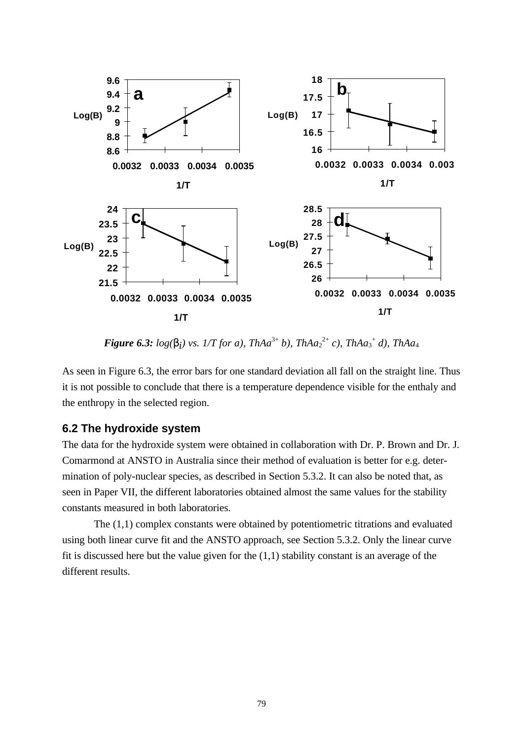*Figure 6.3:* *log(*$\beta_i$*) vs. 1/T for a),* $ThAa^{3+}$ *b),* $ThAa_2^{2+}$ *c),* $ThAa_3^{+}$ *d),* $ThAa_4$

As seen in Figure 6.3, the error bars for one standard deviation all fall on the straight line. Thus it is not possible to conclude that there is a temperature dependence visible for the enthaly and the enthropy in the selected region.

## 6.2 The hydroxide system

The data for the hydroxide system were obtained in collaboration with Dr. P. Brown and Dr. J. Comarmond at ANSTO in Australia since their method of evaluation is better for e.g. determination of poly-nuclear species, as described in Section 5.3.2. It can also be noted that, as seen in Paper VII, the different laboratories obtained almost the same values for the stability constants measured in both laboratories.

The (1,1) complex constants were obtained by potentiometric titrations and evaluated using both linear curve fit and the ANSTO approach, see Section 5.3.2. Only the linear curve fit is discussed here but the value given for the (1,1) stability constant is an average of the different results.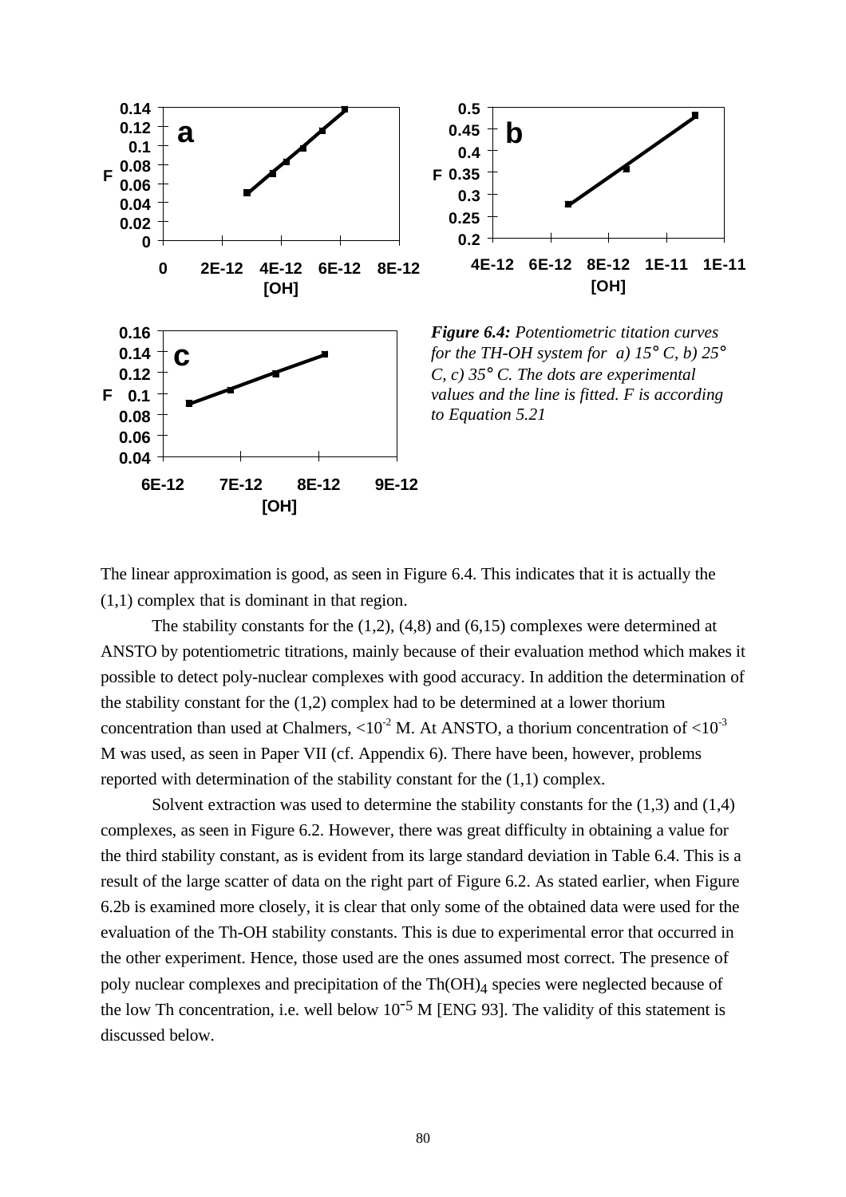***Figure 6.4:*** *Potentiometric titation curves for the TH-OH system for a) 15° C, b) 25° C, c) 35° C. The dots are experimental values and the line is fitted. F is according to Equation 5.21*

The linear approximation is good, as seen in Figure 6.4. This indicates that it is actually the (1,1) complex that is dominant in that region.

The stability constants for the (1,2), (4,8) and (6,15) complexes were determined at ANSTO by potentiometric titrations, mainly because of their evaluation method which makes it possible to detect poly-nuclear complexes with good accuracy. In addition the determination of the stability constant for the (1,2) complex had to be determined at a lower thorium concentration than used at Chalmers, $<10^{-2}$ M. At ANSTO, a thorium concentration of $<10^{-3}$ M was used, as seen in Paper VII (cf. Appendix 6). There have been, however, problems reported with determination of the stability constant for the (1,1) complex.

Solvent extraction was used to determine the stability constants for the (1,3) and (1,4) complexes, as seen in Figure 6.2. However, there was great difficulty in obtaining a value for the third stability constant, as is evident from its large standard deviation in Table 6.4. This is a result of the large scatter of data on the right part of Figure 6.2. As stated earlier, when Figure 6.2b is examined more closely, it is clear that only some of the obtained data were used for the evaluation of the Th-OH stability constants. This is due to experimental error that occurred in the other experiment. Hence, those used are the ones assumed most correct. The presence of poly nuclear complexes and precipitation of the $Th(OH)_4$ species were neglected because of the low Th concentration, i.e. well below $10^{-5}$ M [ENG 93]. The validity of this statement is discussed below.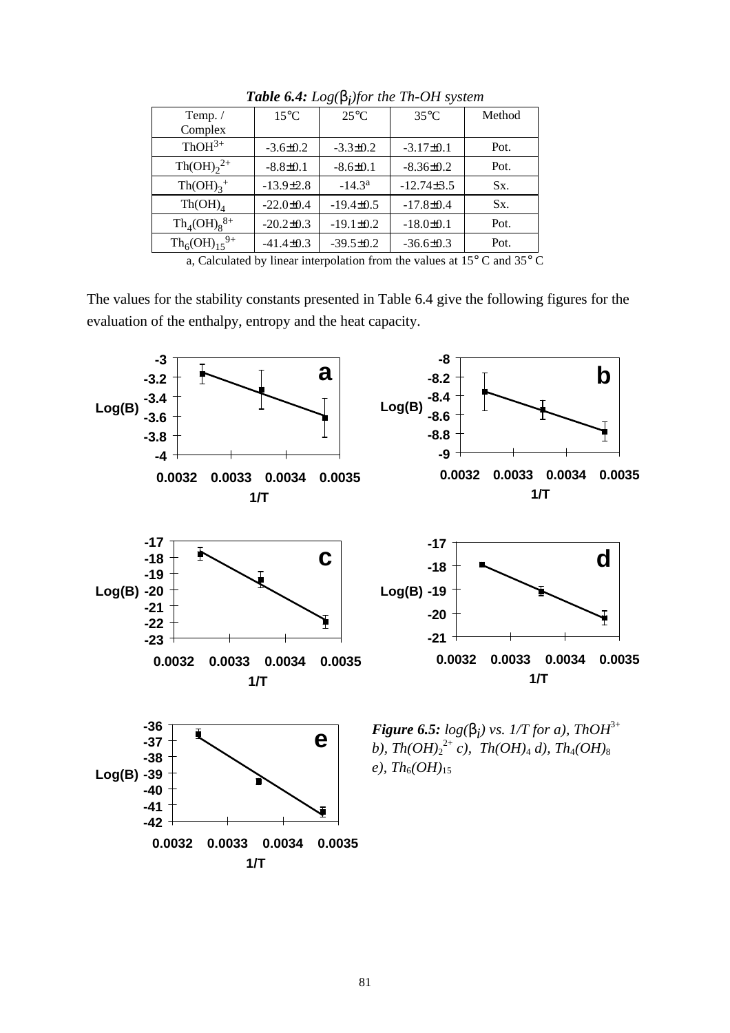***Table 6.4:*** *Log(*$\beta_i$*)for the Th-OH system*

| Temp. / Complex | 15°C | 25°C | 35°C | Method |
|---|---|---|---|---|
| $ThOH^{3+}$ | -3.6±0.2 | -3.3±0.2 | -3.17±0.1 | Pot. |
| $Th(OH)_2^{2+}$ | -8.8±0.1 | -8.6±0.1 | -8.36±0.2 | Pot. |
| $Th(OH)_3^{+}$ | -13.9±2.8 | -14.3[a] | -12.74±3.5 | Sx. |
| $Th(OH)_4$ | -22.0±0.4 | -19.4±0.5 | -17.8±0.4 | Sx. |
| $Th_4(OH)_8^{8+}$ | -20.2±0.3 | -19.1±0.2 | -18.0±0.1 | Pot. |
| $Th_6(OH)_{15}^{9+}$ | -41.4±0.3 | -39.5±0.2 | -36.6±0.3 | Pot. |

a, Calculated by linear interpolation from the values at 15° C and 35° C

The values for the stability constants presented in Table 6.4 give the following figures for the evaluation of the enthalpy, entropy and the heat capacity.

***Figure 6.5:*** *log(*$\beta_i$*) vs. 1/T for a),* $ThOH^{3+}$ *b),* $Th(OH)_2^{2+}$ *c),* $Th(OH)_4$ *d),* $Th_4(OH)_8$ *e),* $Th_6(OH)_{15}$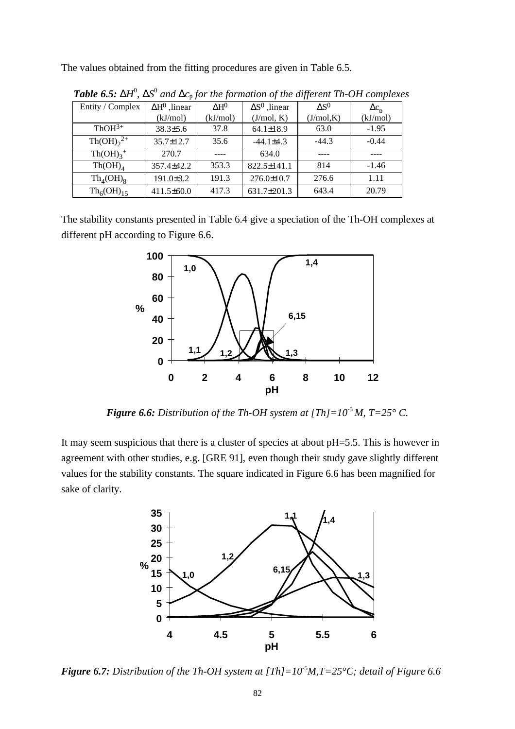The values obtained from the fitting procedures are given in Table 6.5.

***Table 6.5:** $\Delta H^0$, $\Delta S^0$ and $\Delta c_p$ for the formation of the different Th-OH complexes*

| Entity / Complex | $\Delta H^0$ ,linear (kJ/mol) | $\Delta H^0$ (kJ/mol) | $\Delta S^0$ ,linear (J/mol, K) | $\Delta S^0$ (J/mol,K) | $\Delta c_p$ (kJ/mol) |
|---|---|---|---|---|---|
| $ThOH^{3+}$ | 38.3±5.6 | 37.8 | 64.1±18.9 | 63.0 | -1.95 |
| $Th(OH)_2^{2+}$ | 35.7±12.7 | 35.6 | -44.1±4.3 | -44.3 | -0.44 |
| $Th(OH)_3^+$ | 270.7 | ---- | 634.0 | ---- | ---- |
| $Th(OH)_4$ | 357.4±42.2 | 353.3 | 822.5±141.1 | 814 | -1.46 |
| $Th_4(OH)_8$ | 191.0±3.2 | 191.3 | 276.0±10.7 | 276.6 | 1.11 |
| $Th_6(OH)_{15}$ | 411.5±60.0 | 417.3 | 631.7±201.3 | 643.4 | 20.79 |

The stability constants presented in Table 6.4 give a speciation of the Th-OH complexes at different pH according to Figure 6.6.

***Figure 6.6:** Distribution of the Th-OH system at [Th]=10$^{-5}$ M, T=25° C.*

It may seem suspicious that there is a cluster of species at about pH=5.5. This is however in agreement with other studies, e.g. [GRE 91], even though their study gave slightly different values for the stability constants. The square indicated in Figure 6.6 has been magnified for sake of clarity.

***Figure 6.7:** Distribution of the Th-OH system at [Th]=10$^{-5}$M,T=25°C; detail of Figure 6.6*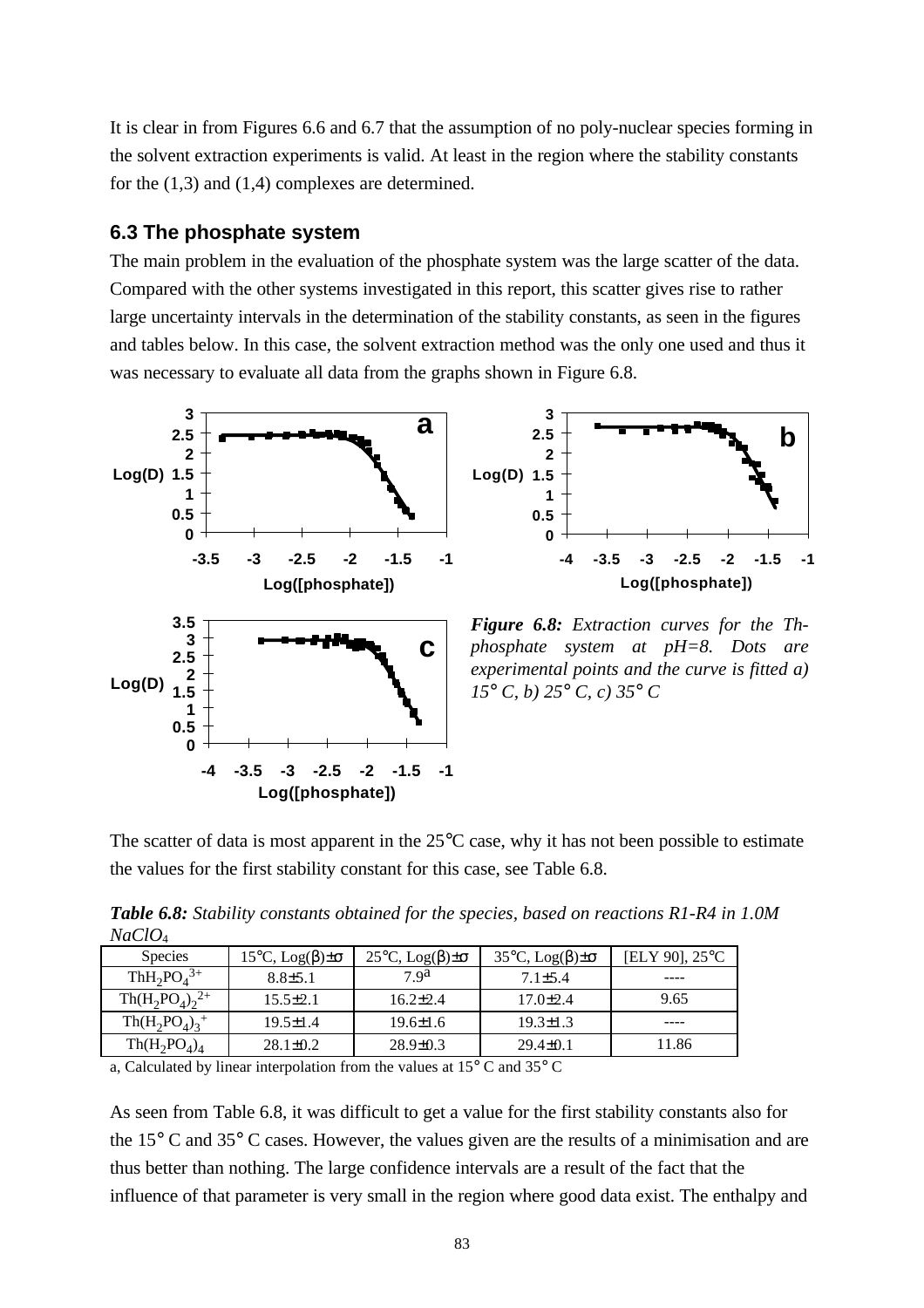It is clear in from Figures 6.6 and 6.7 that the assumption of no poly-nuclear species forming in the solvent extraction experiments is valid. At least in the region where the stability constants for the (1,3) and (1,4) complexes are determined.

### 6.3 The phosphate system

The main problem in the evaluation of the phosphate system was the large scatter of the data. Compared with the other systems investigated in this report, this scatter gives rise to rather large uncertainty intervals in the determination of the stability constants, as seen in the figures and tables below. In this case, the solvent extraction method was the only one used and thus it was necessary to evaluate all data from the graphs shown in Figure 6.8.

***Figure 6.8:*** *Extraction curves for the Th-phosphate system at pH=8. Dots are experimental points and the curve is fitted a) 15° C, b) 25° C, c) 35° C*

The scatter of data is most apparent in the 25°C case, why it has not been possible to estimate the values for the first stability constant for this case, see Table 6.8.

***Table 6.8:*** *Stability constants obtained for the species, based on reactions R1-R4 in 1.0M* $NaClO_4$

| Species | 15°C, Log(β)±σ | 25°C, Log(β)±σ | 35°C, Log(β)±σ | [ELY 90], 25°C |
|---|---|---|---|---|
| $ThH_2PO_4^{3+}$ | 8.8±5.1 | 7.9[a] | 7.1±5.4 | ---- |
| $Th(H_2PO_4)_2^{2+}$ | 15.5±2.1 | 16.2±2.4 | 17.0±2.4 | 9.65 |
| $Th(H_2PO_4)_3^{+}$ | 19.5±1.4 | 19.6±1.6 | 19.3±1.3 | ---- |
| $Th(H_2PO_4)_4$ | 28.1±0.2 | 28.9±0.3 | 29.4±0.1 | 11.86 |

a, Calculated by linear interpolation from the values at 15° C and 35° C

As seen from Table 6.8, it was difficult to get a value for the first stability constants also for the 15° C and 35° C cases. However, the values given are the results of a minimisation and are thus better than nothing. The large confidence intervals are a result of the fact that the influence of that parameter is very small in the region where good data exist. The enthalpy and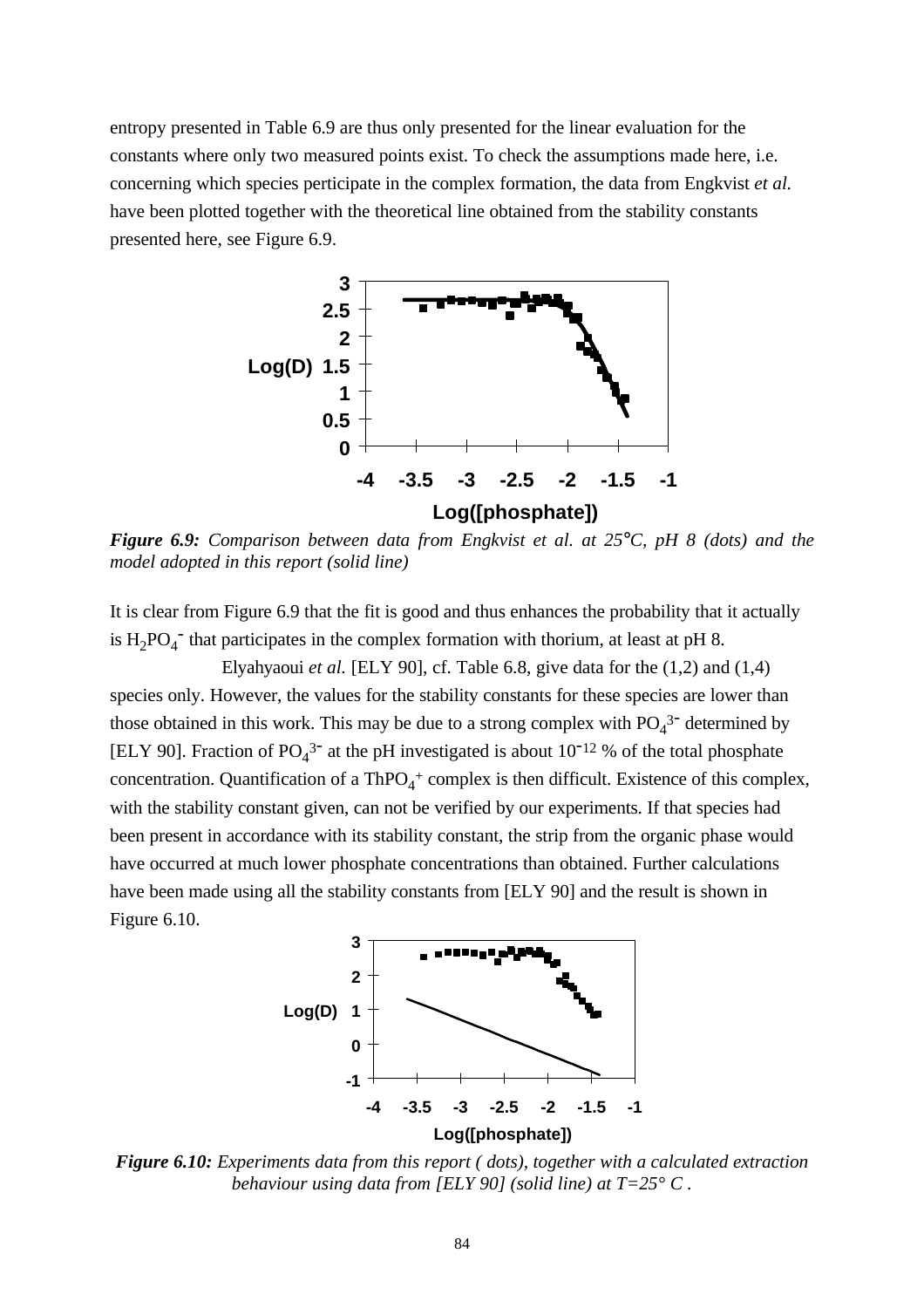entropy presented in Table 6.9 are thus only presented for the linear evaluation for the constants where only two measured points exist. To check the assumptions made here, i.e. concerning which species perticipate in the complex formation, the data from Engkvist *et al.* have been plotted together with the theoretical line obtained from the stability constants presented here, see Figure 6.9.

***Figure 6.9:*** *Comparison between data from Engkvist et al. at 25°C, pH 8 (dots) and the model adopted in this report (solid line)*

It is clear from Figure 6.9 that the fit is good and thus enhances the probability that it actually is $H_2PO_4^-$ that participates in the complex formation with thorium, at least at pH 8.

Elyahyaoui *et al.* [ELY 90], cf. Table 6.8, give data for the (1,2) and (1,4) species only. However, the values for the stability constants for these species are lower than those obtained in this work. This may be due to a strong complex with $PO_4^{3-}$ determined by [ELY 90]. Fraction of $PO_4^{3-}$ at the pH investigated is about $10^{-12}$ % of the total phosphate concentration. Quantification of a $ThPO_4^+$ complex is then difficult. Existence of this complex, with the stability constant given, can not be verified by our experiments. If that species had been present in accordance with its stability constant, the strip from the organic phase would have occurred at much lower phosphate concentrations than obtained. Further calculations have been made using all the stability constants from [ELY 90] and the result is shown in Figure 6.10.

***Figure 6.10:*** *Experiments data from this report ( dots), together with a calculated extraction behaviour using data from [ELY 90] (solid line) at T=25° C .*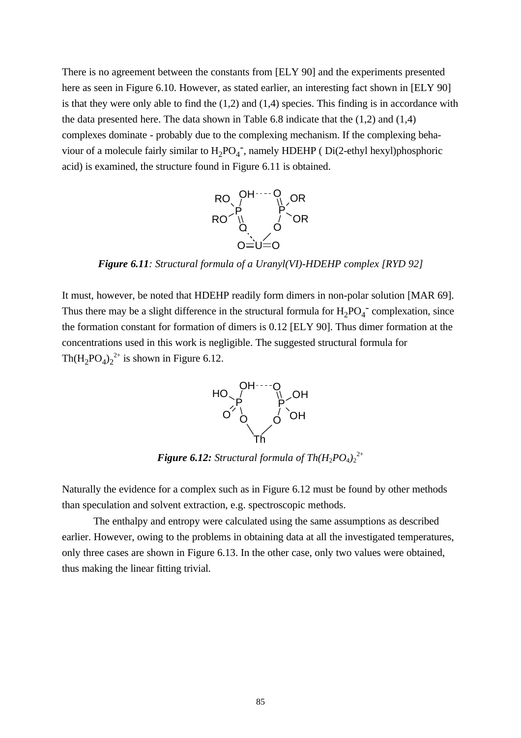There is no agreement between the constants from [ELY 90] and the experiments presented here as seen in Figure 6.10. However, as stated earlier, an interesting fact shown in [ELY 90] is that they were only able to find the (1,2) and (1,4) species. This finding is in accordance with the data presented here. The data shown in Table 6.8 indicate that the (1,2) and (1,4) complexes dominate - probably due to the complexing mechanism. If the complexing behaviour of a molecule fairly similar to $H_2PO_4^-$, namely HDEHP ( Di(2-ethyl hexyl)phosphoric acid) is examined, the structure found in Figure 6.11 is obtained.

***Figure 6.11****: Structural formula of a Uranyl(VI)-HDEHP complex [RYD 92]*

It must, however, be noted that HDEHP readily form dimers in non-polar solution [MAR 69]. Thus there may be a slight difference in the structural formula for $H_2PO_4^-$ complexation, since the formation constant for formation of dimers is 0.12 [ELY 90]. Thus dimer formation at the concentrations used in this work is negligible. The suggested structural formula for $Th(H_2PO_4)_2^{2+}$ is shown in Figure 6.12.

***Figure 6.12:*** *Structural formula of* $Th(H_2PO_4)_2^{2+}$

Naturally the evidence for a complex such as in Figure 6.12 must be found by other methods than speculation and solvent extraction, e.g. spectroscopic methods.

The enthalpy and entropy were calculated using the same assumptions as described earlier. However, owing to the problems in obtaining data at all the investigated temperatures, only three cases are shown in Figure 6.13. In the other case, only two values were obtained, thus making the linear fitting trivial.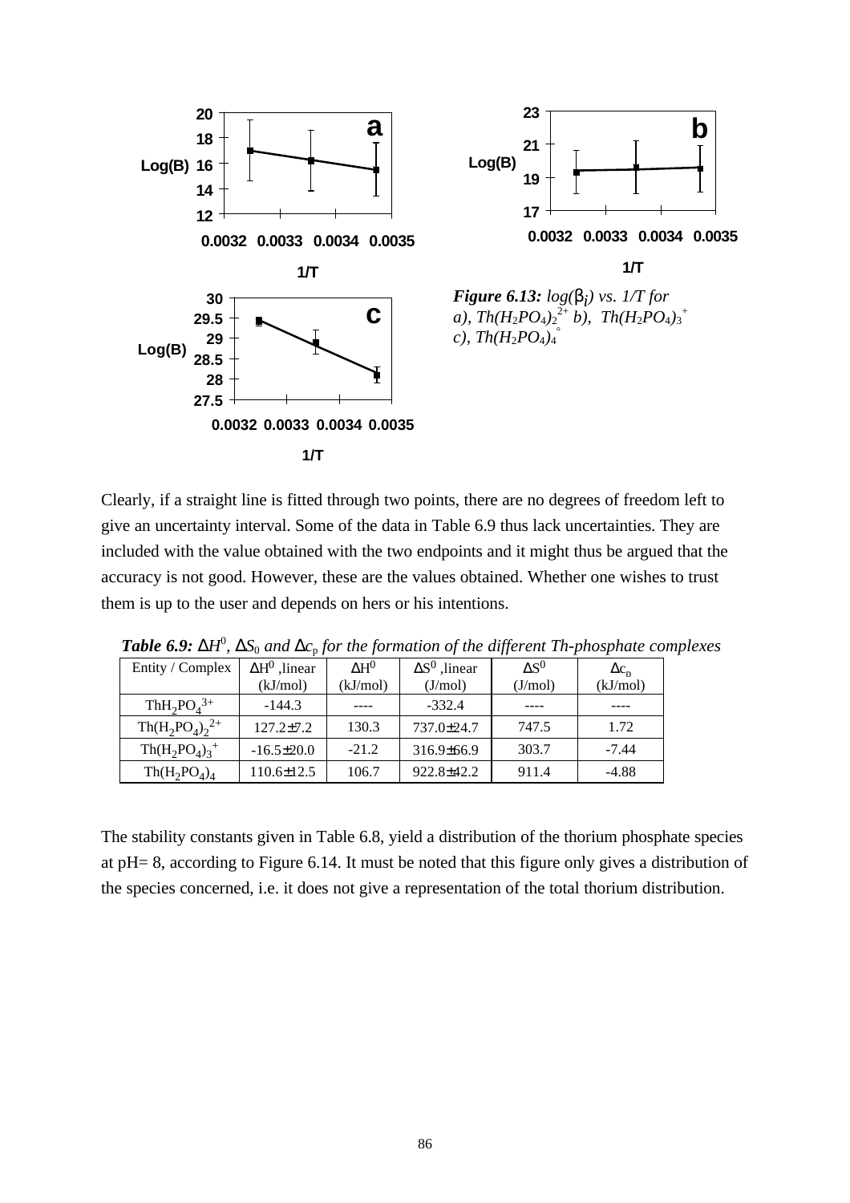*Figure 6.13: log(β$_j$) vs. 1/T for a), $Th(H_2PO_4)_2^{2+}$ b), $Th(H_2PO_4)_3^{+}$ c), $Th(H_2PO_4)_4^{\circ}$*

Clearly, if a straight line is fitted through two points, there are no degrees of freedom left to give an uncertainty interval. Some of the data in Table 6.9 thus lack uncertainties. They are included with the value obtained with the two endpoints and it might thus be argued that the accuracy is not good. However, these are the values obtained. Whether one wishes to trust them is up to the user and depends on hers or his intentions.

***Table 6.9:*** *$\Delta H^0$, $\Delta S_0$ and $\Delta c_p$ for the formation of the different Th-phosphate complexes*

| Entity / Complex | $\Delta H^0$ ,linear (kJ/mol) | $\Delta H^0$ (kJ/mol) | $\Delta S^0$ ,linear (J/mol) | $\Delta S^0$ (J/mol) | $\Delta c_p$ (kJ/mol) |
|---|---|---|---|---|---|
| $ThH_2PO_4^{3+}$ | -144.3 | ---- | -332.4 | ---- | ---- |
| $Th(H_2PO_4)_2^{2+}$ | 127.2±7.2 | 130.3 | 737.0±24.7 | 747.5 | 1.72 |
| $Th(H_2PO_4)_3^{+}$ | -16.5±20.0 | -21.2 | 316.9±66.9 | 303.7 | -7.44 |
| $Th(H_2PO_4)_4$ | 110.6±12.5 | 106.7 | 922.8±42.2 | 911.4 | -4.88 |

The stability constants given in Table 6.8, yield a distribution of the thorium phosphate species at pH= 8, according to Figure 6.14. It must be noted that this figure only gives a distribution of the species concerned, i.e. it does not give a representation of the total thorium distribution.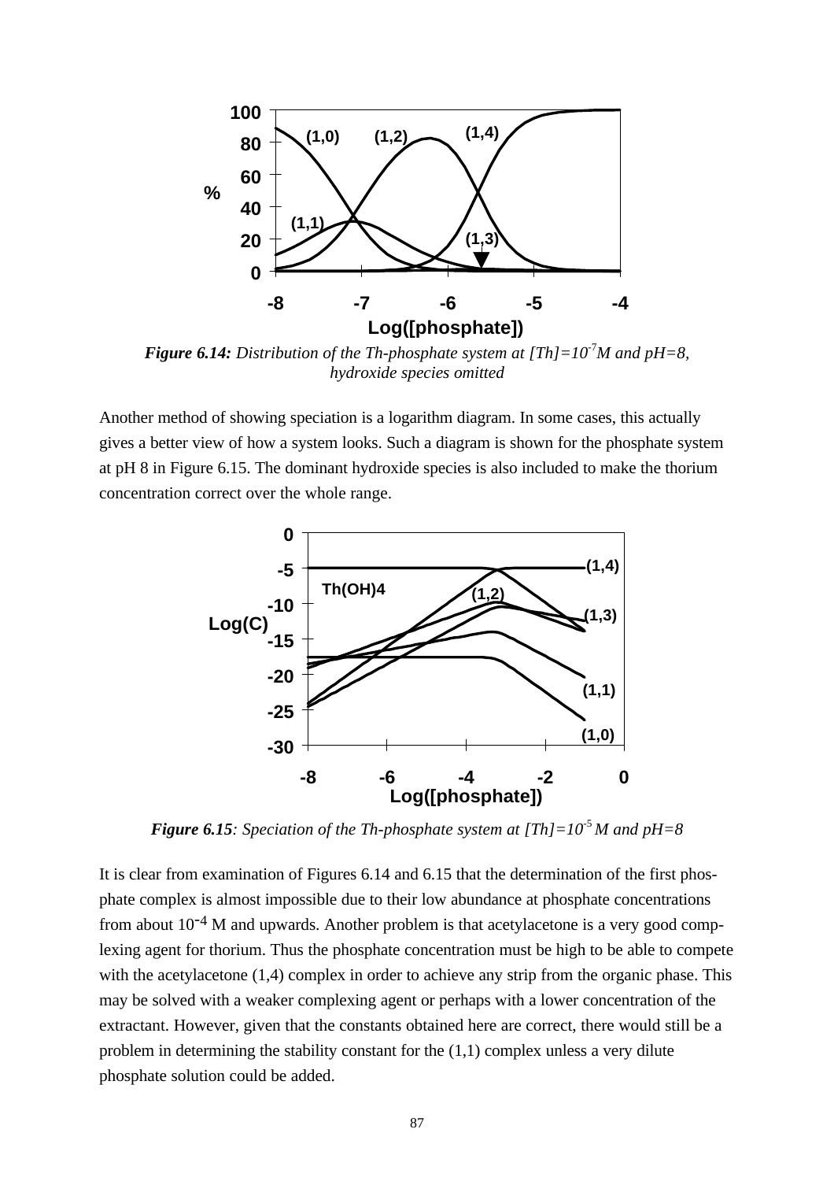*Figure 6.14: Distribution of the Th-phosphate system at [Th]=$10^{-7}$M and pH=8, hydroxide species omitted*

Another method of showing speciation is a logarithm diagram. In some cases, this actually gives a better view of how a system looks. Such a diagram is shown for the phosphate system at pH 8 in Figure 6.15. The dominant hydroxide species is also included to make the thorium concentration correct over the whole range.

*Figure 6.15: Speciation of the Th-phosphate system at [Th]=$10^{-5}$ M and pH=8*

It is clear from examination of Figures 6.14 and 6.15 that the determination of the first phosphate complex is almost impossible due to their low abundance at phosphate concentrations from about $10^{-4}$ M and upwards. Another problem is that acetylacetone is a very good complexing agent for thorium. Thus the phosphate concentration must be high to be able to compete with the acetylacetone (1,4) complex in order to achieve any strip from the organic phase. This may be solved with a weaker complexing agent or perhaps with a lower concentration of the extractant. However, given that the constants obtained here are correct, there would still be a problem in determining the stability constant for the (1,1) complex unless a very dilute phosphate solution could be added.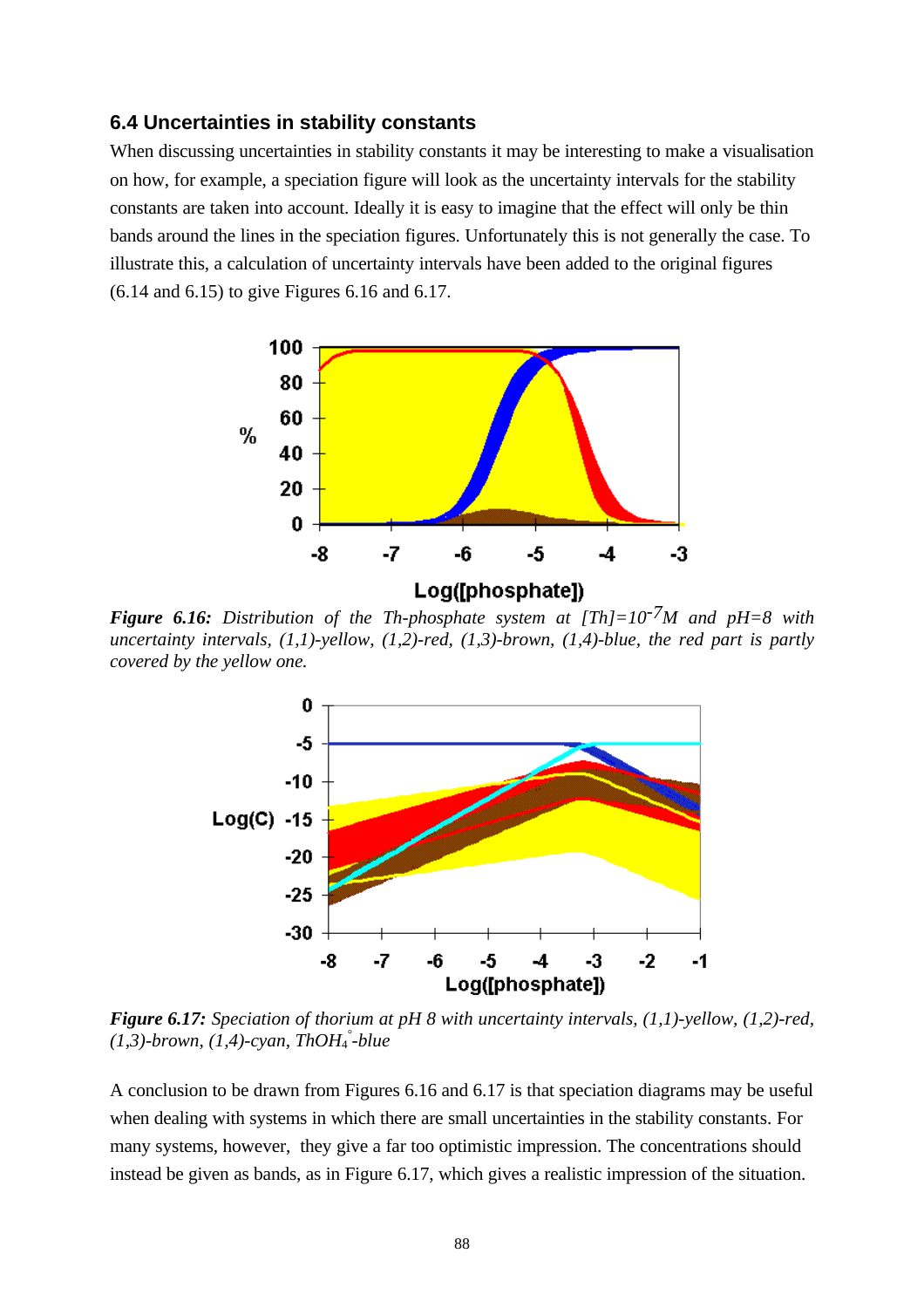## 6.4 Uncertainties in stability constants

When discussing uncertainties in stability constants it may be interesting to make a visualisation on how, for example, a speciation figure will look as the uncertainty intervals for the stability constants are taken into account. Ideally it is easy to imagine that the effect will only be thin bands around the lines in the speciation figures. Unfortunately this is not generally the case. To illustrate this, a calculation of uncertainty intervals have been added to the original figures (6.14 and 6.15) to give Figures 6.16 and 6.17.

***Figure 6.16:*** *Distribution of the Th-phosphate system at $[Th]=10^{-7}$M and pH=8 with uncertainty intervals, (1,1)-yellow, (1,2)-red, (1,3)-brown, (1,4)-blue, the red part is partly covered by the yellow one.*

***Figure 6.17:*** *Speciation of thorium at pH 8 with uncertainty intervals, (1,1)-yellow, (1,2)-red, (1,3)-brown, (1,4)-cyan, $ThOH_4^{\circ}$-blue*

A conclusion to be drawn from Figures 6.16 and 6.17 is that speciation diagrams may be useful when dealing with systems in which there are small uncertainties in the stability constants. For many systems, however, they give a far too optimistic impression. The concentrations should instead be given as bands, as in Figure 6.17, which gives a realistic impression of the situation.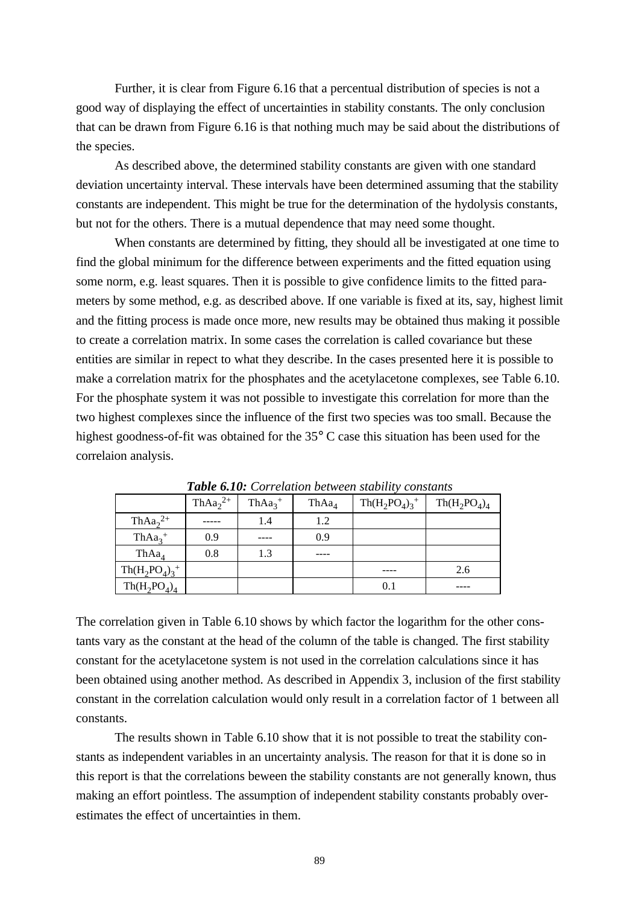Further, it is clear from Figure 6.16 that a percentual distribution of species is not a good way of displaying the effect of uncertainties in stability constants. The only conclusion that can be drawn from Figure 6.16 is that nothing much may be said about the distributions of the species.

As described above, the determined stability constants are given with one standard deviation uncertainty interval. These intervals have been determined assuming that the stability constants are independent. This might be true for the determination of the hydolysis constants, but not for the others. There is a mutual dependence that may need some thought.

When constants are determined by fitting, they should all be investigated at one time to find the global minimum for the difference between experiments and the fitted equation using some norm, e.g. least squares. Then it is possible to give confidence limits to the fitted parameters by some method, e.g. as described above. If one variable is fixed at its, say, highest limit and the fitting process is made once more, new results may be obtained thus making it possible to create a correlation matrix. In some cases the correlation is called covariance but these entities are similar in repect to what they describe. In the cases presented here it is possible to make a correlation matrix for the phosphates and the acetylacetone complexes, see Table 6.10. For the phosphate system it was not possible to investigate this correlation for more than the two highest complexes since the influence of the first two species was too small. Because the highest goodness-of-fit was obtained for the 35° C case this situation has been used for the correlaion analysis.

***Table 6.10:*** *Correlation between stability constants*

| | $ThAa_2^{2+}$ | $ThAa_3^{+}$ | $ThAa_4$ | $Th(H_2PO_4)_3^{+}$ | $Th(H_2PO_4)_4$ |
|---|---|---|---|---|---|
| $ThAa_2^{2+}$ | ----- | 1.4 | 1.2 | | |
| $ThAa_3^{+}$ | 0.9 | ---- | 0.9 | | |
| $ThAa_4$ | 0.8 | 1.3 | ---- | | |
| $Th(H_2PO_4)_3^{+}$ | | | | ---- | 2.6 |
| $Th(H_2PO_4)_4$ | | | | 0.1 | ---- |

The correlation given in Table 6.10 shows by which factor the logarithm for the other constants vary as the constant at the head of the column of the table is changed. The first stability constant for the acetylacetone system is not used in the correlation calculations since it has been obtained using another method. As described in Appendix 3, inclusion of the first stability constant in the correlation calculation would only result in a correlation factor of 1 between all constants.

The results shown in Table 6.10 show that it is not possible to treat the stability constants as independent variables in an uncertainty analysis. The reason for that it is done so in this report is that the correlations beween the stability constants are not generally known, thus making an effort pointless. The assumption of independent stability constants probably overestimates the effect of uncertainties in them.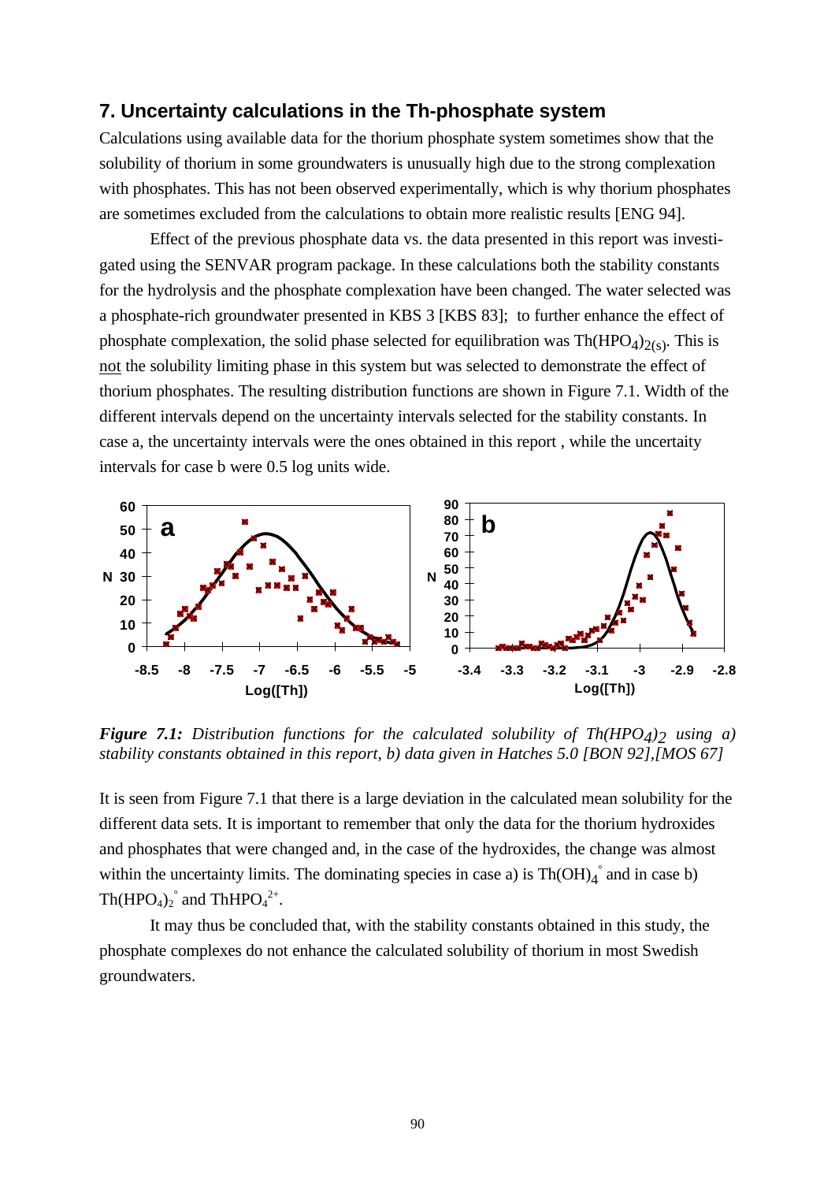## 7. Uncertainty calculations in the Th-phosphate system

Calculations using available data for the thorium phosphate system sometimes show that the solubility of thorium in some groundwaters is unusually high due to the strong complexation with phosphates. This has not been observed experimentally, which is why thorium phosphates are sometimes excluded from the calculations to obtain more realistic results [ENG 94].

Effect of the previous phosphate data vs. the data presented in this report was investigated using the SENVAR program package. In these calculations both the stability constants for the hydrolysis and the phosphate complexation have been changed. The water selected was a phosphate-rich groundwater presented in KBS 3 [KBS 83]; to further enhance the effect of phosphate complexation, the solid phase selected for equilibration was $Th(HPO_4)_{2(s)}$. This is not the solubility limiting phase in this system but was selected to demonstrate the effect of thorium phosphates. The resulting distribution functions are shown in Figure 7.1. Width of the different intervals depend on the uncertainty intervals selected for the stability constants. In case a, the uncertainty intervals were the ones obtained in this report , while the uncertaity intervals for case b were 0.5 log units wide.

***Figure 7.1:*** *Distribution functions for the calculated solubility of* $Th(HPO_4)_2$ *using a) stability constants obtained in this report, b) data given in Hatches 5.0 [BON 92],[MOS 67]*

It is seen from Figure 7.1 that there is a large deviation in the calculated mean solubility for the different data sets. It is important to remember that only the data for the thorium hydroxides and phosphates that were changed and, in the case of the hydroxides, the change was almost within the uncertainty limits. The dominating species in case a) is $Th(OH)_4^{\circ}$ and in case b) $Th(HPO_4)_2^{\circ}$ and $ThHPO_4^{2+}$.

It may thus be concluded that, with the stability constants obtained in this study, the phosphate complexes do not enhance the calculated solubility of thorium in most Swedish groundwaters.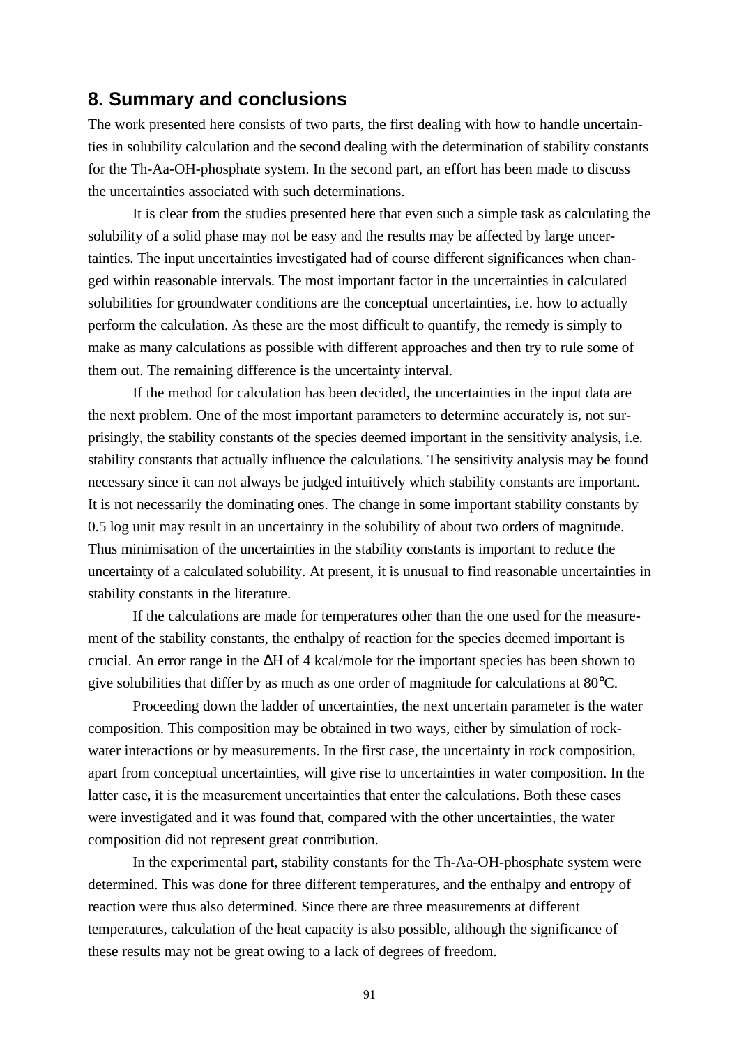## 8. Summary and conclusions

The work presented here consists of two parts, the first dealing with how to handle uncertainties in solubility calculation and the second dealing with the determination of stability constants for the Th-Aa-OH-phosphate system. In the second part, an effort has been made to discuss the uncertainties associated with such determinations.

It is clear from the studies presented here that even such a simple task as calculating the solubility of a solid phase may not be easy and the results may be affected by large uncertainties. The input uncertainties investigated had of course different significances when changed within reasonable intervals. The most important factor in the uncertainties in calculated solubilities for groundwater conditions are the conceptual uncertainties, i.e. how to actually perform the calculation. As these are the most difficult to quantify, the remedy is simply to make as many calculations as possible with different approaches and then try to rule some of them out. The remaining difference is the uncertainty interval.

If the method for calculation has been decided, the uncertainties in the input data are the next problem. One of the most important parameters to determine accurately is, not surprisingly, the stability constants of the species deemed important in the sensitivity analysis, i.e. stability constants that actually influence the calculations. The sensitivity analysis may be found necessary since it can not always be judged intuitively which stability constants are important. It is not necessarily the dominating ones. The change in some important stability constants by 0.5 log unit may result in an uncertainty in the solubility of about two orders of magnitude. Thus minimisation of the uncertainties in the stability constants is important to reduce the uncertainty of a calculated solubility. At present, it is unusual to find reasonable uncertainties in stability constants in the literature.

If the calculations are made for temperatures other than the one used for the measurement of the stability constants, the enthalpy of reaction for the species deemed important is crucial. An error range in the $\Delta H$ of 4 kcal/mole for the important species has been shown to give solubilities that differ by as much as one order of magnitude for calculations at 80°C.

Proceeding down the ladder of uncertainties, the next uncertain parameter is the water composition. This composition may be obtained in two ways, either by simulation of rock-water interactions or by measurements. In the first case, the uncertainty in rock composition, apart from conceptual uncertainties, will give rise to uncertainties in water composition. In the latter case, it is the measurement uncertainties that enter the calculations. Both these cases were investigated and it was found that, compared with the other uncertainties, the water composition did not represent great contribution.

In the experimental part, stability constants for the Th-Aa-OH-phosphate system were determined. This was done for three different temperatures, and the enthalpy and entropy of reaction were thus also determined. Since there are three measurements at different temperatures, calculation of the heat capacity is also possible, although the significance of these results may not be great owing to a lack of degrees of freedom.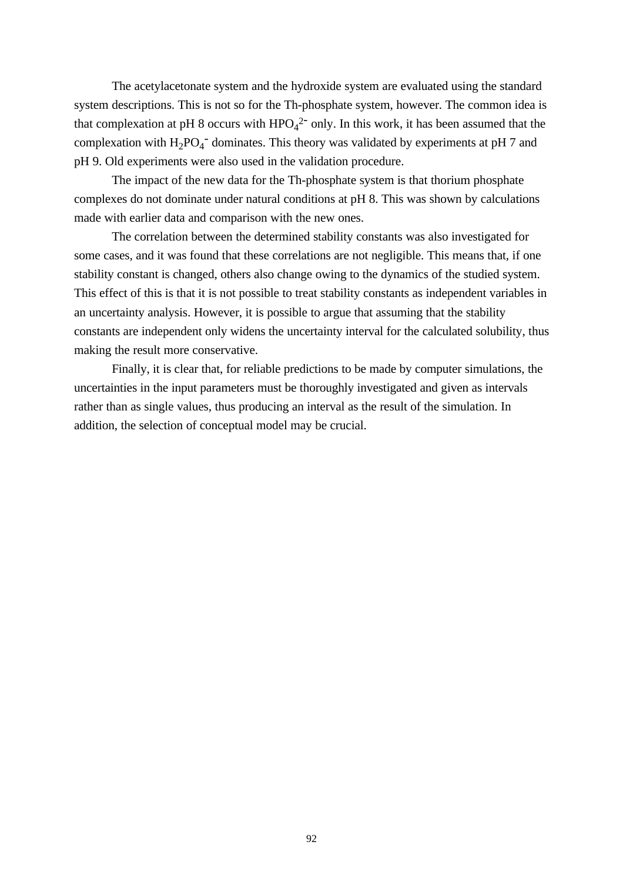The acetylacetonate system and the hydroxide system are evaluated using the standard system descriptions. This is not so for the Th-phosphate system, however. The common idea is that complexation at pH 8 occurs with $HPO_4^{2-}$ only. In this work, it has been assumed that the complexation with $H_2PO_4^-$ dominates. This theory was validated by experiments at pH 7 and pH 9. Old experiments were also used in the validation procedure.

The impact of the new data for the Th-phosphate system is that thorium phosphate complexes do not dominate under natural conditions at pH 8. This was shown by calculations made with earlier data and comparison with the new ones.

The correlation between the determined stability constants was also investigated for some cases, and it was found that these correlations are not negligible. This means that, if one stability constant is changed, others also change owing to the dynamics of the studied system. This effect of this is that it is not possible to treat stability constants as independent variables in an uncertainty analysis. However, it is possible to argue that assuming that the stability constants are independent only widens the uncertainty interval for the calculated solubility, thus making the result more conservative.

Finally, it is clear that, for reliable predictions to be made by computer simulations, the uncertainties in the input parameters must be thoroughly investigated and given as intervals rather than as single values, thus producing an interval as the result of the simulation. In addition, the selection of conceptual model may be crucial.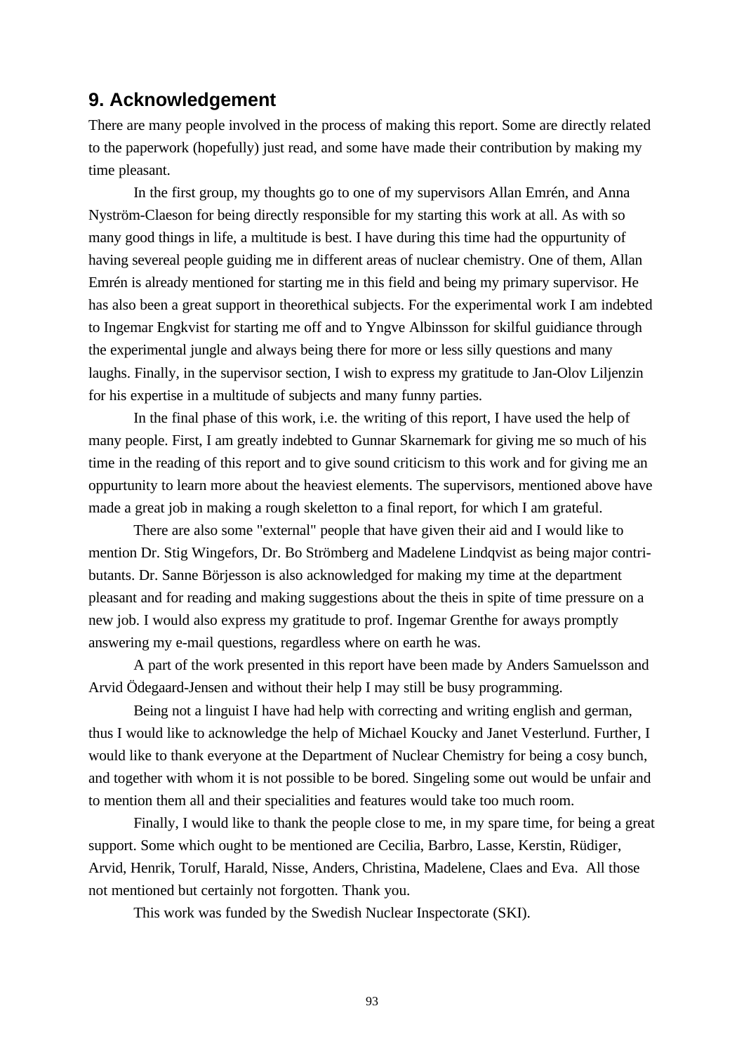## 9. Acknowledgement

There are many people involved in the process of making this report. Some are directly related to the paperwork (hopefully) just read, and some have made their contribution by making my time pleasant.

In the first group, my thoughts go to one of my supervisors Allan Emrén, and Anna Nyström-Claeson for being directly responsible for my starting this work at all. As with so many good things in life, a multitude is best. I have during this time had the oppurtunity of having severeal people guiding me in different areas of nuclear chemistry. One of them, Allan Emrén is already mentioned for starting me in this field and being my primary supervisor. He has also been a great support in theorethical subjects. For the experimental work I am indebted to Ingemar Engkvist for starting me off and to Yngve Albinsson for skilful guidiance through the experimental jungle and always being there for more or less silly questions and many laughs. Finally, in the supervisor section, I wish to express my gratitude to Jan-Olov Liljenzin for his expertise in a multitude of subjects and many funny parties.

In the final phase of this work, i.e. the writing of this report, I have used the help of many people. First, I am greatly indebted to Gunnar Skarnemark for giving me so much of his time in the reading of this report and to give sound criticism to this work and for giving me an oppurtunity to learn more about the heaviest elements. The supervisors, mentioned above have made a great job in making a rough skeletton to a final report, for which I am grateful.

There are also some "external" people that have given their aid and I would like to mention Dr. Stig Wingefors, Dr. Bo Strömberg and Madelene Lindqvist as being major contributants. Dr. Sanne Börjesson is also acknowledged for making my time at the department pleasant and for reading and making suggestions about the theis in spite of time pressure on a new job. I would also express my gratitude to prof. Ingemar Grenthe for aways promptly answering my e-mail questions, regardless where on earth he was.

A part of the work presented in this report have been made by Anders Samuelsson and Arvid Ödegaard-Jensen and without their help I may still be busy programming.

Being not a linguist I have had help with correcting and writing english and german, thus I would like to acknowledge the help of Michael Koucky and Janet Vesterlund. Further, I would like to thank everyone at the Department of Nuclear Chemistry for being a cosy bunch, and together with whom it is not possible to be bored. Singeling some out would be unfair and to mention them all and their specialities and features would take too much room.

Finally, I would like to thank the people close to me, in my spare time, for being a great support. Some which ought to be mentioned are Cecilia, Barbro, Lasse, Kerstin, Rüdiger, Arvid, Henrik, Torulf, Harald, Nisse, Anders, Christina, Madelene, Claes and Eva. All those not mentioned but certainly not forgotten. Thank you.

This work was funded by the Swedish Nuclear Inspectorate (SKI).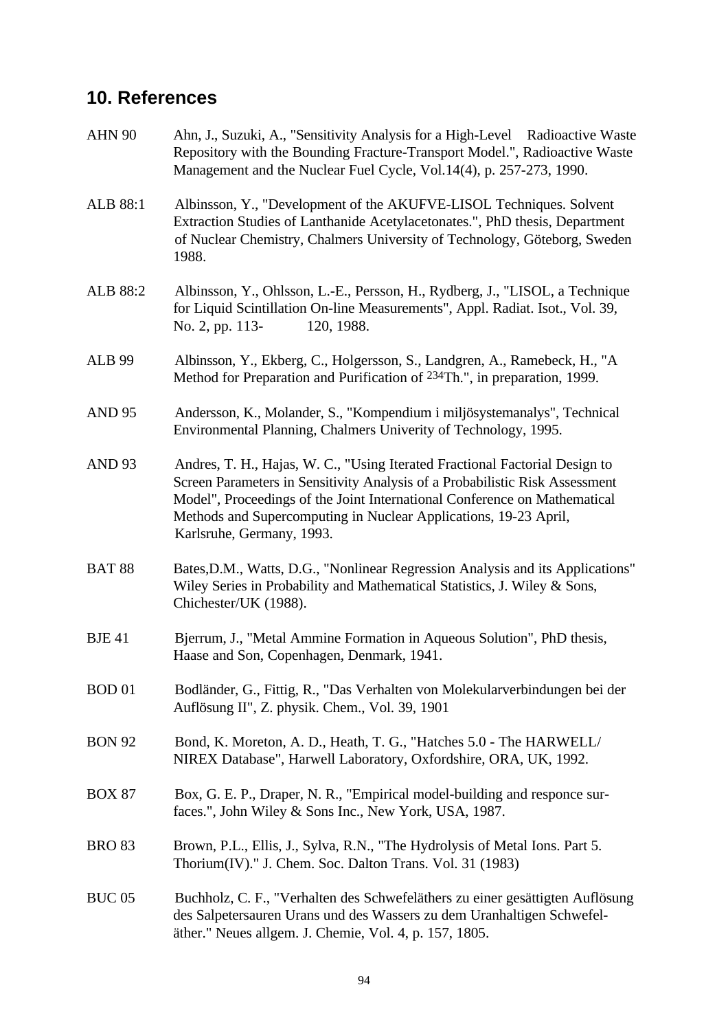## 10. References

AHN 90 Ahn, J., Suzuki, A., "Sensitivity Analysis for a High-Level Radioactive Waste Repository with the Bounding Fracture-Transport Model.", Radioactive Waste Management and the Nuclear Fuel Cycle, Vol.14(4), p. 257-273, 1990.

ALB 88:1 Albinsson, Y., "Development of the AKUFVE-LISOL Techniques. Solvent Extraction Studies of Lanthanide Acetylacetonates.", PhD thesis, Department of Nuclear Chemistry, Chalmers University of Technology, Göteborg, Sweden 1988.

ALB 88:2 Albinsson, Y., Ohlsson, L.-E., Persson, H., Rydberg, J., "LISOL, a Technique for Liquid Scintillation On-line Measurements", Appl. Radiat. Isot., Vol. 39, No. 2, pp. 113- 120, 1988.

ALB 99 Albinsson, Y., Ekberg, C., Holgersson, S., Landgren, A., Ramebeck, H., "A Method for Preparation and Purification of $^{234}$Th.", in preparation, 1999.

AND 95 Andersson, K., Molander, S., "Kompendium i miljösystemanalys", Technical Environmental Planning, Chalmers Univerity of Technology, 1995.

AND 93 Andres, T. H., Hajas, W. C., "Using Iterated Fractional Factorial Design to Screen Parameters in Sensitivity Analysis of a Probabilistic Risk Assessment Model", Proceedings of the Joint International Conference on Mathematical Methods and Supercomputing in Nuclear Applications, 19-23 April, Karlsruhe, Germany, 1993.

BAT 88 Bates,D.M., Watts, D.G., "Nonlinear Regression Analysis and its Applications" Wiley Series in Probability and Mathematical Statistics, J. Wiley & Sons, Chichester/UK (1988).

BJE 41 Bjerrum, J., "Metal Ammine Formation in Aqueous Solution", PhD thesis, Haase and Son, Copenhagen, Denmark, 1941.

BOD 01 Bodländer, G., Fittig, R., "Das Verhalten von Molekularverbindungen bei der Auflösung II", Z. physik. Chem., Vol. 39, 1901

BON 92 Bond, K. Moreton, A. D., Heath, T. G., "Hatches 5.0 - The HARWELL/ NIREX Database", Harwell Laboratory, Oxfordshire, ORA, UK, 1992.

BOX 87 Box, G. E. P., Draper, N. R., "Empirical model-building and responce surfaces.", John Wiley & Sons Inc., New York, USA, 1987.

BRO 83 Brown, P.L., Ellis, J., Sylva, R.N., "The Hydrolysis of Metal Ions. Part 5. Thorium(IV)." J. Chem. Soc. Dalton Trans. Vol. 31 (1983)

BUC 05 Buchholz, C. F., "Verhalten des Schwefeläthers zu einer gesättigten Auflösung des Salpetersauren Urans und des Wassers zu dem Uranhaltigen Schwefeläther." Neues allgem. J. Chemie, Vol. 4, p. 157, 1805.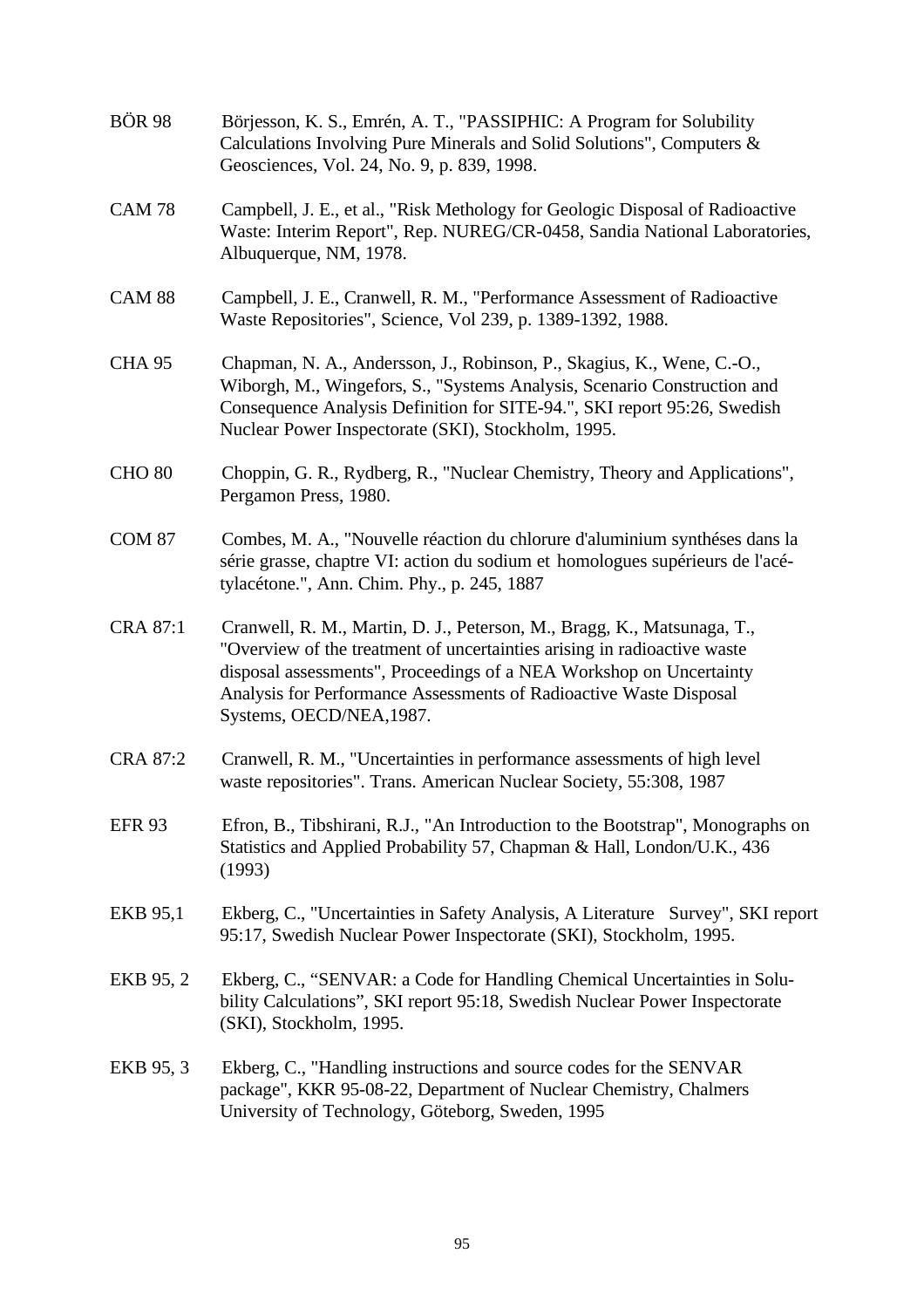BÖR 98 Börjesson, K. S., Emrén, A. T., "PASSIPHIC: A Program for Solubility Calculations Involving Pure Minerals and Solid Solutions", Computers & Geosciences, Vol. 24, No. 9, p. 839, 1998.

CAM 78 Campbell, J. E., et al., "Risk Methology for Geologic Disposal of Radioactive Waste: Interim Report", Rep. NUREG/CR-0458, Sandia National Laboratories, Albuquerque, NM, 1978.

CAM 88 Campbell, J. E., Cranwell, R. M., "Performance Assessment of Radioactive Waste Repositories", Science, Vol 239, p. 1389-1392, 1988.

CHA 95 Chapman, N. A., Andersson, J., Robinson, P., Skagius, K., Wene, C.-O., Wiborgh, M., Wingefors, S., "Systems Analysis, Scenario Construction and Consequence Analysis Definition for SITE-94.", SKI report 95:26, Swedish Nuclear Power Inspectorate (SKI), Stockholm, 1995.

CHO 80 Choppin, G. R., Rydberg, R., "Nuclear Chemistry, Theory and Applications", Pergamon Press, 1980.

COM 87 Combes, M. A., "Nouvelle réaction du chlorure d'aluminium synthéses dans la série grasse, chaptre VI: action du sodium et homologues supérieurs de l'acé-tylacétone.", Ann. Chim. Phy., p. 245, 1887

CRA 87:1 Cranwell, R. M., Martin, D. J., Peterson, M., Bragg, K., Matsunaga, T., "Overview of the treatment of uncertainties arising in radioactive waste disposal assessments", Proceedings of a NEA Workshop on Uncertainty Analysis for Performance Assessments of Radioactive Waste Disposal Systems, OECD/NEA,1987.

CRA 87:2 Cranwell, R. M., "Uncertainties in performance assessments of high level waste repositories". Trans. American Nuclear Society, 55:308, 1987

EFR 93 Efron, B., Tibshirani, R.J., "An Introduction to the Bootstrap", Monographs on Statistics and Applied Probability 57, Chapman & Hall, London/U.K., 436 (1993)

EKB 95,1 Ekberg, C., "Uncertainties in Safety Analysis, A Literature Survey", SKI report 95:17, Swedish Nuclear Power Inspectorate (SKI), Stockholm, 1995.

EKB 95, 2 Ekberg, C., "SENVAR: a Code for Handling Chemical Uncertainties in Solu-bility Calculations", SKI report 95:18, Swedish Nuclear Power Inspectorate (SKI), Stockholm, 1995.

EKB 95, 3 Ekberg, C., "Handling instructions and source codes for the SENVAR package", KKR 95-08-22, Department of Nuclear Chemistry, Chalmers University of Technology, Göteborg, Sweden, 1995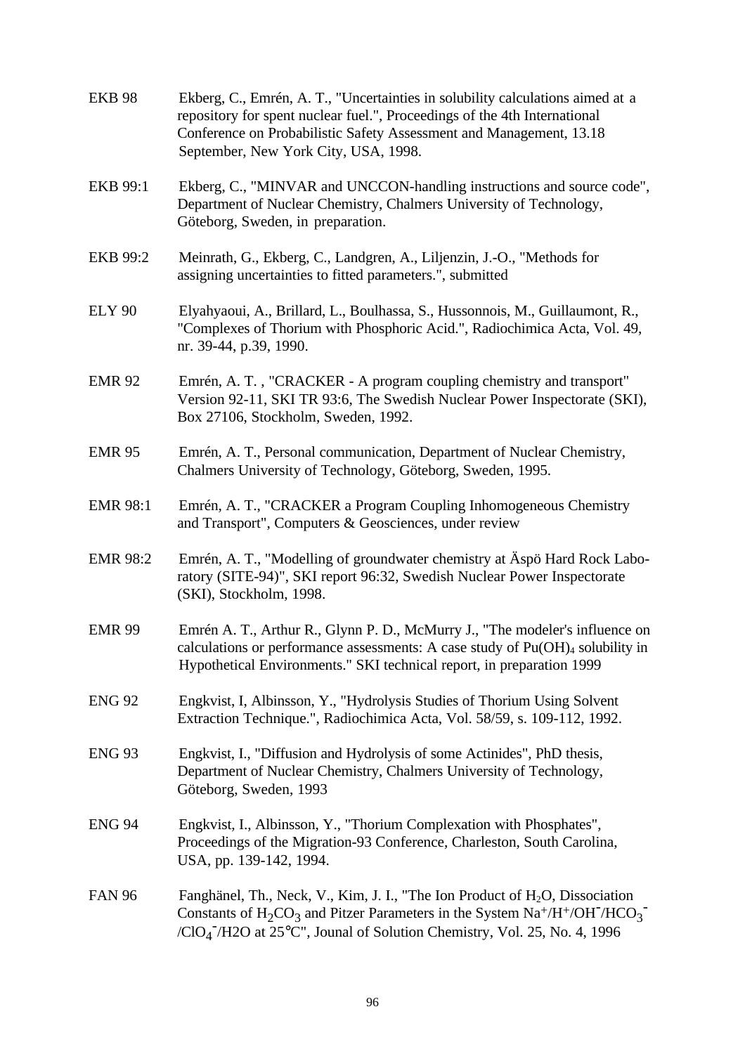EKB 98 Ekberg, C., Emrén, A. T., "Uncertainties in solubility calculations aimed at a repository for spent nuclear fuel.", Proceedings of the 4th International Conference on Probabilistic Safety Assessment and Management, 13.18 September, New York City, USA, 1998.

EKB 99:1 Ekberg, C., "MINVAR and UNCCON-handling instructions and source code", Department of Nuclear Chemistry, Chalmers University of Technology, Göteborg, Sweden, in preparation.

EKB 99:2 Meinrath, G., Ekberg, C., Landgren, A., Liljenzin, J.-O., "Methods for assigning uncertainties to fitted parameters.", submitted

ELY 90 Elyahyaoui, A., Brillard, L., Boulhassa, S., Hussonnois, M., Guillaumont, R., "Complexes of Thorium with Phosphoric Acid.", Radiochimica Acta, Vol. 49, nr. 39-44, p.39, 1990.

EMR 92 Emrén, A. T. , "CRACKER - A program coupling chemistry and transport" Version 92-11, SKI TR 93:6, The Swedish Nuclear Power Inspectorate (SKI), Box 27106, Stockholm, Sweden, 1992.

EMR 95 Emrén, A. T., Personal communication, Department of Nuclear Chemistry, Chalmers University of Technology, Göteborg, Sweden, 1995.

EMR 98:1 Emrén, A. T., "CRACKER a Program Coupling Inhomogeneous Chemistry and Transport", Computers & Geosciences, under review

EMR 98:2 Emrén, A. T., "Modelling of groundwater chemistry at Äspö Hard Rock Laboratory (SITE-94)", SKI report 96:32, Swedish Nuclear Power Inspectorate (SKI), Stockholm, 1998.

EMR 99 Emrén A. T., Arthur R., Glynn P. D., McMurry J., "The modeler's influence on calculations or performance assessments: A case study of $Pu(OH)_4$ solubility in Hypothetical Environments." SKI technical report, in preparation 1999

ENG 92 Engkvist, I, Albinsson, Y., "Hydrolysis Studies of Thorium Using Solvent Extraction Technique.", Radiochimica Acta, Vol. 58/59, s. 109-112, 1992.

ENG 93 Engkvist, I., "Diffusion and Hydrolysis of some Actinides", PhD thesis, Department of Nuclear Chemistry, Chalmers University of Technology, Göteborg, Sweden, 1993

ENG 94 Engkvist, I., Albinsson, Y., "Thorium Complexation with Phosphates", Proceedings of the Migration-93 Conference, Charleston, South Carolina, USA, pp. 139-142, 1994.

FAN 96 Fanghänel, Th., Neck, V., Kim, J. I., "The Ion Product of $H_2O$, Dissociation Constants of $H_2CO_3$ and Pitzer Parameters in the System $Na^+/H^+/OH^-/HCO_3^-/ClO_4^-/H2O$ at 25°C", Journal of Solution Chemistry, Vol. 25, No. 4, 1996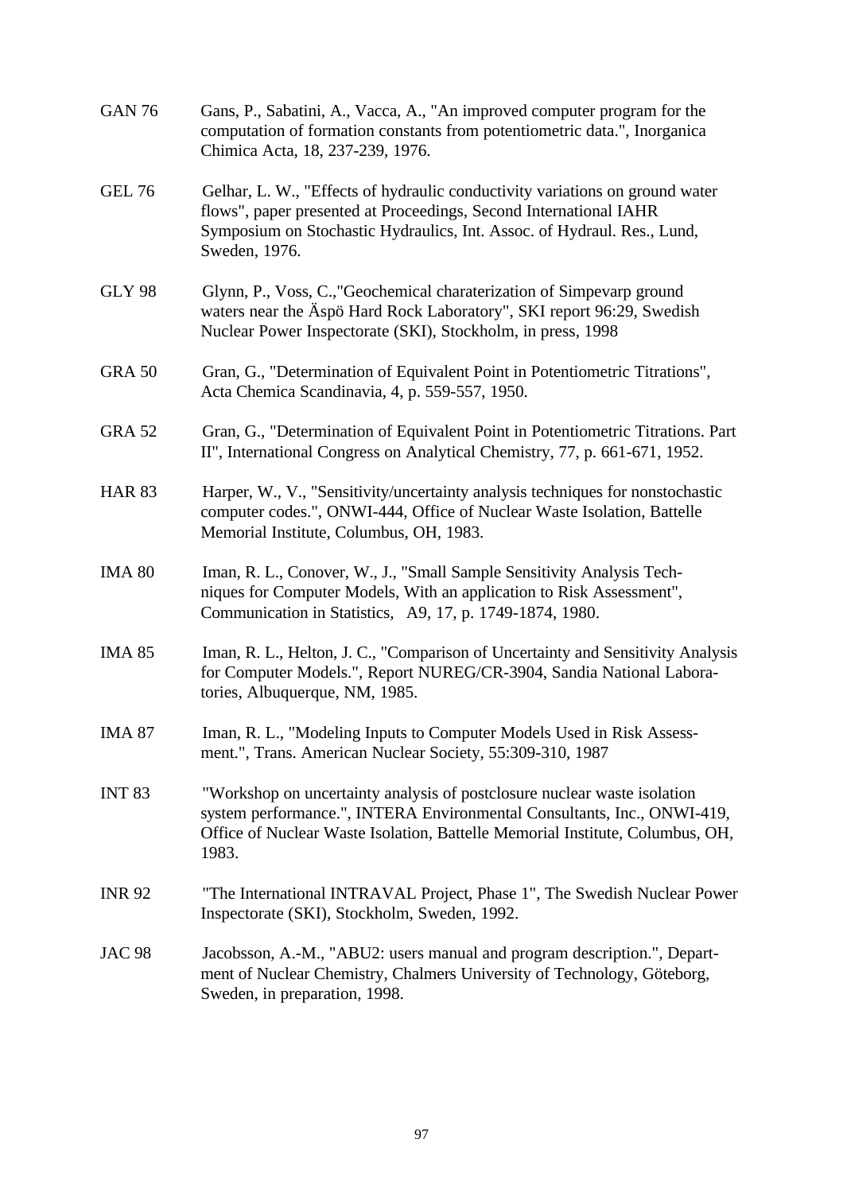GAN 76 Gans, P., Sabatini, A., Vacca, A., "An improved computer program for the computation of formation constants from potentiometric data.", Inorganica Chimica Acta, 18, 237-239, 1976.

GEL 76 Gelhar, L. W., "Effects of hydraulic conductivity variations on ground water flows", paper presented at Proceedings, Second International IAHR Symposium on Stochastic Hydraulics, Int. Assoc. of Hydraul. Res., Lund, Sweden, 1976.

GLY 98 Glynn, P., Voss, C.,"Geochemical charaterization of Simpevarp ground waters near the Äspö Hard Rock Laboratory", SKI report 96:29, Swedish Nuclear Power Inspectorate (SKI), Stockholm, in press, 1998

GRA 50 Gran, G., "Determination of Equivalent Point in Potentiometric Titrations", Acta Chemica Scandinavia, 4, p. 559-557, 1950.

GRA 52 Gran, G., "Determination of Equivalent Point in Potentiometric Titrations. Part II", International Congress on Analytical Chemistry, 77, p. 661-671, 1952.

HAR 83 Harper, W., V., "Sensitivity/uncertainty analysis techniques for nonstochastic computer codes.", ONWI-444, Office of Nuclear Waste Isolation, Battelle Memorial Institute, Columbus, OH, 1983.

IMA 80 Iman, R. L., Conover, W., J., "Small Sample Sensitivity Analysis Techniques for Computer Models, With an application to Risk Assessment", Communication in Statistics, A9, 17, p. 1749-1874, 1980.

IMA 85 Iman, R. L., Helton, J. C., "Comparison of Uncertainty and Sensitivity Analysis for Computer Models.", Report NUREG/CR-3904, Sandia National Laboratories, Albuquerque, NM, 1985.

IMA 87 Iman, R. L., "Modeling Inputs to Computer Models Used in Risk Assessment.", Trans. American Nuclear Society, 55:309-310, 1987

INT 83 "Workshop on uncertainty analysis of postclosure nuclear waste isolation system performance.", INTERA Environmental Consultants, Inc., ONWI-419, Office of Nuclear Waste Isolation, Battelle Memorial Institute, Columbus, OH, 1983.

INR 92 "The International INTRAVAL Project, Phase 1", The Swedish Nuclear Power Inspectorate (SKI), Stockholm, Sweden, 1992.

JAC 98 Jacobsson, A.-M., "ABU2: users manual and program description.", Department of Nuclear Chemistry, Chalmers University of Technology, Göteborg, Sweden, in preparation, 1998.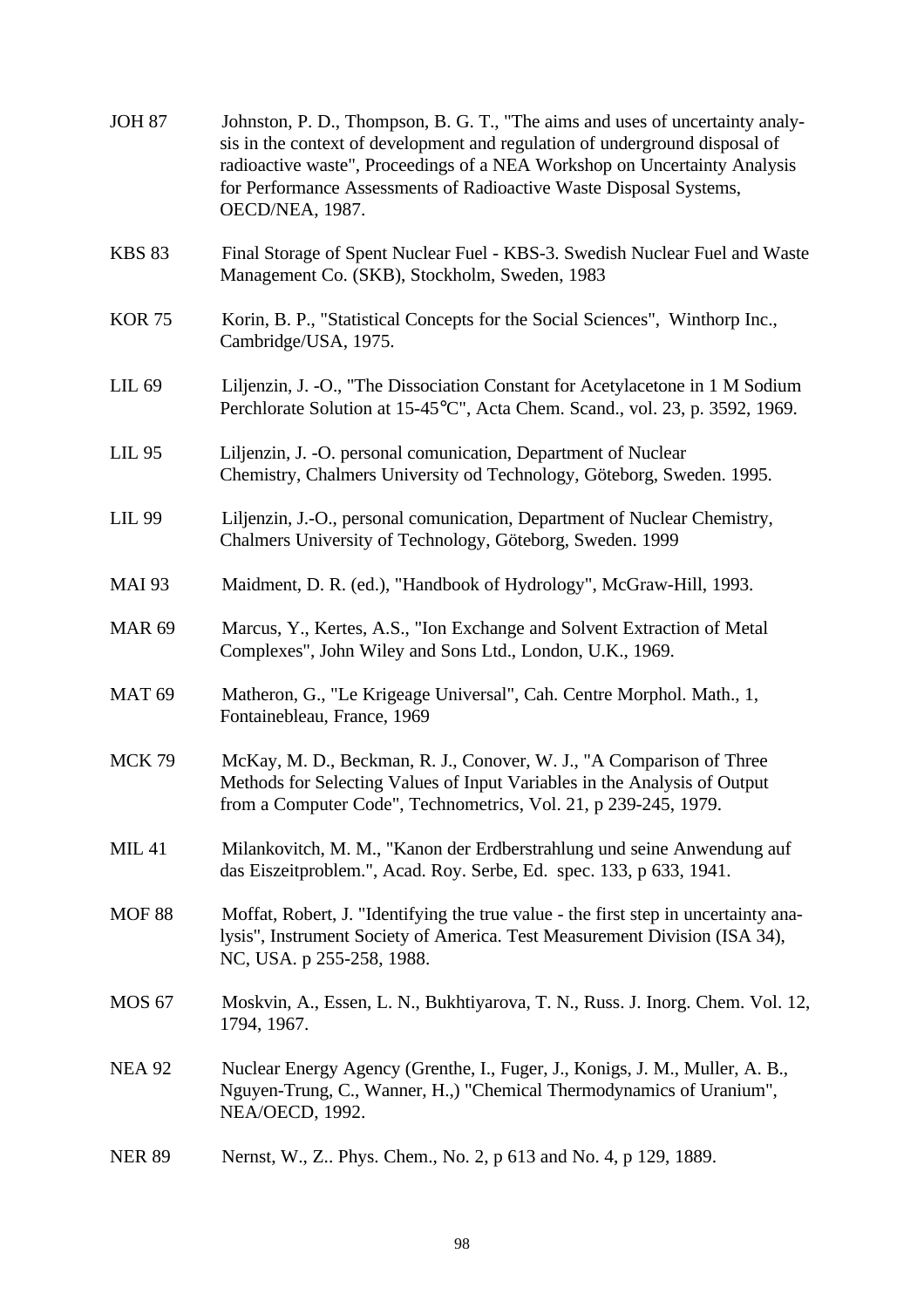JOH 87 Johnston, P. D., Thompson, B. G. T., "The aims and uses of uncertainty analysis in the context of development and regulation of underground disposal of radioactive waste", Proceedings of a NEA Workshop on Uncertainty Analysis for Performance Assessments of Radioactive Waste Disposal Systems, OECD/NEA, 1987.

KBS 83 Final Storage of Spent Nuclear Fuel - KBS-3. Swedish Nuclear Fuel and Waste Management Co. (SKB), Stockholm, Sweden, 1983

KOR 75 Korin, B. P., "Statistical Concepts for the Social Sciences", Winthorp Inc., Cambridge/USA, 1975.

LIL 69 Liljenzin, J. -O., "The Dissociation Constant for Acetylacetone in 1 M Sodium Perchlorate Solution at 15-45°C", Acta Chem. Scand., vol. 23, p. 3592, 1969.

LIL 95 Liljenzin, J. -O. personal comunication, Department of Nuclear Chemistry, Chalmers University od Technology, Göteborg, Sweden. 1995.

LIL 99 Liljenzin, J.-O., personal comunication, Department of Nuclear Chemistry, Chalmers University of Technology, Göteborg, Sweden. 1999

MAI 93 Maidment, D. R. (ed.), "Handbook of Hydrology", McGraw-Hill, 1993.

MAR 69 Marcus, Y., Kertes, A.S., "Ion Exchange and Solvent Extraction of Metal Complexes", John Wiley and Sons Ltd., London, U.K., 1969.

MAT 69 Matheron, G., "Le Krigeage Universal", Cah. Centre Morphol. Math., 1, Fontainebleau, France, 1969

MCK 79 McKay, M. D., Beckman, R. J., Conover, W. J., "A Comparison of Three Methods for Selecting Values of Input Variables in the Analysis of Output from a Computer Code", Technometrics, Vol. 21, p 239-245, 1979.

MIL 41 Milankovitch, M. M., "Kanon der Erdberstrahlung und seine Anwendung auf das Eiszeitproblem.", Acad. Roy. Serbe, Ed. spec. 133, p 633, 1941.

MOF 88 Moffat, Robert, J. "Identifying the true value - the first step in uncertainty analysis", Instrument Society of America. Test Measurement Division (ISA 34), NC, USA. p 255-258, 1988.

MOS 67 Moskvin, A., Essen, L. N., Bukhtiyarova, T. N., Russ. J. Inorg. Chem. Vol. 12, 1794, 1967.

NEA 92 Nuclear Energy Agency (Grenthe, I., Fuger, J., Konigs, J. M., Muller, A. B., Nguyen-Trung, C., Wanner, H.,) "Chemical Thermodynamics of Uranium", NEA/OECD, 1992.

NER 89 Nernst, W., Z.. Phys. Chem., No. 2, p 613 and No. 4, p 129, 1889.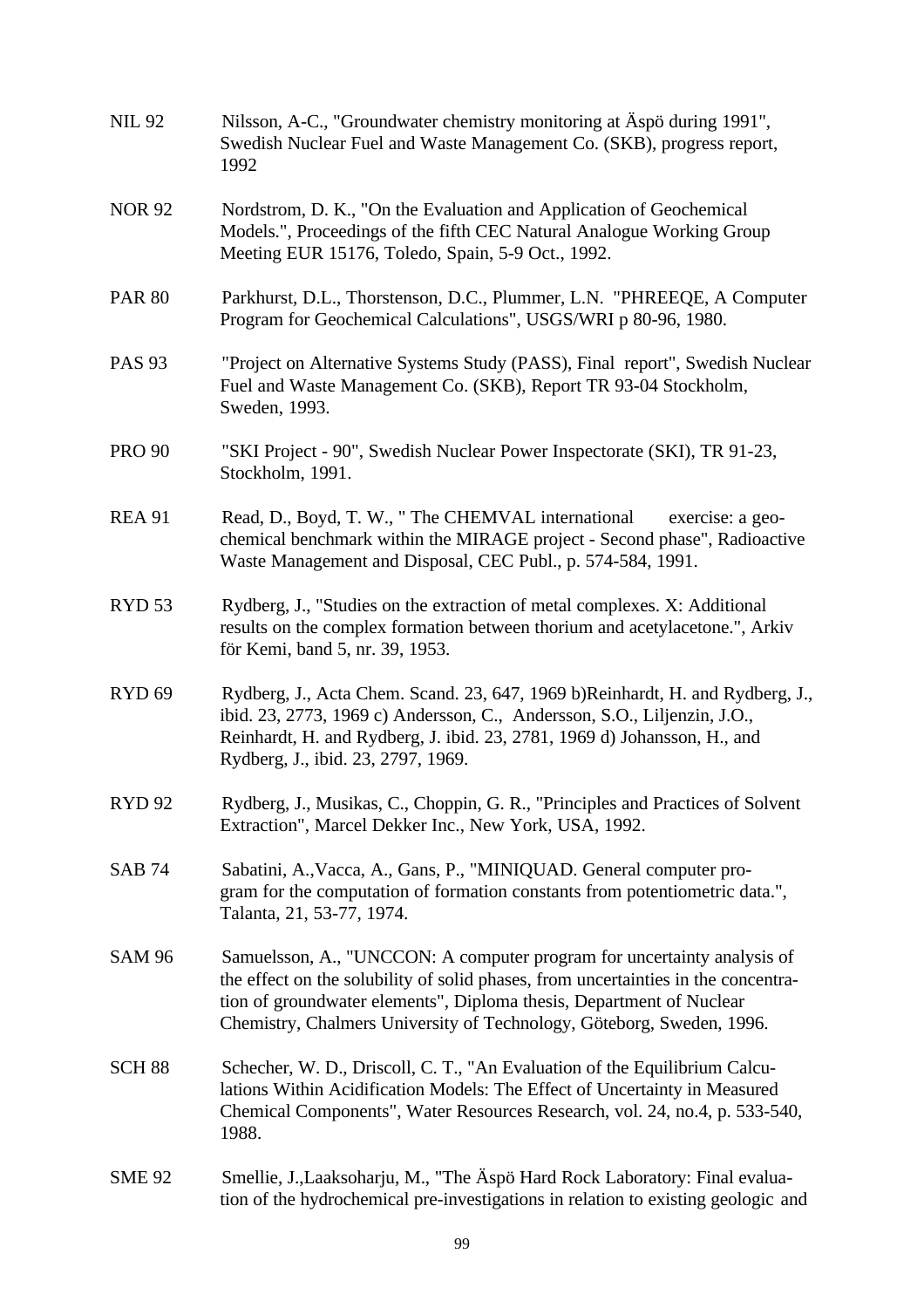NIL 92 Nilsson, A-C., "Groundwater chemistry monitoring at Äspö during 1991", Swedish Nuclear Fuel and Waste Management Co. (SKB), progress report, 1992

NOR 92 Nordstrom, D. K., "On the Evaluation and Application of Geochemical Models.", Proceedings of the fifth CEC Natural Analogue Working Group Meeting EUR 15176, Toledo, Spain, 5-9 Oct., 1992.

PAR 80 Parkhurst, D.L., Thorstenson, D.C., Plummer, L.N. "PHREEQE, A Computer Program for Geochemical Calculations", USGS/WRI p 80-96, 1980.

PAS 93 "Project on Alternative Systems Study (PASS), Final report", Swedish Nuclear Fuel and Waste Management Co. (SKB), Report TR 93-04 Stockholm, Sweden, 1993.

PRO 90 "SKI Project - 90", Swedish Nuclear Power Inspectorate (SKI), TR 91-23, Stockholm, 1991.

REA 91 Read, D., Boyd, T. W., " The CHEMVAL international exercise: a geochemical benchmark within the MIRAGE project - Second phase", Radioactive Waste Management and Disposal, CEC Publ., p. 574-584, 1991.

RYD 53 Rydberg, J., "Studies on the extraction of metal complexes. X: Additional results on the complex formation between thorium and acetylacetone.", Arkiv för Kemi, band 5, nr. 39, 1953.

RYD 69 Rydberg, J., Acta Chem. Scand. 23, 647, 1969 b)Reinhardt, H. and Rydberg, J., ibid. 23, 2773, 1969 c) Andersson, C., Andersson, S.O., Liljenzin, J.O., Reinhardt, H. and Rydberg, J. ibid. 23, 2781, 1969 d) Johansson, H., and Rydberg, J., ibid. 23, 2797, 1969.

RYD 92 Rydberg, J., Musikas, C., Choppin, G. R., "Principles and Practices of Solvent Extraction", Marcel Dekker Inc., New York, USA, 1992.

SAB 74 Sabatini, A.,Vacca, A., Gans, P., "MINIQUAD. General computer program for the computation of formation constants from potentiometric data.", Talanta, 21, 53-77, 1974.

SAM 96 Samuelsson, A., "UNCCON: A computer program for uncertainty analysis of the effect on the solubility of solid phases, from uncertainties in the concentration of groundwater elements", Diploma thesis, Department of Nuclear Chemistry, Chalmers University of Technology, Göteborg, Sweden, 1996.

SCH 88 Schecher, W. D., Driscoll, C. T., "An Evaluation of the Equilibrium Calculations Within Acidification Models: The Effect of Uncertainty in Measured Chemical Components", Water Resources Research, vol. 24, no.4, p. 533-540, 1988.

SME 92 Smellie, J.,Laaksoharju, M., "The Äspö Hard Rock Laboratory: Final evaluation of the hydrochemical pre-investigations in relation to existing geologic and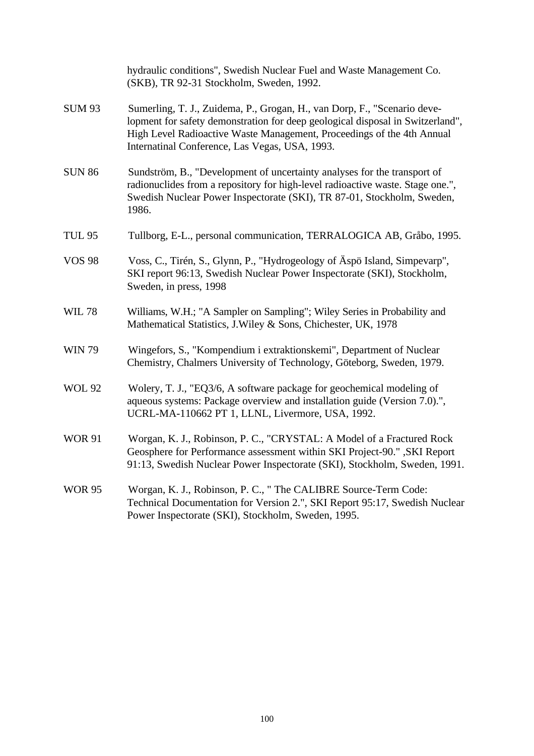hydraulic conditions", Swedish Nuclear Fuel and Waste Management Co. (SKB), TR 92-31 Stockholm, Sweden, 1992.

SUM 93 Sumerling, T. J., Zuidema, P., Grogan, H., van Dorp, F., "Scenario development for safety demonstration for deep geological disposal in Switzerland", High Level Radioactive Waste Management, Proceedings of the 4th Annual Internatinal Conference, Las Vegas, USA, 1993.

SUN 86 Sundström, B., "Development of uncertainty analyses for the transport of radionuclides from a repository for high-level radioactive waste. Stage one.", Swedish Nuclear Power Inspectorate (SKI), TR 87-01, Stockholm, Sweden, 1986.

TUL 95 Tullborg, E-L., personal communication, TERRALOGICA AB, Gråbo, 1995.

VOS 98 Voss, C., Tirén, S., Glynn, P., "Hydrogeology of Äspö Island, Simpevarp", SKI report 96:13, Swedish Nuclear Power Inspectorate (SKI), Stockholm, Sweden, in press, 1998

WIL 78 Williams, W.H.; "A Sampler on Sampling"; Wiley Series in Probability and Mathematical Statistics, J.Wiley & Sons, Chichester, UK, 1978

WIN 79 Wingefors, S., "Kompendium i extraktionskemi", Department of Nuclear Chemistry, Chalmers University of Technology, Göteborg, Sweden, 1979.

WOL 92 Wolery, T. J., "EQ3/6, A software package for geochemical modeling of aqueous systems: Package overview and installation guide (Version 7.0).", UCRL-MA-110662 PT 1, LLNL, Livermore, USA, 1992.

WOR 91 Worgan, K. J., Robinson, P. C., "CRYSTAL: A Model of a Fractured Rock Geosphere for Performance assessment within SKI Project-90." ,SKI Report 91:13, Swedish Nuclear Power Inspectorate (SKI), Stockholm, Sweden, 1991.

WOR 95 Worgan, K. J., Robinson, P. C., " The CALIBRE Source-Term Code: Technical Documentation for Version 2.", SKI Report 95:17, Swedish Nuclear Power Inspectorate (SKI), Stockholm, Sweden, 1995.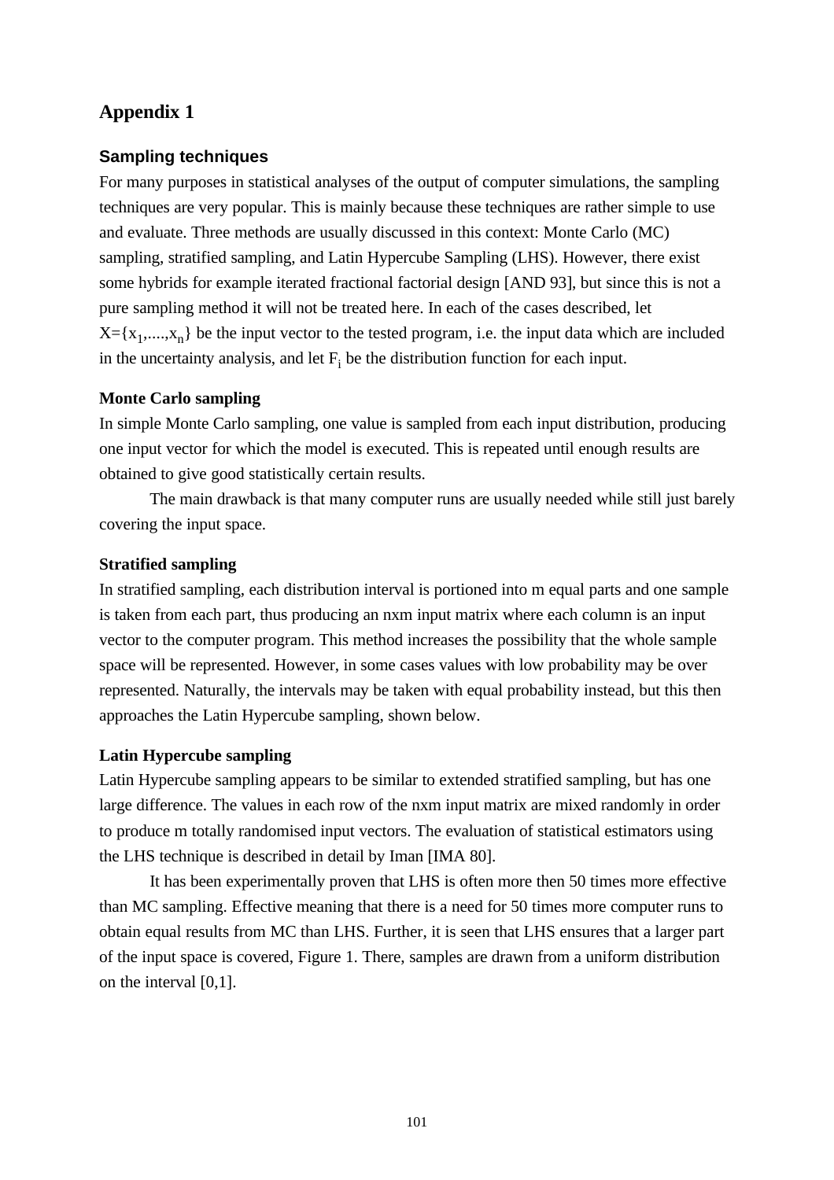# Appendix 1

## Sampling techniques

For many purposes in statistical analyses of the output of computer simulations, the sampling techniques are very popular. This is mainly because these techniques are rather simple to use and evaluate. Three methods are usually discussed in this context: Monte Carlo (MC) sampling, stratified sampling, and Latin Hypercube Sampling (LHS). However, there exist some hybrids for example iterated fractional factorial design [AND 93], but since this is not a pure sampling method it will not be treated here. In each of the cases described, let $X=\{x_1,....,x_n\}$ be the input vector to the tested program, i.e. the input data which are included in the uncertainty analysis, and let $F_i$ be the distribution function for each input.

### Monte Carlo sampling

In simple Monte Carlo sampling, one value is sampled from each input distribution, producing one input vector for which the model is executed. This is repeated until enough results are obtained to give good statistically certain results.

The main drawback is that many computer runs are usually needed while still just barely covering the input space.

### Stratified sampling

In stratified sampling, each distribution interval is portioned into m equal parts and one sample is taken from each part, thus producing an nxm input matrix where each column is an input vector to the computer program. This method increases the possibility that the whole sample space will be represented. However, in some cases values with low probability may be over represented. Naturally, the intervals may be taken with equal probability instead, but this then approaches the Latin Hypercube sampling, shown below.

### Latin Hypercube sampling

Latin Hypercube sampling appears to be similar to extended stratified sampling, but has one large difference. The values in each row of the nxm input matrix are mixed randomly in order to produce m totally randomised input vectors. The evaluation of statistical estimators using the LHS technique is described in detail by Iman [IMA 80].

It has been experimentally proven that LHS is often more then 50 times more effective than MC sampling. Effective meaning that there is a need for 50 times more computer runs to obtain equal results from MC than LHS. Further, it is seen that LHS ensures that a larger part of the input space is covered, Figure 1. There, samples are drawn from a uniform distribution on the interval [0,1].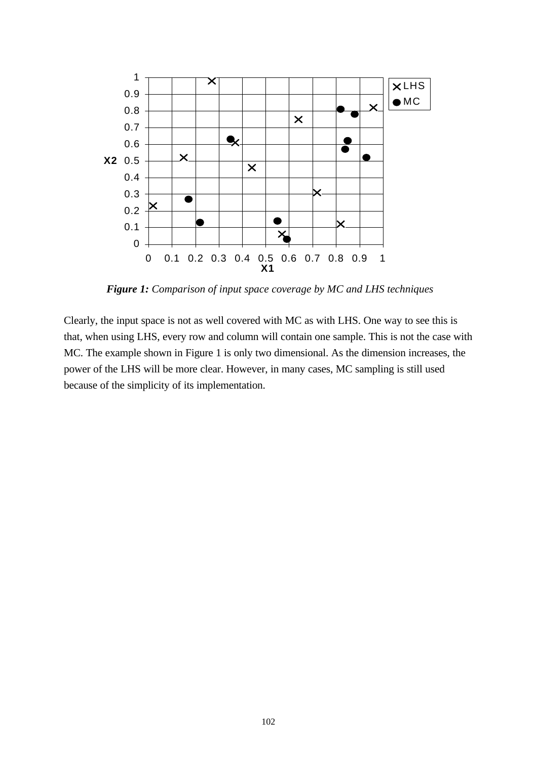*Figure 1:* *Comparison of input space coverage by MC and LHS techniques*

Clearly, the input space is not as well covered with MC as with LHS. One way to see this is that, when using LHS, every row and column will contain one sample. This is not the case with MC. The example shown in Figure 1 is only two dimensional. As the dimension increases, the power of the LHS will be more clear. However, in many cases, MC sampling is still used because of the simplicity of its implementation.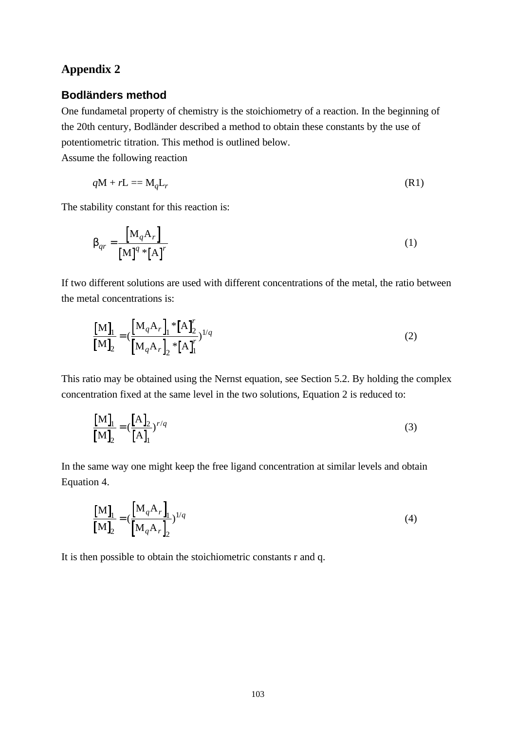# Appendix 2

## Bodländers method

One fundametal property of chemistry is the stoichiometry of a reaction. In the beginning of the 20th century, Bodländer described a method to obtain these constants by the use of potentiometric titration. This method is outlined below.
Assume the following reaction

$$qM + rL == M_qL_r \tag{R1}$$

The stability constant for this reaction is:

$$\beta_{qr} = \frac{[M_qA_r]}{[M]^q * [A]^r} \tag{1}$$

If two different solutions are used with different concentrations of the metal, the ratio between the metal concentrations is:

$$\frac{[M]_1}{[M]_2} = \left(\frac{[M_qA_r]_1 * [A]_2^r}{[M_qA_r]_2 * [A]_1^r}\right)^{1/q} \tag{2}$$

This ratio may be obtained using the Nernst equation, see Section 5.2. By holding the complex concentration fixed at the same level in the two solutions, Equation 2 is reduced to:

$$\frac{[M]_1}{[M]_2} = \left(\frac{[A]_2}{[A]_1}\right)^{r/q} \tag{3}$$

In the same way one might keep the free ligand concentration at similar levels and obtain Equation 4.

$$\frac{[M]_1}{[M]_2} = \left(\frac{[M_qA_r]_1}{[M_qA_r]_2}\right)^{1/q} \tag{4}$$

It is then possible to obtain the stoichiometric constants r and q.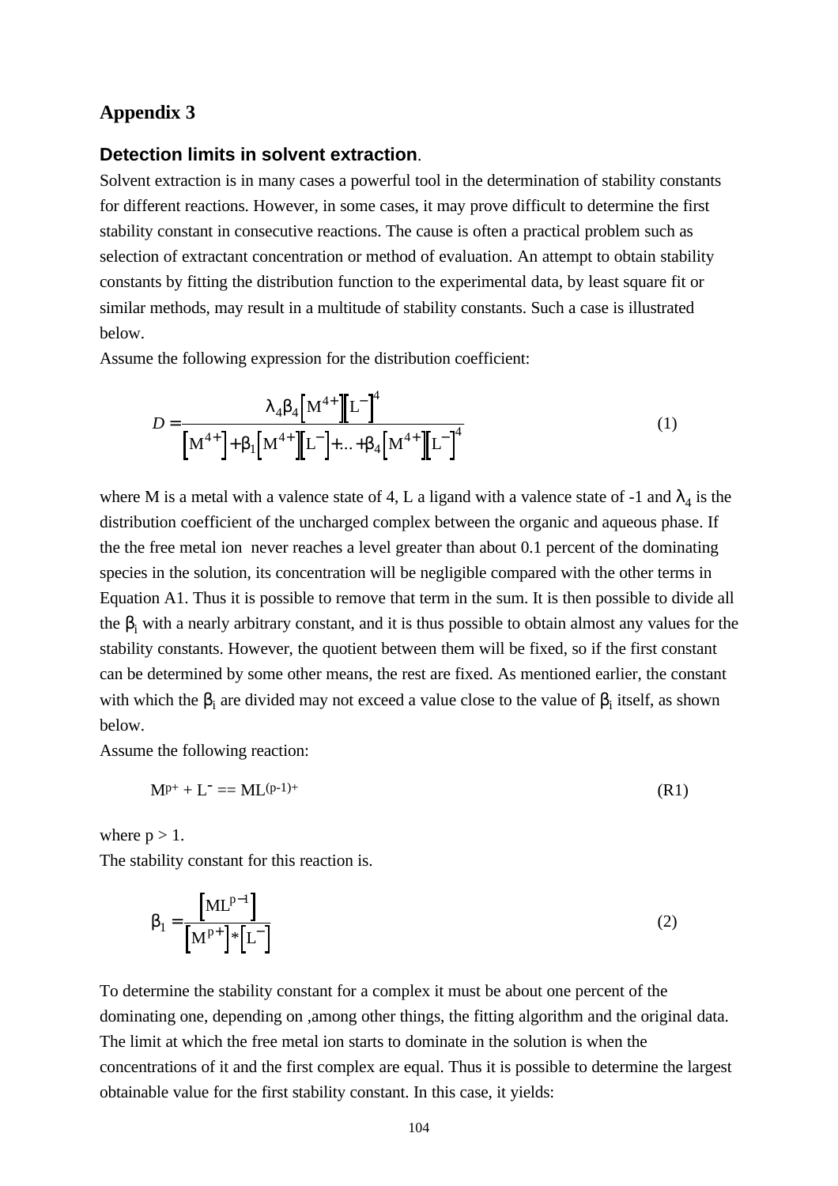## Appendix 3

### Detection limits in solvent extraction.

Solvent extraction is in many cases a powerful tool in the determination of stability constants for different reactions. However, in some cases, it may prove difficult to determine the first stability constant in consecutive reactions. The cause is often a practical problem such as selection of extractant concentration or method of evaluation. An attempt to obtain stability constants by fitting the distribution function to the experimental data, by least square fit or similar methods, may result in a multitude of stability constants. Such a case is illustrated below.

Assume the following expression for the distribution coefficient:

$$D = \frac{\lambda_4 \beta_4 \left[M^{4+}\right]\left[L^{-}\right]^4}{\left[M^{4+}\right] + \beta_1 \left[M^{4+}\right]\left[L^{-}\right] + \ldots + \beta_4 \left[M^{4+}\right]\left[L^{-}\right]^4} \tag{1}$$

where M is a metal with a valence state of 4, L a ligand with a valence state of -1 and $\lambda_4$ is the distribution coefficient of the uncharged complex between the organic and aqueous phase. If the the free metal ion never reaches a level greater than about 0.1 percent of the dominating species in the solution, its concentration will be negligible compared with the other terms in Equation A1. Thus it is possible to remove that term in the sum. It is then possible to divide all the $\beta_i$ with a nearly arbitrary constant, and it is thus possible to obtain almost any values for the stability constants. However, the quotient between them will be fixed, so if the first constant can be determined by some other means, the rest are fixed. As mentioned earlier, the constant with which the $\beta_i$ are divided may not exceed a value close to the value of $\beta_i$ itself, as shown below.

Assume the following reaction:

$$M^{p+} + L^{-} == ML^{(p-1)+} \tag{R1}$$

where p > 1.

The stability constant for this reaction is.

$$\beta_1 = \frac{\left[ML^{p-1}\right]}{\left[M^{p+}\right] * \left[L^{-}\right]} \tag{2}$$

To determine the stability constant for a complex it must be about one percent of the dominating one, depending on ,among other things, the fitting algorithm and the original data. The limit at which the free metal ion starts to dominate in the solution is when the concentrations of it and the first complex are equal. Thus it is possible to determine the largest obtainable value for the first stability constant. In this case, it yields: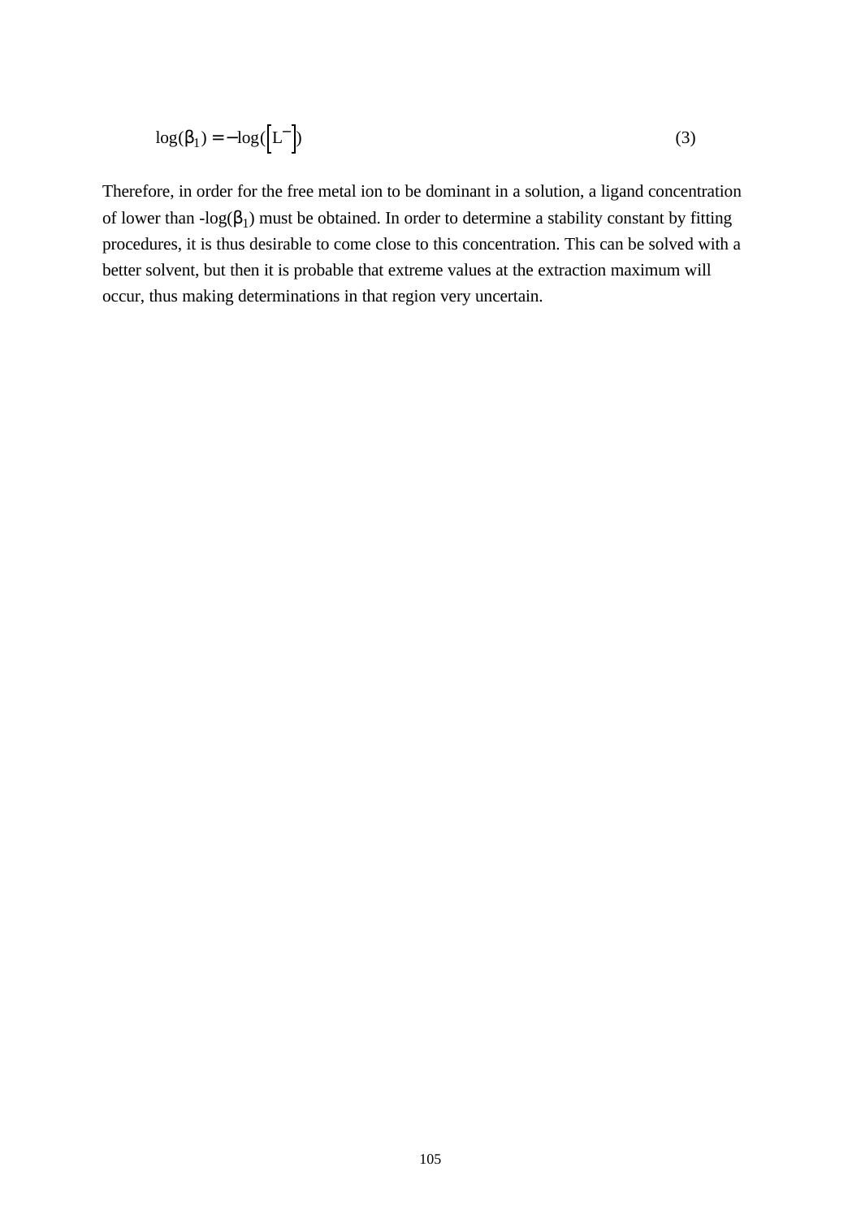$$\log(\beta_1) = -\log(\left[L^-\right]) \tag{3}$$

Therefore, in order for the free metal ion to be dominant in a solution, a ligand concentration of lower than -log($\beta_1$) must be obtained. In order to determine a stability constant by fitting procedures, it is thus desirable to come close to this concentration. This can be solved with a better solvent, but then it is probable that extreme values at the extraction maximum will occur, thus making determinations in that region very uncertain.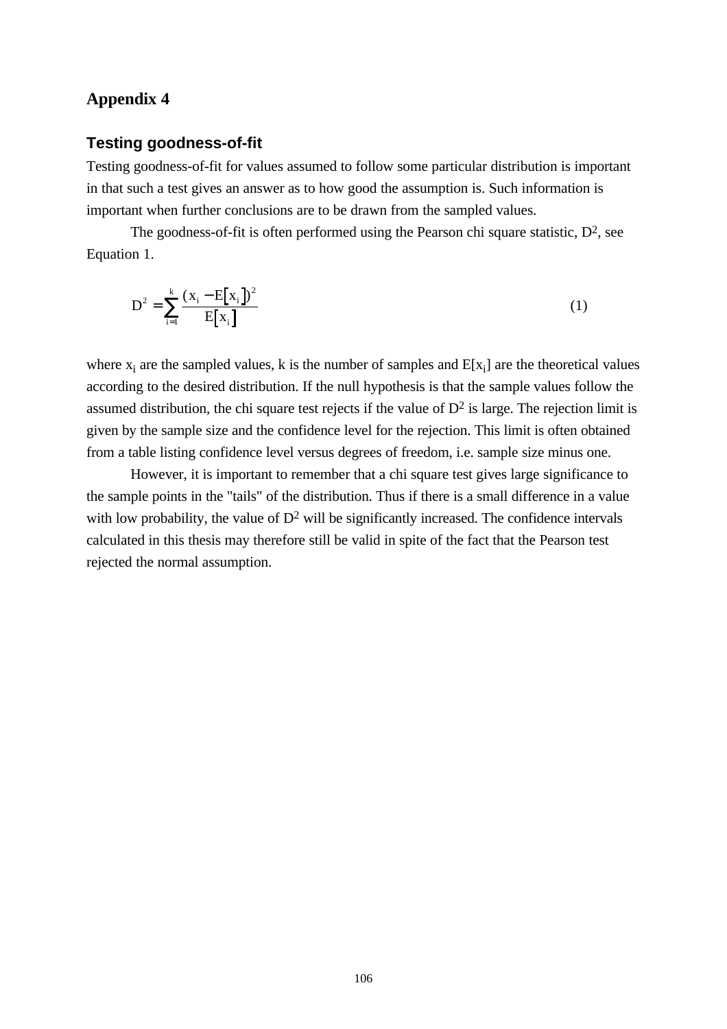# Appendix 4

## Testing goodness-of-fit

Testing goodness-of-fit for values assumed to follow some particular distribution is important in that such a test gives an answer as to how good the assumption is. Such information is important when further conclusions are to be drawn from the sampled values.

The goodness-of-fit is often performed using the Pearson chi square statistic, $D^2$, see Equation 1.

$$D^2 = \sum_{i=1}^{k} \frac{(x_i - E[x_i])^2}{E[x_i]} \tag{1}$$

where $x_i$ are the sampled values, k is the number of samples and $E[x_i]$ are the theoretical values according to the desired distribution. If the null hypothesis is that the sample values follow the assumed distribution, the chi square test rejects if the value of $D^2$ is large. The rejection limit is given by the sample size and the confidence level for the rejection. This limit is often obtained from a table listing confidence level versus degrees of freedom, i.e. sample size minus one.

However, it is important to remember that a chi square test gives large significance to the sample points in the "tails" of the distribution. Thus if there is a small difference in a value with low probability, the value of $D^2$ will be significantly increased. The confidence intervals calculated in this thesis may therefore still be valid in spite of the fact that the Pearson test rejected the normal assumption.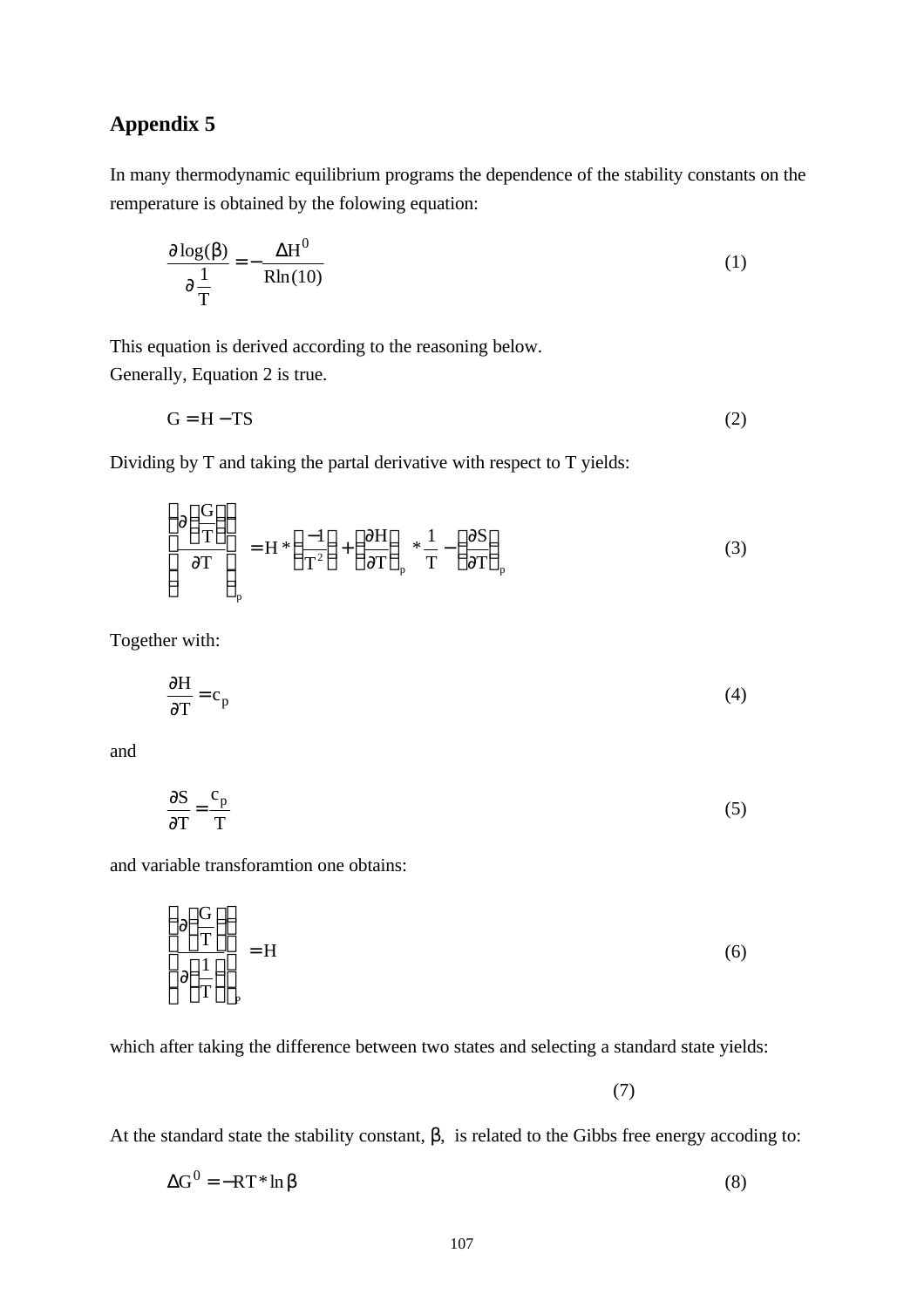## Appendix 5

In many thermodynamic equilibrium programs the dependence of the stability constants on the remperature is obtained by the folowing equation:

$$\frac{\partial \log(\beta)}{\partial \frac{1}{T}} = -\frac{\Delta H^0}{R \ln(10)} \qquad (1)$$

This equation is derived according to the reasoning below.
Generally, Equation 2 is true.

$$G = H - TS \qquad (2)$$

Dividing by T and taking the partal derivative with respect to T yields:

$$\left(\frac{\partial\left(\frac{G}{T}\right)}{\partial T}\right)_p = H * \left(\frac{-1}{T^2}\right) + \left(\frac{\partial H}{\partial T}\right)_p * \frac{1}{T} - \left(\frac{\partial S}{\partial T}\right)_p \qquad (3)$$

Together with:

$$\frac{\partial H}{\partial T} = c_p \qquad (4)$$

and

$$\frac{\partial S}{\partial T} = \frac{c_p}{T} \qquad (5)$$

and variable transforamtion one obtains:

$$\left(\frac{\partial\left(\frac{G}{T}\right)}{\partial\left(\frac{1}{T}\right)}\right)_p = H \qquad (6)$$

which after taking the difference between two states and selecting a standard state yields:

(7)

At the standard state the stability constant, β, is related to the Gibbs free energy accoding to:

$$\Delta G^0 = -RT * \ln \beta \qquad (8)$$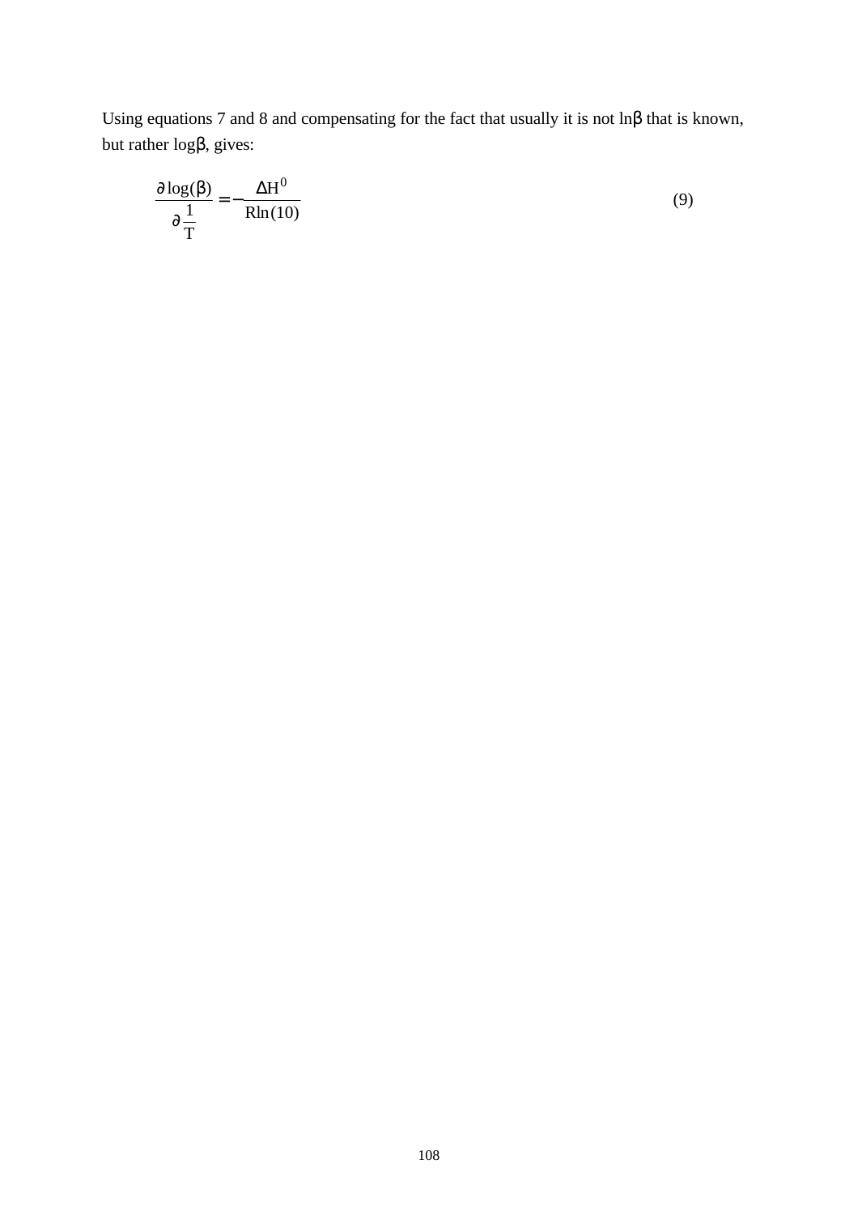Using equations 7 and 8 and compensating for the fact that usually it is not $\ln\beta$ that is known, but rather $\log\beta$, gives:

$$\frac{\partial \log(\beta)}{\partial \frac{1}{T}} = -\frac{\Delta H^0}{R\ln(10)} \tag{9}$$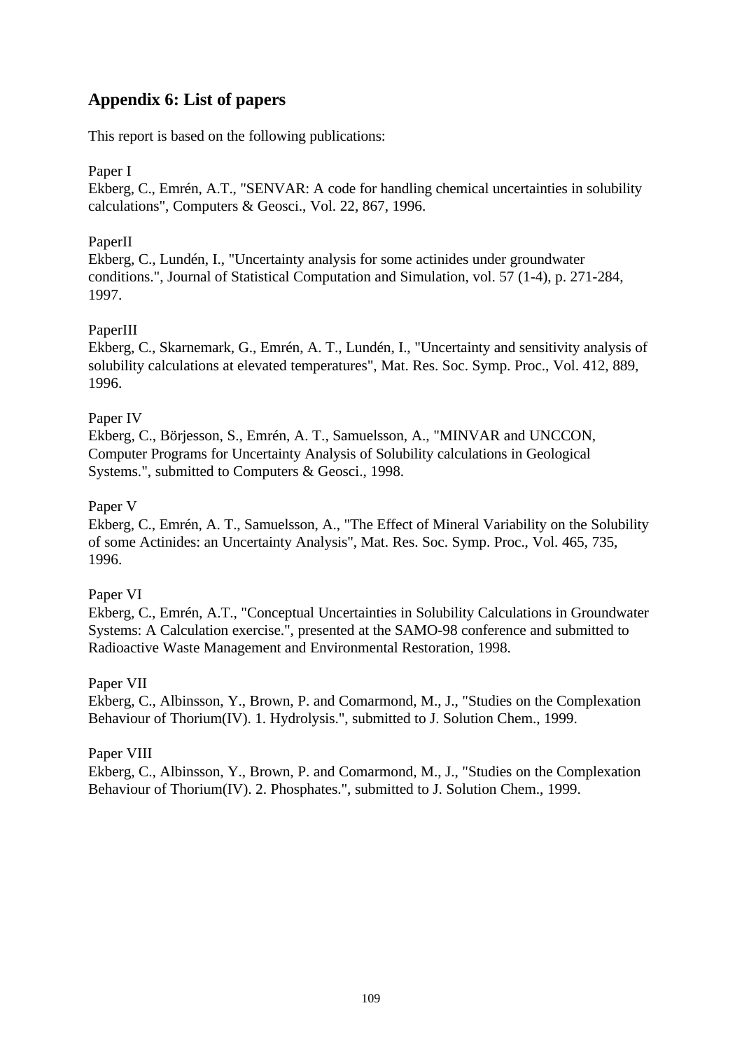## Appendix 6: List of papers

This report is based on the following publications:

Paper I
Ekberg, C., Emrén, A.T., "SENVAR: A code for handling chemical uncertainties in solubility calculations", Computers & Geosci., Vol. 22, 867, 1996.

PaperII
Ekberg, C., Lundén, I., "Uncertainty analysis for some actinides under groundwater conditions.", Journal of Statistical Computation and Simulation, vol. 57 (1-4), p. 271-284, 1997.

PaperIII
Ekberg, C., Skarnemark, G., Emrén, A. T., Lundén, I., "Uncertainty and sensitivity analysis of solubility calculations at elevated temperatures", Mat. Res. Soc. Symp. Proc., Vol. 412, 889, 1996.

Paper IV
Ekberg, C., Börjesson, S., Emrén, A. T., Samuelsson, A., "MINVAR and UNCCON, Computer Programs for Uncertainty Analysis of Solubility calculations in Geological Systems.", submitted to Computers & Geosci., 1998.

Paper V
Ekberg, C., Emrén, A. T., Samuelsson, A., "The Effect of Mineral Variability on the Solubility of some Actinides: an Uncertainty Analysis", Mat. Res. Soc. Symp. Proc., Vol. 465, 735, 1996.

Paper VI
Ekberg, C., Emrén, A.T., "Conceptual Uncertainties in Solubility Calculations in Groundwater Systems: A Calculation exercise.", presented at the SAMO-98 conference and submitted to Radioactive Waste Management and Environmental Restoration, 1998.

Paper VII
Ekberg, C., Albinsson, Y., Brown, P. and Comarmond, M., J., "Studies on the Complexation Behaviour of Thorium(IV). 1. Hydrolysis.", submitted to J. Solution Chem., 1999.

Paper VIII
Ekberg, C., Albinsson, Y., Brown, P. and Comarmond, M., J., "Studies on the Complexation Behaviour of Thorium(IV). 2. Phosphates.", submitted to J. Solution Chem., 1999.